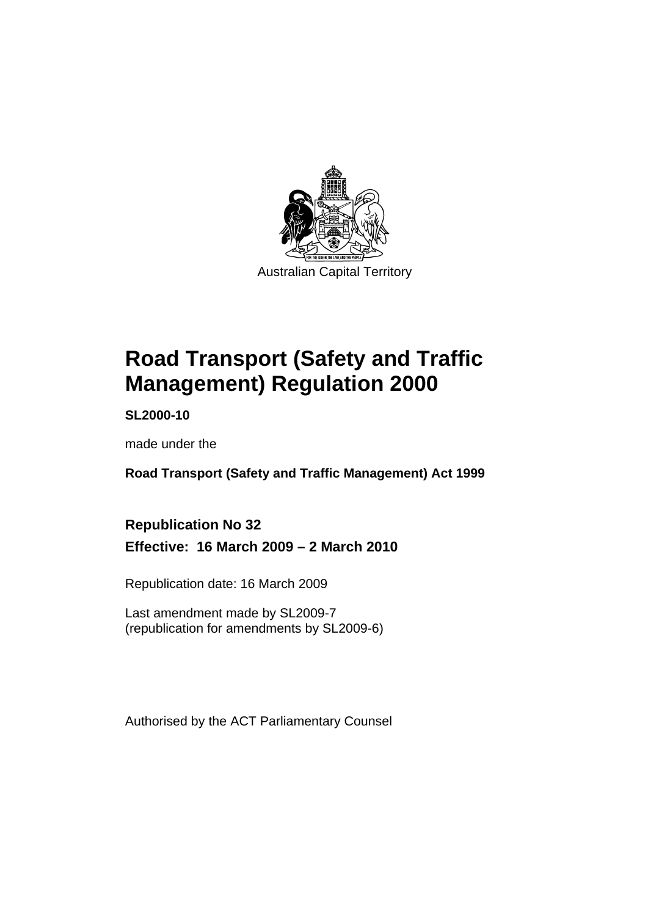Australian Capital Territory

# Road Transport (Safety and Traffic Management) Regulation 2000

**SL2000-10**

made under the

**Road Transport (Safety and Traffic Management) Act 1999**

## Republication No 32

**Effective: 16 March 2009 – 2 March 2010**

Republication date: 16 March 2009

Last amendment made by SL2009-7
(republication for amendments by SL2009-6)

Authorised by the ACT Parliamentary Counsel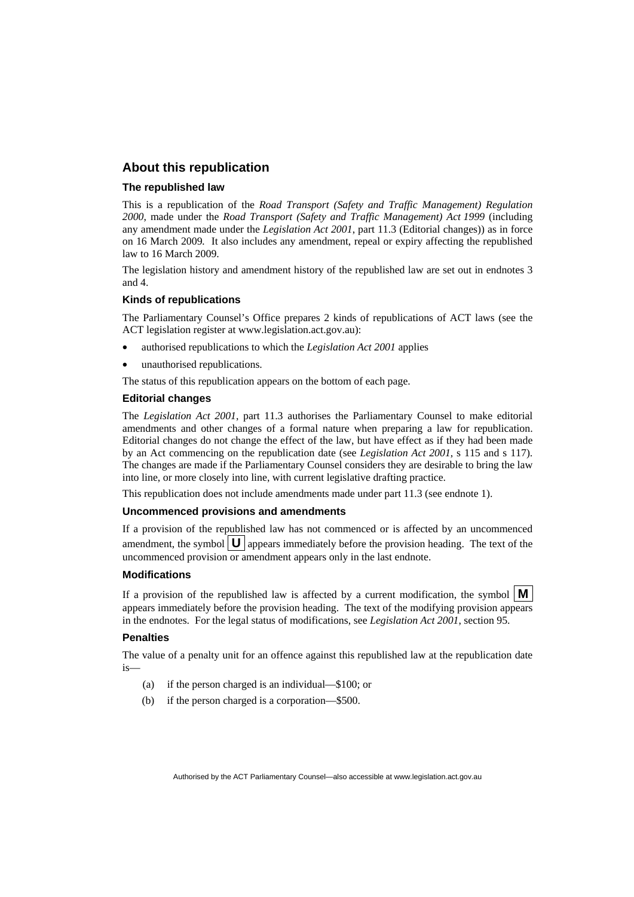## About this republication

### The republished law

This is a republication of the *Road Transport (Safety and Traffic Management) Regulation 2000*, made under the *Road Transport (Safety and Traffic Management) Act 1999* (including any amendment made under the *Legislation Act 2001*, part 11.3 (Editorial changes)) as in force on 16 March 2009*.* It also includes any amendment, repeal or expiry affecting the republished law to 16 March 2009.

The legislation history and amendment history of the republished law are set out in endnotes 3 and 4.

### Kinds of republications

The Parliamentary Counsel's Office prepares 2 kinds of republications of ACT laws (see the ACT legislation register at www.legislation.act.gov.au):

- authorised republications to which the *Legislation Act 2001* applies
- unauthorised republications.

The status of this republication appears on the bottom of each page.

### Editorial changes

The *Legislation Act 2001*, part 11.3 authorises the Parliamentary Counsel to make editorial amendments and other changes of a formal nature when preparing a law for republication. Editorial changes do not change the effect of the law, but have effect as if they had been made by an Act commencing on the republication date (see *Legislation Act 2001*, s 115 and s 117). The changes are made if the Parliamentary Counsel considers they are desirable to bring the law into line, or more closely into line, with current legislative drafting practice.

This republication does not include amendments made under part 11.3 (see endnote 1).

### Uncommenced provisions and amendments

If a provision of the republished law has not commenced or is affected by an uncommenced amendment, the symbol **U** appears immediately before the provision heading. The text of the uncommenced provision or amendment appears only in the last endnote.

### Modifications

If a provision of the republished law is affected by a current modification, the symbol **M** appears immediately before the provision heading. The text of the modifying provision appears in the endnotes. For the legal status of modifications, see *Legislation Act 2001*, section 95.

### Penalties

The value of a penalty unit for an offence against this republished law at the republication date is—

(a) if the person charged is an individual—\$100; or

(b) if the person charged is a corporation—\$500.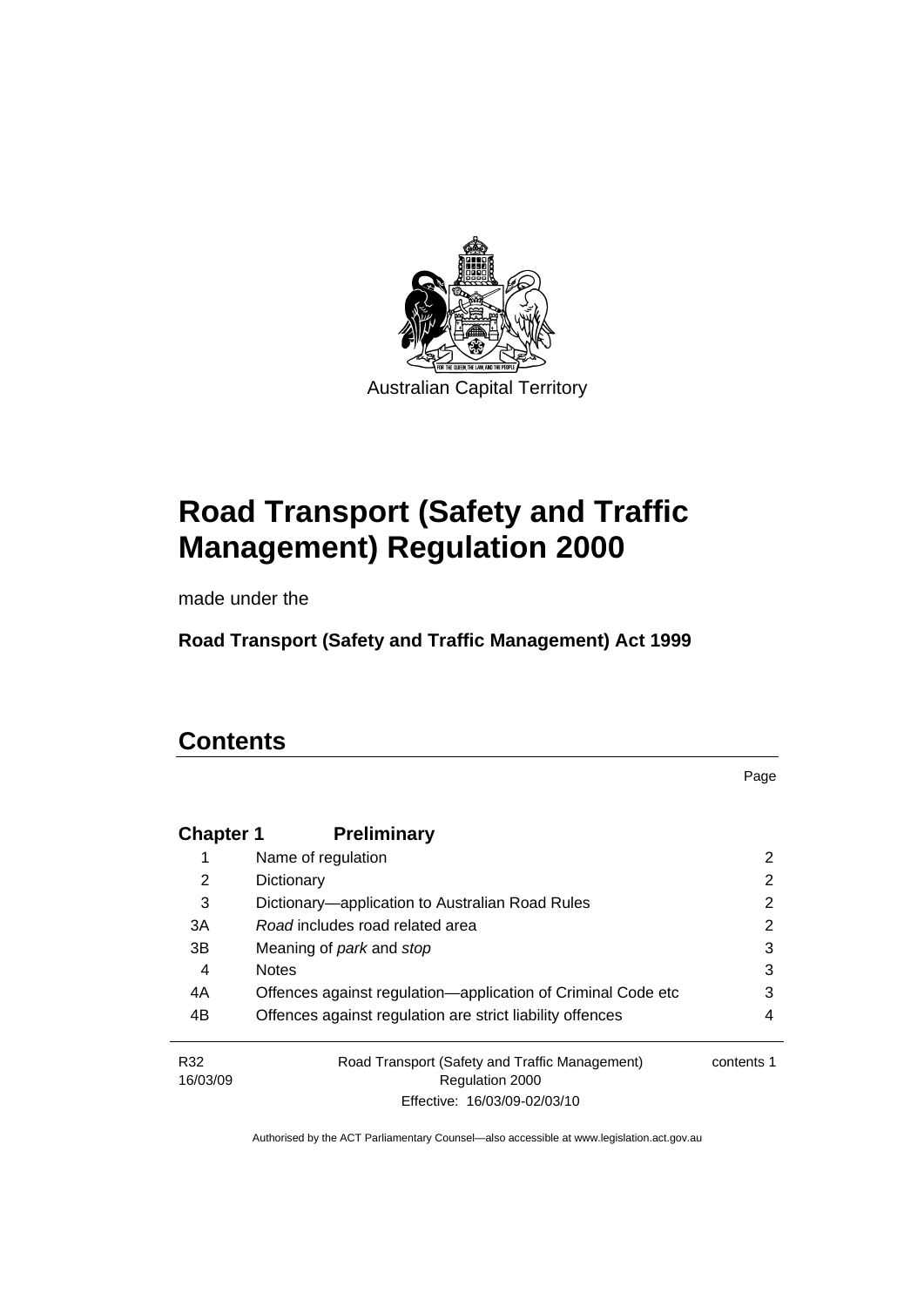Australian Capital Territory

# Road Transport (Safety and Traffic Management) Regulation 2000

made under the

**Road Transport (Safety and Traffic Management) Act 1999**

# Contents

| | | Page |
|---|---|---|
| **Chapter 1** | **Preliminary** | |
| 1 | Name of regulation | 2 |
| 2 | Dictionary | 2 |
| 3 | Dictionary—application to Australian Road Rules | 2 |
| 3A | *Road* includes road related area | 2 |
| 3B | Meaning of *park* and *stop* | 3 |
| 4 | Notes | 3 |
| 4A | Offences against regulation—application of Criminal Code etc | 3 |
| 4B | Offences against regulation are strict liability offences | 4 |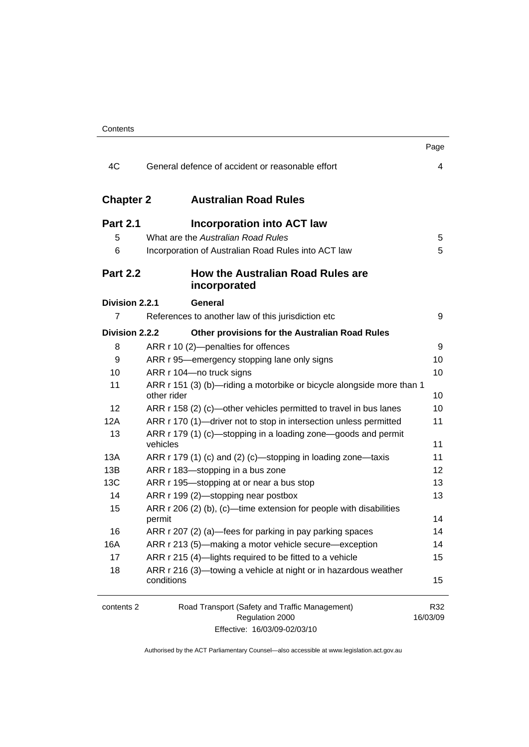| | | Page |
|---|---|---|
| 4C | General defence of accident or reasonable effort | 4 |
| **Chapter 2** | **Australian Road Rules** | |
| **Part 2.1** | **Incorporation into ACT law** | |
| 5 | What are the *Australian Road Rules* | 5 |
| 6 | Incorporation of Australian Road Rules into ACT law | 5 |
| **Part 2.2** | **How the Australian Road Rules are incorporated** | |
| **Division 2.2.1** | **General** | |
| 7 | References to another law of this jurisdiction etc | 9 |
| **Division 2.2.2** | **Other provisions for the Australian Road Rules** | |
| 8 | ARR r 10 (2)—penalties for offences | 9 |
| 9 | ARR r 95—emergency stopping lane only signs | 10 |
| 10 | ARR r 104—no truck signs | 10 |
| 11 | ARR r 151 (3) (b)—riding a motorbike or bicycle alongside more than 1 other rider | 10 |
| 12 | ARR r 158 (2) (c)—other vehicles permitted to travel in bus lanes | 10 |
| 12A | ARR r 170 (1)—driver not to stop in intersection unless permitted | 11 |
| 13 | ARR r 179 (1) (c)—stopping in a loading zone—goods and permit vehicles | 11 |
| 13A | ARR r 179 (1) (c) and (2) (c)—stopping in loading zone—taxis | 11 |
| 13B | ARR r 183—stopping in a bus zone | 12 |
| 13C | ARR r 195—stopping at or near a bus stop | 13 |
| 14 | ARR r 199 (2)—stopping near postbox | 13 |
| 15 | ARR r 206 (2) (b), (c)—time extension for people with disabilities permit | 14 |
| 16 | ARR r 207 (2) (a)—fees for parking in pay parking spaces | 14 |
| 16A | ARR r 213 (5)—making a motor vehicle secure—exception | 14 |
| 17 | ARR r 215 (4)—lights required to be fitted to a vehicle | 15 |
| 18 | ARR r 216 (3)—towing a vehicle at night or in hazardous weather conditions | 15 |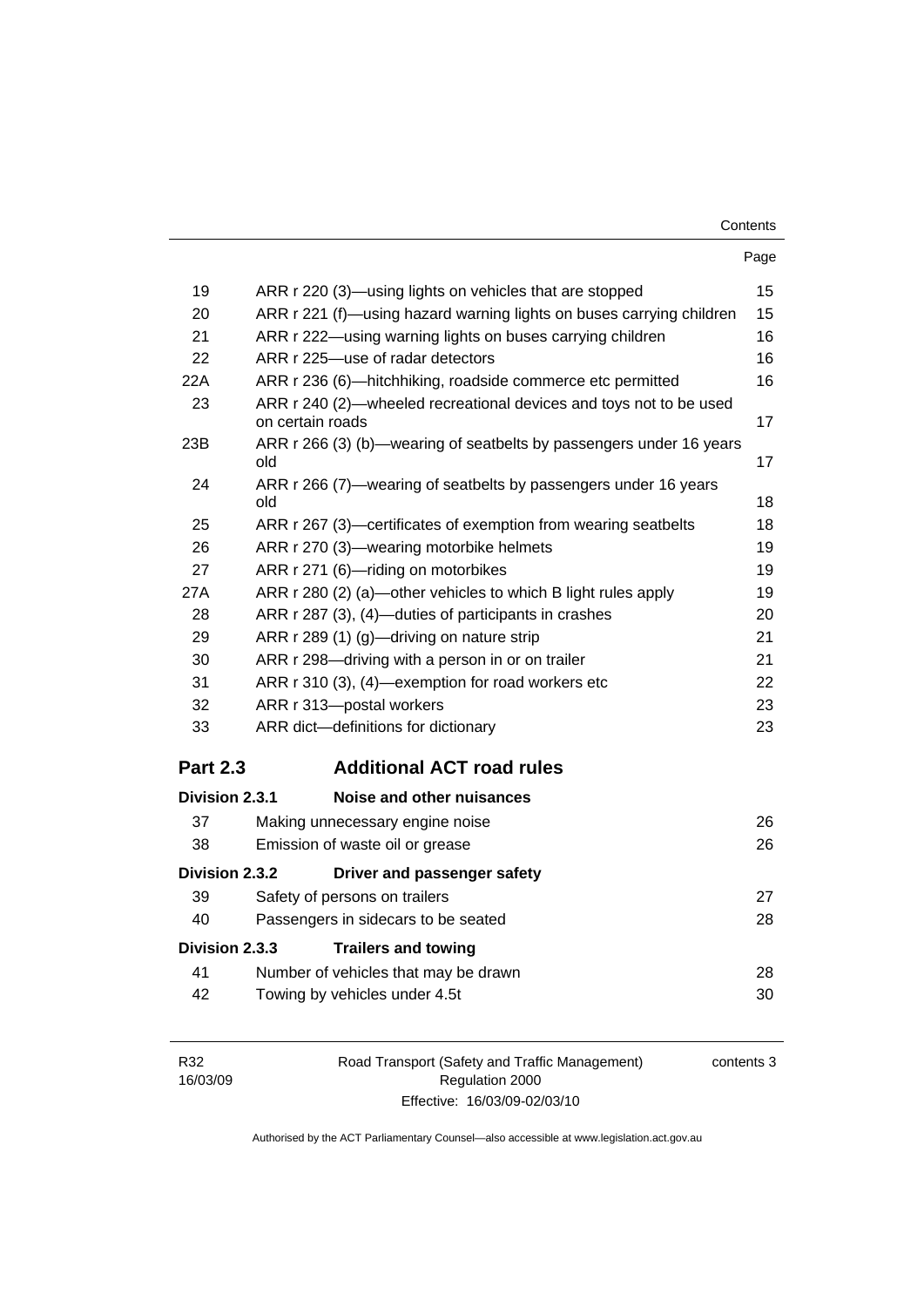| | | Page |
|---|---|---|
| 19 | ARR r 220 (3)—using lights on vehicles that are stopped | 15 |
| 20 | ARR r 221 (f)—using hazard warning lights on buses carrying children | 15 |
| 21 | ARR r 222—using warning lights on buses carrying children | 16 |
| 22 | ARR r 225—use of radar detectors | 16 |
| 22A | ARR r 236 (6)—hitchhiking, roadside commerce etc permitted | 16 |
| 23 | ARR r 240 (2)—wheeled recreational devices and toys not to be used on certain roads | 17 |
| 23B | ARR r 266 (3) (b)—wearing of seatbelts by passengers under 16 years old | 17 |
| 24 | ARR r 266 (7)—wearing of seatbelts by passengers under 16 years old | 18 |
| 25 | ARR r 267 (3)—certificates of exemption from wearing seatbelts | 18 |
| 26 | ARR r 270 (3)—wearing motorbike helmets | 19 |
| 27 | ARR r 271 (6)—riding on motorbikes | 19 |
| 27A | ARR r 280 (2) (a)—other vehicles to which B light rules apply | 19 |
| 28 | ARR r 287 (3), (4)—duties of participants in crashes | 20 |
| 29 | ARR r 289 (1) (g)—driving on nature strip | 21 |
| 30 | ARR r 298—driving with a person in or on trailer | 21 |
| 31 | ARR r 310 (3), (4)—exemption for road workers etc | 22 |
| 32 | ARR r 313—postal workers | 23 |
| 33 | ARR dict—definitions for dictionary | 23 |

## Part 2.3 Additional ACT road rules

### Division 2.3.1 Noise and other nuisances

| | | |
|---|---|---|
| 37 | Making unnecessary engine noise | 26 |
| 38 | Emission of waste oil or grease | 26 |

### Division 2.3.2 Driver and passenger safety

| | | |
|---|---|---|
| 39 | Safety of persons on trailers | 27 |
| 40 | Passengers in sidecars to be seated | 28 |

### Division 2.3.3 Trailers and towing

| | | |
|---|---|---|
| 41 | Number of vehicles that may be drawn | 28 |
| 42 | Towing by vehicles under 4.5t | 30 |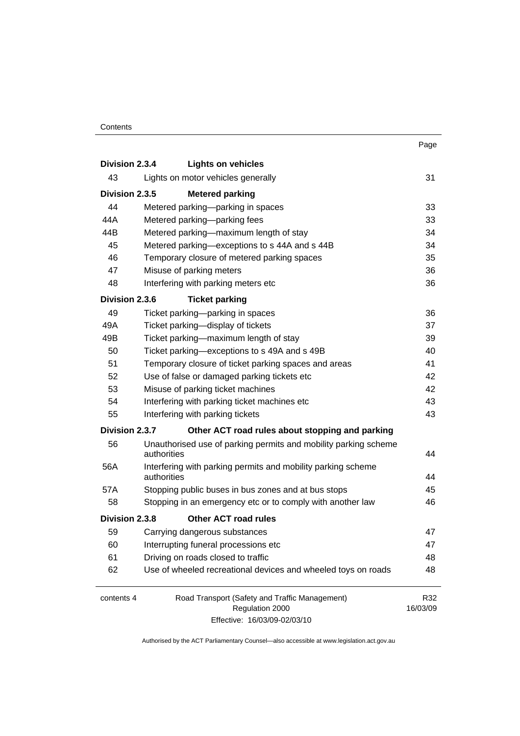| | | Page |
|---|---|---|
| **Division 2.3.4** | **Lights on vehicles** | |
| 43 | Lights on motor vehicles generally | 31 |
| **Division 2.3.5** | **Metered parking** | |
| 44 | Metered parking—parking in spaces | 33 |
| 44A | Metered parking—parking fees | 33 |
| 44B | Metered parking—maximum length of stay | 34 |
| 45 | Metered parking—exceptions to s 44A and s 44B | 34 |
| 46 | Temporary closure of metered parking spaces | 35 |
| 47 | Misuse of parking meters | 36 |
| 48 | Interfering with parking meters etc | 36 |
| **Division 2.3.6** | **Ticket parking** | |
| 49 | Ticket parking—parking in spaces | 36 |
| 49A | Ticket parking—display of tickets | 37 |
| 49B | Ticket parking—maximum length of stay | 39 |
| 50 | Ticket parking—exceptions to s 49A and s 49B | 40 |
| 51 | Temporary closure of ticket parking spaces and areas | 41 |
| 52 | Use of false or damaged parking tickets etc | 42 |
| 53 | Misuse of parking ticket machines | 42 |
| 54 | Interfering with parking ticket machines etc | 43 |
| 55 | Interfering with parking tickets | 43 |
| **Division 2.3.7** | **Other ACT road rules about stopping and parking** | |
| 56 | Unauthorised use of parking permits and mobility parking scheme authorities | 44 |
| 56A | Interfering with parking permits and mobility parking scheme authorities | 44 |
| 57A | Stopping public buses in bus zones and at bus stops | 45 |
| 58 | Stopping in an emergency etc or to comply with another law | 46 |
| **Division 2.3.8** | **Other ACT road rules** | |
| 59 | Carrying dangerous substances | 47 |
| 60 | Interrupting funeral processions etc | 47 |
| 61 | Driving on roads closed to traffic | 48 |
| 62 | Use of wheeled recreational devices and wheeled toys on roads | 48 |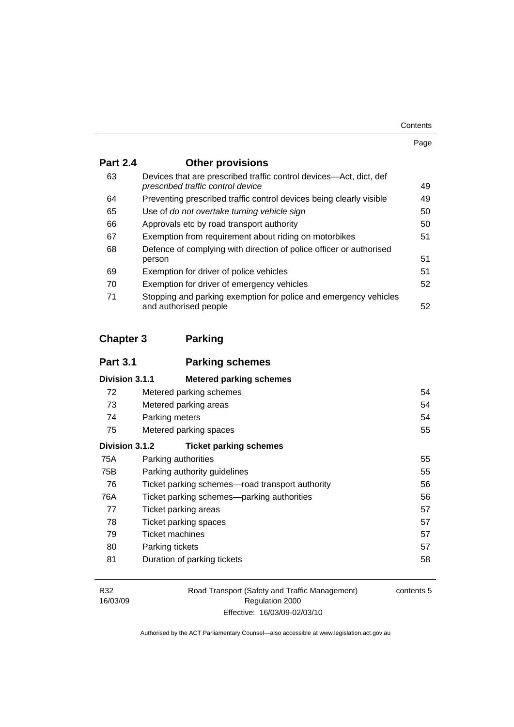| | | Page |
|---|---|---|
| **Part 2.4** | **Other provisions** | |
| 63 | Devices that are prescribed traffic control devices—Act, dict, def *prescribed traffic control device* | 49 |
| 64 | Preventing prescribed traffic control devices being clearly visible | 49 |
| 65 | Use of *do not overtake turning vehicle sign* | 50 |
| 66 | Approvals etc by road transport authority | 50 |
| 67 | Exemption from requirement about riding on motorbikes | 51 |
| 68 | Defence of complying with direction of police officer or authorised person | 51 |
| 69 | Exemption for driver of police vehicles | 51 |
| 70 | Exemption for driver of emergency vehicles | 52 |
| 71 | Stopping and parking exemption for police and emergency vehicles and authorised people | 52 |
| **Chapter 3** | **Parking** | |
| **Part 3.1** | **Parking schemes** | |
| **Division 3.1.1** | **Metered parking schemes** | |
| 72 | Metered parking schemes | 54 |
| 73 | Metered parking areas | 54 |
| 74 | Parking meters | 54 |
| 75 | Metered parking spaces | 55 |
| **Division 3.1.2** | **Ticket parking schemes** | |
| 75A | Parking authorities | 55 |
| 75B | Parking authority guidelines | 55 |
| 76 | Ticket parking schemes—road transport authority | 56 |
| 76A | Ticket parking schemes—parking authorities | 56 |
| 77 | Ticket parking areas | 57 |
| 78 | Ticket parking spaces | 57 |
| 79 | Ticket machines | 57 |
| 80 | Parking tickets | 57 |
| 81 | Duration of parking tickets | 58 |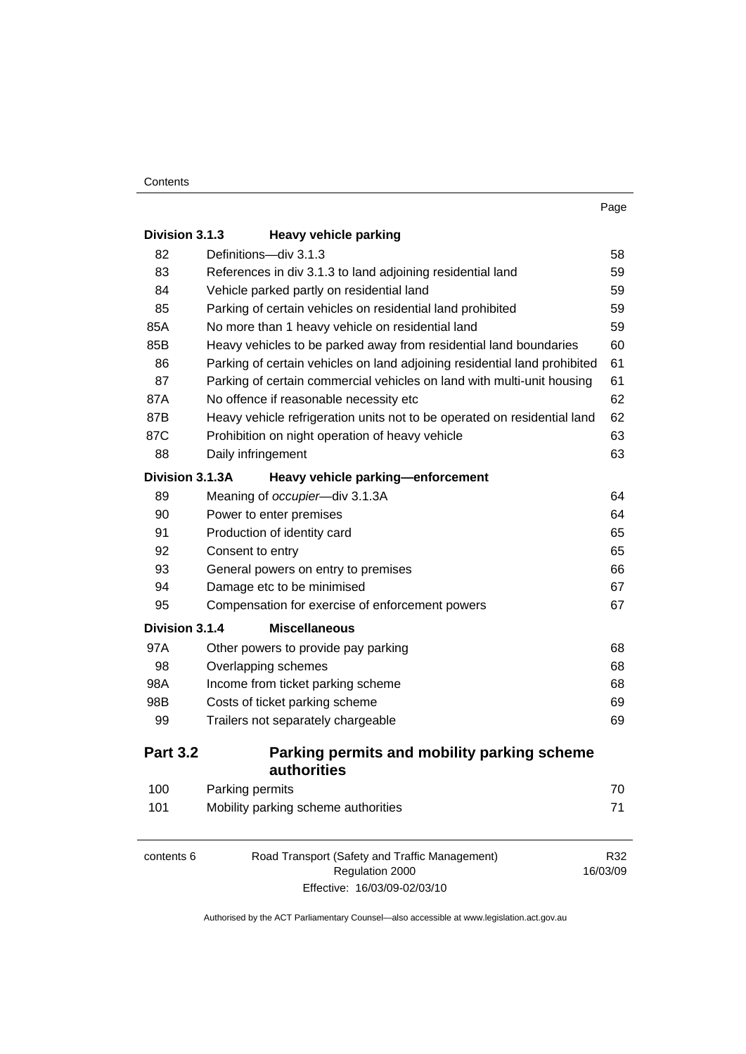| | | Page |
|---|---|---|
| **Division 3.1.3** | **Heavy vehicle parking** | |
| 82 | Definitions—div 3.1.3 | 58 |
| 83 | References in div 3.1.3 to land adjoining residential land | 59 |
| 84 | Vehicle parked partly on residential land | 59 |
| 85 | Parking of certain vehicles on residential land prohibited | 59 |
| 85A | No more than 1 heavy vehicle on residential land | 59 |
| 85B | Heavy vehicles to be parked away from residential land boundaries | 60 |
| 86 | Parking of certain vehicles on land adjoining residential land prohibited | 61 |
| 87 | Parking of certain commercial vehicles on land with multi-unit housing | 61 |
| 87A | No offence if reasonable necessity etc | 62 |
| 87B | Heavy vehicle refrigeration units not to be operated on residential land | 62 |
| 87C | Prohibition on night operation of heavy vehicle | 63 |
| 88 | Daily infringement | 63 |
| **Division 3.1.3A** | **Heavy vehicle parking—enforcement** | |
| 89 | Meaning of *occupier*—div 3.1.3A | 64 |
| 90 | Power to enter premises | 64 |
| 91 | Production of identity card | 65 |
| 92 | Consent to entry | 65 |
| 93 | General powers on entry to premises | 66 |
| 94 | Damage etc to be minimised | 67 |
| 95 | Compensation for exercise of enforcement powers | 67 |
| **Division 3.1.4** | **Miscellaneous** | |
| 97A | Other powers to provide pay parking | 68 |
| 98 | Overlapping schemes | 68 |
| 98A | Income from ticket parking scheme | 68 |
| 98B | Costs of ticket parking scheme | 69 |
| 99 | Trailers not separately chargeable | 69 |
| **Part 3.2** | **Parking permits and mobility parking scheme authorities** | |
| 100 | Parking permits | 70 |
| 101 | Mobility parking scheme authorities | 71 |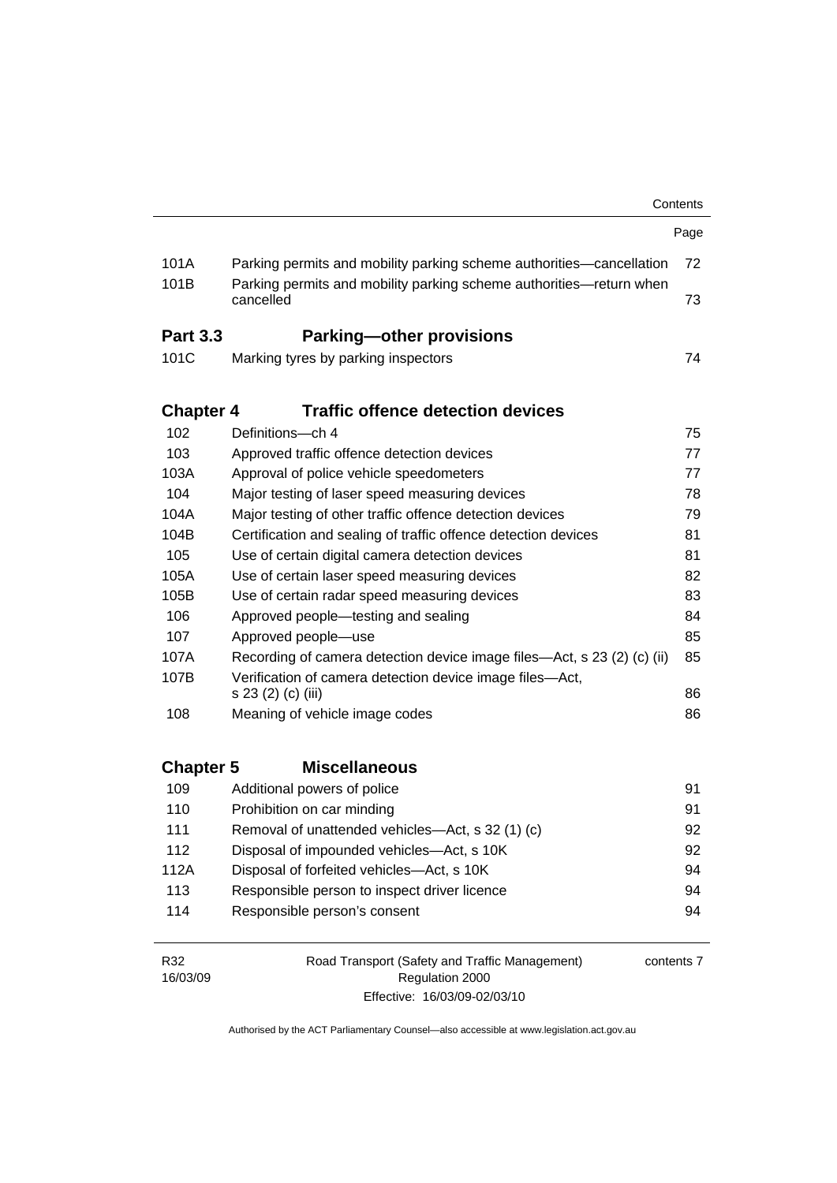| | | Page |
|---|---|---|
| 101A | Parking permits and mobility parking scheme authorities—cancellation | 72 |
| 101B | Parking permits and mobility parking scheme authorities—return when cancelled | 73 |

## Part 3.3 Parking—other provisions

| | | |
|---|---|---|
| 101C | Marking tyres by parking inspectors | 74 |

## Chapter 4 Traffic offence detection devices

| | | |
|---|---|---|
| 102 | Definitions—ch 4 | 75 |
| 103 | Approved traffic offence detection devices | 77 |
| 103A | Approval of police vehicle speedometers | 77 |
| 104 | Major testing of laser speed measuring devices | 78 |
| 104A | Major testing of other traffic offence detection devices | 79 |
| 104B | Certification and sealing of traffic offence detection devices | 81 |
| 105 | Use of certain digital camera detection devices | 81 |
| 105A | Use of certain laser speed measuring devices | 82 |
| 105B | Use of certain radar speed measuring devices | 83 |
| 106 | Approved people—testing and sealing | 84 |
| 107 | Approved people—use | 85 |
| 107A | Recording of camera detection device image files—Act, s 23 (2) (c) (ii) | 85 |
| 107B | Verification of camera detection device image files—Act, s 23 (2) (c) (iii) | 86 |
| 108 | Meaning of vehicle image codes | 86 |

## Chapter 5 Miscellaneous

| | | |
|---|---|---|
| 109 | Additional powers of police | 91 |
| 110 | Prohibition on car minding | 91 |
| 111 | Removal of unattended vehicles—Act, s 32 (1) (c) | 92 |
| 112 | Disposal of impounded vehicles—Act, s 10K | 92 |
| 112A | Disposal of forfeited vehicles—Act, s 10K | 94 |
| 113 | Responsible person to inspect driver licence | 94 |
| 114 | Responsible person's consent | 94 |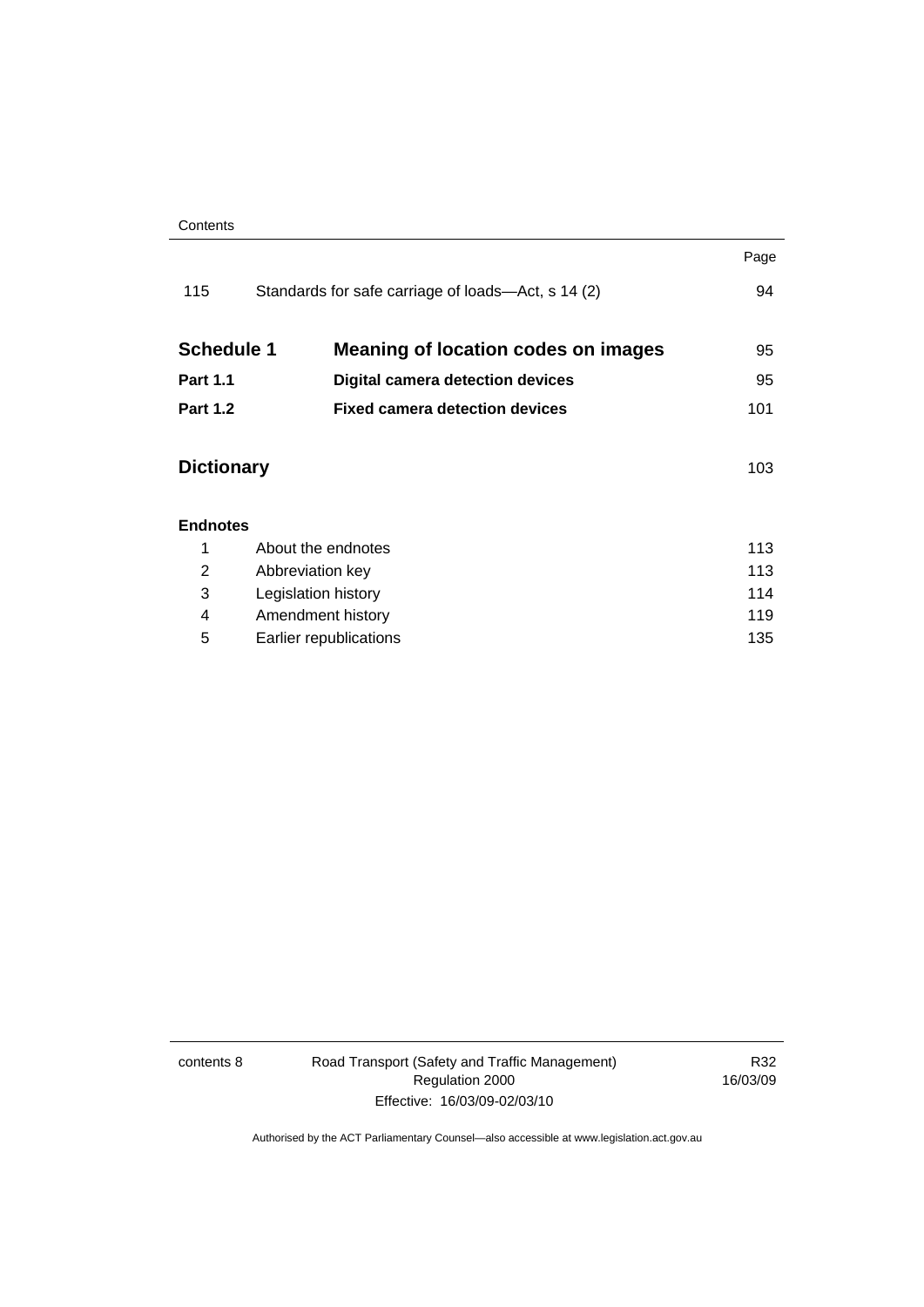| | | Page |
|---|---|---|
| 115 | Standards for safe carriage of loads—Act, s 14 (2) | 94 |
| **Schedule 1** | **Meaning of location codes on images** | 95 |
| **Part 1.1** | **Digital camera detection devices** | 95 |
| **Part 1.2** | **Fixed camera detection devices** | 101 |
| **Dictionary** | | 103 |
| **Endnotes** | | |
| 1 | About the endnotes | 113 |
| 2 | Abbreviation key | 113 |
| 3 | Legislation history | 114 |
| 4 | Amendment history | 119 |
| 5 | Earlier republications | 135 |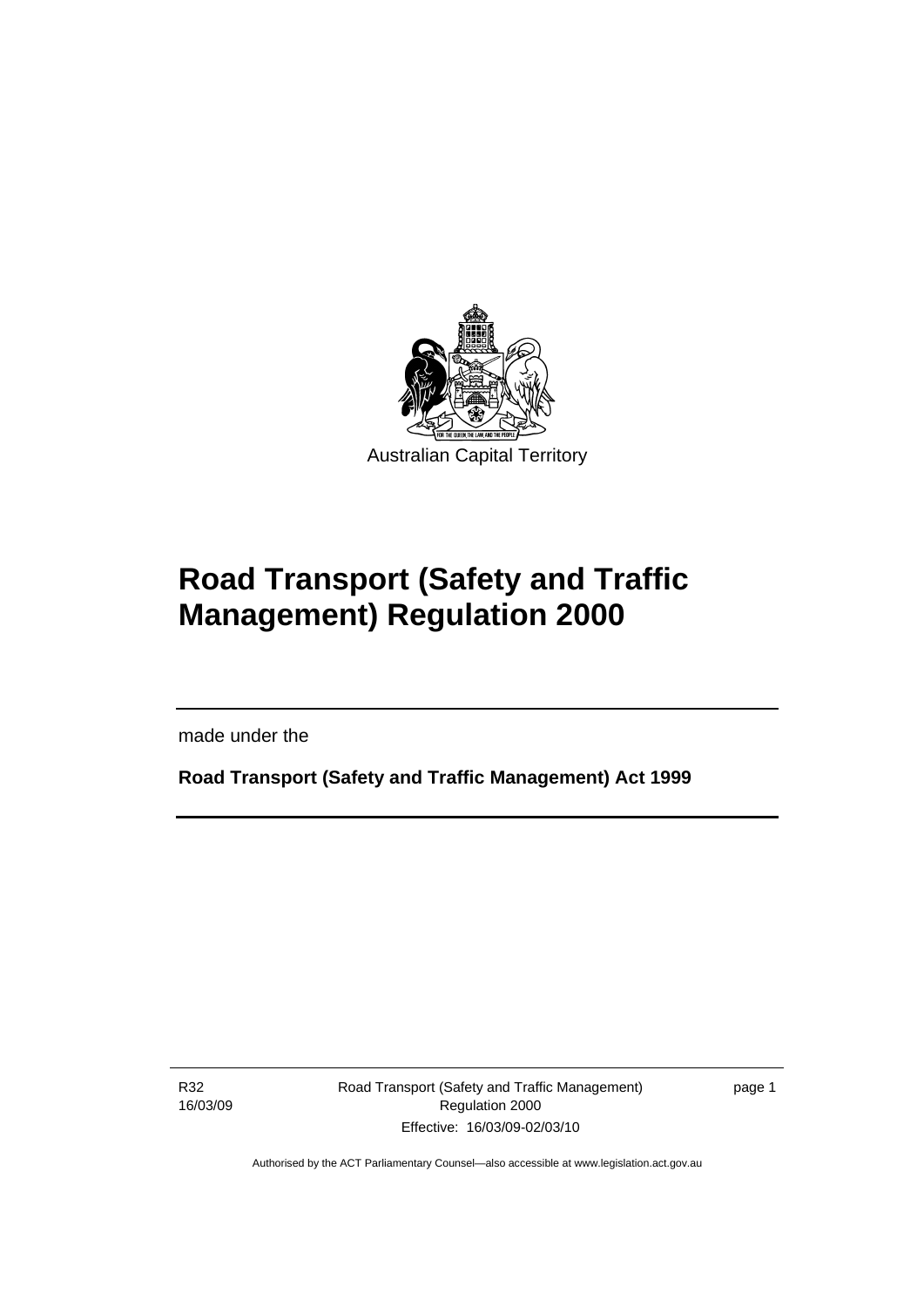Australian Capital Territory

# Road Transport (Safety and Traffic Management) Regulation 2000

made under the

**Road Transport (Safety and Traffic Management) Act 1999**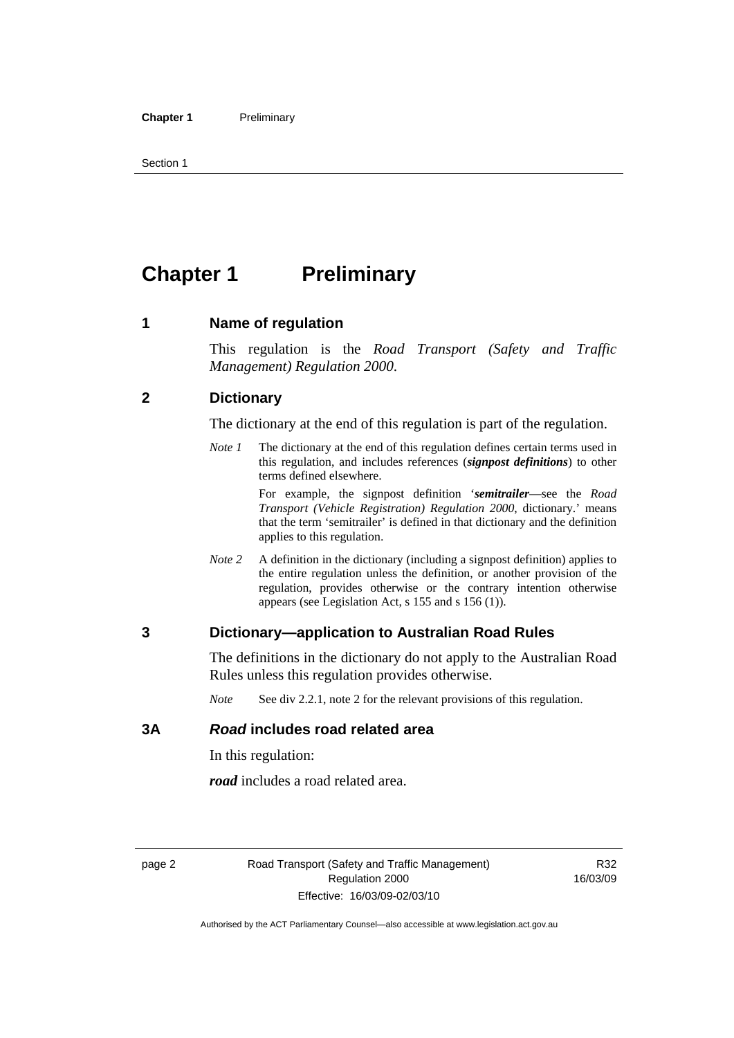# Chapter 1 Preliminary

## 1 Name of regulation

This regulation is the *Road Transport (Safety and Traffic Management) Regulation 2000*.

## 2 Dictionary

The dictionary at the end of this regulation is part of the regulation.

*Note 1* The dictionary at the end of this regulation defines certain terms used in this regulation, and includes references (***signpost definitions***) to other terms defined elsewhere.

For example, the signpost definition '***semitrailer***—see the *Road Transport (Vehicle Registration) Regulation 2000*, dictionary.' means that the term 'semitrailer' is defined in that dictionary and the definition applies to this regulation.

*Note 2* A definition in the dictionary (including a signpost definition) applies to the entire regulation unless the definition, or another provision of the regulation, provides otherwise or the contrary intention otherwise appears (see Legislation Act, s 155 and s 156 (1)).

## 3 Dictionary—application to Australian Road Rules

The definitions in the dictionary do not apply to the Australian Road Rules unless this regulation provides otherwise.

*Note* See div 2.2.1, note 2 for the relevant provisions of this regulation.

## 3A *Road* includes road related area

In this regulation:

***road*** includes a road related area.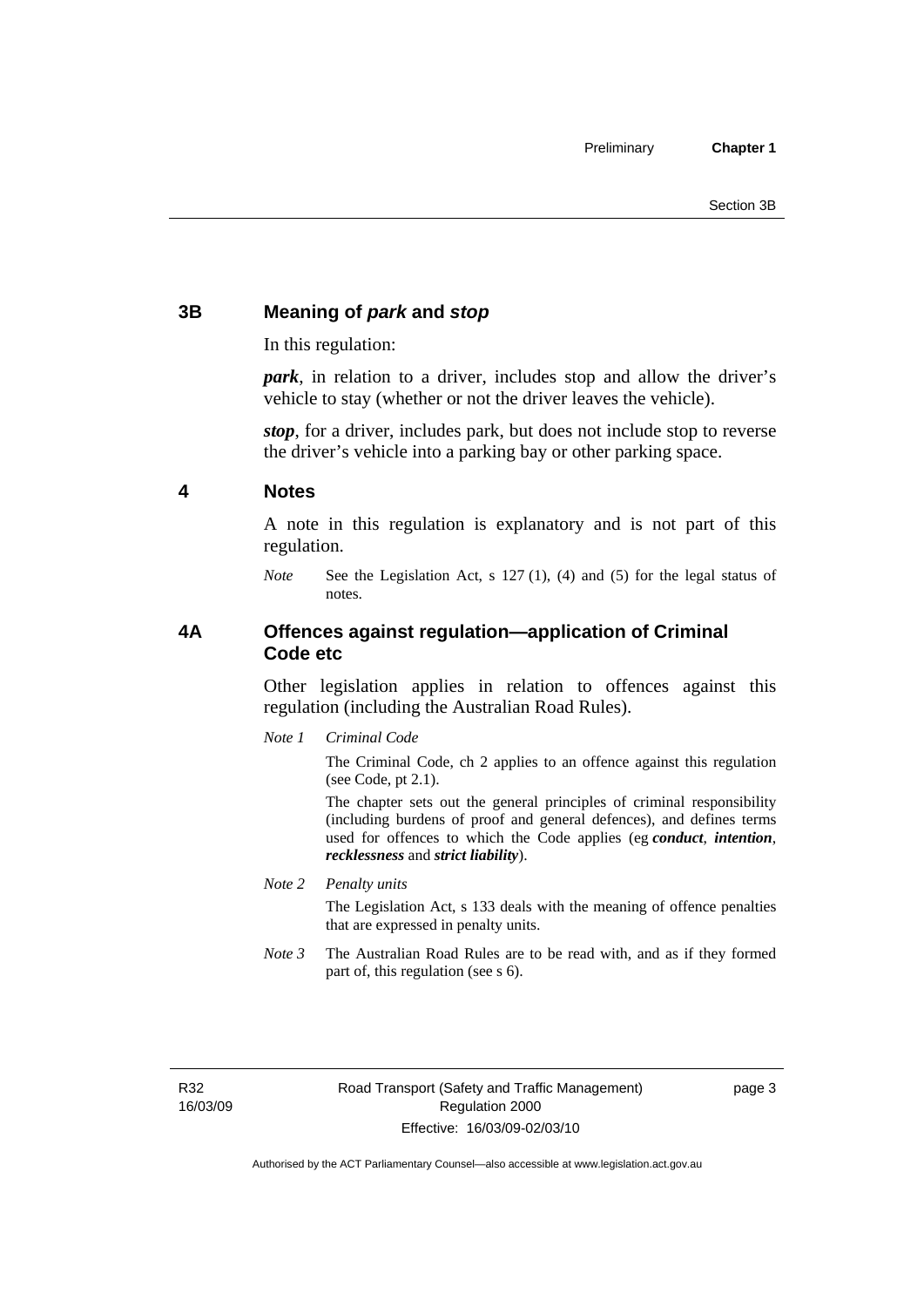## 3B Meaning of *park* and *stop*

In this regulation:

***park***, in relation to a driver, includes stop and allow the driver's vehicle to stay (whether or not the driver leaves the vehicle).

***stop***, for a driver, includes park, but does not include stop to reverse the driver's vehicle into a parking bay or other parking space.

## 4 Notes

A note in this regulation is explanatory and is not part of this regulation.

*Note* See the Legislation Act, s 127 (1), (4) and (5) for the legal status of notes.

## 4A Offences against regulation—application of Criminal Code etc

Other legislation applies in relation to offences against this regulation (including the Australian Road Rules).

*Note 1* *Criminal Code*

The Criminal Code, ch 2 applies to an offence against this regulation (see Code, pt 2.1).

The chapter sets out the general principles of criminal responsibility (including burdens of proof and general defences), and defines terms used for offences to which the Code applies (eg ***conduct***, ***intention***, ***recklessness*** and ***strict liability***).

*Note 2* *Penalty units*

The Legislation Act, s 133 deals with the meaning of offence penalties that are expressed in penalty units.

*Note 3* The Australian Road Rules are to be read with, and as if they formed part of, this regulation (see s 6).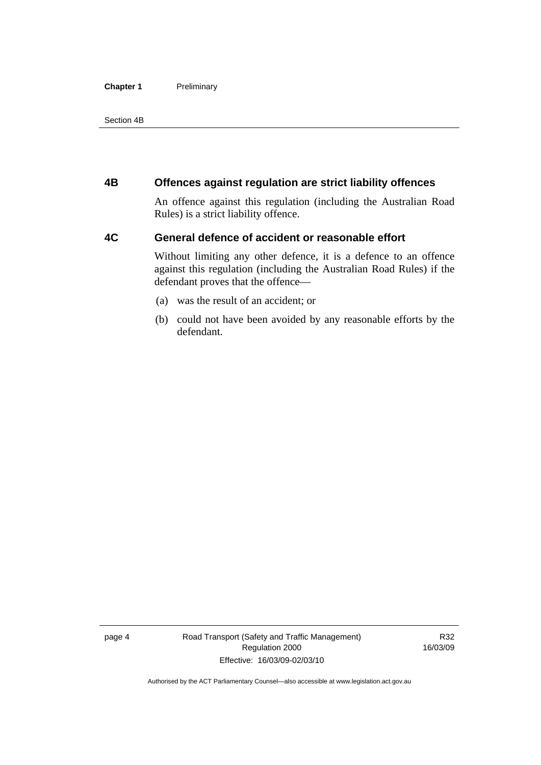## 4B Offences against regulation are strict liability offences

An offence against this regulation (including the Australian Road Rules) is a strict liability offence.

## 4C General defence of accident or reasonable effort

Without limiting any other defence, it is a defence to an offence against this regulation (including the Australian Road Rules) if the defendant proves that the offence—

(a) was the result of an accident; or

(b) could not have been avoided by any reasonable efforts by the defendant.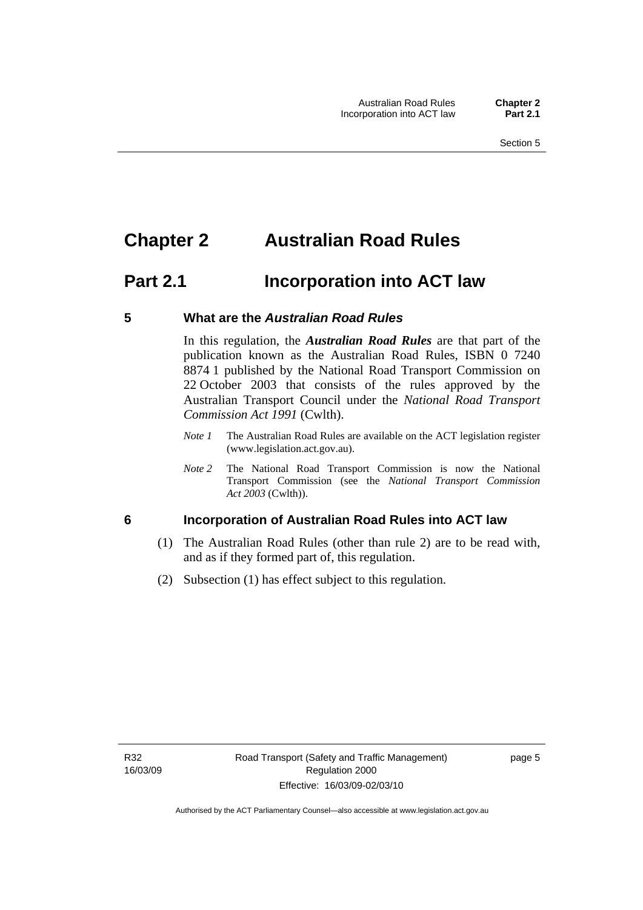# Chapter 2 Australian Road Rules

## Part 2.1 Incorporation into ACT law

### 5 What are the *Australian Road Rules*

In this regulation, the ***Australian Road Rules*** are that part of the publication known as the Australian Road Rules, ISBN 0 7240 8874 1 published by the National Road Transport Commission on 22 October 2003 that consists of the rules approved by the Australian Transport Council under the *National Road Transport Commission Act 1991* (Cwlth).

*Note 1* The Australian Road Rules are available on the ACT legislation register (www.legislation.act.gov.au).

*Note 2* The National Road Transport Commission is now the National Transport Commission (see the *National Transport Commission Act 2003* (Cwlth)).

### 6 Incorporation of Australian Road Rules into ACT law

(1) The Australian Road Rules (other than rule 2) are to be read with, and as if they formed part of, this regulation.

(2) Subsection (1) has effect subject to this regulation.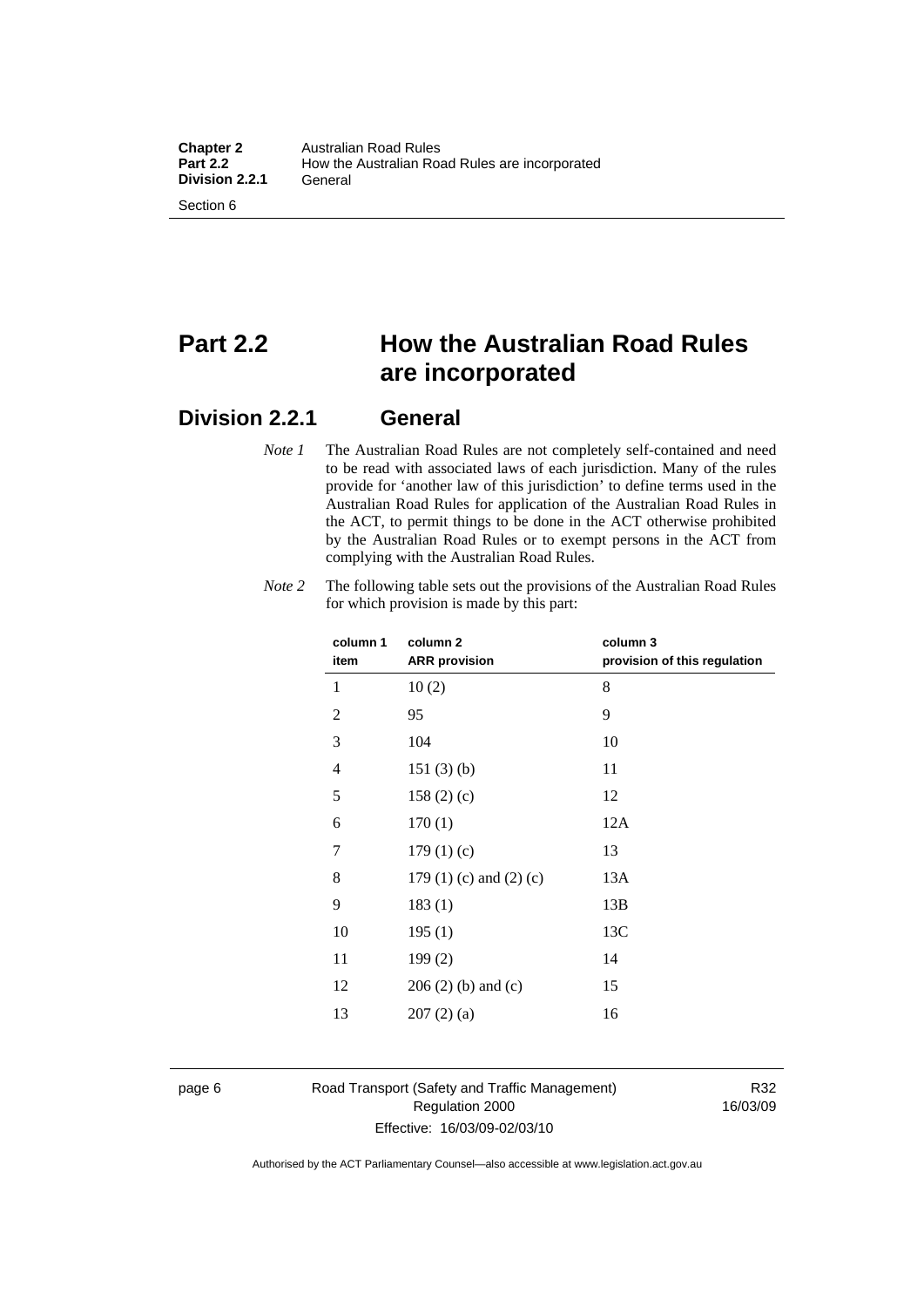# Part 2.2 How the Australian Road Rules are incorporated

## Division 2.2.1 General

*Note 1* The Australian Road Rules are not completely self-contained and need to be read with associated laws of each jurisdiction. Many of the rules provide for 'another law of this jurisdiction' to define terms used in the Australian Road Rules for application of the Australian Road Rules in the ACT, to permit things to be done in the ACT otherwise prohibited by the Australian Road Rules or to exempt persons in the ACT from complying with the Australian Road Rules.

*Note 2* The following table sets out the provisions of the Australian Road Rules for which provision is made by this part:

| column 1 item | column 2 ARR provision | column 3 provision of this regulation |
|---|---|---|
| 1 | 10 (2) | 8 |
| 2 | 95 | 9 |
| 3 | 104 | 10 |
| 4 | 151 (3) (b) | 11 |
| 5 | 158 (2) (c) | 12 |
| 6 | 170 (1) | 12A |
| 7 | 179 (1) (c) | 13 |
| 8 | 179 (1) (c) and (2) (c) | 13A |
| 9 | 183 (1) | 13B |
| 10 | 195 (1) | 13C |
| 11 | 199 (2) | 14 |
| 12 | 206 (2) (b) and (c) | 15 |
| 13 | 207 (2) (a) | 16 |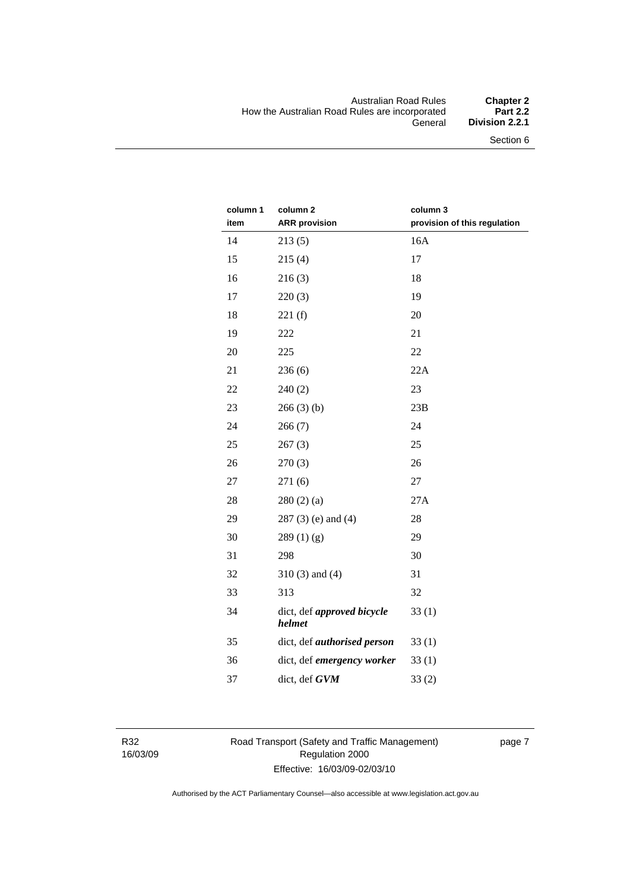| column 1 item | column 2 ARR provision | column 3 provision of this regulation |
|---|---|---|
| 14 | 213 (5) | 16A |
| 15 | 215 (4) | 17 |
| 16 | 216 (3) | 18 |
| 17 | 220 (3) | 19 |
| 18 | 221 (f) | 20 |
| 19 | 222 | 21 |
| 20 | 225 | 22 |
| 21 | 236 (6) | 22A |
| 22 | 240 (2) | 23 |
| 23 | 266 (3) (b) | 23B |
| 24 | 266 (7) | 24 |
| 25 | 267 (3) | 25 |
| 26 | 270 (3) | 26 |
| 27 | 271 (6) | 27 |
| 28 | 280 (2) (a) | 27A |
| 29 | 287 (3) (e) and (4) | 28 |
| 30 | 289 (1) (g) | 29 |
| 31 | 298 | 30 |
| 32 | 310 (3) and (4) | 31 |
| 33 | 313 | 32 |
| 34 | dict, def ***approved bicycle helmet*** | 33 (1) |
| 35 | dict, def ***authorised person*** | 33 (1) |
| 36 | dict, def ***emergency worker*** | 33 (1) |
| 37 | dict, def ***GVM*** | 33 (2) |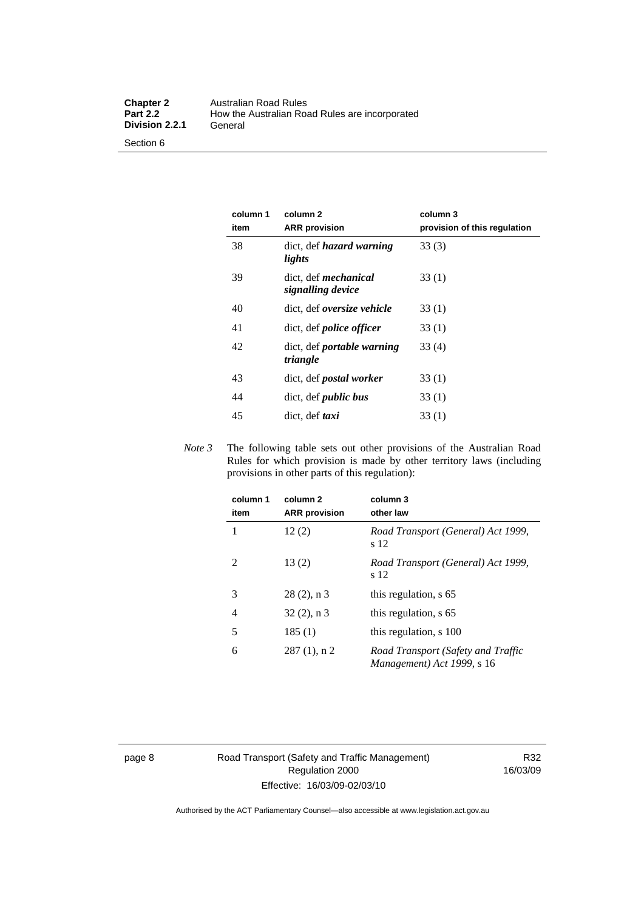| column 1 item | column 2 ARR provision | column 3 provision of this regulation |
|---|---|---|
| 38 | dict, def ***hazard warning lights*** | 33 (3) |
| 39 | dict, def ***mechanical signalling device*** | 33 (1) |
| 40 | dict, def ***oversize vehicle*** | 33 (1) |
| 41 | dict, def ***police officer*** | 33 (1) |
| 42 | dict, def ***portable warning triangle*** | 33 (4) |
| 43 | dict, def ***postal worker*** | 33 (1) |
| 44 | dict, def ***public bus*** | 33 (1) |
| 45 | dict, def ***taxi*** | 33 (1) |

*Note 3* The following table sets out other provisions of the Australian Road Rules for which provision is made by other territory laws (including provisions in other parts of this regulation):

| column 1 item | column 2 ARR provision | column 3 other law |
|---|---|---|
| 1 | 12 (2) | *Road Transport (General) Act 1999*, s 12 |
| 2 | 13 (2) | *Road Transport (General) Act 1999*, s 12 |
| 3 | 28 (2), n 3 | this regulation, s 65 |
| 4 | 32 (2), n 3 | this regulation, s 65 |
| 5 | 185 (1) | this regulation, s 100 |
| 6 | 287 (1), n 2 | *Road Transport (Safety and Traffic Management) Act 1999*, s 16 |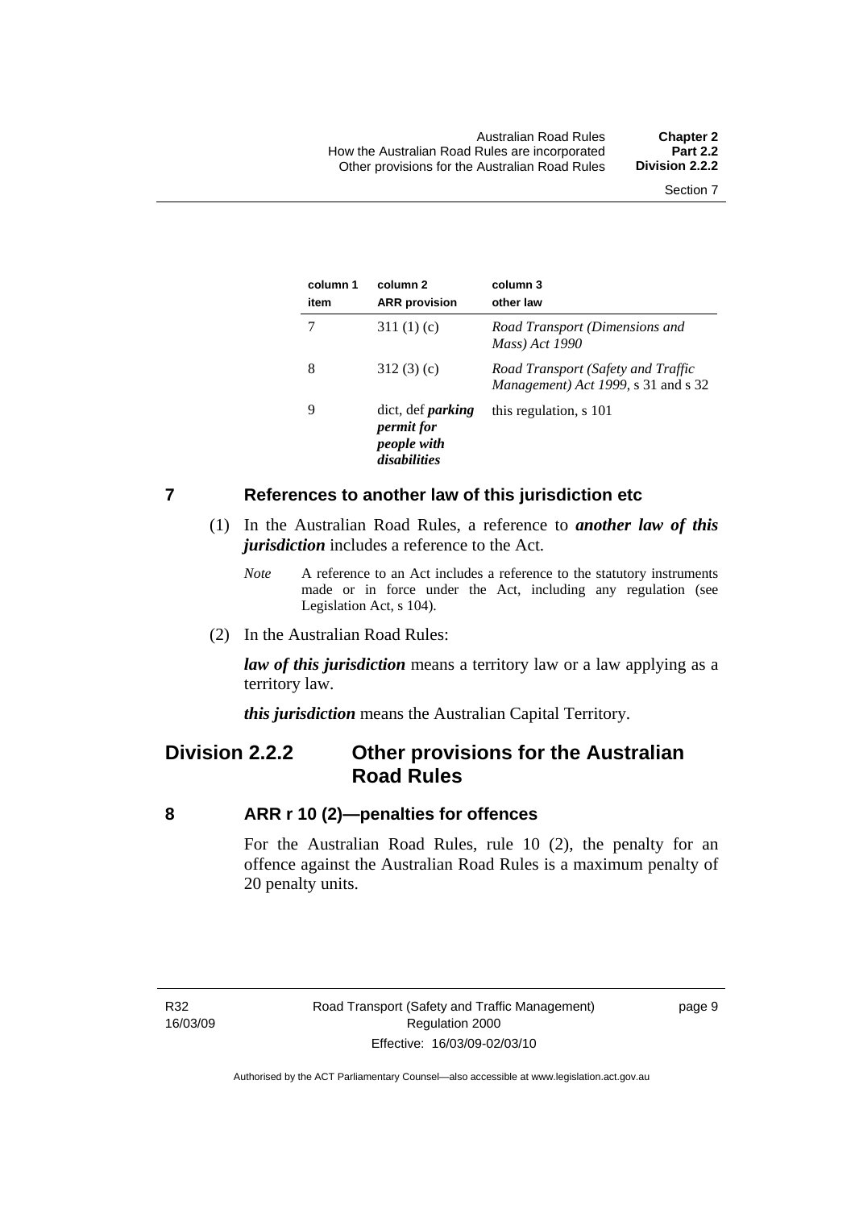| column 1 item | column 2 ARR provision | column 3 other law |
|---|---|---|
| 7 | 311 (1) (c) | *Road Transport (Dimensions and Mass) Act 1990* |
| 8 | 312 (3) (c) | *Road Transport (Safety and Traffic Management) Act 1999*, s 31 and s 32 |
| 9 | dict, def ***parking permit for people with disabilities*** | this regulation, s 101 |

## 7 References to another law of this jurisdiction etc

(1) In the Australian Road Rules, a reference to ***another law of this jurisdiction*** includes a reference to the Act.

*Note* A reference to an Act includes a reference to the statutory instruments made or in force under the Act, including any regulation (see Legislation Act, s 104).

(2) In the Australian Road Rules:

***law of this jurisdiction*** means a territory law or a law applying as a territory law.

***this jurisdiction*** means the Australian Capital Territory.

# Division 2.2.2 Other provisions for the Australian Road Rules

## 8 ARR r 10 (2)—penalties for offences

For the Australian Road Rules, rule 10 (2), the penalty for an offence against the Australian Road Rules is a maximum penalty of 20 penalty units.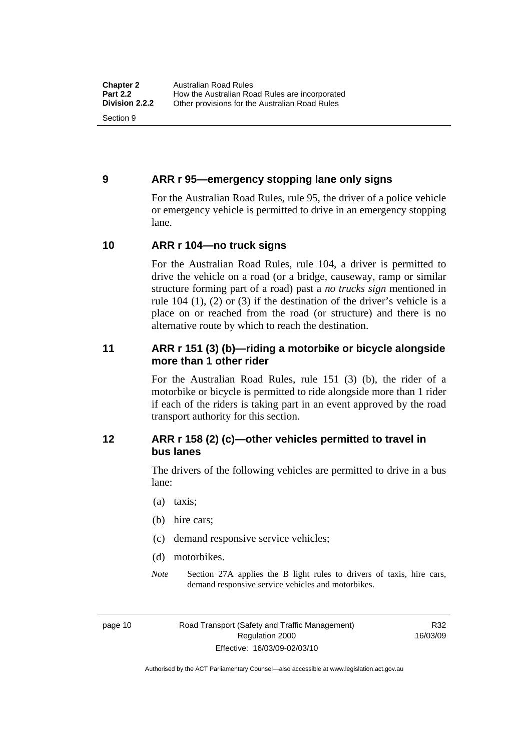## 9 ARR r 95—emergency stopping lane only signs

For the Australian Road Rules, rule 95, the driver of a police vehicle or emergency vehicle is permitted to drive in an emergency stopping lane.

## 10 ARR r 104—no truck signs

For the Australian Road Rules, rule 104, a driver is permitted to drive the vehicle on a road (or a bridge, causeway, ramp or similar structure forming part of a road) past a *no trucks sign* mentioned in rule 104 (1), (2) or (3) if the destination of the driver's vehicle is a place on or reached from the road (or structure) and there is no alternative route by which to reach the destination.

## 11 ARR r 151 (3) (b)—riding a motorbike or bicycle alongside more than 1 other rider

For the Australian Road Rules, rule 151 (3) (b), the rider of a motorbike or bicycle is permitted to ride alongside more than 1 rider if each of the riders is taking part in an event approved by the road transport authority for this section.

## 12 ARR r 158 (2) (c)—other vehicles permitted to travel in bus lanes

The drivers of the following vehicles are permitted to drive in a bus lane:

(a) taxis;

(b) hire cars;

(c) demand responsive service vehicles;

(d) motorbikes.

*Note* Section 27A applies the B light rules to drivers of taxis, hire cars, demand responsive service vehicles and motorbikes.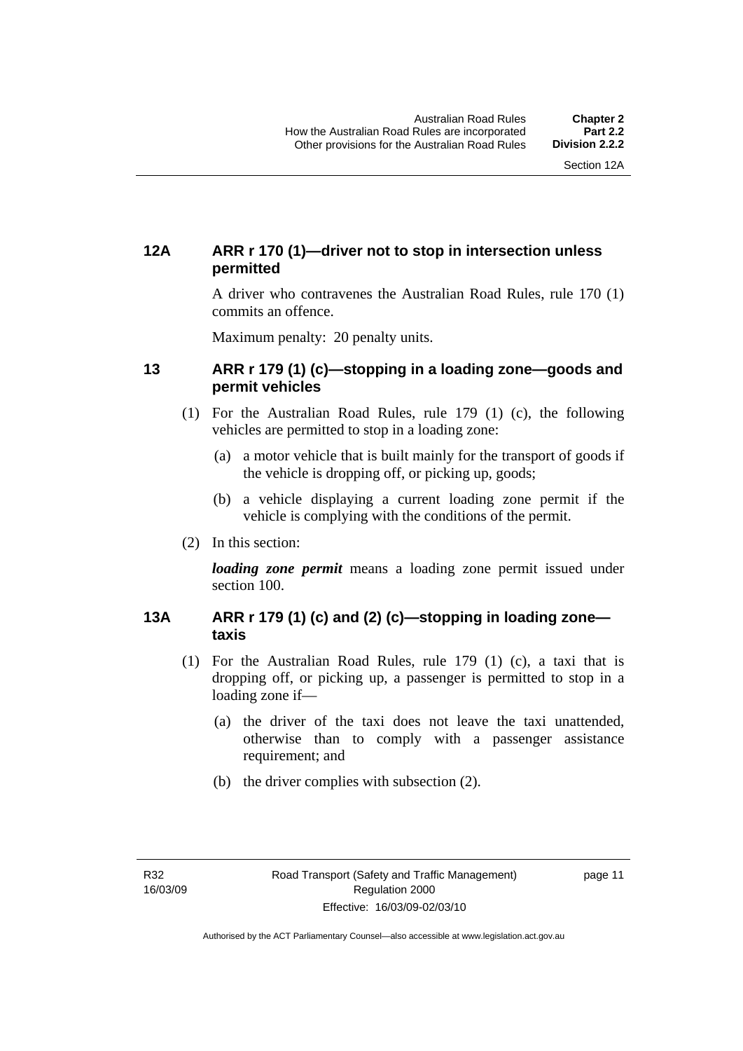### 12A ARR r 170 (1)—driver not to stop in intersection unless permitted

A driver who contravenes the Australian Road Rules, rule 170 (1) commits an offence.

Maximum penalty: 20 penalty units.

### 13 ARR r 179 (1) (c)—stopping in a loading zone—goods and permit vehicles

(1) For the Australian Road Rules, rule 179 (1) (c), the following vehicles are permitted to stop in a loading zone:

(a) a motor vehicle that is built mainly for the transport of goods if the vehicle is dropping off, or picking up, goods;

(b) a vehicle displaying a current loading zone permit if the vehicle is complying with the conditions of the permit.

(2) In this section:

***loading zone permit*** means a loading zone permit issued under section 100.

### 13A ARR r 179 (1) (c) and (2) (c)—stopping in loading zone—taxis

(1) For the Australian Road Rules, rule 179 (1) (c), a taxi that is dropping off, or picking up, a passenger is permitted to stop in a loading zone if—

(a) the driver of the taxi does not leave the taxi unattended, otherwise than to comply with a passenger assistance requirement; and

(b) the driver complies with subsection (2).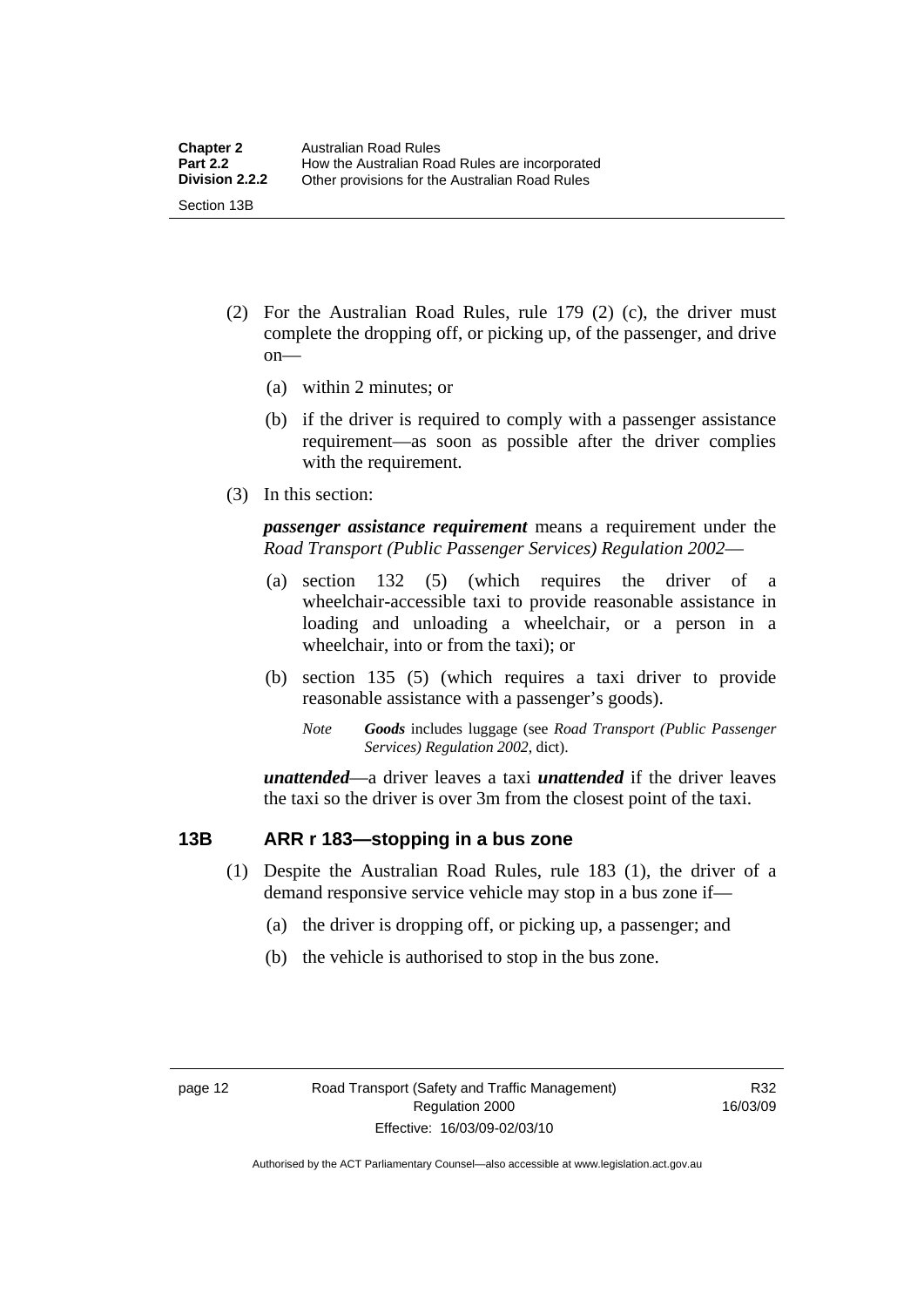(2) For the Australian Road Rules, rule 179 (2) (c), the driver must complete the dropping off, or picking up, of the passenger, and drive on—

(a) within 2 minutes; or

(b) if the driver is required to comply with a passenger assistance requirement—as soon as possible after the driver complies with the requirement.

(3) In this section:

***passenger assistance requirement*** means a requirement under the *Road Transport (Public Passenger Services) Regulation 2002*—

(a) section 132 (5) (which requires the driver of a wheelchair-accessible taxi to provide reasonable assistance in loading and unloading a wheelchair, or a person in a wheelchair, into or from the taxi); or

(b) section 135 (5) (which requires a taxi driver to provide reasonable assistance with a passenger's goods).

*Note* ***Goods*** includes luggage (see *Road Transport (Public Passenger Services) Regulation 2002*, dict).

***unattended***—a driver leaves a taxi ***unattended*** if the driver leaves the taxi so the driver is over 3m from the closest point of the taxi.

### 13B ARR r 183—stopping in a bus zone

(1) Despite the Australian Road Rules, rule 183 (1), the driver of a demand responsive service vehicle may stop in a bus zone if—

(a) the driver is dropping off, or picking up, a passenger; and

(b) the vehicle is authorised to stop in the bus zone.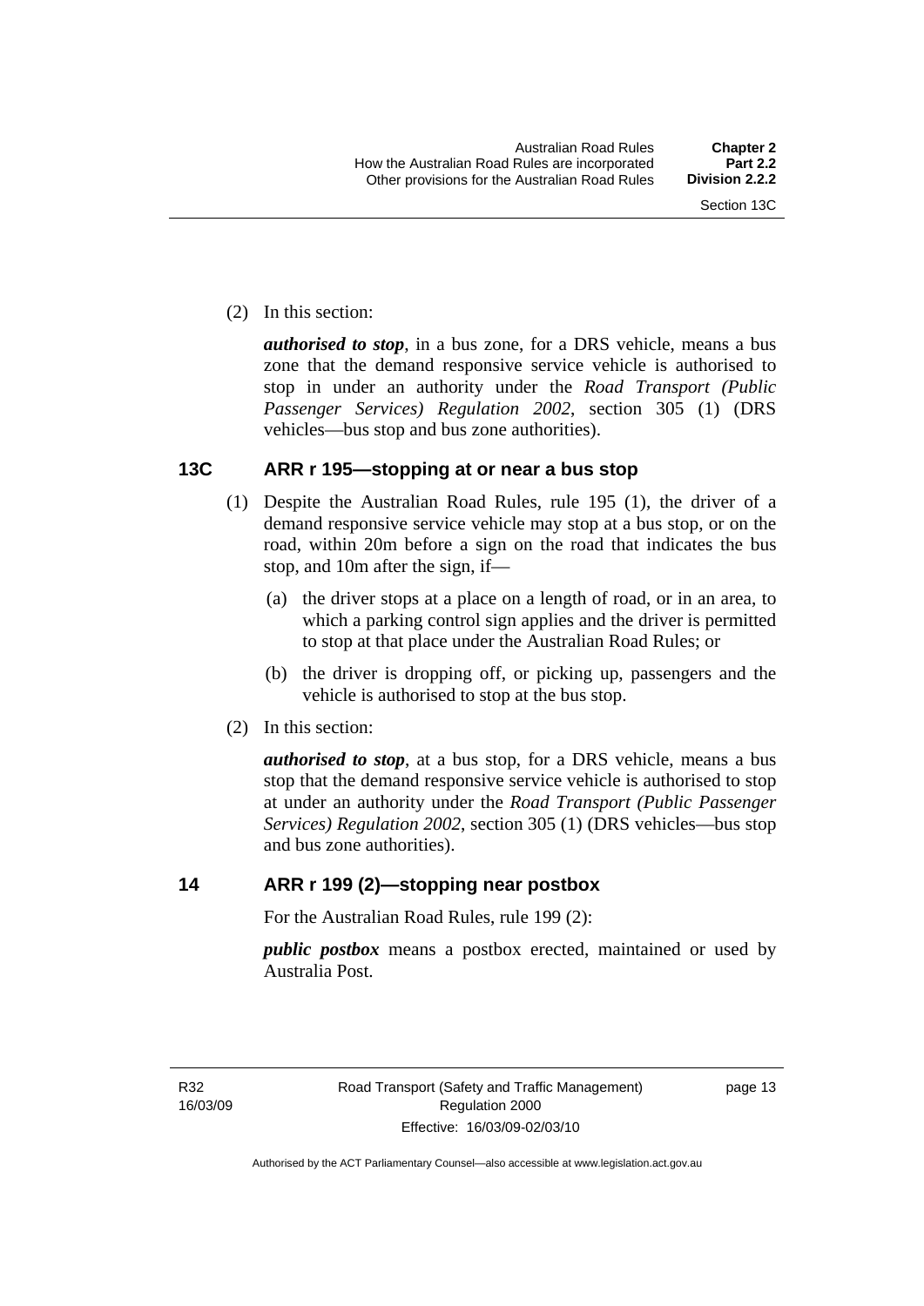(2) In this section:

***authorised to stop***, in a bus zone, for a DRS vehicle, means a bus zone that the demand responsive service vehicle is authorised to stop in under an authority under the *Road Transport (Public Passenger Services) Regulation 2002*, section 305 (1) (DRS vehicles—bus stop and bus zone authorities).

## 13C ARR r 195—stopping at or near a bus stop

(1) Despite the Australian Road Rules, rule 195 (1), the driver of a demand responsive service vehicle may stop at a bus stop, or on the road, within 20m before a sign on the road that indicates the bus stop, and 10m after the sign, if—

(a) the driver stops at a place on a length of road, or in an area, to which a parking control sign applies and the driver is permitted to stop at that place under the Australian Road Rules; or

(b) the driver is dropping off, or picking up, passengers and the vehicle is authorised to stop at the bus stop.

(2) In this section:

***authorised to stop***, at a bus stop, for a DRS vehicle, means a bus stop that the demand responsive service vehicle is authorised to stop at under an authority under the *Road Transport (Public Passenger Services) Regulation 2002*, section 305 (1) (DRS vehicles—bus stop and bus zone authorities).

## 14 ARR r 199 (2)—stopping near postbox

For the Australian Road Rules, rule 199 (2):

***public postbox*** means a postbox erected, maintained or used by Australia Post.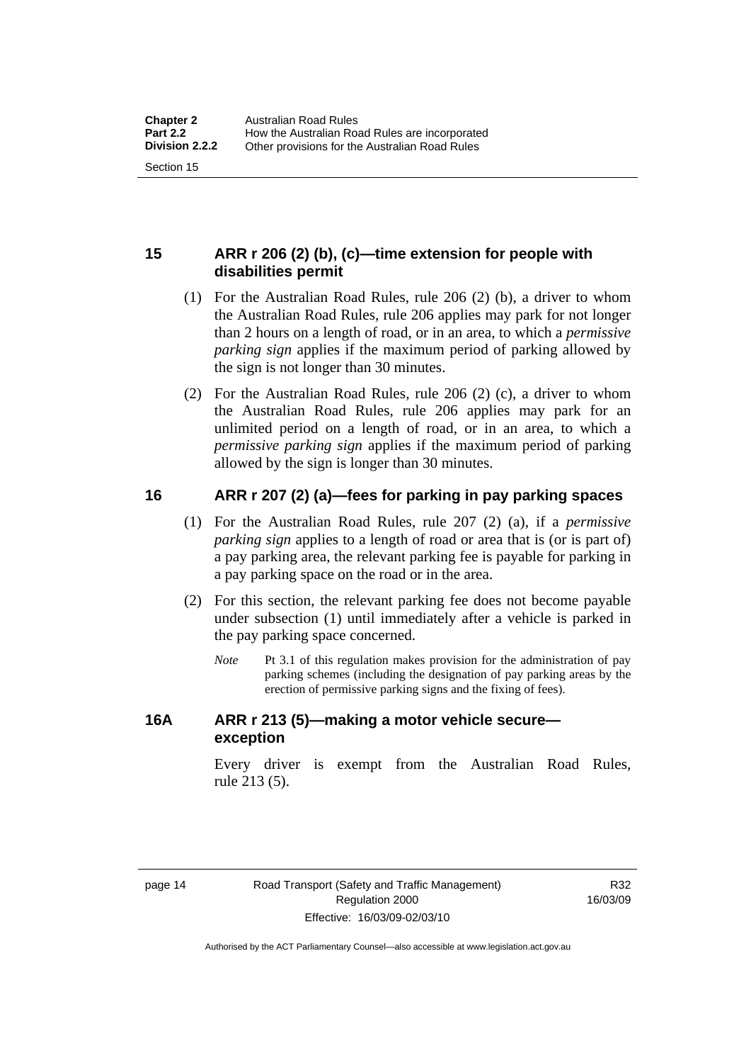## 15 ARR r 206 (2) (b), (c)—time extension for people with disabilities permit

(1) For the Australian Road Rules, rule 206 (2) (b), a driver to whom the Australian Road Rules, rule 206 applies may park for not longer than 2 hours on a length of road, or in an area, to which a *permissive parking sign* applies if the maximum period of parking allowed by the sign is not longer than 30 minutes.

(2) For the Australian Road Rules, rule 206 (2) (c), a driver to whom the Australian Road Rules, rule 206 applies may park for an unlimited period on a length of road, or in an area, to which a *permissive parking sign* applies if the maximum period of parking allowed by the sign is longer than 30 minutes.

## 16 ARR r 207 (2) (a)—fees for parking in pay parking spaces

(1) For the Australian Road Rules, rule 207 (2) (a), if a *permissive parking sign* applies to a length of road or area that is (or is part of) a pay parking area, the relevant parking fee is payable for parking in a pay parking space on the road or in the area.

(2) For this section, the relevant parking fee does not become payable under subsection (1) until immediately after a vehicle is parked in the pay parking space concerned.

*Note* Pt 3.1 of this regulation makes provision for the administration of pay parking schemes (including the designation of pay parking areas by the erection of permissive parking signs and the fixing of fees).

## 16A ARR r 213 (5)—making a motor vehicle secure—exception

Every driver is exempt from the Australian Road Rules, rule 213 (5).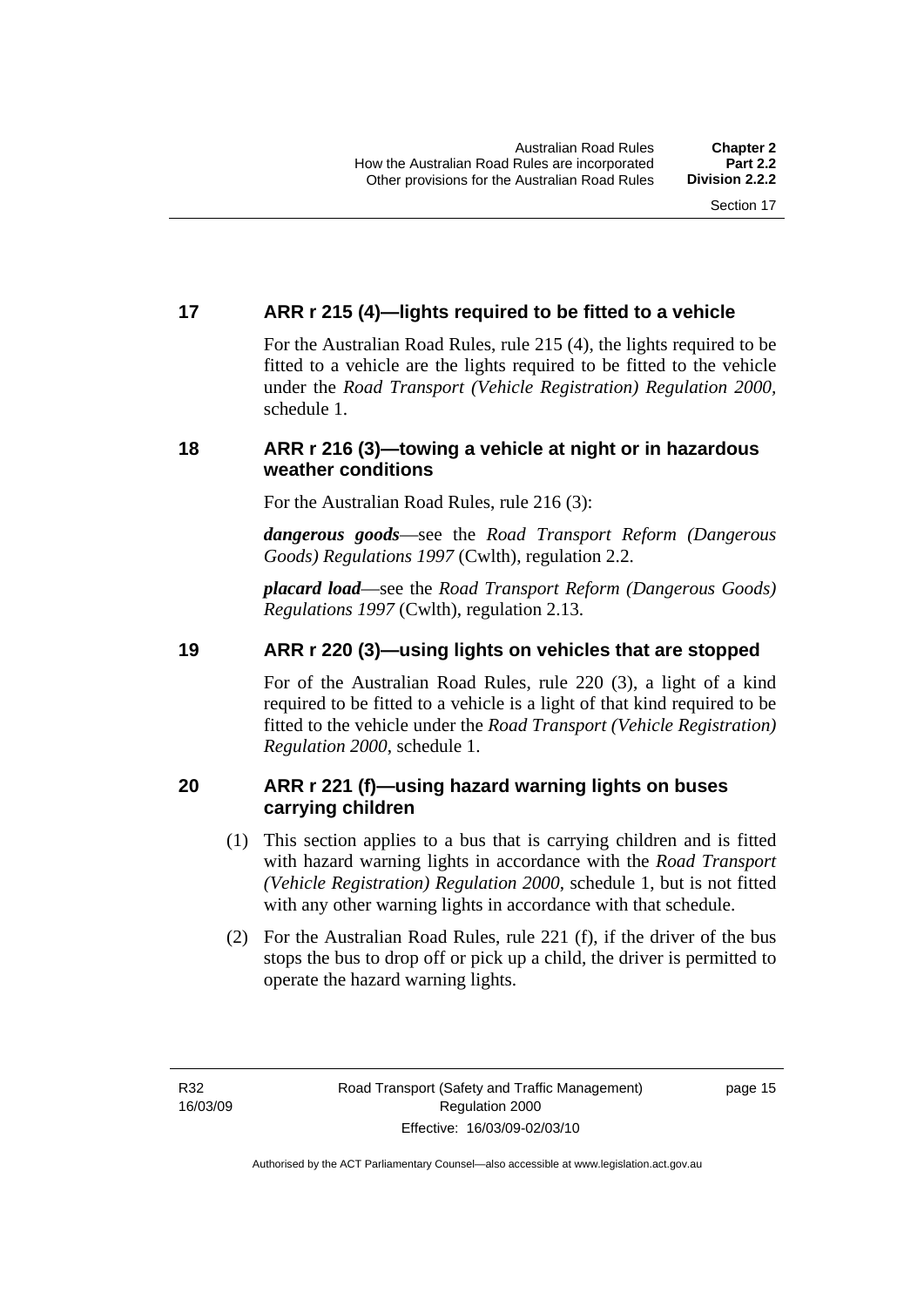## 17 ARR r 215 (4)—lights required to be fitted to a vehicle

For the Australian Road Rules, rule 215 (4), the lights required to be fitted to a vehicle are the lights required to be fitted to the vehicle under the *Road Transport (Vehicle Registration) Regulation 2000*, schedule 1.

## 18 ARR r 216 (3)—towing a vehicle at night or in hazardous weather conditions

For the Australian Road Rules, rule 216 (3):

***dangerous goods***—see the *Road Transport Reform (Dangerous Goods) Regulations 1997* (Cwlth), regulation 2.2.

***placard load***—see the *Road Transport Reform (Dangerous Goods) Regulations 1997* (Cwlth), regulation 2.13.

## 19 ARR r 220 (3)—using lights on vehicles that are stopped

For of the Australian Road Rules, rule 220 (3), a light of a kind required to be fitted to a vehicle is a light of that kind required to be fitted to the vehicle under the *Road Transport (Vehicle Registration) Regulation 2000*, schedule 1.

## 20 ARR r 221 (f)—using hazard warning lights on buses carrying children

(1) This section applies to a bus that is carrying children and is fitted with hazard warning lights in accordance with the *Road Transport (Vehicle Registration) Regulation 2000*, schedule 1, but is not fitted with any other warning lights in accordance with that schedule.

(2) For the Australian Road Rules, rule 221 (f), if the driver of the bus stops the bus to drop off or pick up a child, the driver is permitted to operate the hazard warning lights.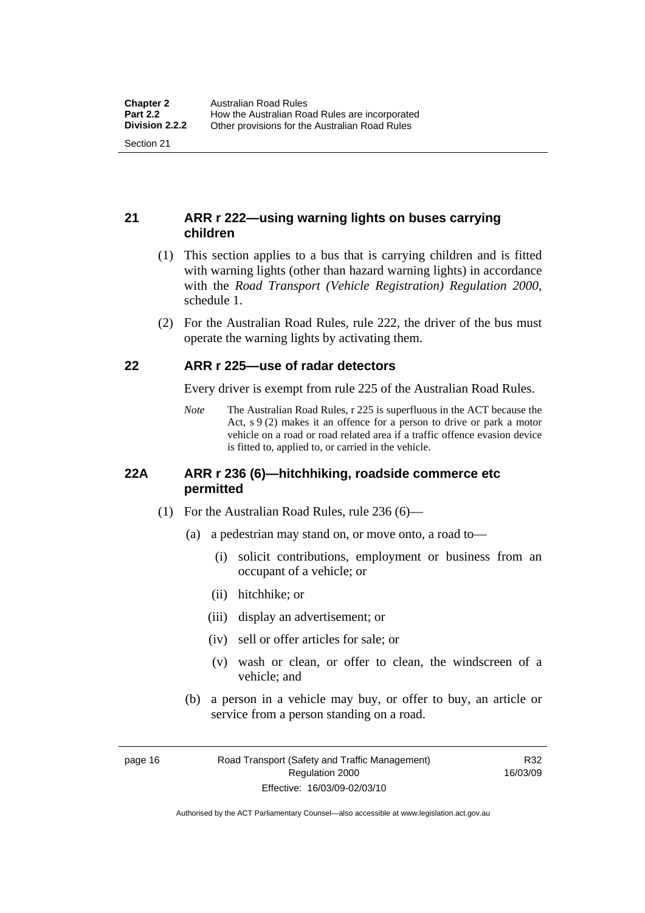## 21 ARR r 222—using warning lights on buses carrying children

(1) This section applies to a bus that is carrying children and is fitted with warning lights (other than hazard warning lights) in accordance with the *Road Transport (Vehicle Registration) Regulation 2000*, schedule 1.

(2) For the Australian Road Rules, rule 222, the driver of the bus must operate the warning lights by activating them.

## 22 ARR r 225—use of radar detectors

Every driver is exempt from rule 225 of the Australian Road Rules.

*Note* The Australian Road Rules, r 225 is superfluous in the ACT because the Act, s 9 (2) makes it an offence for a person to drive or park a motor vehicle on a road or road related area if a traffic offence evasion device is fitted to, applied to, or carried in the vehicle.

## 22A ARR r 236 (6)—hitchhiking, roadside commerce etc permitted

(1) For the Australian Road Rules, rule 236 (6)—

(a) a pedestrian may stand on, or move onto, a road to—

(i) solicit contributions, employment or business from an occupant of a vehicle; or

(ii) hitchhike; or

(iii) display an advertisement; or

(iv) sell or offer articles for sale; or

(v) wash or clean, or offer to clean, the windscreen of a vehicle; and

(b) a person in a vehicle may buy, or offer to buy, an article or service from a person standing on a road.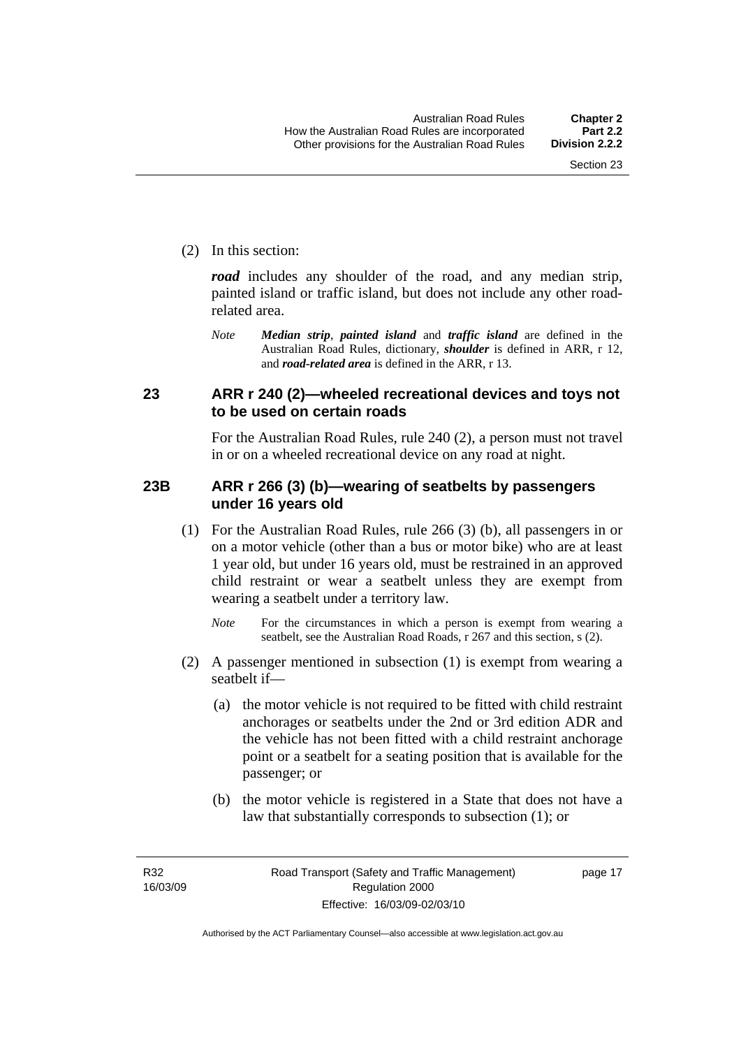(2) In this section:

***road*** includes any shoulder of the road, and any median strip, painted island or traffic island, but does not include any other road-related area.

*Note* ***Median strip***, ***painted island*** and ***traffic island*** are defined in the Australian Road Rules, dictionary, ***shoulder*** is defined in ARR, r 12, and ***road-related area*** is defined in the ARR, r 13.

## 23 ARR r 240 (2)—wheeled recreational devices and toys not to be used on certain roads

For the Australian Road Rules, rule 240 (2), a person must not travel in or on a wheeled recreational device on any road at night.

## 23B ARR r 266 (3) (b)—wearing of seatbelts by passengers under 16 years old

(1) For the Australian Road Rules, rule 266 (3) (b), all passengers in or on a motor vehicle (other than a bus or motor bike) who are at least 1 year old, but under 16 years old, must be restrained in an approved child restraint or wear a seatbelt unless they are exempt from wearing a seatbelt under a territory law.

*Note* For the circumstances in which a person is exempt from wearing a seatbelt, see the Australian Road Roads, r 267 and this section, s (2).

(2) A passenger mentioned in subsection (1) is exempt from wearing a seatbelt if—

(a) the motor vehicle is not required to be fitted with child restraint anchorages or seatbelts under the 2nd or 3rd edition ADR and the vehicle has not been fitted with a child restraint anchorage point or a seatbelt for a seating position that is available for the passenger; or

(b) the motor vehicle is registered in a State that does not have a law that substantially corresponds to subsection (1); or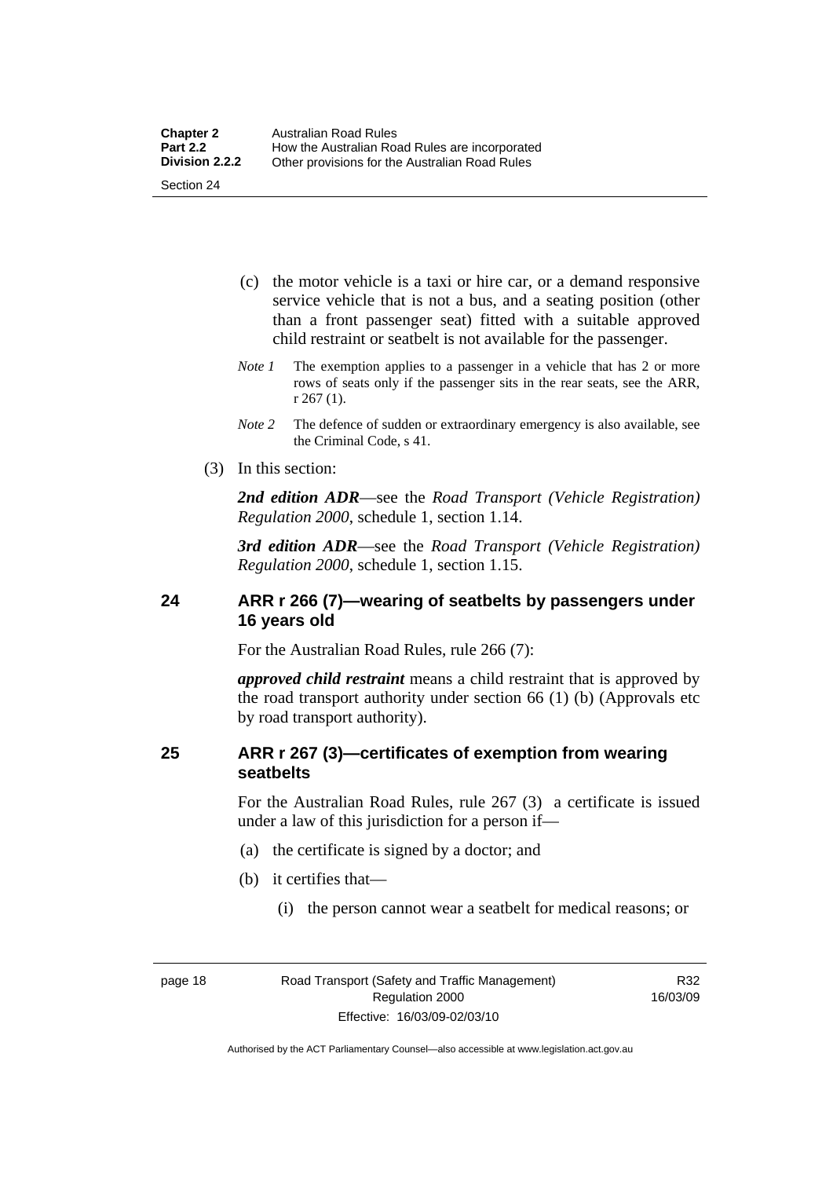(c) the motor vehicle is a taxi or hire car, or a demand responsive service vehicle that is not a bus, and a seating position (other than a front passenger seat) fitted with a suitable approved child restraint or seatbelt is not available for the passenger.

*Note 1* The exemption applies to a passenger in a vehicle that has 2 or more rows of seats only if the passenger sits in the rear seats, see the ARR, r 267 (1).

*Note 2* The defence of sudden or extraordinary emergency is also available, see the Criminal Code, s 41.

(3) In this section:

***2nd edition ADR***—see the *Road Transport (Vehicle Registration) Regulation 2000*, schedule 1, section 1.14.

***3rd edition ADR***—see the *Road Transport (Vehicle Registration) Regulation 2000*, schedule 1, section 1.15.

## 24 ARR r 266 (7)—wearing of seatbelts by passengers under 16 years old

For the Australian Road Rules, rule 266 (7):

***approved child restraint*** means a child restraint that is approved by the road transport authority under section 66 (1) (b) (Approvals etc by road transport authority).

## 25 ARR r 267 (3)—certificates of exemption from wearing seatbelts

For the Australian Road Rules, rule 267 (3) a certificate is issued under a law of this jurisdiction for a person if—

(a) the certificate is signed by a doctor; and

(b) it certifies that—

(i) the person cannot wear a seatbelt for medical reasons; or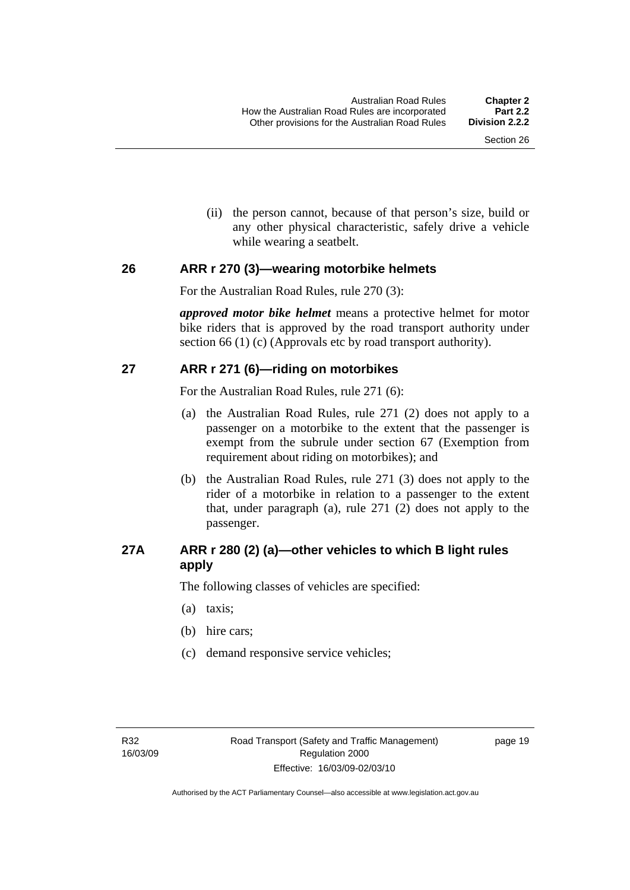(ii) the person cannot, because of that person's size, build or any other physical characteristic, safely drive a vehicle while wearing a seatbelt.

## 26 ARR r 270 (3)—wearing motorbike helmets

For the Australian Road Rules, rule 270 (3):

***approved motor bike helmet*** means a protective helmet for motor bike riders that is approved by the road transport authority under section 66 (1) (c) (Approvals etc by road transport authority).

## 27 ARR r 271 (6)—riding on motorbikes

For the Australian Road Rules, rule 271 (6):

(a) the Australian Road Rules, rule 271 (2) does not apply to a passenger on a motorbike to the extent that the passenger is exempt from the subrule under section 67 (Exemption from requirement about riding on motorbikes); and

(b) the Australian Road Rules, rule 271 (3) does not apply to the rider of a motorbike in relation to a passenger to the extent that, under paragraph (a), rule 271 (2) does not apply to the passenger.

## 27A ARR r 280 (2) (a)—other vehicles to which B light rules apply

The following classes of vehicles are specified:

(a) taxis;

(b) hire cars;

(c) demand responsive service vehicles;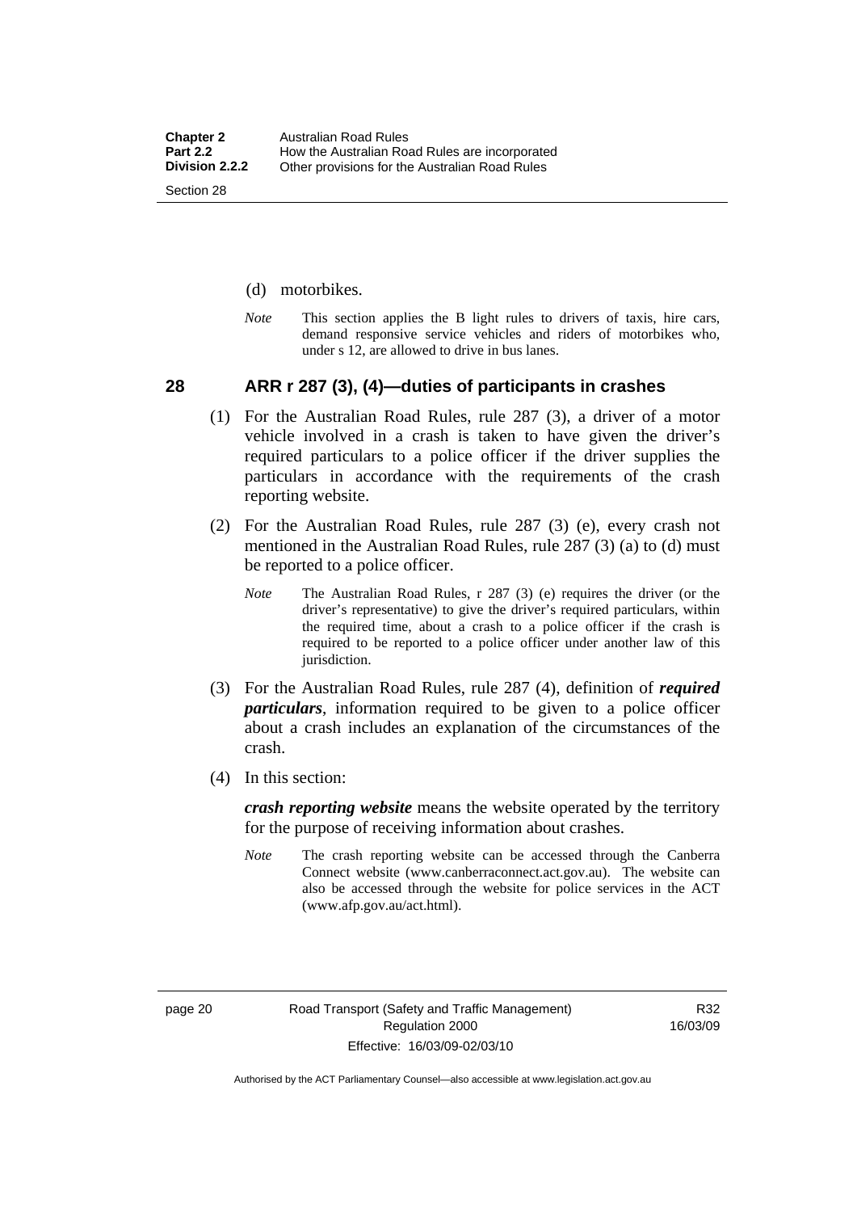(d) motorbikes.

*Note* This section applies the B light rules to drivers of taxis, hire cars, demand responsive service vehicles and riders of motorbikes who, under s 12, are allowed to drive in bus lanes.

## 28 ARR r 287 (3), (4)—duties of participants in crashes

(1) For the Australian Road Rules, rule 287 (3), a driver of a motor vehicle involved in a crash is taken to have given the driver's required particulars to a police officer if the driver supplies the particulars in accordance with the requirements of the crash reporting website.

(2) For the Australian Road Rules, rule 287 (3) (e), every crash not mentioned in the Australian Road Rules, rule 287 (3) (a) to (d) must be reported to a police officer.

*Note* The Australian Road Rules, r 287 (3) (e) requires the driver (or the driver's representative) to give the driver's required particulars, within the required time, about a crash to a police officer if the crash is required to be reported to a police officer under another law of this jurisdiction.

(3) For the Australian Road Rules, rule 287 (4), definition of ***required particulars***, information required to be given to a police officer about a crash includes an explanation of the circumstances of the crash.

(4) In this section:

***crash reporting website*** means the website operated by the territory for the purpose of receiving information about crashes.

*Note* The crash reporting website can be accessed through the Canberra Connect website (www.canberraconnect.act.gov.au). The website can also be accessed through the website for police services in the ACT (www.afp.gov.au/act.html).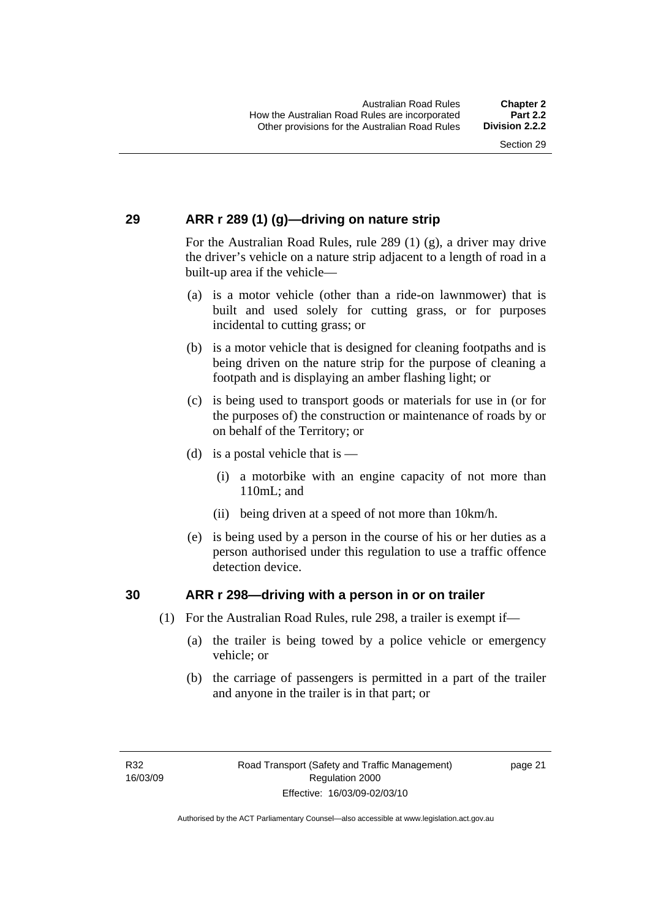## 29 ARR r 289 (1) (g)—driving on nature strip

For the Australian Road Rules, rule 289 (1) (g), a driver may drive the driver's vehicle on a nature strip adjacent to a length of road in a built-up area if the vehicle—

(a) is a motor vehicle (other than a ride-on lawnmower) that is built and used solely for cutting grass, or for purposes incidental to cutting grass; or

(b) is a motor vehicle that is designed for cleaning footpaths and is being driven on the nature strip for the purpose of cleaning a footpath and is displaying an amber flashing light; or

(c) is being used to transport goods or materials for use in (or for the purposes of) the construction or maintenance of roads by or on behalf of the Territory; or

(d) is a postal vehicle that is —

(i) a motorbike with an engine capacity of not more than 110mL; and

(ii) being driven at a speed of not more than 10km/h.

(e) is being used by a person in the course of his or her duties as a person authorised under this regulation to use a traffic offence detection device.

## 30 ARR r 298—driving with a person in or on trailer

(1) For the Australian Road Rules, rule 298, a trailer is exempt if—

(a) the trailer is being towed by a police vehicle or emergency vehicle; or

(b) the carriage of passengers is permitted in a part of the trailer and anyone in the trailer is in that part; or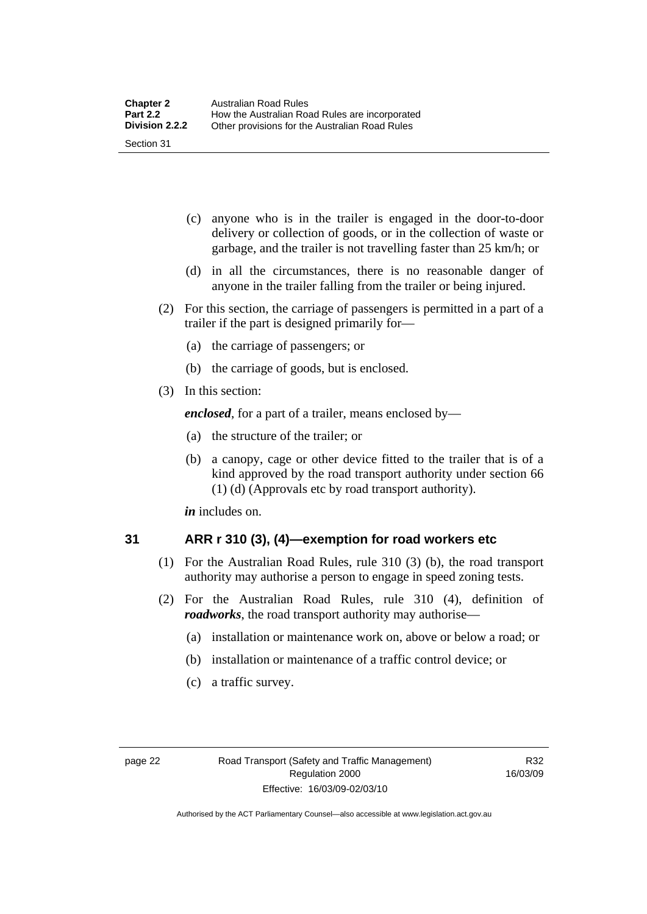(c) anyone who is in the trailer is engaged in the door-to-door delivery or collection of goods, or in the collection of waste or garbage, and the trailer is not travelling faster than 25 km/h; or

(d) in all the circumstances, there is no reasonable danger of anyone in the trailer falling from the trailer or being injured.

(2) For this section, the carriage of passengers is permitted in a part of a trailer if the part is designed primarily for—

(a) the carriage of passengers; or

(b) the carriage of goods, but is enclosed.

(3) In this section:

***enclosed***, for a part of a trailer, means enclosed by—

(a) the structure of the trailer; or

(b) a canopy, cage or other device fitted to the trailer that is of a kind approved by the road transport authority under section 66 (1) (d) (Approvals etc by road transport authority).

***in*** includes on.

## 31 ARR r 310 (3), (4)—exemption for road workers etc

(1) For the Australian Road Rules, rule 310 (3) (b), the road transport authority may authorise a person to engage in speed zoning tests.

(2) For the Australian Road Rules, rule 310 (4), definition of ***roadworks***, the road transport authority may authorise—

(a) installation or maintenance work on, above or below a road; or

(b) installation or maintenance of a traffic control device; or

(c) a traffic survey.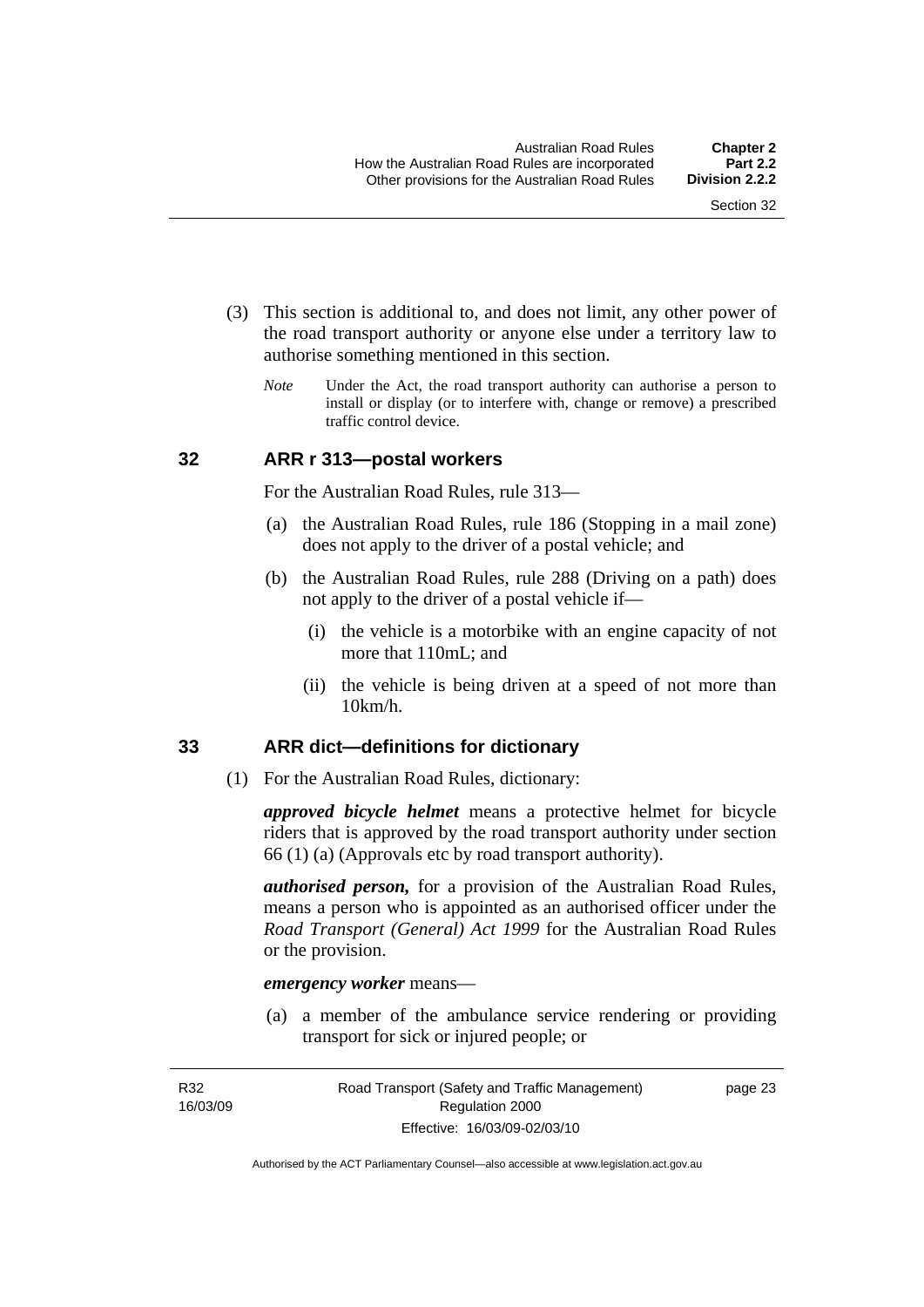(3) This section is additional to, and does not limit, any other power of the road transport authority or anyone else under a territory law to authorise something mentioned in this section.

*Note* Under the Act, the road transport authority can authorise a person to install or display (or to interfere with, change or remove) a prescribed traffic control device.

## 32 ARR r 313—postal workers

For the Australian Road Rules, rule 313—

(a) the Australian Road Rules, rule 186 (Stopping in a mail zone) does not apply to the driver of a postal vehicle; and

(b) the Australian Road Rules, rule 288 (Driving on a path) does not apply to the driver of a postal vehicle if—

(i) the vehicle is a motorbike with an engine capacity of not more that 110mL; and

(ii) the vehicle is being driven at a speed of not more than 10km/h.

## 33 ARR dict—definitions for dictionary

(1) For the Australian Road Rules, dictionary:

***approved bicycle helmet*** means a protective helmet for bicycle riders that is approved by the road transport authority under section 66 (1) (a) (Approvals etc by road transport authority).

***authorised person,*** for a provision of the Australian Road Rules, means a person who is appointed as an authorised officer under the *Road Transport (General) Act 1999* for the Australian Road Rules or the provision.

***emergency worker*** means—

(a) a member of the ambulance service rendering or providing transport for sick or injured people; or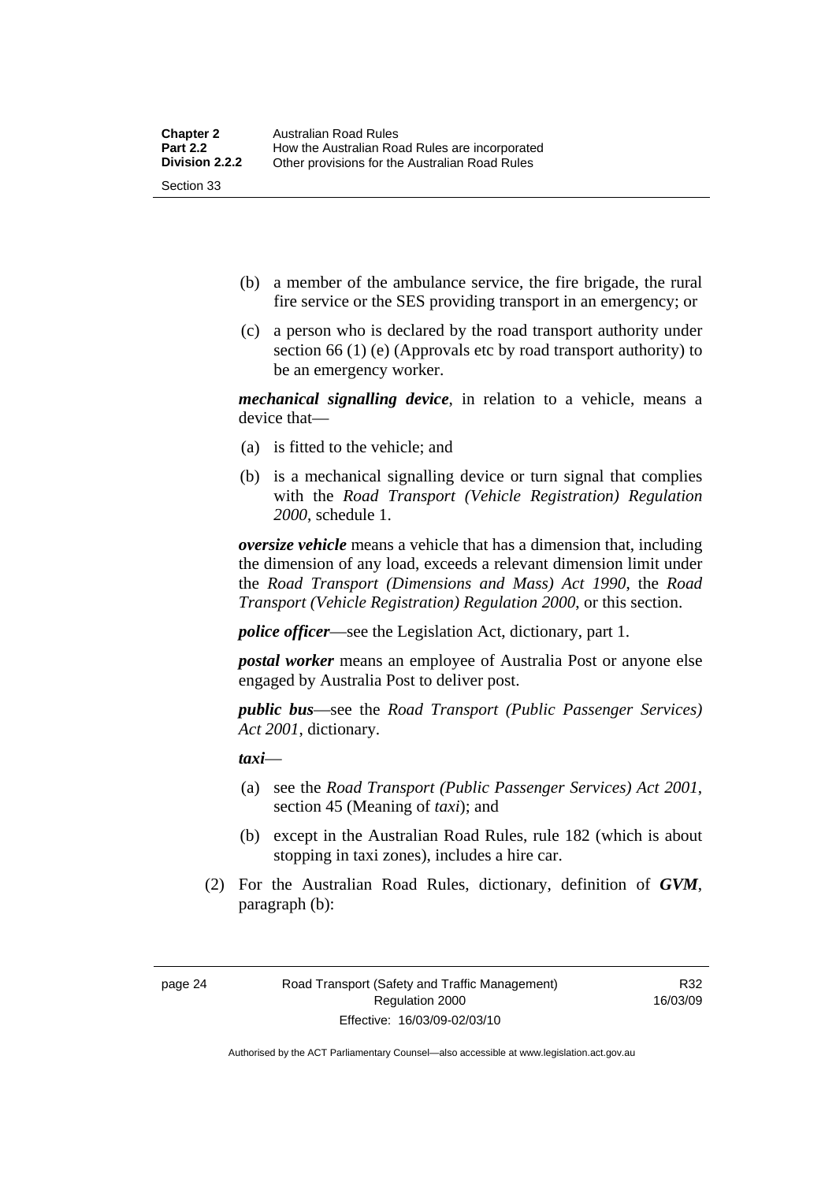(b) a member of the ambulance service, the fire brigade, the rural fire service or the SES providing transport in an emergency; or

(c) a person who is declared by the road transport authority under section 66 (1) (e) (Approvals etc by road transport authority) to be an emergency worker.

***mechanical signalling device***, in relation to a vehicle, means a device that—

(a) is fitted to the vehicle; and

(b) is a mechanical signalling device or turn signal that complies with the *Road Transport (Vehicle Registration) Regulation 2000*, schedule 1.

***oversize vehicle*** means a vehicle that has a dimension that, including the dimension of any load, exceeds a relevant dimension limit under the *Road Transport (Dimensions and Mass) Act 1990*, the *Road Transport (Vehicle Registration) Regulation 2000*, or this section.

***police officer***—see the Legislation Act, dictionary, part 1.

***postal worker*** means an employee of Australia Post or anyone else engaged by Australia Post to deliver post.

***public bus***—see the *Road Transport (Public Passenger Services) Act 2001*, dictionary.

***taxi***—

(a) see the *Road Transport (Public Passenger Services) Act 2001*, section 45 (Meaning of *taxi*); and

(b) except in the Australian Road Rules, rule 182 (which is about stopping in taxi zones), includes a hire car.

(2) For the Australian Road Rules, dictionary, definition of ***GVM***, paragraph (b):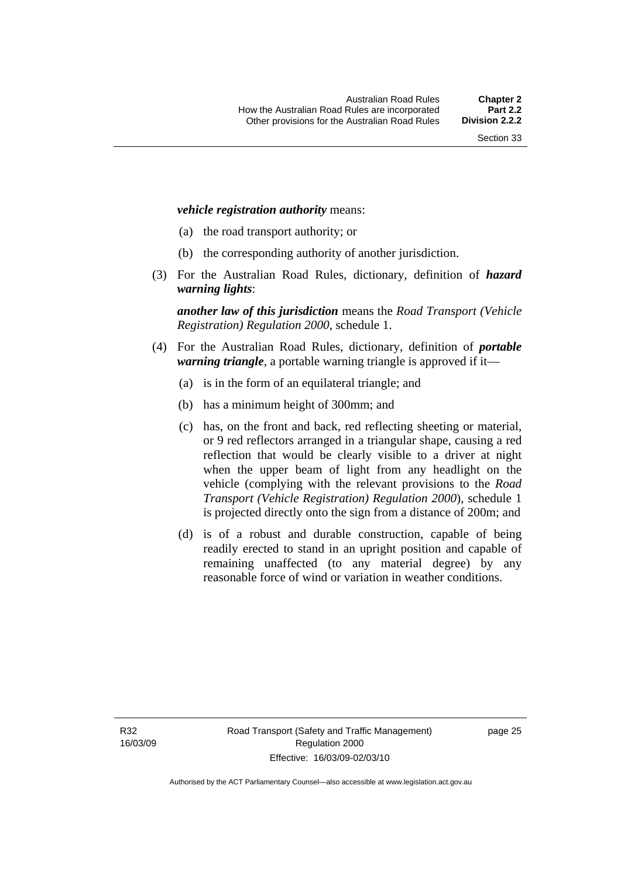***vehicle registration authority*** means:

(a) the road transport authority; or

(b) the corresponding authority of another jurisdiction.

(3) For the Australian Road Rules, dictionary, definition of ***hazard warning lights***:

***another law of this jurisdiction*** means the *Road Transport (Vehicle Registration) Regulation 2000*, schedule 1.

(4) For the Australian Road Rules, dictionary, definition of ***portable warning triangle***, a portable warning triangle is approved if it—

(a) is in the form of an equilateral triangle; and

(b) has a minimum height of 300mm; and

(c) has, on the front and back, red reflecting sheeting or material, or 9 red reflectors arranged in a triangular shape, causing a red reflection that would be clearly visible to a driver at night when the upper beam of light from any headlight on the vehicle (complying with the relevant provisions to the *Road Transport (Vehicle Registration) Regulation 2000*), schedule 1 is projected directly onto the sign from a distance of 200m; and

(d) is of a robust and durable construction, capable of being readily erected to stand in an upright position and capable of remaining unaffected (to any material degree) by any reasonable force of wind or variation in weather conditions.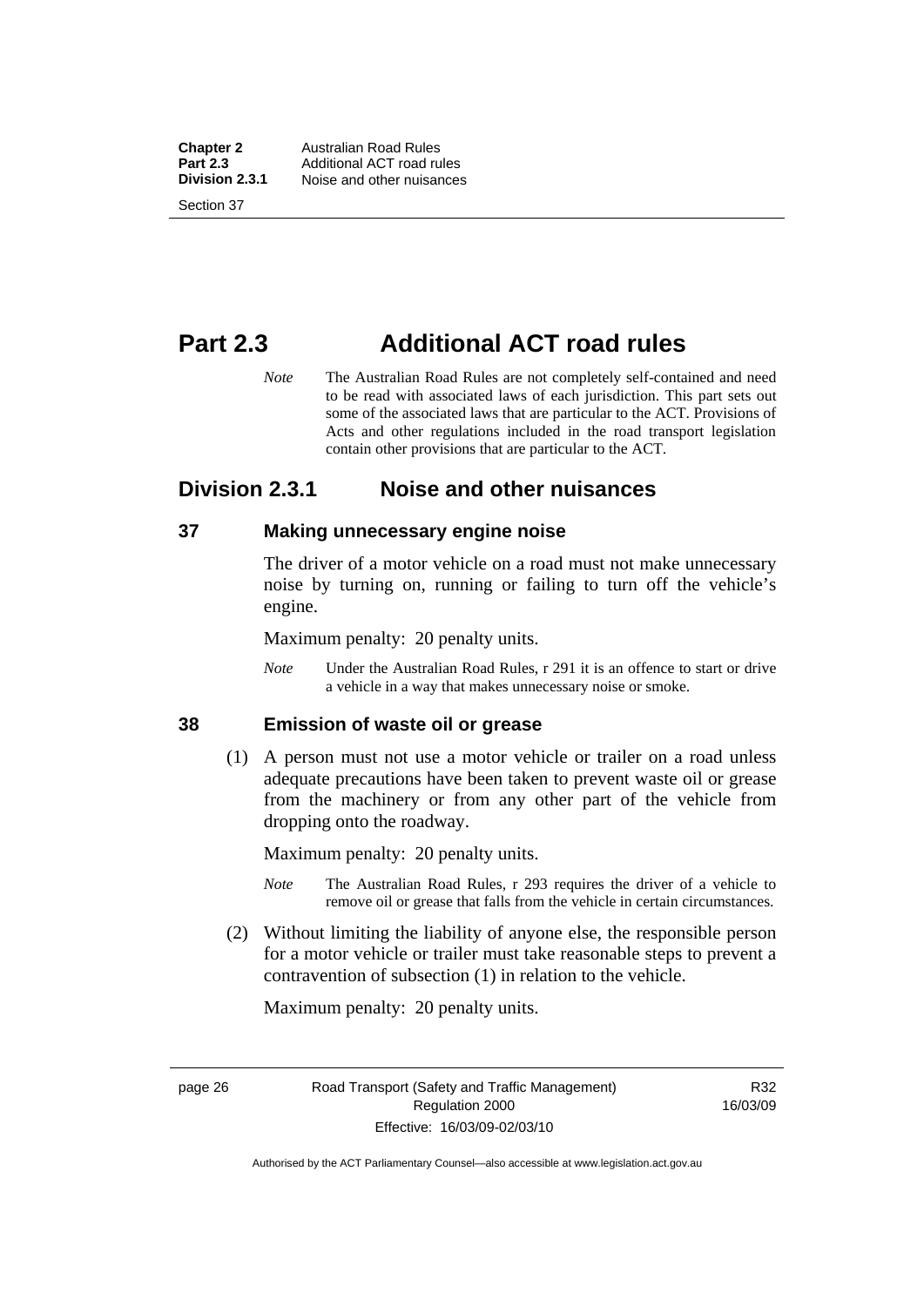# Part 2.3 Additional ACT road rules

*Note* The Australian Road Rules are not completely self-contained and need to be read with associated laws of each jurisdiction. This part sets out some of the associated laws that are particular to the ACT. Provisions of Acts and other regulations included in the road transport legislation contain other provisions that are particular to the ACT.

## Division 2.3.1 Noise and other nuisances

### 37 Making unnecessary engine noise

The driver of a motor vehicle on a road must not make unnecessary noise by turning on, running or failing to turn off the vehicle's engine.

Maximum penalty: 20 penalty units.

*Note* Under the Australian Road Rules, r 291 it is an offence to start or drive a vehicle in a way that makes unnecessary noise or smoke.

### 38 Emission of waste oil or grease

(1) A person must not use a motor vehicle or trailer on a road unless adequate precautions have been taken to prevent waste oil or grease from the machinery or from any other part of the vehicle from dropping onto the roadway.

Maximum penalty: 20 penalty units.

*Note* The Australian Road Rules, r 293 requires the driver of a vehicle to remove oil or grease that falls from the vehicle in certain circumstances.

(2) Without limiting the liability of anyone else, the responsible person for a motor vehicle or trailer must take reasonable steps to prevent a contravention of subsection (1) in relation to the vehicle.

Maximum penalty: 20 penalty units.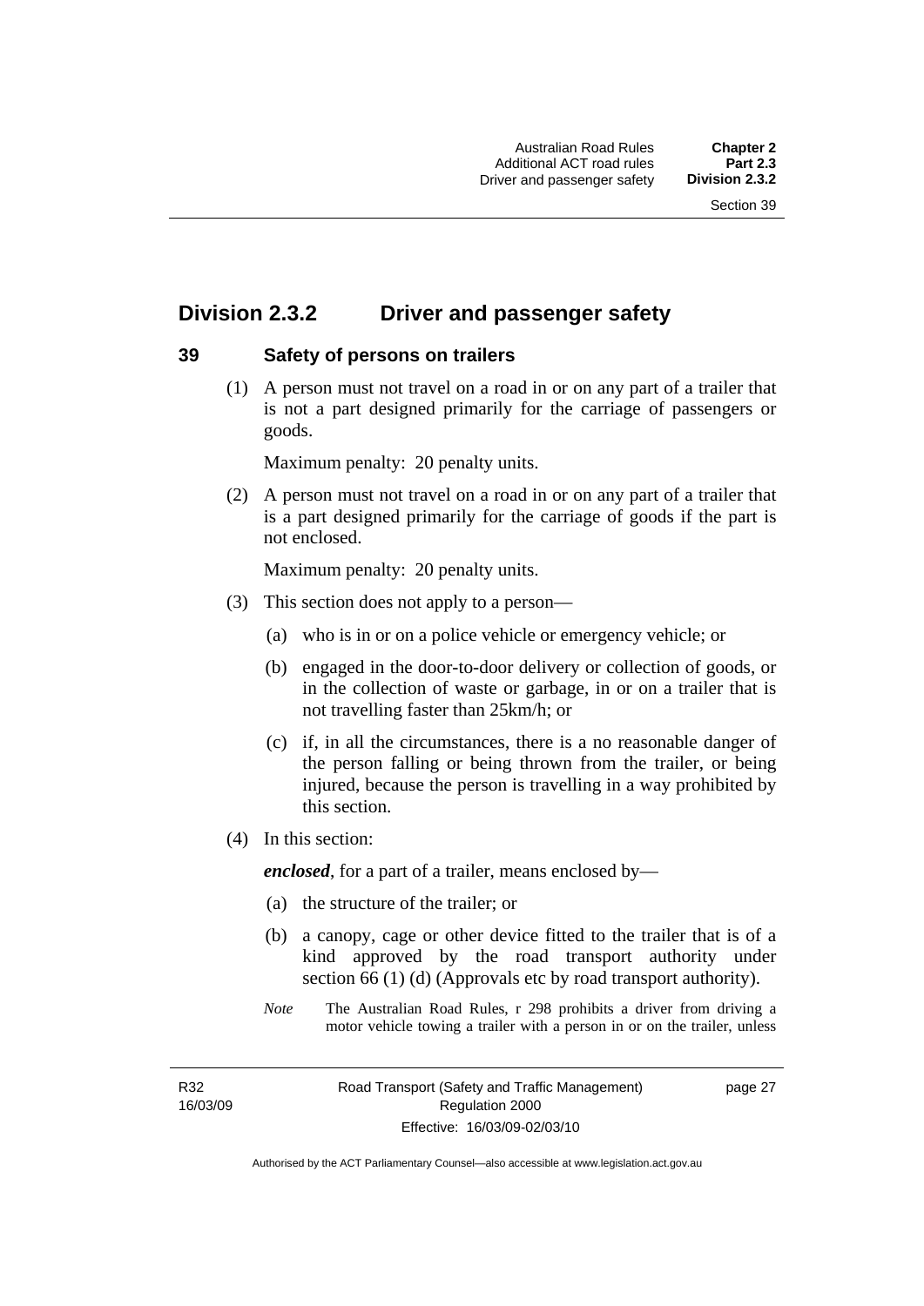## Division 2.3.2 Driver and passenger safety

### 39 Safety of persons on trailers

(1) A person must not travel on a road in or on any part of a trailer that is not a part designed primarily for the carriage of passengers or goods.

Maximum penalty: 20 penalty units.

(2) A person must not travel on a road in or on any part of a trailer that is a part designed primarily for the carriage of goods if the part is not enclosed.

Maximum penalty: 20 penalty units.

(3) This section does not apply to a person—

(a) who is in or on a police vehicle or emergency vehicle; or

(b) engaged in the door-to-door delivery or collection of goods, or in the collection of waste or garbage, in or on a trailer that is not travelling faster than 25km/h; or

(c) if, in all the circumstances, there is a no reasonable danger of the person falling or being thrown from the trailer, or being injured, because the person is travelling in a way prohibited by this section.

(4) In this section:

***enclosed***, for a part of a trailer, means enclosed by—

(a) the structure of the trailer; or

(b) a canopy, cage or other device fitted to the trailer that is of a kind approved by the road transport authority under section 66 (1) (d) (Approvals etc by road transport authority).

*Note* The Australian Road Rules, r 298 prohibits a driver from driving a motor vehicle towing a trailer with a person in or on the trailer, unless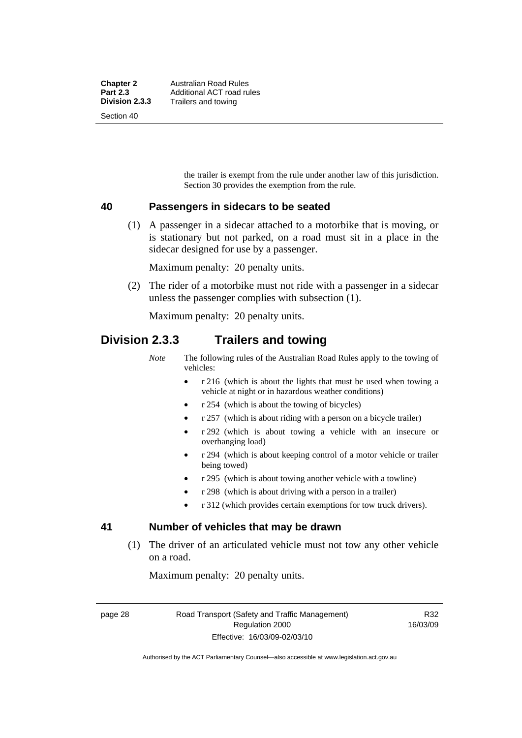the trailer is exempt from the rule under another law of this jurisdiction. Section 30 provides the exemption from the rule.

### 40 Passengers in sidecars to be seated

(1) A passenger in a sidecar attached to a motorbike that is moving, or is stationary but not parked, on a road must sit in a place in the sidecar designed for use by a passenger.

Maximum penalty: 20 penalty units.

(2) The rider of a motorbike must not ride with a passenger in a sidecar unless the passenger complies with subsection (1).

Maximum penalty: 20 penalty units.

## Division 2.3.3 Trailers and towing

*Note* The following rules of the Australian Road Rules apply to the towing of vehicles:

- r 216 (which is about the lights that must be used when towing a vehicle at night or in hazardous weather conditions)
- r 254 (which is about the towing of bicycles)
- r 257 (which is about riding with a person on a bicycle trailer)
- r 292 (which is about towing a vehicle with an insecure or overhanging load)
- r 294 (which is about keeping control of a motor vehicle or trailer being towed)
- r 295 (which is about towing another vehicle with a towline)
- r 298 (which is about driving with a person in a trailer)
- r 312 (which provides certain exemptions for tow truck drivers).

### 41 Number of vehicles that may be drawn

(1) The driver of an articulated vehicle must not tow any other vehicle on a road.

Maximum penalty: 20 penalty units.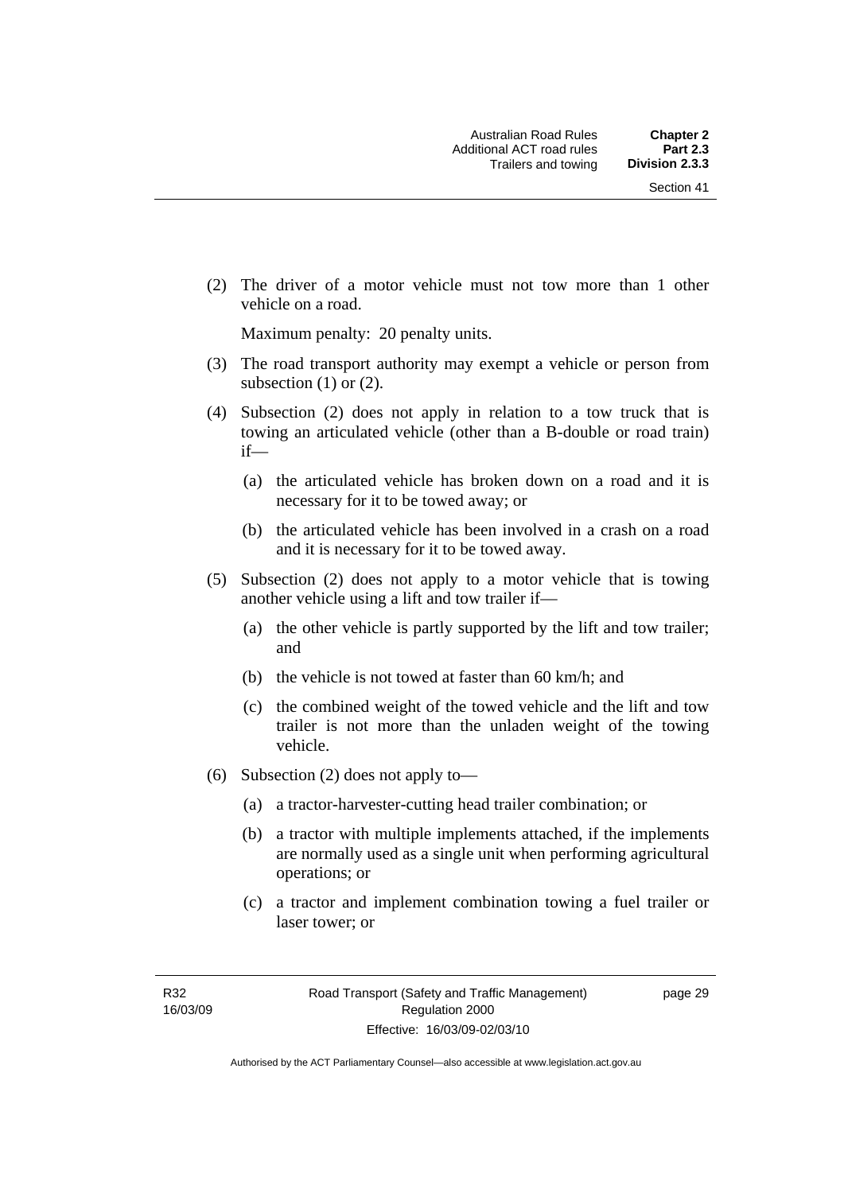(2) The driver of a motor vehicle must not tow more than 1 other vehicle on a road.

Maximum penalty: 20 penalty units.

(3) The road transport authority may exempt a vehicle or person from subsection (1) or (2).

(4) Subsection (2) does not apply in relation to a tow truck that is towing an articulated vehicle (other than a B-double or road train) if—

(a) the articulated vehicle has broken down on a road and it is necessary for it to be towed away; or

(b) the articulated vehicle has been involved in a crash on a road and it is necessary for it to be towed away.

(5) Subsection (2) does not apply to a motor vehicle that is towing another vehicle using a lift and tow trailer if—

(a) the other vehicle is partly supported by the lift and tow trailer; and

(b) the vehicle is not towed at faster than 60 km/h; and

(c) the combined weight of the towed vehicle and the lift and tow trailer is not more than the unladen weight of the towing vehicle.

(6) Subsection (2) does not apply to—

(a) a tractor-harvester-cutting head trailer combination; or

(b) a tractor with multiple implements attached, if the implements are normally used as a single unit when performing agricultural operations; or

(c) a tractor and implement combination towing a fuel trailer or laser tower; or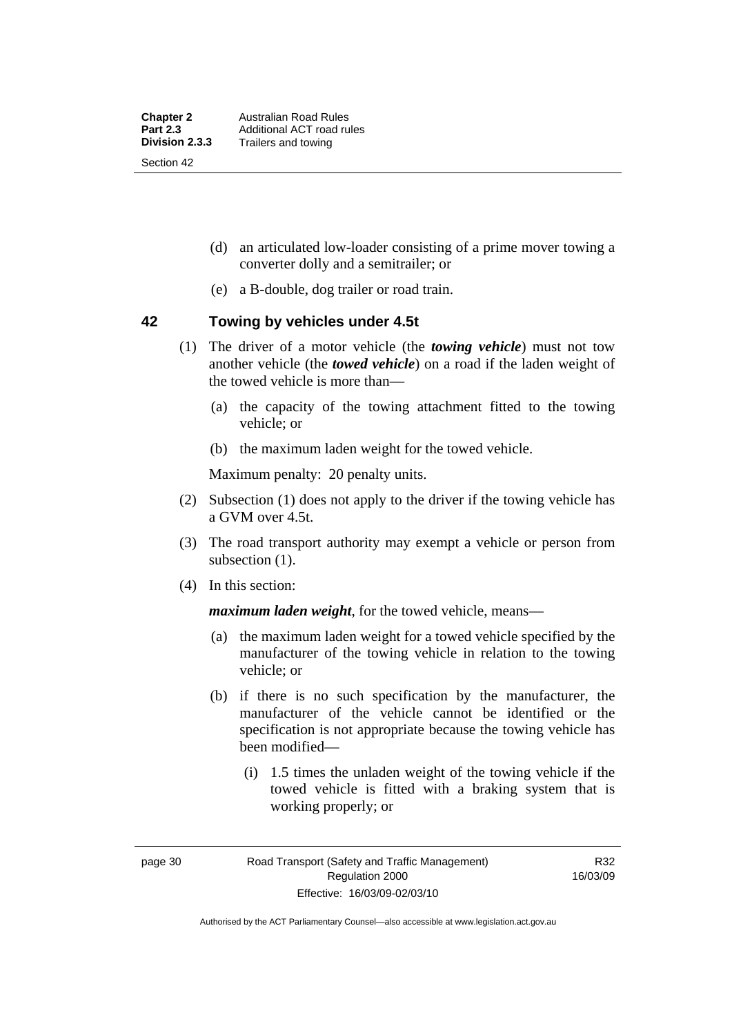(d) an articulated low-loader consisting of a prime mover towing a converter dolly and a semitrailer; or

(e) a B-double, dog trailer or road train.

## 42 Towing by vehicles under 4.5t

(1) The driver of a motor vehicle (the ***towing vehicle***) must not tow another vehicle (the ***towed vehicle***) on a road if the laden weight of the towed vehicle is more than—

(a) the capacity of the towing attachment fitted to the towing vehicle; or

(b) the maximum laden weight for the towed vehicle.

Maximum penalty: 20 penalty units.

(2) Subsection (1) does not apply to the driver if the towing vehicle has a GVM over 4.5t.

(3) The road transport authority may exempt a vehicle or person from subsection (1).

(4) In this section:

***maximum laden weight***, for the towed vehicle, means—

(a) the maximum laden weight for a towed vehicle specified by the manufacturer of the towing vehicle in relation to the towing vehicle; or

(b) if there is no such specification by the manufacturer, the manufacturer of the vehicle cannot be identified or the specification is not appropriate because the towing vehicle has been modified—

(i) 1.5 times the unladen weight of the towing vehicle if the towed vehicle is fitted with a braking system that is working properly; or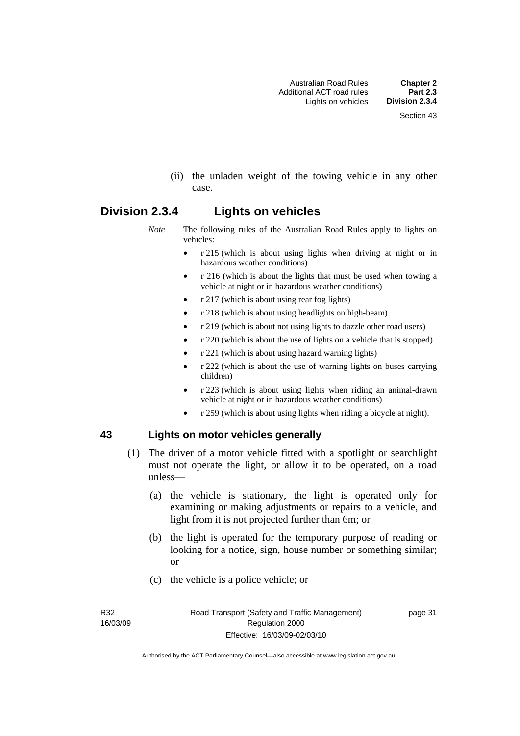(ii) the unladen weight of the towing vehicle in any other case.

## Division 2.3.4 Lights on vehicles

*Note* The following rules of the Australian Road Rules apply to lights on vehicles:

- r 215 (which is about using lights when driving at night or in hazardous weather conditions)
- r 216 (which is about the lights that must be used when towing a vehicle at night or in hazardous weather conditions)
- r 217 (which is about using rear fog lights)
- r 218 (which is about using headlights on high-beam)
- r 219 (which is about not using lights to dazzle other road users)
- r 220 (which is about the use of lights on a vehicle that is stopped)
- r 221 (which is about using hazard warning lights)
- r 222 (which is about the use of warning lights on buses carrying children)
- r 223 (which is about using lights when riding an animal-drawn vehicle at night or in hazardous weather conditions)
- r 259 (which is about using lights when riding a bicycle at night).

### 43 Lights on motor vehicles generally

(1) The driver of a motor vehicle fitted with a spotlight or searchlight must not operate the light, or allow it to be operated, on a road unless—

(a) the vehicle is stationary, the light is operated only for examining or making adjustments or repairs to a vehicle, and light from it is not projected further than 6m; or

(b) the light is operated for the temporary purpose of reading or looking for a notice, sign, house number or something similar; or

(c) the vehicle is a police vehicle; or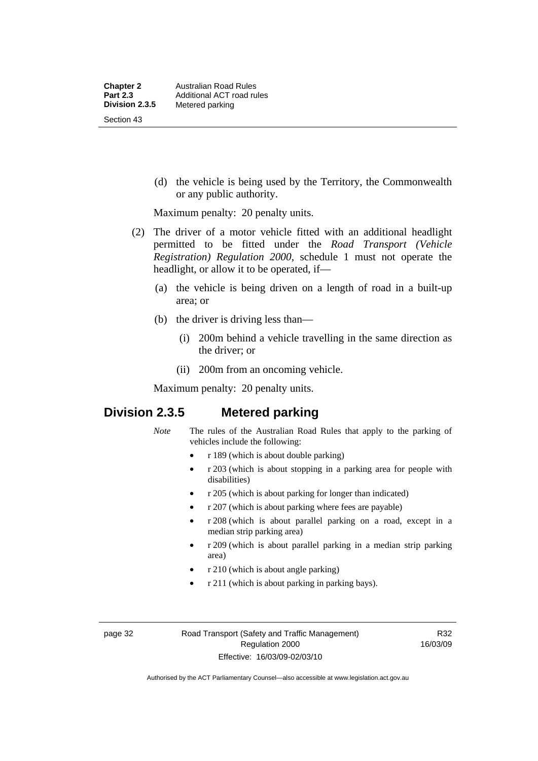(d) the vehicle is being used by the Territory, the Commonwealth or any public authority.

Maximum penalty: 20 penalty units.

(2) The driver of a motor vehicle fitted with an additional headlight permitted to be fitted under the *Road Transport (Vehicle Registration) Regulation 2000*, schedule 1 must not operate the headlight, or allow it to be operated, if—

(a) the vehicle is being driven on a length of road in a built-up area; or

(b) the driver is driving less than—

(i) 200m behind a vehicle travelling in the same direction as the driver; or

(ii) 200m from an oncoming vehicle.

Maximum penalty: 20 penalty units.

## Division 2.3.5 Metered parking

*Note* The rules of the Australian Road Rules that apply to the parking of vehicles include the following:

- r 189 (which is about double parking)
- r 203 (which is about stopping in a parking area for people with disabilities)
- r 205 (which is about parking for longer than indicated)
- r 207 (which is about parking where fees are payable)
- r 208 (which is about parallel parking on a road, except in a median strip parking area)
- r 209 (which is about parallel parking in a median strip parking area)
- r 210 (which is about angle parking)
- r 211 (which is about parking in parking bays).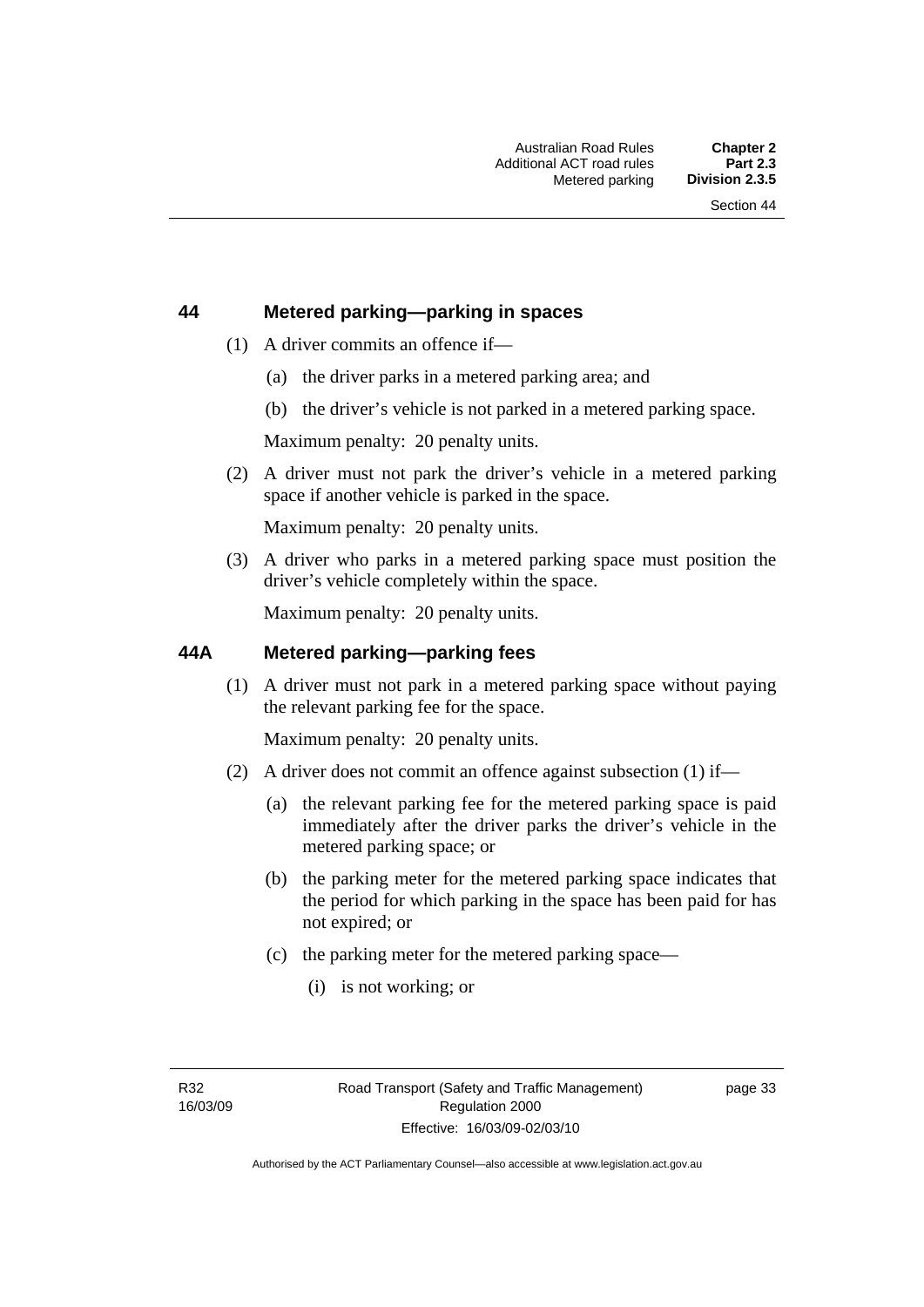## 44 Metered parking—parking in spaces

(1) A driver commits an offence if—

(a) the driver parks in a metered parking area; and

(b) the driver's vehicle is not parked in a metered parking space.

Maximum penalty: 20 penalty units.

(2) A driver must not park the driver's vehicle in a metered parking space if another vehicle is parked in the space.

Maximum penalty: 20 penalty units.

(3) A driver who parks in a metered parking space must position the driver's vehicle completely within the space.

Maximum penalty: 20 penalty units.

## 44A Metered parking—parking fees

(1) A driver must not park in a metered parking space without paying the relevant parking fee for the space.

Maximum penalty: 20 penalty units.

(2) A driver does not commit an offence against subsection (1) if—

(a) the relevant parking fee for the metered parking space is paid immediately after the driver parks the driver's vehicle in the metered parking space; or

(b) the parking meter for the metered parking space indicates that the period for which parking in the space has been paid for has not expired; or

(c) the parking meter for the metered parking space—

(i) is not working; or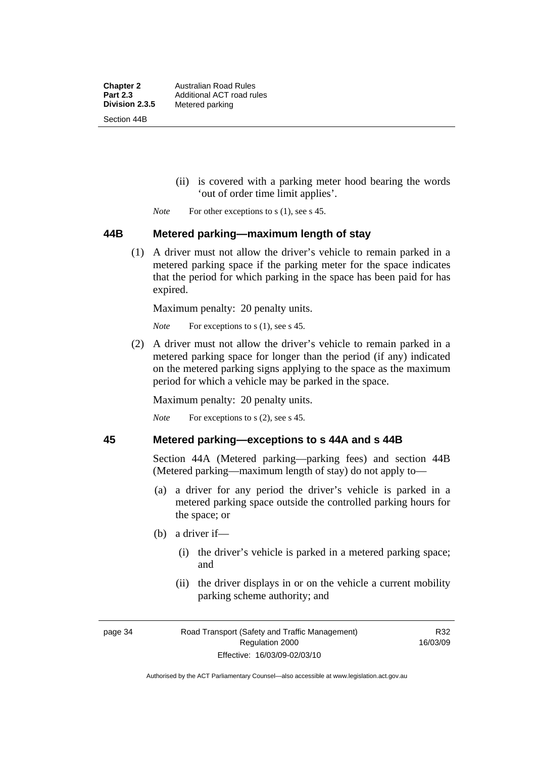(ii) is covered with a parking meter hood bearing the words 'out of order time limit applies'.

*Note* For other exceptions to s (1), see s 45.

## 44B Metered parking—maximum length of stay

(1) A driver must not allow the driver's vehicle to remain parked in a metered parking space if the parking meter for the space indicates that the period for which parking in the space has been paid for has expired.

Maximum penalty: 20 penalty units.

*Note* For exceptions to s (1), see s 45.

(2) A driver must not allow the driver's vehicle to remain parked in a metered parking space for longer than the period (if any) indicated on the metered parking signs applying to the space as the maximum period for which a vehicle may be parked in the space.

Maximum penalty: 20 penalty units.

*Note* For exceptions to s (2), see s 45.

## 45 Metered parking—exceptions to s 44A and s 44B

Section 44A (Metered parking—parking fees) and section 44B (Metered parking—maximum length of stay) do not apply to—

(a) a driver for any period the driver's vehicle is parked in a metered parking space outside the controlled parking hours for the space; or

(b) a driver if—

(i) the driver's vehicle is parked in a metered parking space; and

(ii) the driver displays in or on the vehicle a current mobility parking scheme authority; and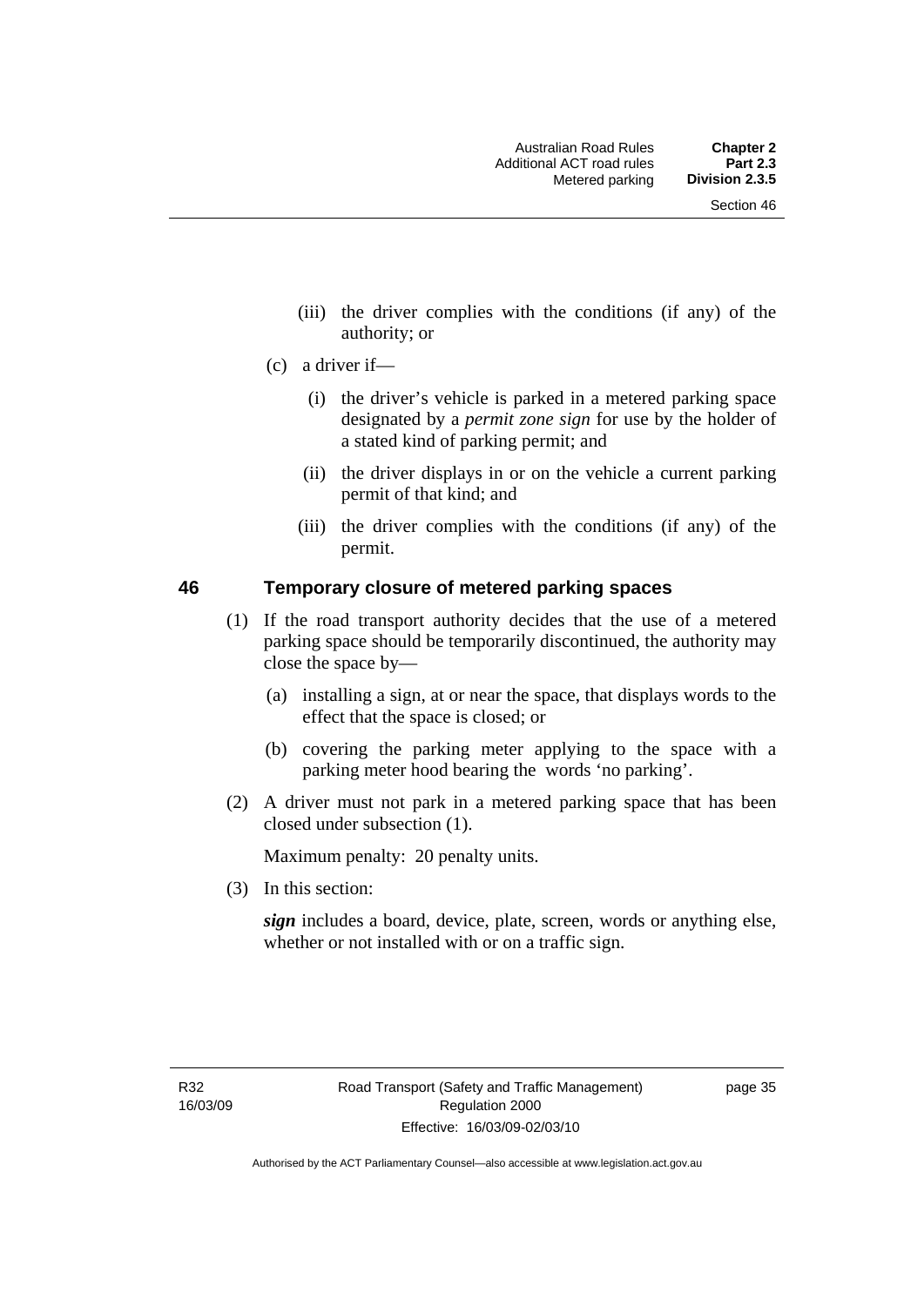(iii) the driver complies with the conditions (if any) of the authority; or

(c) a driver if—

(i) the driver's vehicle is parked in a metered parking space designated by a *permit zone sign* for use by the holder of a stated kind of parking permit; and

(ii) the driver displays in or on the vehicle a current parking permit of that kind; and

(iii) the driver complies with the conditions (if any) of the permit.

## 46 Temporary closure of metered parking spaces

(1) If the road transport authority decides that the use of a metered parking space should be temporarily discontinued, the authority may close the space by—

(a) installing a sign, at or near the space, that displays words to the effect that the space is closed; or

(b) covering the parking meter applying to the space with a parking meter hood bearing the words 'no parking'.

(2) A driver must not park in a metered parking space that has been closed under subsection (1).

Maximum penalty: 20 penalty units.

(3) In this section:

***sign*** includes a board, device, plate, screen, words or anything else, whether or not installed with or on a traffic sign.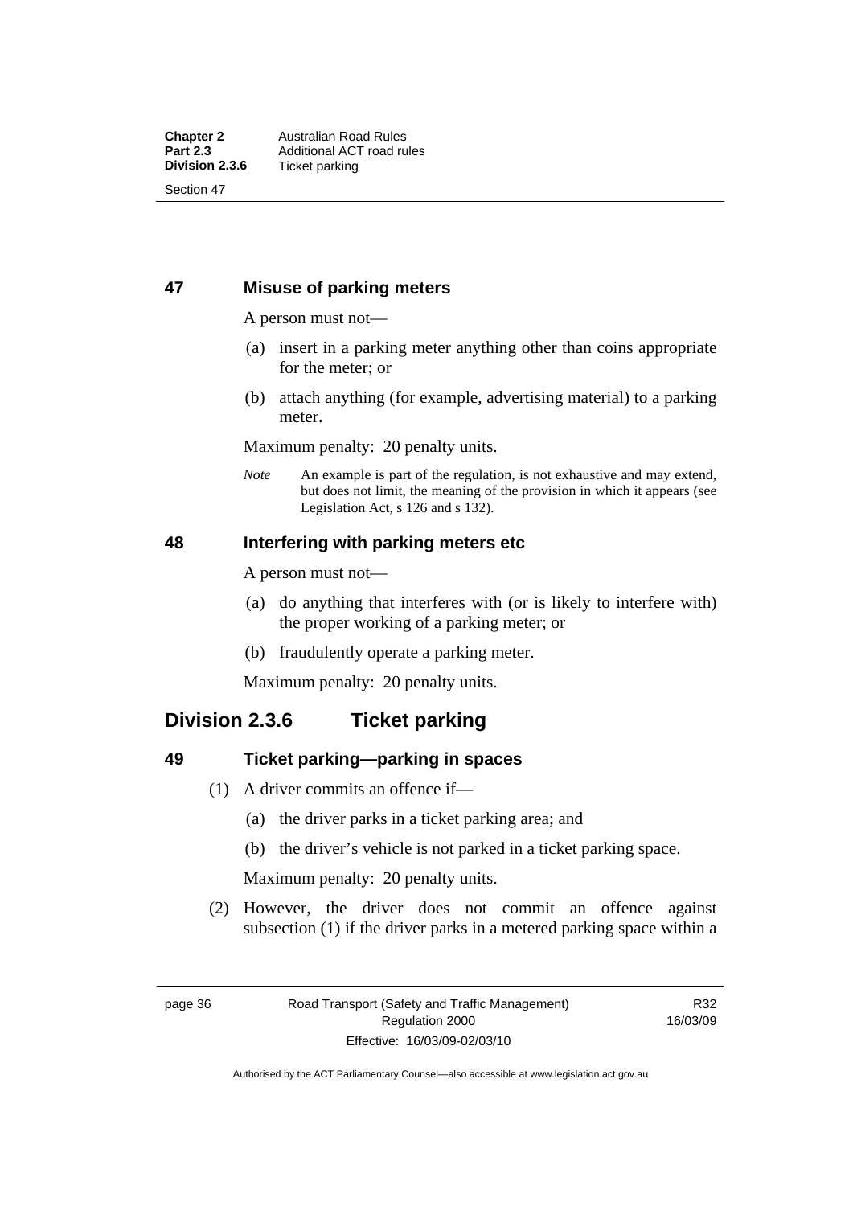## 47 Misuse of parking meters

A person must not—

(a) insert in a parking meter anything other than coins appropriate for the meter; or

(b) attach anything (for example, advertising material) to a parking meter.

Maximum penalty: 20 penalty units.

*Note* An example is part of the regulation, is not exhaustive and may extend, but does not limit, the meaning of the provision in which it appears (see Legislation Act, s 126 and s 132).

## 48 Interfering with parking meters etc

A person must not—

(a) do anything that interferes with (or is likely to interfere with) the proper working of a parking meter; or

(b) fraudulently operate a parking meter.

Maximum penalty: 20 penalty units.

# Division 2.3.6 Ticket parking

## 49 Ticket parking—parking in spaces

(1) A driver commits an offence if—

(a) the driver parks in a ticket parking area; and

(b) the driver's vehicle is not parked in a ticket parking space.

Maximum penalty: 20 penalty units.

(2) However, the driver does not commit an offence against subsection (1) if the driver parks in a metered parking space within a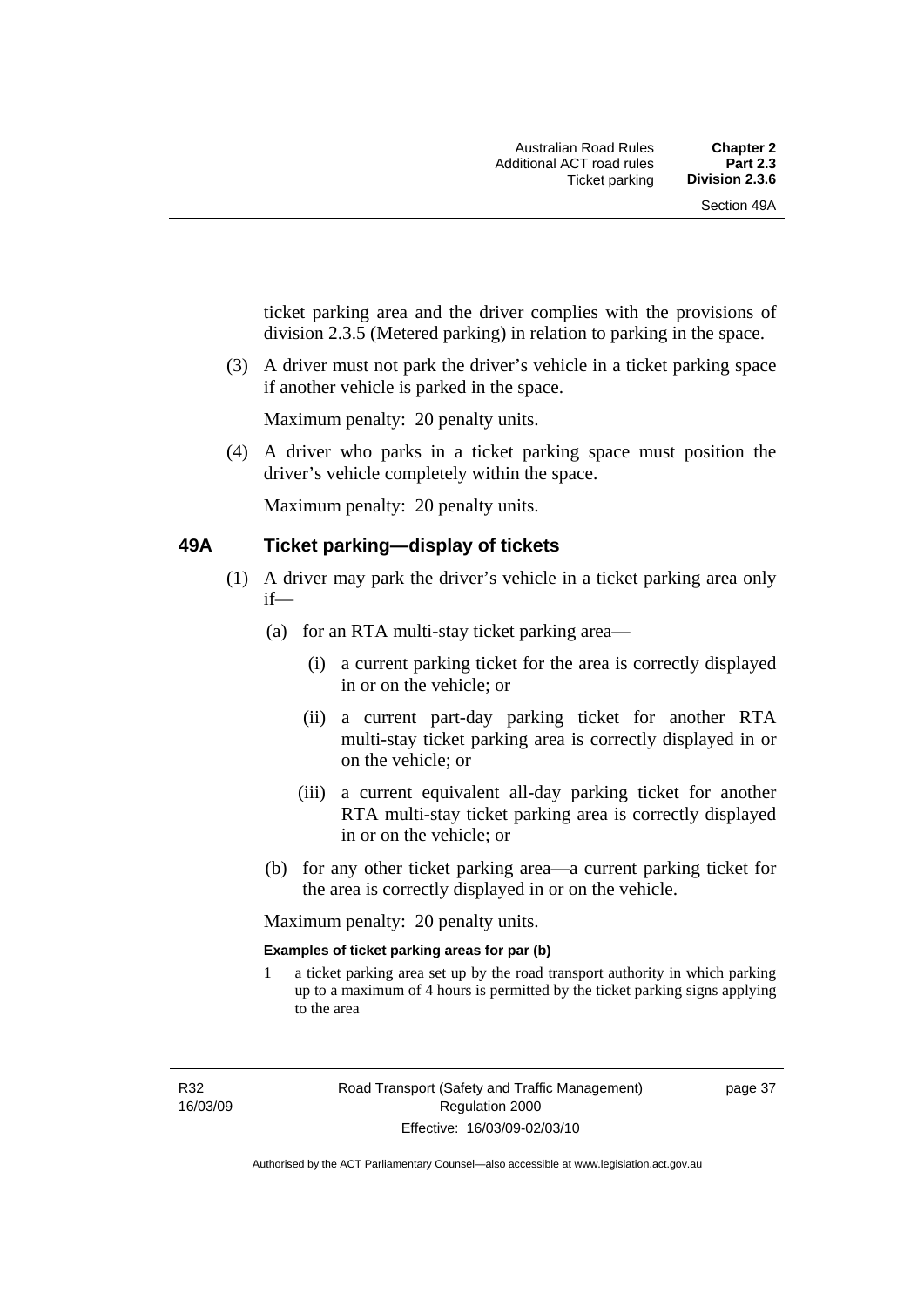ticket parking area and the driver complies with the provisions of division 2.3.5 (Metered parking) in relation to parking in the space.

(3) A driver must not park the driver's vehicle in a ticket parking space if another vehicle is parked in the space.

Maximum penalty: 20 penalty units.

(4) A driver who parks in a ticket parking space must position the driver's vehicle completely within the space.

Maximum penalty: 20 penalty units.

## 49A Ticket parking—display of tickets

(1) A driver may park the driver's vehicle in a ticket parking area only if—

(a) for an RTA multi-stay ticket parking area—

(i) a current parking ticket for the area is correctly displayed in or on the vehicle; or

(ii) a current part-day parking ticket for another RTA multi-stay ticket parking area is correctly displayed in or on the vehicle; or

(iii) a current equivalent all-day parking ticket for another RTA multi-stay ticket parking area is correctly displayed in or on the vehicle; or

(b) for any other ticket parking area—a current parking ticket for the area is correctly displayed in or on the vehicle.

Maximum penalty: 20 penalty units.

**Examples of ticket parking areas for par (b)**

1 a ticket parking area set up by the road transport authority in which parking up to a maximum of 4 hours is permitted by the ticket parking signs applying to the area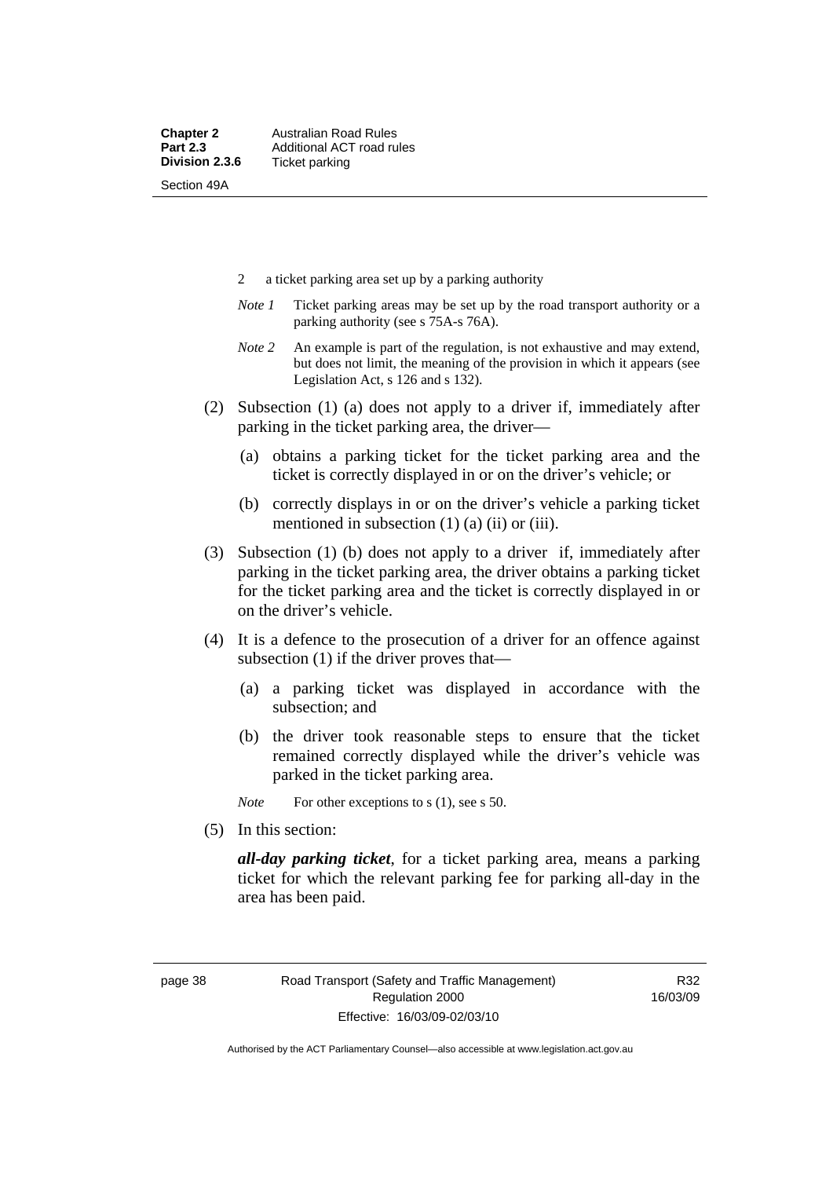2 a ticket parking area set up by a parking authority

*Note 1* Ticket parking areas may be set up by the road transport authority or a parking authority (see s 75A-s 76A).

*Note 2* An example is part of the regulation, is not exhaustive and may extend, but does not limit, the meaning of the provision in which it appears (see Legislation Act, s 126 and s 132).

(2) Subsection (1) (a) does not apply to a driver if, immediately after parking in the ticket parking area, the driver—

(a) obtains a parking ticket for the ticket parking area and the ticket is correctly displayed in or on the driver's vehicle; or

(b) correctly displays in or on the driver's vehicle a parking ticket mentioned in subsection (1) (a) (ii) or (iii).

(3) Subsection (1) (b) does not apply to a driver if, immediately after parking in the ticket parking area, the driver obtains a parking ticket for the ticket parking area and the ticket is correctly displayed in or on the driver's vehicle.

(4) It is a defence to the prosecution of a driver for an offence against subsection (1) if the driver proves that—

(a) a parking ticket was displayed in accordance with the subsection; and

(b) the driver took reasonable steps to ensure that the ticket remained correctly displayed while the driver's vehicle was parked in the ticket parking area.

*Note* For other exceptions to s (1), see s 50.

(5) In this section:

***all-day parking ticket***, for a ticket parking area, means a parking ticket for which the relevant parking fee for parking all-day in the area has been paid.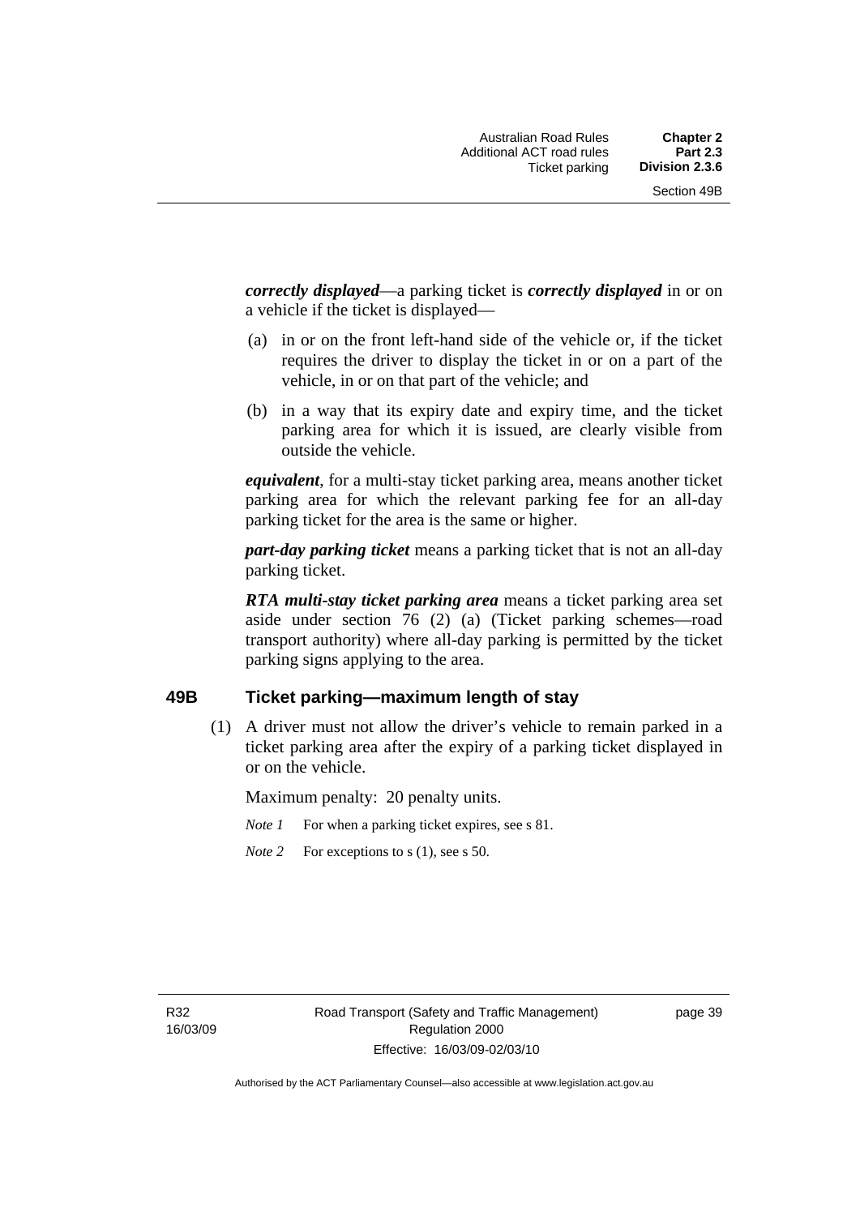***correctly displayed***—a parking ticket is ***correctly displayed*** in or on a vehicle if the ticket is displayed—

(a) in or on the front left-hand side of the vehicle or, if the ticket requires the driver to display the ticket in or on a part of the vehicle, in or on that part of the vehicle; and

(b) in a way that its expiry date and expiry time, and the ticket parking area for which it is issued, are clearly visible from outside the vehicle.

***equivalent***, for a multi-stay ticket parking area, means another ticket parking area for which the relevant parking fee for an all-day parking ticket for the area is the same or higher.

***part-day parking ticket*** means a parking ticket that is not an all-day parking ticket.

***RTA multi-stay ticket parking area*** means a ticket parking area set aside under section 76 (2) (a) (Ticket parking schemes—road transport authority) where all-day parking is permitted by the ticket parking signs applying to the area.

### 49B Ticket parking—maximum length of stay

(1) A driver must not allow the driver's vehicle to remain parked in a ticket parking area after the expiry of a parking ticket displayed in or on the vehicle.

Maximum penalty: 20 penalty units.

*Note 1* For when a parking ticket expires, see s 81.

*Note 2* For exceptions to s (1), see s 50.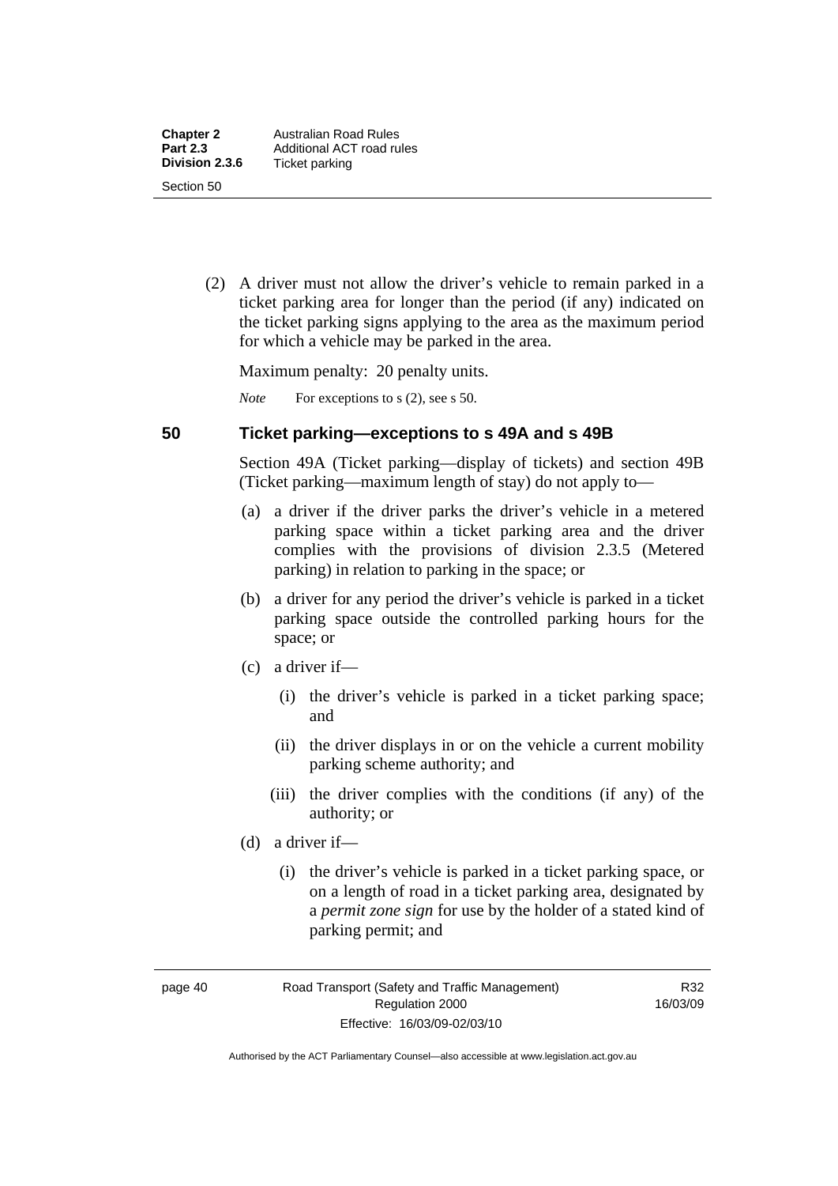(2) A driver must not allow the driver's vehicle to remain parked in a ticket parking area for longer than the period (if any) indicated on the ticket parking signs applying to the area as the maximum period for which a vehicle may be parked in the area.

Maximum penalty: 20 penalty units.

*Note* For exceptions to s (2), see s 50.

## 50 Ticket parking—exceptions to s 49A and s 49B

Section 49A (Ticket parking—display of tickets) and section 49B (Ticket parking—maximum length of stay) do not apply to—

(a) a driver if the driver parks the driver's vehicle in a metered parking space within a ticket parking area and the driver complies with the provisions of division 2.3.5 (Metered parking) in relation to parking in the space; or

(b) a driver for any period the driver's vehicle is parked in a ticket parking space outside the controlled parking hours for the space; or

(c) a driver if—

(i) the driver's vehicle is parked in a ticket parking space; and

(ii) the driver displays in or on the vehicle a current mobility parking scheme authority; and

(iii) the driver complies with the conditions (if any) of the authority; or

(d) a driver if—

(i) the driver's vehicle is parked in a ticket parking space, or on a length of road in a ticket parking area, designated by a ***permit zone sign*** for use by the holder of a stated kind of parking permit; and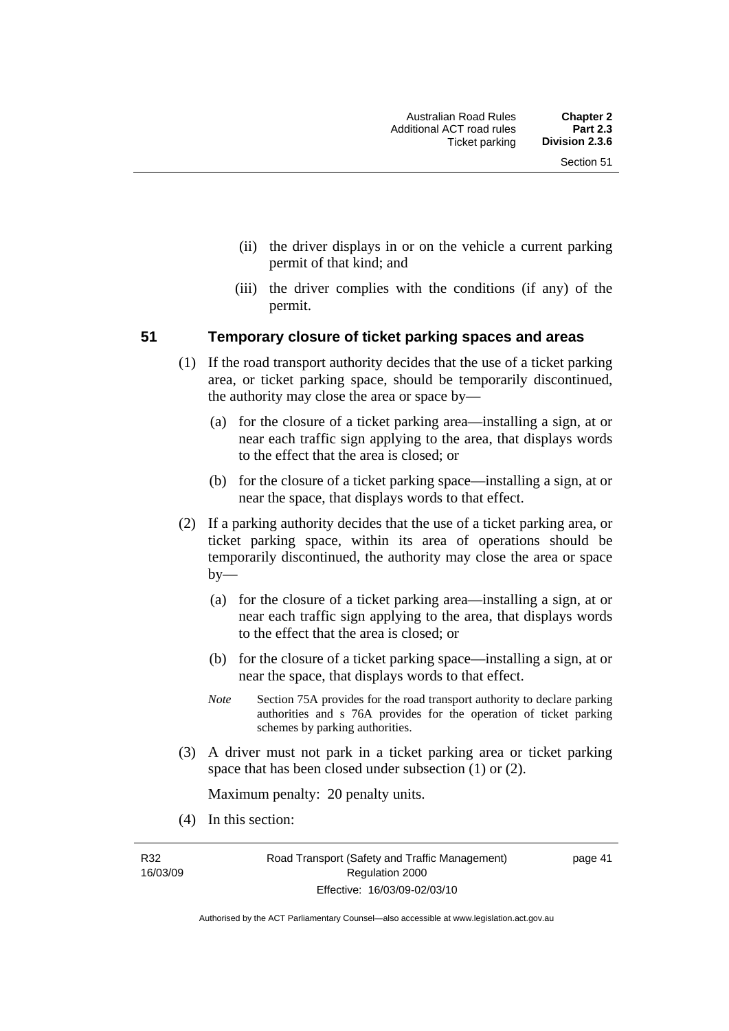(ii) the driver displays in or on the vehicle a current parking permit of that kind; and

(iii) the driver complies with the conditions (if any) of the permit.

## 51 Temporary closure of ticket parking spaces and areas

(1) If the road transport authority decides that the use of a ticket parking area, or ticket parking space, should be temporarily discontinued, the authority may close the area or space by—

(a) for the closure of a ticket parking area—installing a sign, at or near each traffic sign applying to the area, that displays words to the effect that the area is closed; or

(b) for the closure of a ticket parking space—installing a sign, at or near the space, that displays words to that effect.

(2) If a parking authority decides that the use of a ticket parking area, or ticket parking space, within its area of operations should be temporarily discontinued, the authority may close the area or space by—

(a) for the closure of a ticket parking area—installing a sign, at or near each traffic sign applying to the area, that displays words to the effect that the area is closed; or

(b) for the closure of a ticket parking space—installing a sign, at or near the space, that displays words to that effect.

*Note* Section 75A provides for the road transport authority to declare parking authorities and s 76A provides for the operation of ticket parking schemes by parking authorities.

(3) A driver must not park in a ticket parking area or ticket parking space that has been closed under subsection (1) or (2).

Maximum penalty: 20 penalty units.

(4) In this section: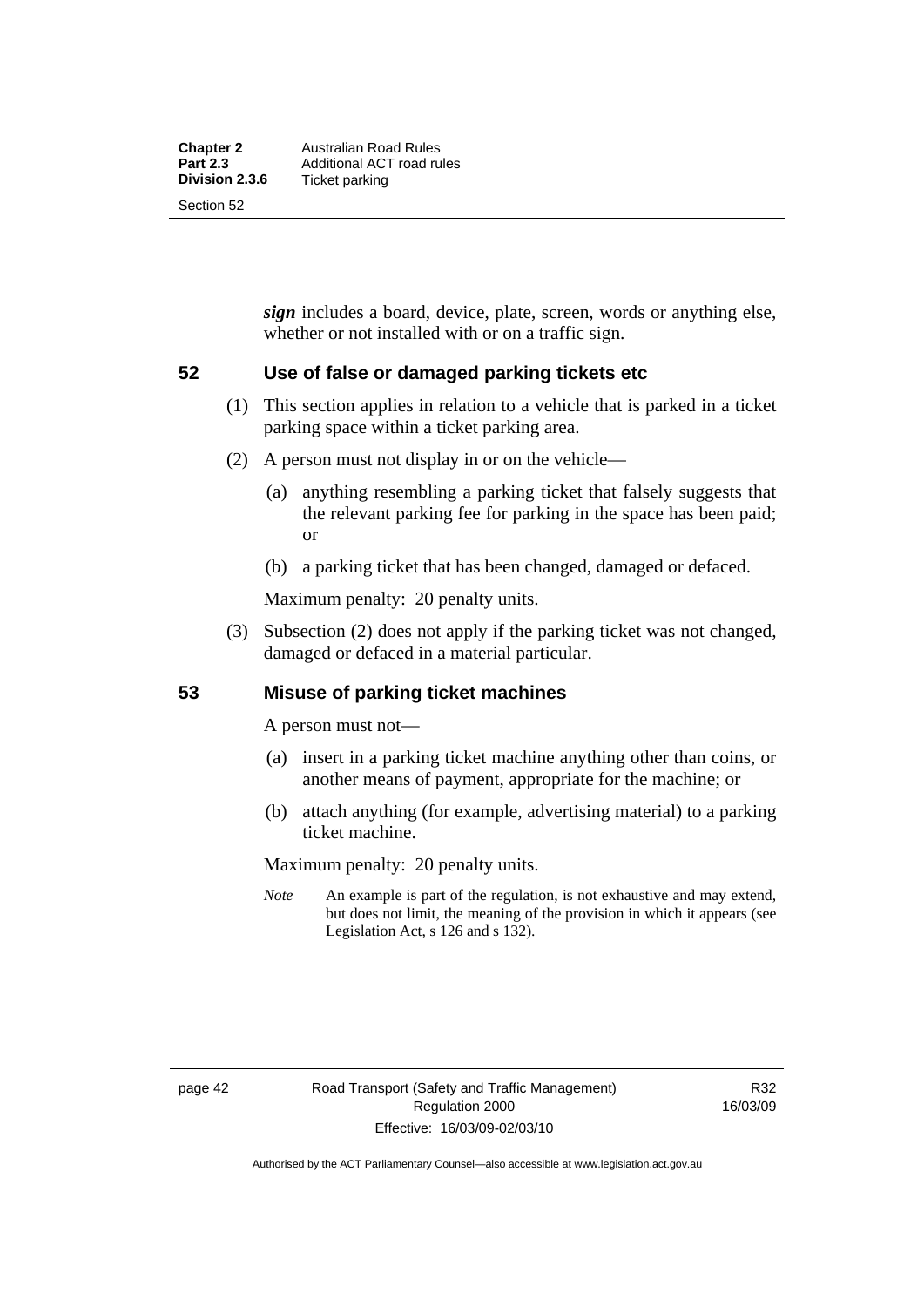***sign*** includes a board, device, plate, screen, words or anything else, whether or not installed with or on a traffic sign.

## 52 Use of false or damaged parking tickets etc

(1) This section applies in relation to a vehicle that is parked in a ticket parking space within a ticket parking area.

(2) A person must not display in or on the vehicle—

(a) anything resembling a parking ticket that falsely suggests that the relevant parking fee for parking in the space has been paid; or

(b) a parking ticket that has been changed, damaged or defaced.

Maximum penalty: 20 penalty units.

(3) Subsection (2) does not apply if the parking ticket was not changed, damaged or defaced in a material particular.

## 53 Misuse of parking ticket machines

A person must not—

(a) insert in a parking ticket machine anything other than coins, or another means of payment, appropriate for the machine; or

(b) attach anything (for example, advertising material) to a parking ticket machine.

Maximum penalty: 20 penalty units.

*Note* An example is part of the regulation, is not exhaustive and may extend, but does not limit, the meaning of the provision in which it appears (see Legislation Act, s 126 and s 132).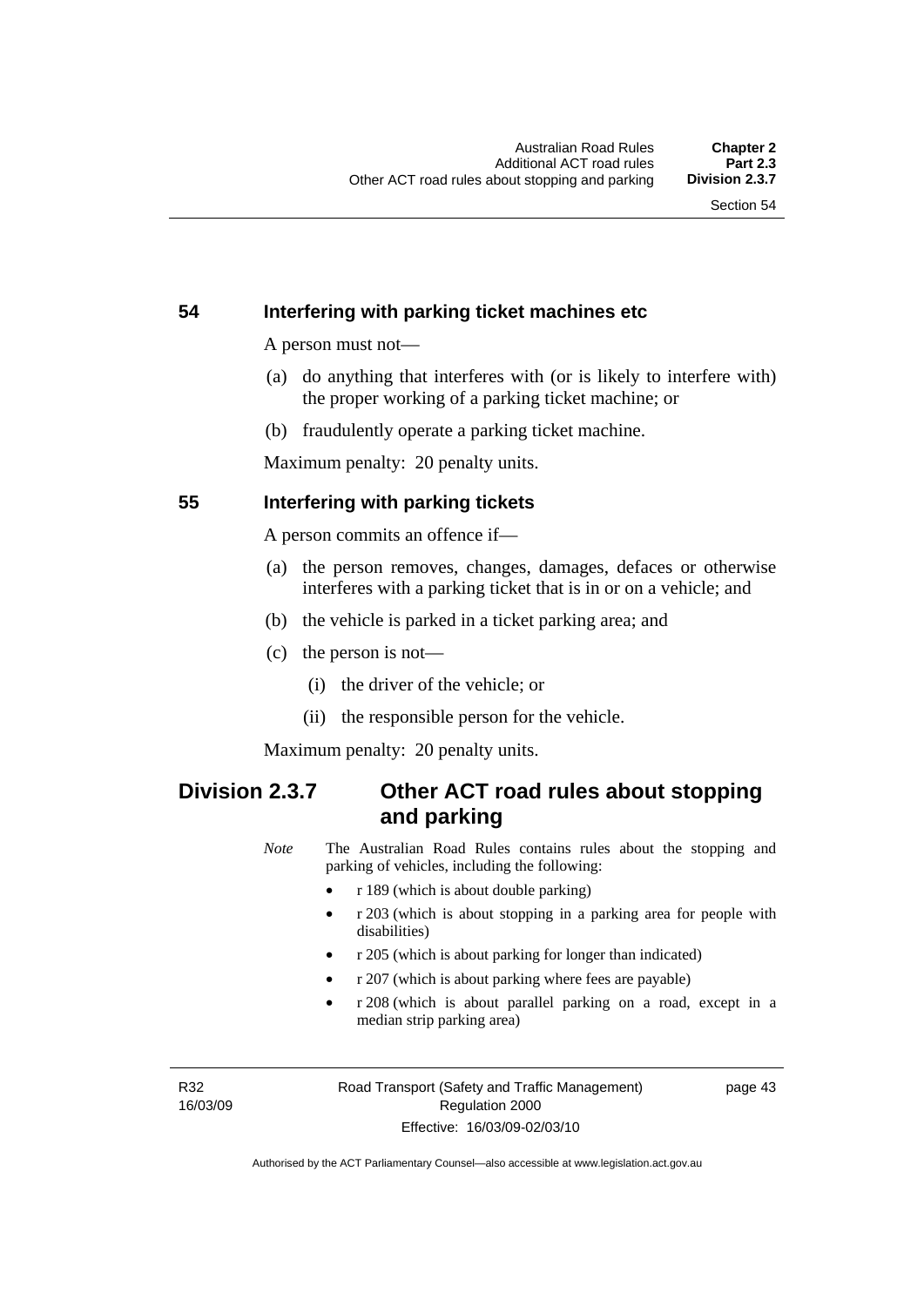## 54 Interfering with parking ticket machines etc

A person must not—

(a) do anything that interferes with (or is likely to interfere with) the proper working of a parking ticket machine; or

(b) fraudulently operate a parking ticket machine.

Maximum penalty: 20 penalty units.

## 55 Interfering with parking tickets

A person commits an offence if—

(a) the person removes, changes, damages, defaces or otherwise interferes with a parking ticket that is in or on a vehicle; and

(b) the vehicle is parked in a ticket parking area; and

(c) the person is not—

  (i) the driver of the vehicle; or

  (ii) the responsible person for the vehicle.

Maximum penalty: 20 penalty units.

# Division 2.3.7 Other ACT road rules about stopping and parking

*Note* The Australian Road Rules contains rules about the stopping and parking of vehicles, including the following:

- r 189 (which is about double parking)
- r 203 (which is about stopping in a parking area for people with disabilities)
- r 205 (which is about parking for longer than indicated)
- r 207 (which is about parking where fees are payable)
- r 208 (which is about parallel parking on a road, except in a median strip parking area)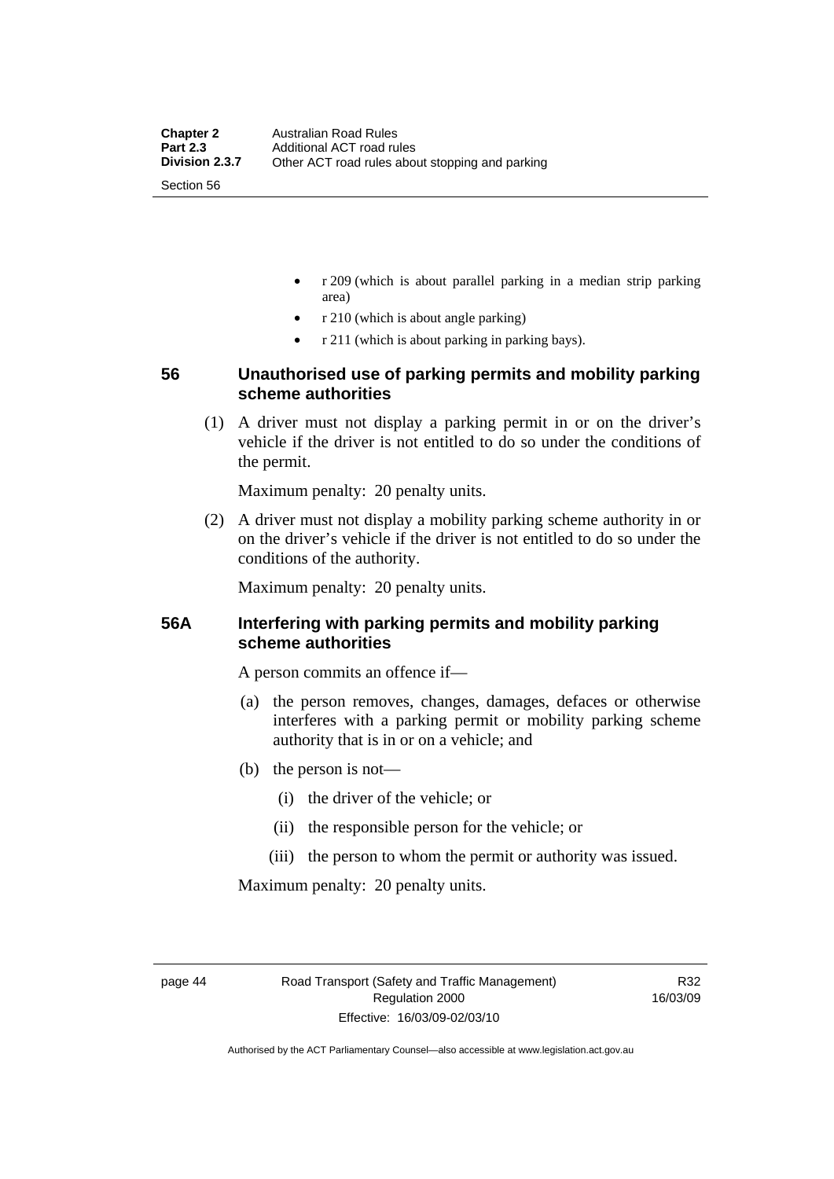- r 209 (which is about parallel parking in a median strip parking area)
- r 210 (which is about angle parking)
- r 211 (which is about parking in parking bays).

## 56 Unauthorised use of parking permits and mobility parking scheme authorities

(1) A driver must not display a parking permit in or on the driver's vehicle if the driver is not entitled to do so under the conditions of the permit.

Maximum penalty: 20 penalty units.

(2) A driver must not display a mobility parking scheme authority in or on the driver's vehicle if the driver is not entitled to do so under the conditions of the authority.

Maximum penalty: 20 penalty units.

## 56A Interfering with parking permits and mobility parking scheme authorities

A person commits an offence if—

(a) the person removes, changes, damages, defaces or otherwise interferes with a parking permit or mobility parking scheme authority that is in or on a vehicle; and

(b) the person is not—

(i) the driver of the vehicle; or

(ii) the responsible person for the vehicle; or

(iii) the person to whom the permit or authority was issued.

Maximum penalty: 20 penalty units.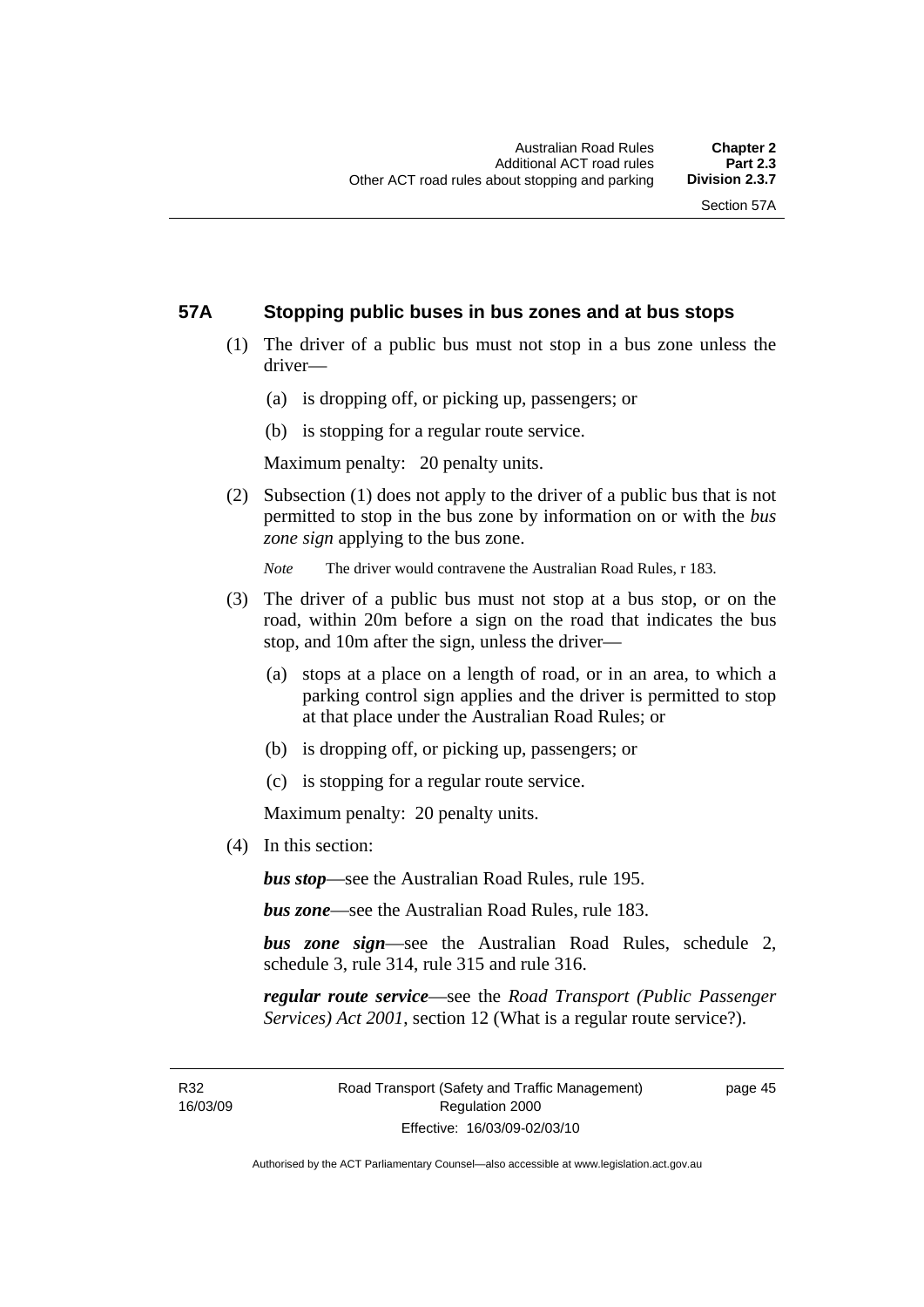## 57A Stopping public buses in bus zones and at bus stops

(1) The driver of a public bus must not stop in a bus zone unless the driver—

(a) is dropping off, or picking up, passengers; or

(b) is stopping for a regular route service.

Maximum penalty: 20 penalty units.

(2) Subsection (1) does not apply to the driver of a public bus that is not permitted to stop in the bus zone by information on or with the *bus zone sign* applying to the bus zone.

*Note* The driver would contravene the Australian Road Rules, r 183.

(3) The driver of a public bus must not stop at a bus stop, or on the road, within 20m before a sign on the road that indicates the bus stop, and 10m after the sign, unless the driver—

(a) stops at a place on a length of road, or in an area, to which a parking control sign applies and the driver is permitted to stop at that place under the Australian Road Rules; or

(b) is dropping off, or picking up, passengers; or

(c) is stopping for a regular route service.

Maximum penalty: 20 penalty units.

(4) In this section:

***bus stop***—see the Australian Road Rules, rule 195.

***bus zone***—see the Australian Road Rules, rule 183.

***bus zone sign***—see the Australian Road Rules, schedule 2, schedule 3, rule 314, rule 315 and rule 316.

***regular route service***—see the *Road Transport (Public Passenger Services) Act 2001*, section 12 (What is a regular route service?).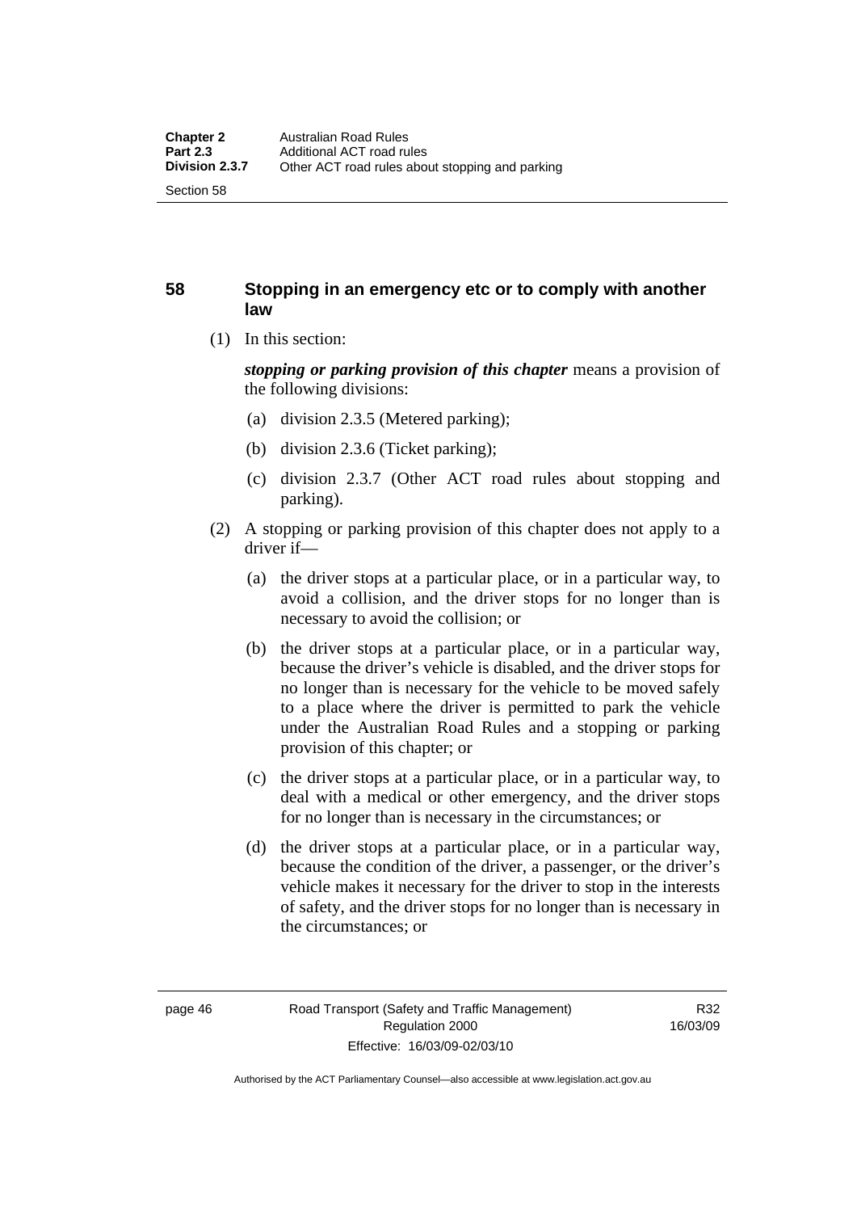## 58 Stopping in an emergency etc or to comply with another law

(1) In this section:

***stopping or parking provision of this chapter*** means a provision of the following divisions:

(a) division 2.3.5 (Metered parking);

(b) division 2.3.6 (Ticket parking);

(c) division 2.3.7 (Other ACT road rules about stopping and parking).

(2) A stopping or parking provision of this chapter does not apply to a driver if—

(a) the driver stops at a particular place, or in a particular way, to avoid a collision, and the driver stops for no longer than is necessary to avoid the collision; or

(b) the driver stops at a particular place, or in a particular way, because the driver's vehicle is disabled, and the driver stops for no longer than is necessary for the vehicle to be moved safely to a place where the driver is permitted to park the vehicle under the Australian Road Rules and a stopping or parking provision of this chapter; or

(c) the driver stops at a particular place, or in a particular way, to deal with a medical or other emergency, and the driver stops for no longer than is necessary in the circumstances; or

(d) the driver stops at a particular place, or in a particular way, because the condition of the driver, a passenger, or the driver's vehicle makes it necessary for the driver to stop in the interests of safety, and the driver stops for no longer than is necessary in the circumstances; or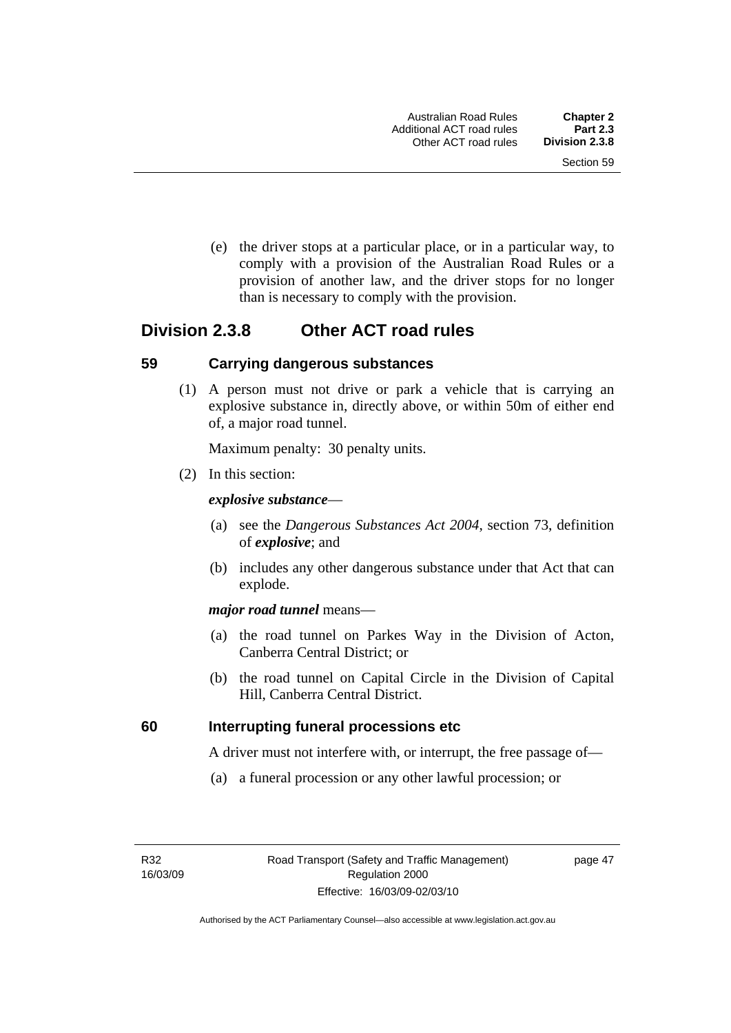(e) the driver stops at a particular place, or in a particular way, to comply with a provision of the Australian Road Rules or a provision of another law, and the driver stops for no longer than is necessary to comply with the provision.

## Division 2.3.8 Other ACT road rules

### 59 Carrying dangerous substances

(1) A person must not drive or park a vehicle that is carrying an explosive substance in, directly above, or within 50m of either end of, a major road tunnel.

Maximum penalty: 30 penalty units.

(2) In this section:

***explosive substance***—

(a) see the *Dangerous Substances Act 2004*, section 73, definition of ***explosive***; and

(b) includes any other dangerous substance under that Act that can explode.

***major road tunnel*** means—

(a) the road tunnel on Parkes Way in the Division of Acton, Canberra Central District; or

(b) the road tunnel on Capital Circle in the Division of Capital Hill, Canberra Central District.

### 60 Interrupting funeral processions etc

A driver must not interfere with, or interrupt, the free passage of—

(a) a funeral procession or any other lawful procession; or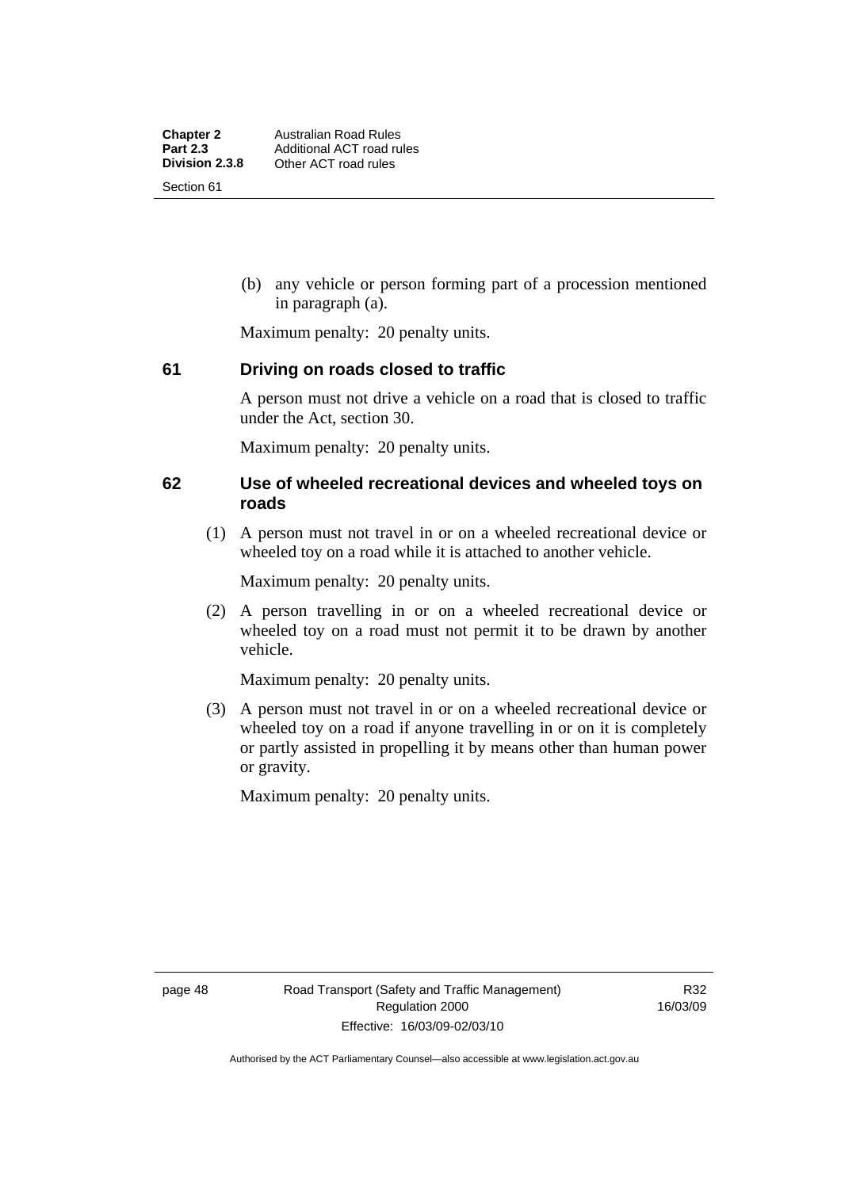(b) any vehicle or person forming part of a procession mentioned in paragraph (a).

Maximum penalty: 20 penalty units.

## 61 Driving on roads closed to traffic

A person must not drive a vehicle on a road that is closed to traffic under the Act, section 30.

Maximum penalty: 20 penalty units.

## 62 Use of wheeled recreational devices and wheeled toys on roads

(1) A person must not travel in or on a wheeled recreational device or wheeled toy on a road while it is attached to another vehicle.

Maximum penalty: 20 penalty units.

(2) A person travelling in or on a wheeled recreational device or wheeled toy on a road must not permit it to be drawn by another vehicle.

Maximum penalty: 20 penalty units.

(3) A person must not travel in or on a wheeled recreational device or wheeled toy on a road if anyone travelling in or on it is completely or partly assisted in propelling it by means other than human power or gravity.

Maximum penalty: 20 penalty units.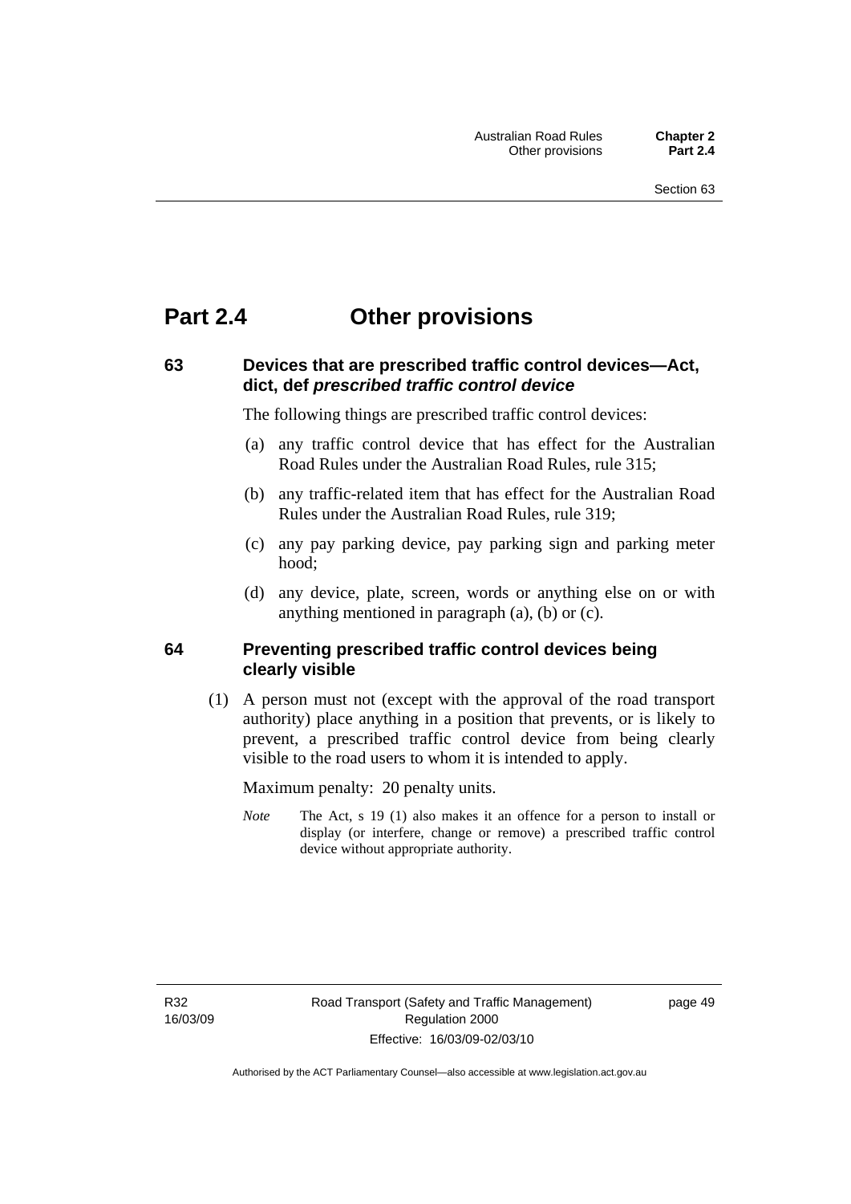# Part 2.4 Other provisions

## 63 Devices that are prescribed traffic control devices—Act, dict, def *prescribed traffic control device*

The following things are prescribed traffic control devices:

(a) any traffic control device that has effect for the Australian Road Rules under the Australian Road Rules, rule 315;

(b) any traffic-related item that has effect for the Australian Road Rules under the Australian Road Rules, rule 319;

(c) any pay parking device, pay parking sign and parking meter hood;

(d) any device, plate, screen, words or anything else on or with anything mentioned in paragraph (a), (b) or (c).

## 64 Preventing prescribed traffic control devices being clearly visible

(1) A person must not (except with the approval of the road transport authority) place anything in a position that prevents, or is likely to prevent, a prescribed traffic control device from being clearly visible to the road users to whom it is intended to apply.

Maximum penalty: 20 penalty units.

*Note* The Act, s 19 (1) also makes it an offence for a person to install or display (or interfere, change or remove) a prescribed traffic control device without appropriate authority.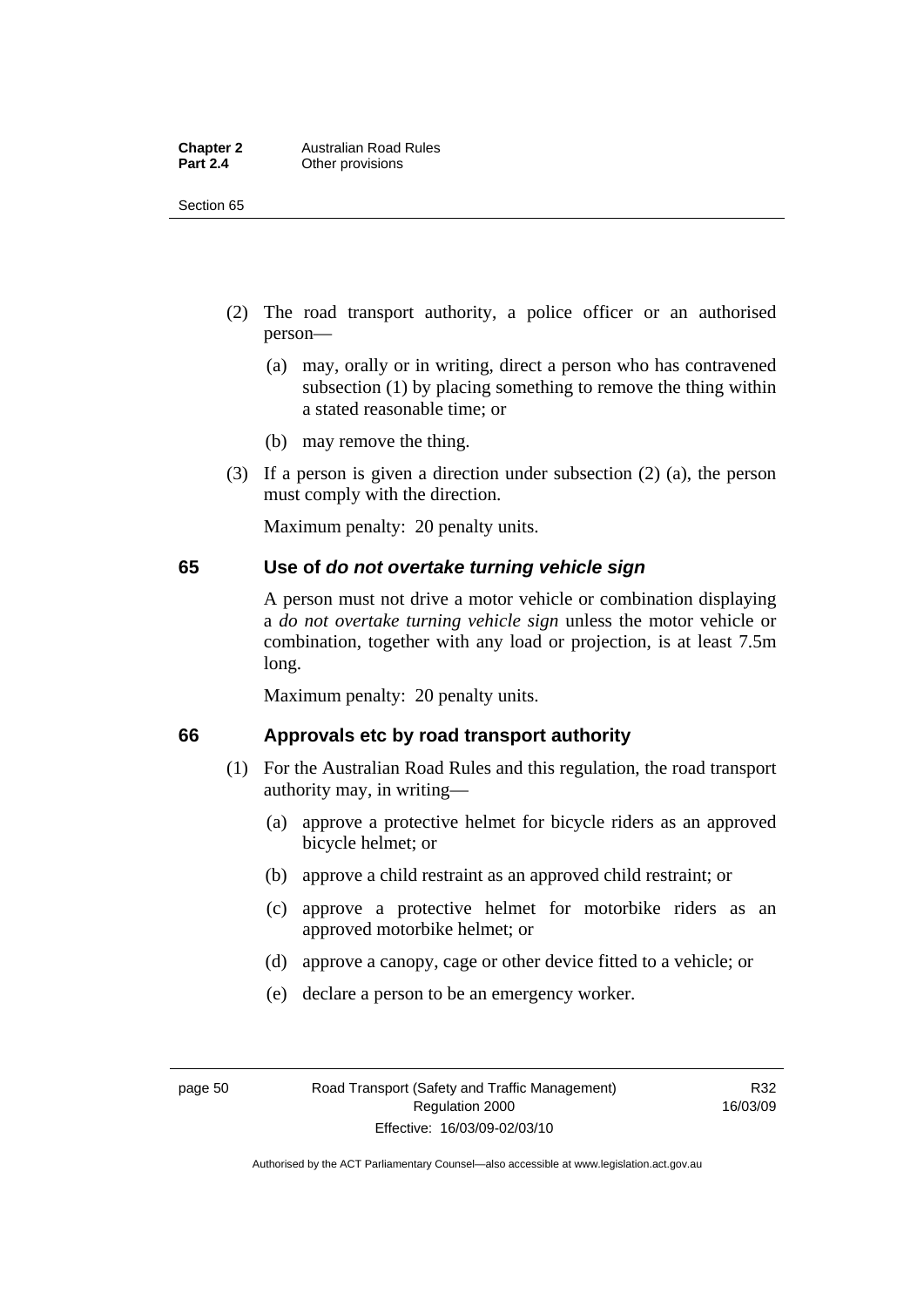(2) The road transport authority, a police officer or an authorised person—

(a) may, orally or in writing, direct a person who has contravened subsection (1) by placing something to remove the thing within a stated reasonable time; or

(b) may remove the thing.

(3) If a person is given a direction under subsection (2) (a), the person must comply with the direction.

Maximum penalty: 20 penalty units.

## 65 Use of *do not overtake turning vehicle sign*

A person must not drive a motor vehicle or combination displaying a *do not overtake turning vehicle sign* unless the motor vehicle or combination, together with any load or projection, is at least 7.5m long.

Maximum penalty: 20 penalty units.

## 66 Approvals etc by road transport authority

(1) For the Australian Road Rules and this regulation, the road transport authority may, in writing—

(a) approve a protective helmet for bicycle riders as an approved bicycle helmet; or

(b) approve a child restraint as an approved child restraint; or

(c) approve a protective helmet for motorbike riders as an approved motorbike helmet; or

(d) approve a canopy, cage or other device fitted to a vehicle; or

(e) declare a person to be an emergency worker.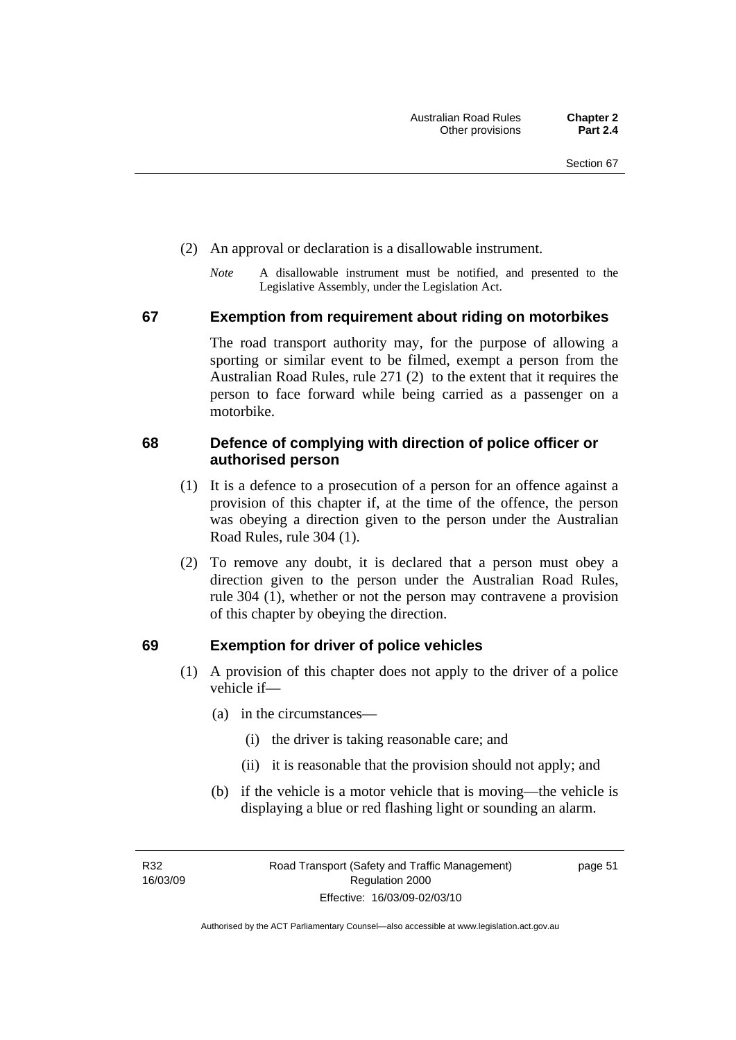(2) An approval or declaration is a disallowable instrument.

*Note* A disallowable instrument must be notified, and presented to the Legislative Assembly, under the Legislation Act.

## 67 Exemption from requirement about riding on motorbikes

The road transport authority may, for the purpose of allowing a sporting or similar event to be filmed, exempt a person from the Australian Road Rules, rule 271 (2) to the extent that it requires the person to face forward while being carried as a passenger on a motorbike.

## 68 Defence of complying with direction of police officer or authorised person

(1) It is a defence to a prosecution of a person for an offence against a provision of this chapter if, at the time of the offence, the person was obeying a direction given to the person under the Australian Road Rules, rule 304 (1).

(2) To remove any doubt, it is declared that a person must obey a direction given to the person under the Australian Road Rules, rule 304 (1), whether or not the person may contravene a provision of this chapter by obeying the direction.

## 69 Exemption for driver of police vehicles

(1) A provision of this chapter does not apply to the driver of a police vehicle if—

(a) in the circumstances—

(i) the driver is taking reasonable care; and

(ii) it is reasonable that the provision should not apply; and

(b) if the vehicle is a motor vehicle that is moving—the vehicle is displaying a blue or red flashing light or sounding an alarm.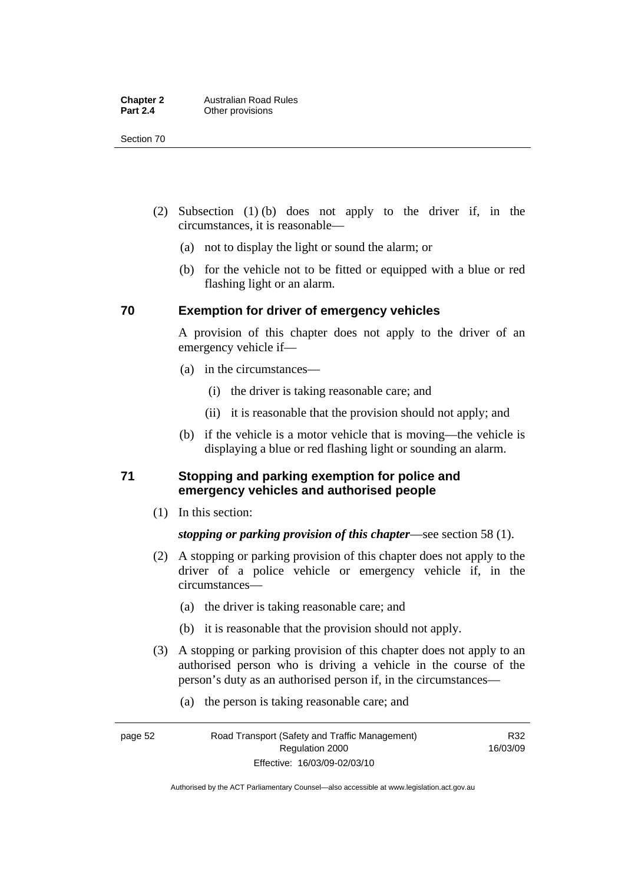(2) Subsection (1) (b) does not apply to the driver if, in the circumstances, it is reasonable—

(a) not to display the light or sound the alarm; or

(b) for the vehicle not to be fitted or equipped with a blue or red flashing light or an alarm.

## 70 Exemption for driver of emergency vehicles

A provision of this chapter does not apply to the driver of an emergency vehicle if—

(a) in the circumstances—

(i) the driver is taking reasonable care; and

(ii) it is reasonable that the provision should not apply; and

(b) if the vehicle is a motor vehicle that is moving—the vehicle is displaying a blue or red flashing light or sounding an alarm.

## 71 Stopping and parking exemption for police and emergency vehicles and authorised people

(1) In this section:

***stopping or parking provision of this chapter***—see section 58 (1).

(2) A stopping or parking provision of this chapter does not apply to the driver of a police vehicle or emergency vehicle if, in the circumstances—

(a) the driver is taking reasonable care; and

(b) it is reasonable that the provision should not apply.

(3) A stopping or parking provision of this chapter does not apply to an authorised person who is driving a vehicle in the course of the person's duty as an authorised person if, in the circumstances—

(a) the person is taking reasonable care; and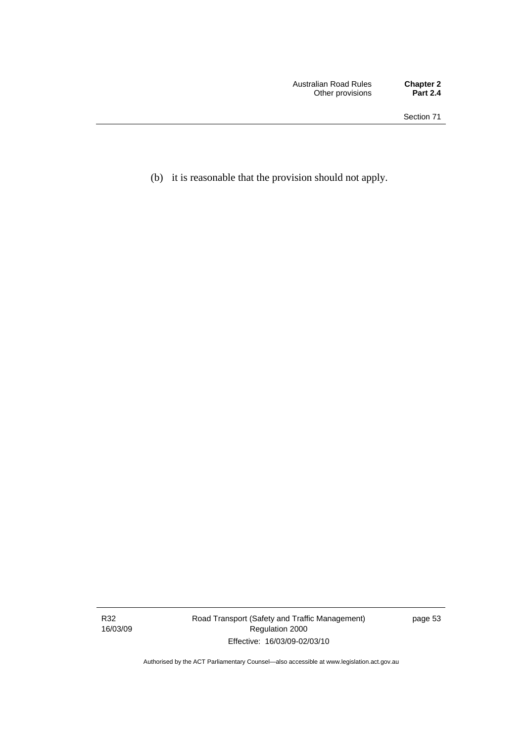(b) it is reasonable that the provision should not apply.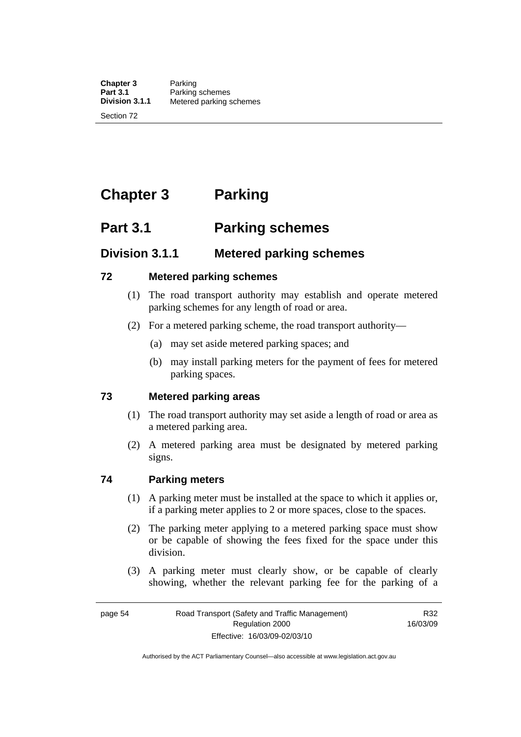# Chapter 3 Parking

## Part 3.1 Parking schemes

### Division 3.1.1 Metered parking schemes

#### 72 Metered parking schemes

(1) The road transport authority may establish and operate metered parking schemes for any length of road or area.

(2) For a metered parking scheme, the road transport authority—

(a) may set aside metered parking spaces; and

(b) may install parking meters for the payment of fees for metered parking spaces.

#### 73 Metered parking areas

(1) The road transport authority may set aside a length of road or area as a metered parking area.

(2) A metered parking area must be designated by metered parking signs.

#### 74 Parking meters

(1) A parking meter must be installed at the space to which it applies or, if a parking meter applies to 2 or more spaces, close to the spaces.

(2) The parking meter applying to a metered parking space must show or be capable of showing the fees fixed for the space under this division.

(3) A parking meter must clearly show, or be capable of clearly showing, whether the relevant parking fee for the parking of a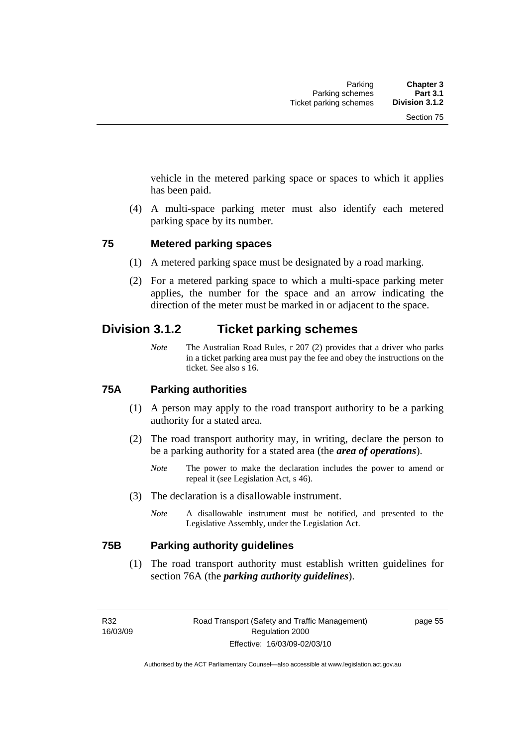vehicle in the metered parking space or spaces to which it applies has been paid.

(4) A multi-space parking meter must also identify each metered parking space by its number.

### 75 Metered parking spaces

(1) A metered parking space must be designated by a road marking.

(2) For a metered parking space to which a multi-space parking meter applies, the number for the space and an arrow indicating the direction of the meter must be marked in or adjacent to the space.

## Division 3.1.2 Ticket parking schemes

*Note* The Australian Road Rules, r 207 (2) provides that a driver who parks in a ticket parking area must pay the fee and obey the instructions on the ticket. See also s 16.

### 75A Parking authorities

(1) A person may apply to the road transport authority to be a parking authority for a stated area.

(2) The road transport authority may, in writing, declare the person to be a parking authority for a stated area (the ***area of operations***).

*Note* The power to make the declaration includes the power to amend or repeal it (see Legislation Act, s 46).

(3) The declaration is a disallowable instrument.

*Note* A disallowable instrument must be notified, and presented to the Legislative Assembly, under the Legislation Act.

### 75B Parking authority guidelines

(1) The road transport authority must establish written guidelines for section 76A (the ***parking authority guidelines***).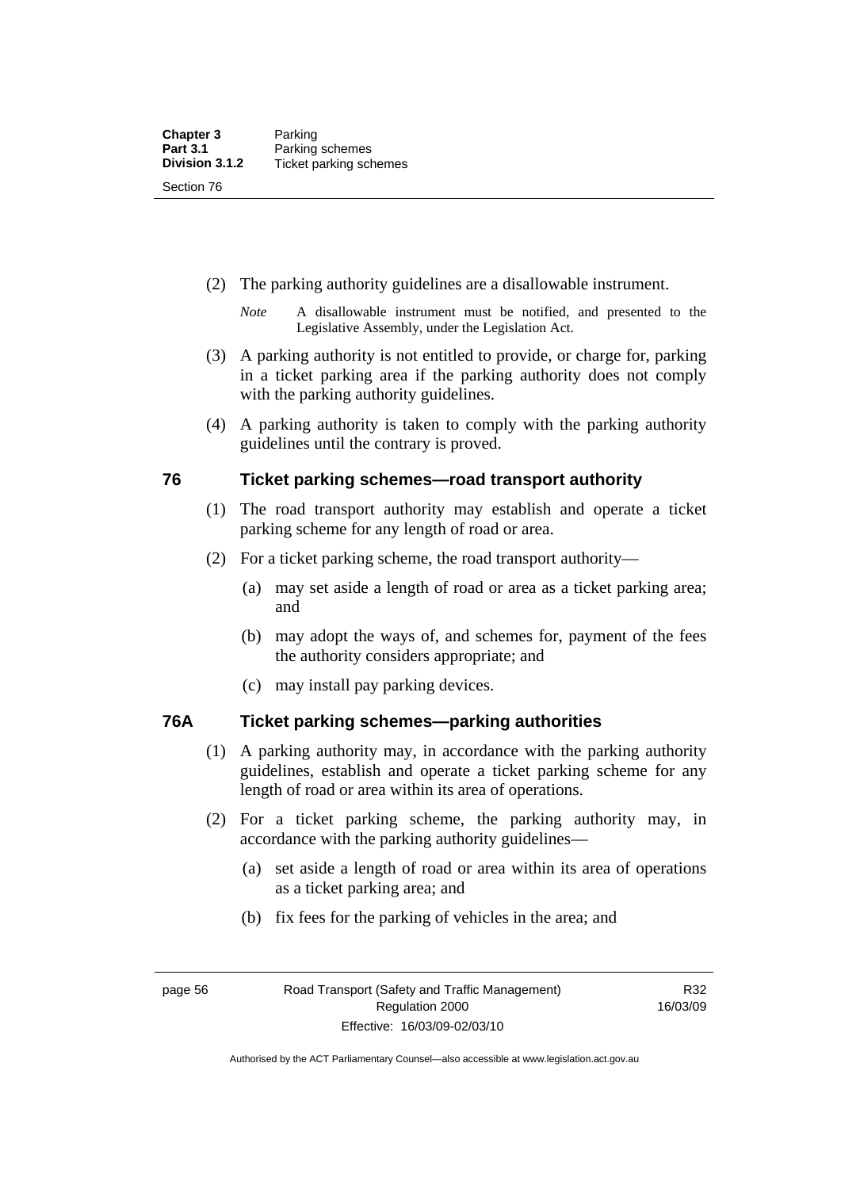(2) The parking authority guidelines are a disallowable instrument.

*Note* A disallowable instrument must be notified, and presented to the Legislative Assembly, under the Legislation Act.

(3) A parking authority is not entitled to provide, or charge for, parking in a ticket parking area if the parking authority does not comply with the parking authority guidelines.

(4) A parking authority is taken to comply with the parking authority guidelines until the contrary is proved.

## 76 Ticket parking schemes—road transport authority

(1) The road transport authority may establish and operate a ticket parking scheme for any length of road or area.

(2) For a ticket parking scheme, the road transport authority—

(a) may set aside a length of road or area as a ticket parking area; and

(b) may adopt the ways of, and schemes for, payment of the fees the authority considers appropriate; and

(c) may install pay parking devices.

## 76A Ticket parking schemes—parking authorities

(1) A parking authority may, in accordance with the parking authority guidelines, establish and operate a ticket parking scheme for any length of road or area within its area of operations.

(2) For a ticket parking scheme, the parking authority may, in accordance with the parking authority guidelines—

(a) set aside a length of road or area within its area of operations as a ticket parking area; and

(b) fix fees for the parking of vehicles in the area; and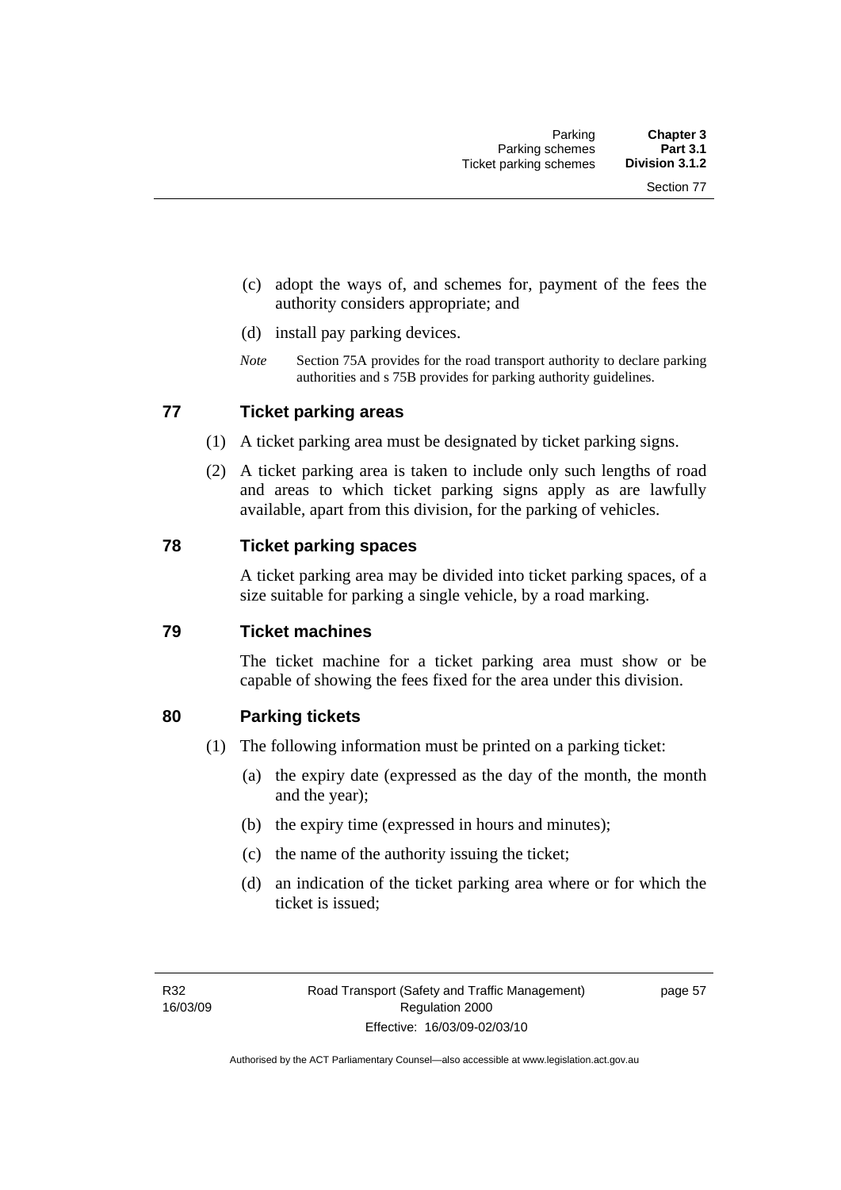(c) adopt the ways of, and schemes for, payment of the fees the authority considers appropriate; and

(d) install pay parking devices.

*Note* Section 75A provides for the road transport authority to declare parking authorities and s 75B provides for parking authority guidelines.

## 77 Ticket parking areas

(1) A ticket parking area must be designated by ticket parking signs.

(2) A ticket parking area is taken to include only such lengths of road and areas to which ticket parking signs apply as are lawfully available, apart from this division, for the parking of vehicles.

## 78 Ticket parking spaces

A ticket parking area may be divided into ticket parking spaces, of a size suitable for parking a single vehicle, by a road marking.

## 79 Ticket machines

The ticket machine for a ticket parking area must show or be capable of showing the fees fixed for the area under this division.

## 80 Parking tickets

(1) The following information must be printed on a parking ticket:

(a) the expiry date (expressed as the day of the month, the month and the year);

(b) the expiry time (expressed in hours and minutes);

(c) the name of the authority issuing the ticket;

(d) an indication of the ticket parking area where or for which the ticket is issued;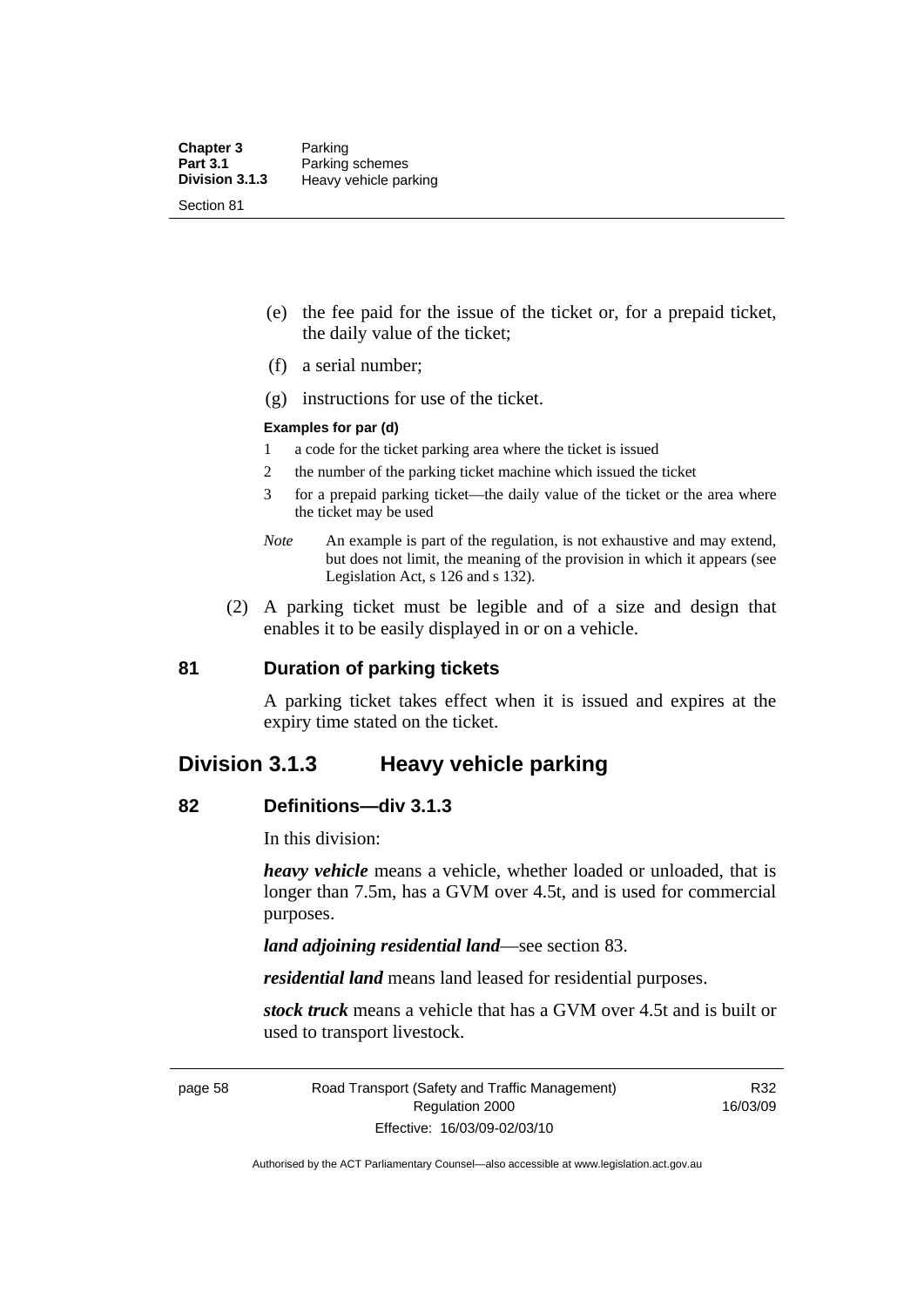(e) the fee paid for the issue of the ticket or, for a prepaid ticket, the daily value of the ticket;

(f) a serial number;

(g) instructions for use of the ticket.

**Examples for par (d)**

1 a code for the ticket parking area where the ticket is issued

2 the number of the parking ticket machine which issued the ticket

3 for a prepaid parking ticket—the daily value of the ticket or the area where the ticket may be used

*Note* An example is part of the regulation, is not exhaustive and may extend, but does not limit, the meaning of the provision in which it appears (see Legislation Act, s 126 and s 132).

(2) A parking ticket must be legible and of a size and design that enables it to be easily displayed in or on a vehicle.

### 81 Duration of parking tickets

A parking ticket takes effect when it is issued and expires at the expiry time stated on the ticket.

## Division 3.1.3 Heavy vehicle parking

### 82 Definitions—div 3.1.3

In this division:

***heavy vehicle*** means a vehicle, whether loaded or unloaded, that is longer than 7.5m, has a GVM over 4.5t, and is used for commercial purposes.

***land adjoining residential land***—see section 83.

***residential land*** means land leased for residential purposes.

***stock truck*** means a vehicle that has a GVM over 4.5t and is built or used to transport livestock.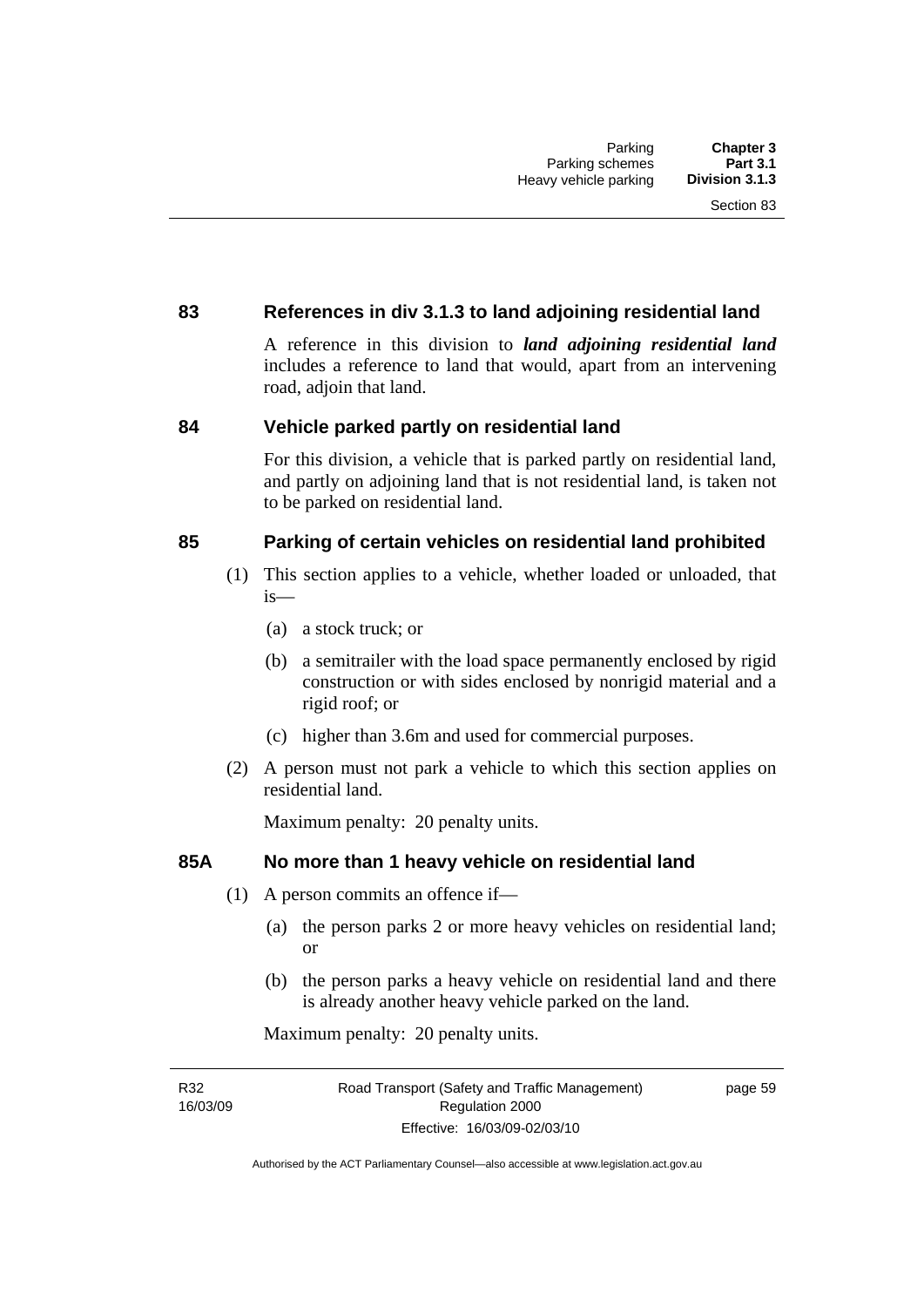## 83 References in div 3.1.3 to land adjoining residential land

A reference in this division to ***land adjoining residential land*** includes a reference to land that would, apart from an intervening road, adjoin that land.

## 84 Vehicle parked partly on residential land

For this division, a vehicle that is parked partly on residential land, and partly on adjoining land that is not residential land, is taken not to be parked on residential land.

## 85 Parking of certain vehicles on residential land prohibited

(1) This section applies to a vehicle, whether loaded or unloaded, that is—

(a) a stock truck; or

(b) a semitrailer with the load space permanently enclosed by rigid construction or with sides enclosed by nonrigid material and a rigid roof; or

(c) higher than 3.6m and used for commercial purposes.

(2) A person must not park a vehicle to which this section applies on residential land.

Maximum penalty: 20 penalty units.

## 85A No more than 1 heavy vehicle on residential land

(1) A person commits an offence if—

(a) the person parks 2 or more heavy vehicles on residential land; or

(b) the person parks a heavy vehicle on residential land and there is already another heavy vehicle parked on the land.

Maximum penalty: 20 penalty units.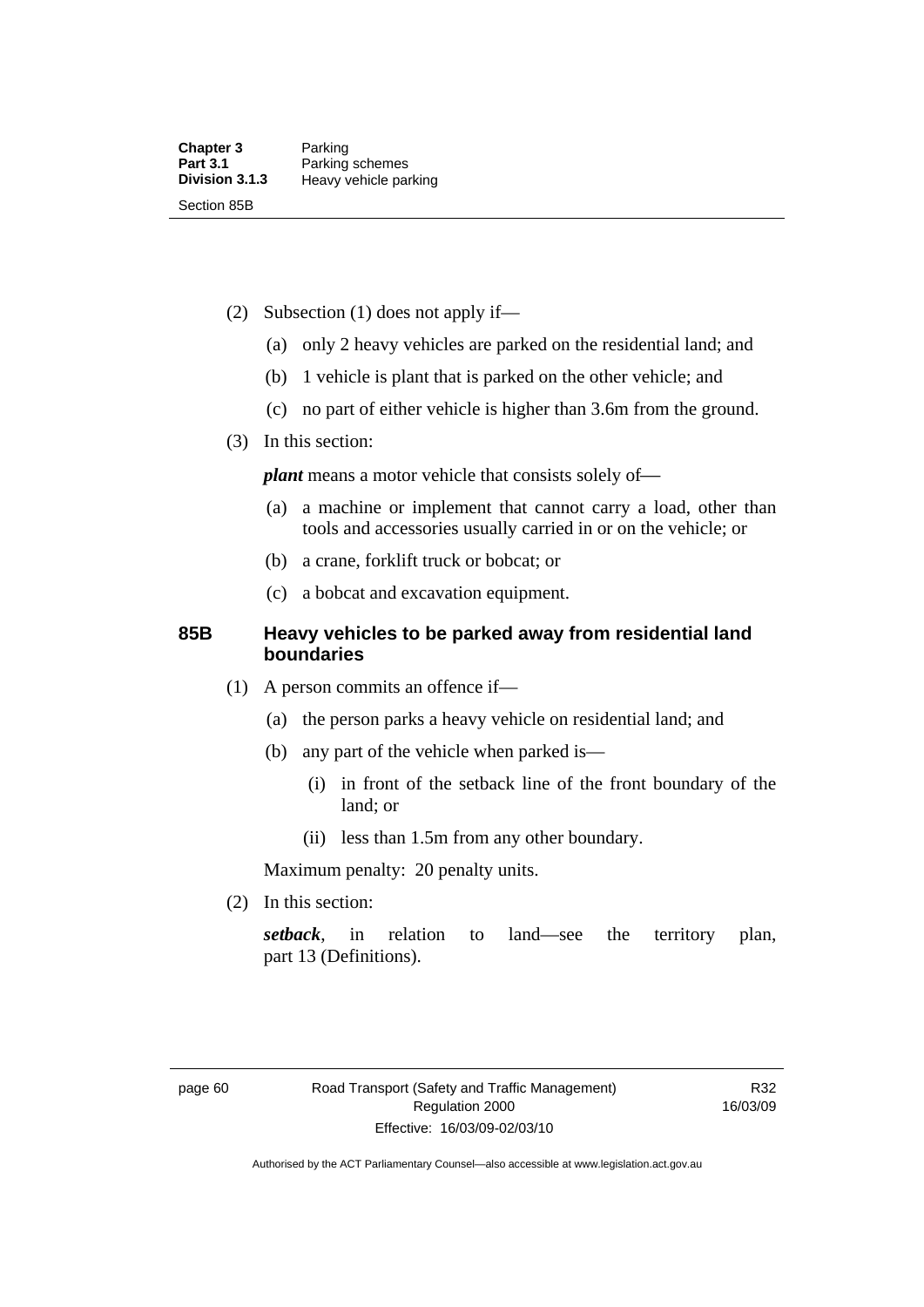(2) Subsection (1) does not apply if—

(a) only 2 heavy vehicles are parked on the residential land; and

(b) 1 vehicle is plant that is parked on the other vehicle; and

(c) no part of either vehicle is higher than 3.6m from the ground.

(3) In this section:

***plant*** means a motor vehicle that consists solely of—

(a) a machine or implement that cannot carry a load, other than tools and accessories usually carried in or on the vehicle; or

(b) a crane, forklift truck or bobcat; or

(c) a bobcat and excavation equipment.

### 85B Heavy vehicles to be parked away from residential land boundaries

(1) A person commits an offence if—

(a) the person parks a heavy vehicle on residential land; and

(b) any part of the vehicle when parked is—

(i) in front of the setback line of the front boundary of the land; or

(ii) less than 1.5m from any other boundary.

Maximum penalty: 20 penalty units.

(2) In this section:

***setback***, in relation to land—see the territory plan, part 13 (Definitions).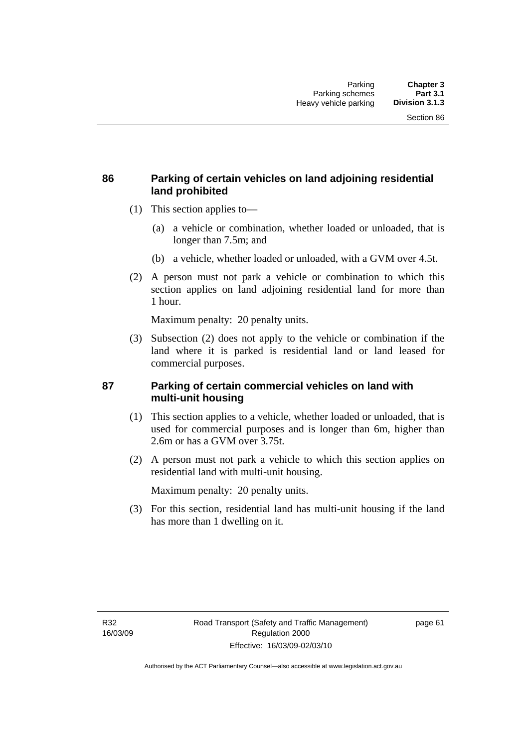## 86 Parking of certain vehicles on land adjoining residential land prohibited

(1) This section applies to—

   (a) a vehicle or combination, whether loaded or unloaded, that is longer than 7.5m; and

   (b) a vehicle, whether loaded or unloaded, with a GVM over 4.5t.

(2) A person must not park a vehicle or combination to which this section applies on land adjoining residential land for more than 1 hour.

Maximum penalty: 20 penalty units.

(3) Subsection (2) does not apply to the vehicle or combination if the land where it is parked is residential land or land leased for commercial purposes.

## 87 Parking of certain commercial vehicles on land with multi-unit housing

(1) This section applies to a vehicle, whether loaded or unloaded, that is used for commercial purposes and is longer than 6m, higher than 2.6m or has a GVM over 3.75t.

(2) A person must not park a vehicle to which this section applies on residential land with multi-unit housing.

Maximum penalty: 20 penalty units.

(3) For this section, residential land has multi-unit housing if the land has more than 1 dwelling on it.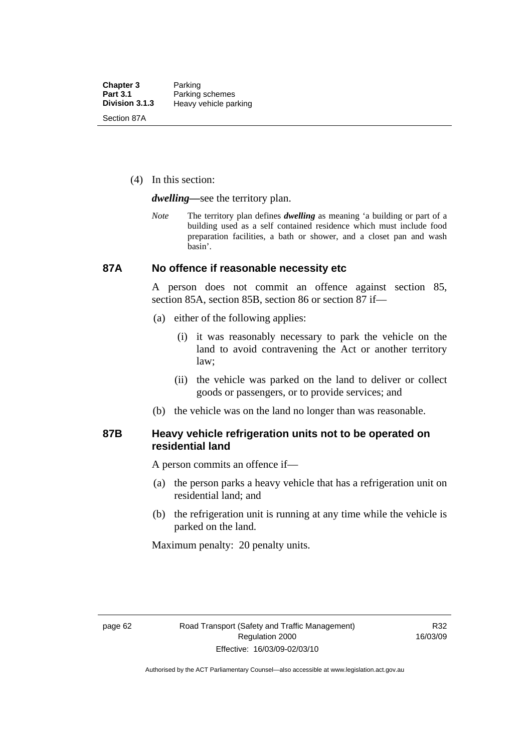(4) In this section:

***dwelling***—see the territory plan.

*Note* The territory plan defines ***dwelling*** as meaning 'a building or part of a building used as a self contained residence which must include food preparation facilities, a bath or shower, and a closet pan and wash basin'.

## 87A No offence if reasonable necessity etc

A person does not commit an offence against section 85, section 85A, section 85B, section 86 or section 87 if—

(a) either of the following applies:

(i) it was reasonably necessary to park the vehicle on the land to avoid contravening the Act or another territory law;

(ii) the vehicle was parked on the land to deliver or collect goods or passengers, or to provide services; and

(b) the vehicle was on the land no longer than was reasonable.

## 87B Heavy vehicle refrigeration units not to be operated on residential land

A person commits an offence if—

(a) the person parks a heavy vehicle that has a refrigeration unit on residential land; and

(b) the refrigeration unit is running at any time while the vehicle is parked on the land.

Maximum penalty: 20 penalty units.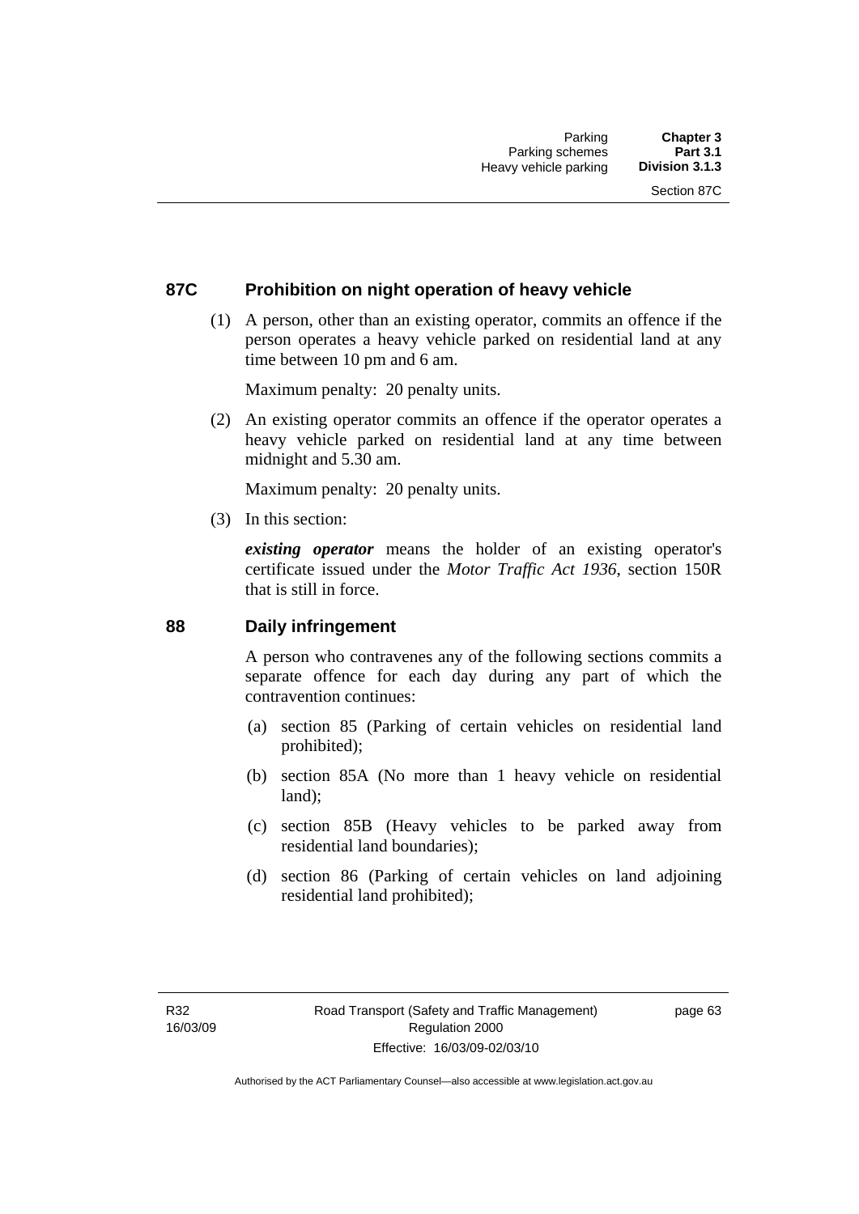## 87C Prohibition on night operation of heavy vehicle

(1) A person, other than an existing operator, commits an offence if the person operates a heavy vehicle parked on residential land at any time between 10 pm and 6 am.

Maximum penalty: 20 penalty units.

(2) An existing operator commits an offence if the operator operates a heavy vehicle parked on residential land at any time between midnight and 5.30 am.

Maximum penalty: 20 penalty units.

(3) In this section:

***existing operator*** means the holder of an existing operator's certificate issued under the *Motor Traffic Act 1936*, section 150R that is still in force.

## 88 Daily infringement

A person who contravenes any of the following sections commits a separate offence for each day during any part of which the contravention continues:

(a) section 85 (Parking of certain vehicles on residential land prohibited);

(b) section 85A (No more than 1 heavy vehicle on residential land);

(c) section 85B (Heavy vehicles to be parked away from residential land boundaries);

(d) section 86 (Parking of certain vehicles on land adjoining residential land prohibited);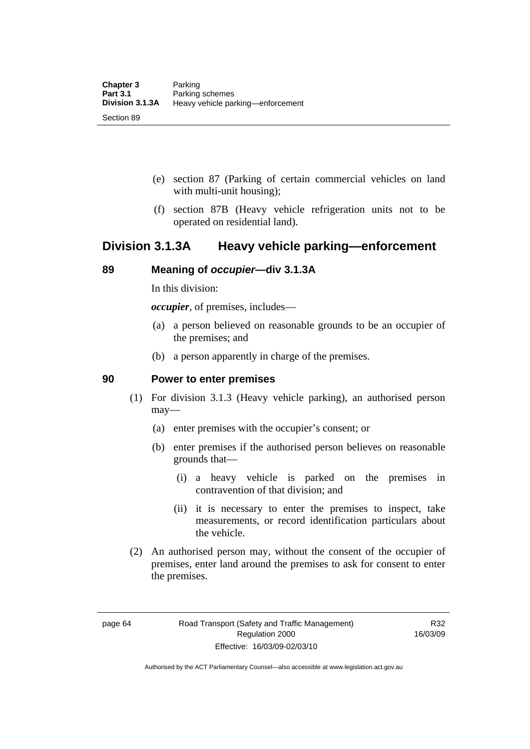(e) section 87 (Parking of certain commercial vehicles on land with multi-unit housing);

(f) section 87B (Heavy vehicle refrigeration units not to be operated on residential land).

## Division 3.1.3A Heavy vehicle parking—enforcement

### 89 Meaning of *occupier*—div 3.1.3A

In this division:

***occupier***, of premises, includes—

(a) a person believed on reasonable grounds to be an occupier of the premises; and

(b) a person apparently in charge of the premises.

### 90 Power to enter premises

(1) For division 3.1.3 (Heavy vehicle parking), an authorised person may—

(a) enter premises with the occupier's consent; or

(b) enter premises if the authorised person believes on reasonable grounds that—

(i) a heavy vehicle is parked on the premises in contravention of that division; and

(ii) it is necessary to enter the premises to inspect, take measurements, or record identification particulars about the vehicle.

(2) An authorised person may, without the consent of the occupier of premises, enter land around the premises to ask for consent to enter the premises.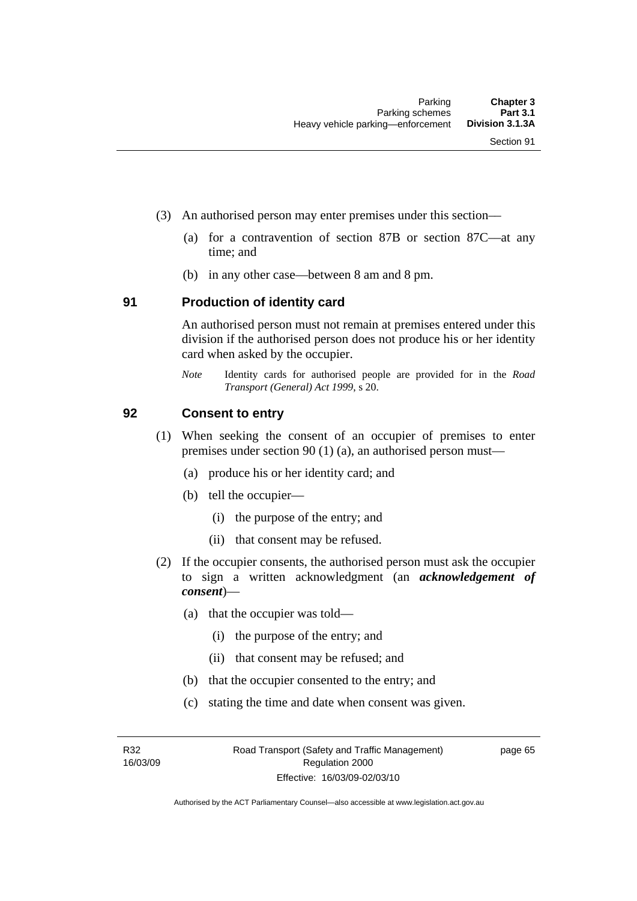(3) An authorised person may enter premises under this section—

(a) for a contravention of section 87B or section 87C—at any time; and

(b) in any other case—between 8 am and 8 pm.

## 91 Production of identity card

An authorised person must not remain at premises entered under this division if the authorised person does not produce his or her identity card when asked by the occupier.

*Note* Identity cards for authorised people are provided for in the *Road Transport (General) Act 1999*, s 20.

## 92 Consent to entry

(1) When seeking the consent of an occupier of premises to enter premises under section 90 (1) (a), an authorised person must—

(a) produce his or her identity card; and

(b) tell the occupier—

(i) the purpose of the entry; and

(ii) that consent may be refused.

(2) If the occupier consents, the authorised person must ask the occupier to sign a written acknowledgment (an ***acknowledgement of consent***)—

(a) that the occupier was told—

(i) the purpose of the entry; and

(ii) that consent may be refused; and

(b) that the occupier consented to the entry; and

(c) stating the time and date when consent was given.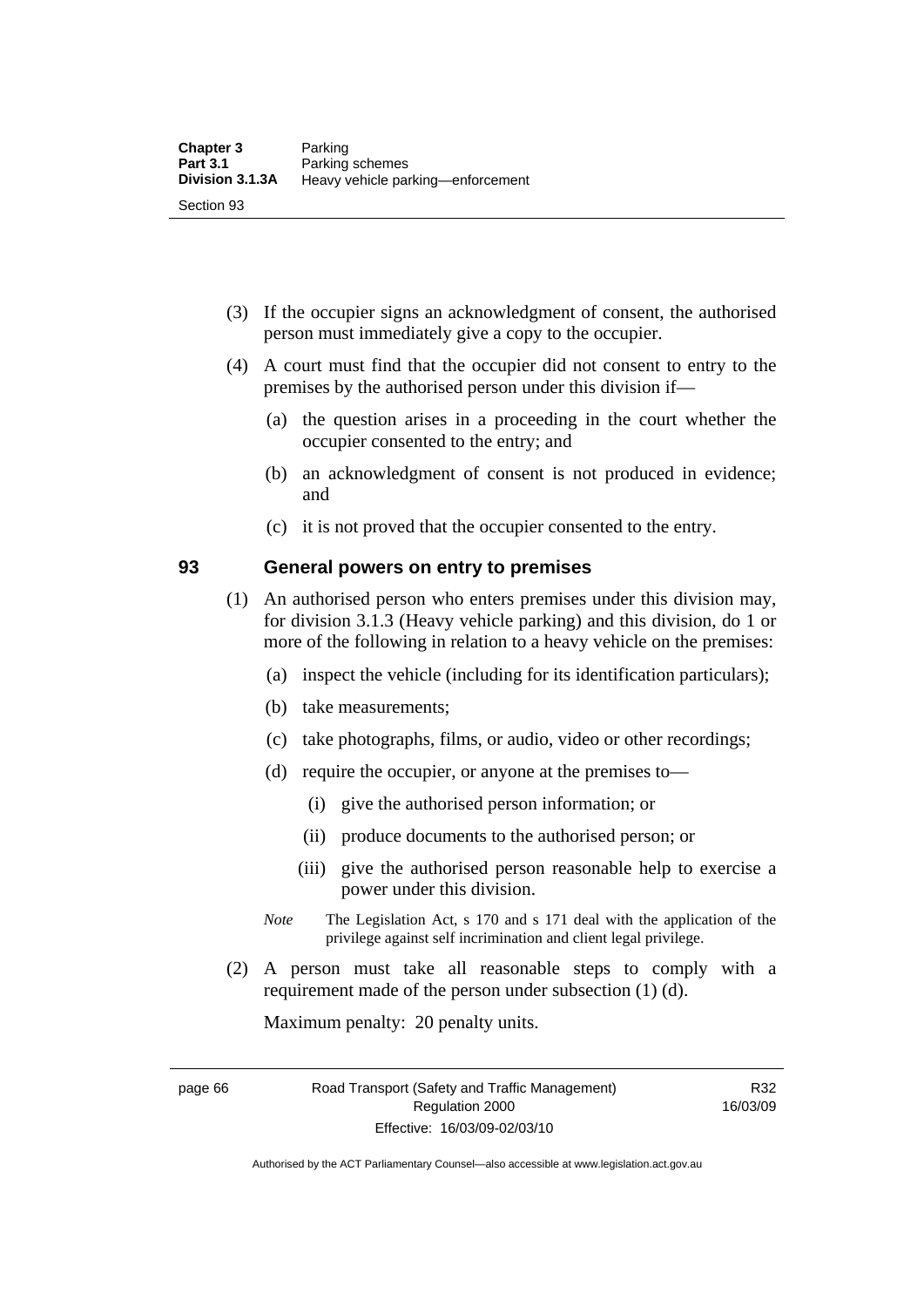(3) If the occupier signs an acknowledgment of consent, the authorised person must immediately give a copy to the occupier.

(4) A court must find that the occupier did not consent to entry to the premises by the authorised person under this division if—

(a) the question arises in a proceeding in the court whether the occupier consented to the entry; and

(b) an acknowledgment of consent is not produced in evidence; and

(c) it is not proved that the occupier consented to the entry.

## 93 General powers on entry to premises

(1) An authorised person who enters premises under this division may, for division 3.1.3 (Heavy vehicle parking) and this division, do 1 or more of the following in relation to a heavy vehicle on the premises:

(a) inspect the vehicle (including for its identification particulars);

(b) take measurements;

(c) take photographs, films, or audio, video or other recordings;

(d) require the occupier, or anyone at the premises to—

(i) give the authorised person information; or

(ii) produce documents to the authorised person; or

(iii) give the authorised person reasonable help to exercise a power under this division.

*Note* The Legislation Act, s 170 and s 171 deal with the application of the privilege against self incrimination and client legal privilege.

(2) A person must take all reasonable steps to comply with a requirement made of the person under subsection (1) (d).

Maximum penalty: 20 penalty units.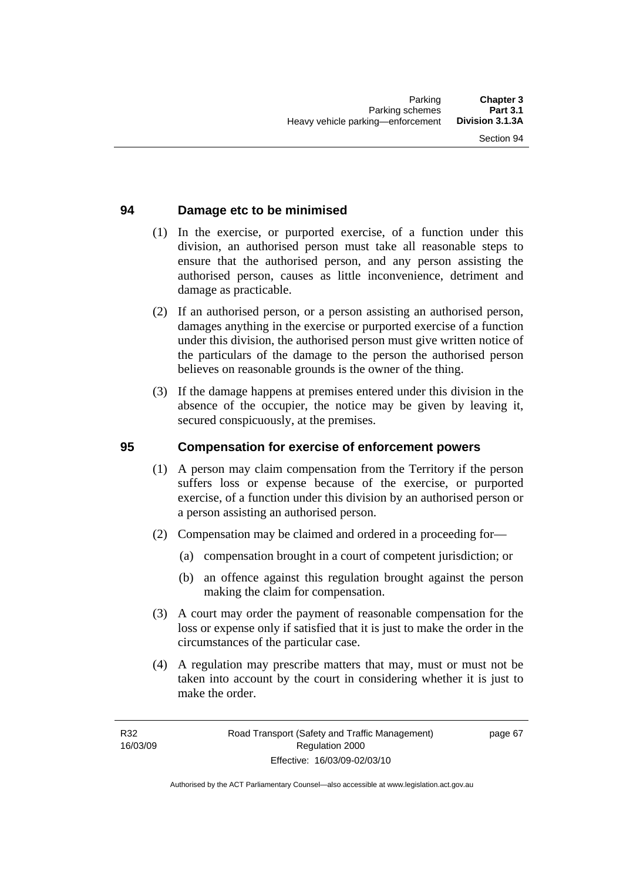## 94 Damage etc to be minimised

(1) In the exercise, or purported exercise, of a function under this division, an authorised person must take all reasonable steps to ensure that the authorised person, and any person assisting the authorised person, causes as little inconvenience, detriment and damage as practicable.

(2) If an authorised person, or a person assisting an authorised person, damages anything in the exercise or purported exercise of a function under this division, the authorised person must give written notice of the particulars of the damage to the person the authorised person believes on reasonable grounds is the owner of the thing.

(3) If the damage happens at premises entered under this division in the absence of the occupier, the notice may be given by leaving it, secured conspicuously, at the premises.

## 95 Compensation for exercise of enforcement powers

(1) A person may claim compensation from the Territory if the person suffers loss or expense because of the exercise, or purported exercise, of a function under this division by an authorised person or a person assisting an authorised person.

(2) Compensation may be claimed and ordered in a proceeding for—

- (a) compensation brought in a court of competent jurisdiction; or
- (b) an offence against this regulation brought against the person making the claim for compensation.

(3) A court may order the payment of reasonable compensation for the loss or expense only if satisfied that it is just to make the order in the circumstances of the particular case.

(4) A regulation may prescribe matters that may, must or must not be taken into account by the court in considering whether it is just to make the order.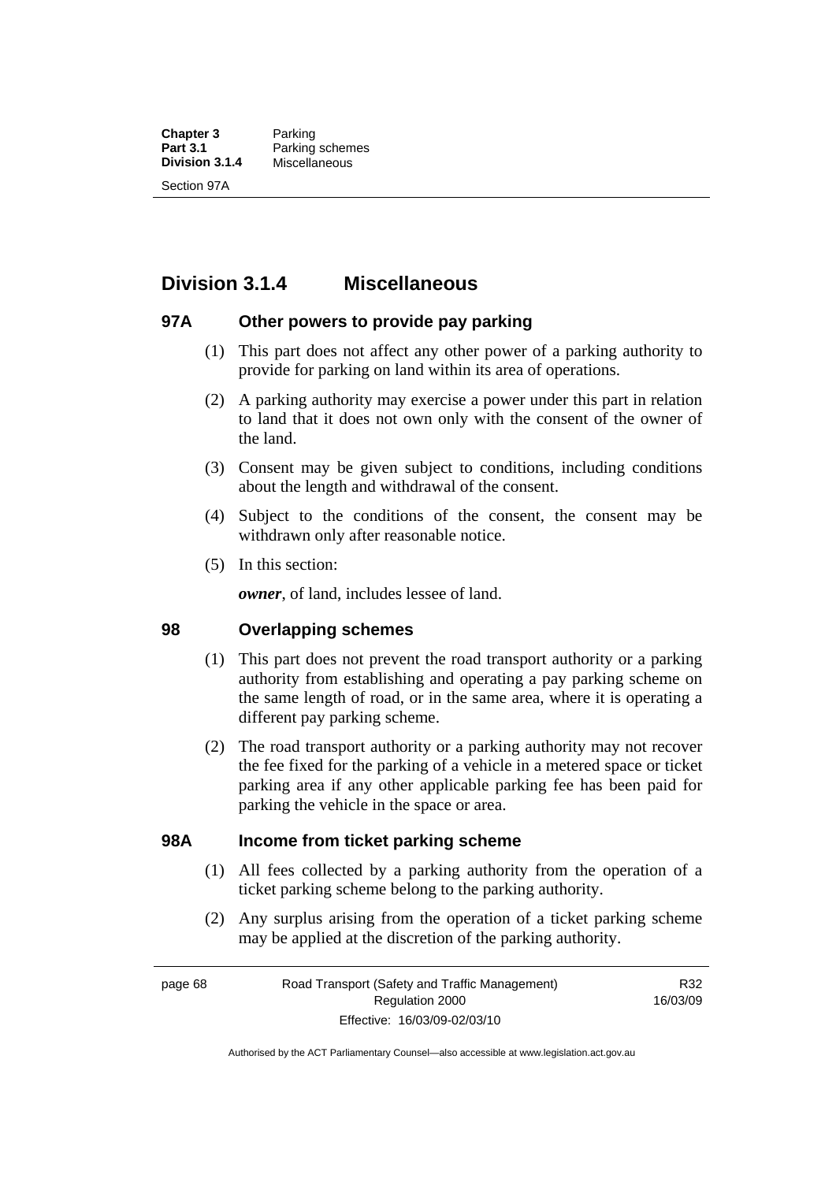## Division 3.1.4 Miscellaneous

### 97A Other powers to provide pay parking

(1) This part does not affect any other power of a parking authority to provide for parking on land within its area of operations.

(2) A parking authority may exercise a power under this part in relation to land that it does not own only with the consent of the owner of the land.

(3) Consent may be given subject to conditions, including conditions about the length and withdrawal of the consent.

(4) Subject to the conditions of the consent, the consent may be withdrawn only after reasonable notice.

(5) In this section:

***owner***, of land, includes lessee of land.

### 98 Overlapping schemes

(1) This part does not prevent the road transport authority or a parking authority from establishing and operating a pay parking scheme on the same length of road, or in the same area, where it is operating a different pay parking scheme.

(2) The road transport authority or a parking authority may not recover the fee fixed for the parking of a vehicle in a metered space or ticket parking area if any other applicable parking fee has been paid for parking the vehicle in the space or area.

### 98A Income from ticket parking scheme

(1) All fees collected by a parking authority from the operation of a ticket parking scheme belong to the parking authority.

(2) Any surplus arising from the operation of a ticket parking scheme may be applied at the discretion of the parking authority.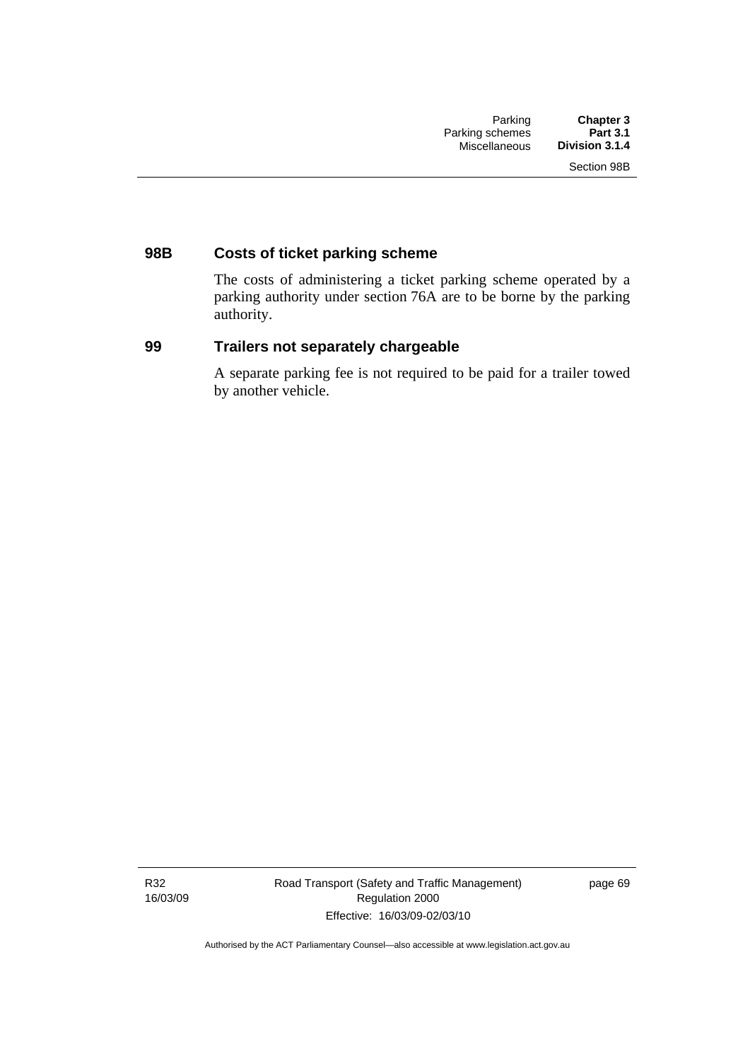### 98B Costs of ticket parking scheme

The costs of administering a ticket parking scheme operated by a parking authority under section 76A are to be borne by the parking authority.

### 99 Trailers not separately chargeable

A separate parking fee is not required to be paid for a trailer towed by another vehicle.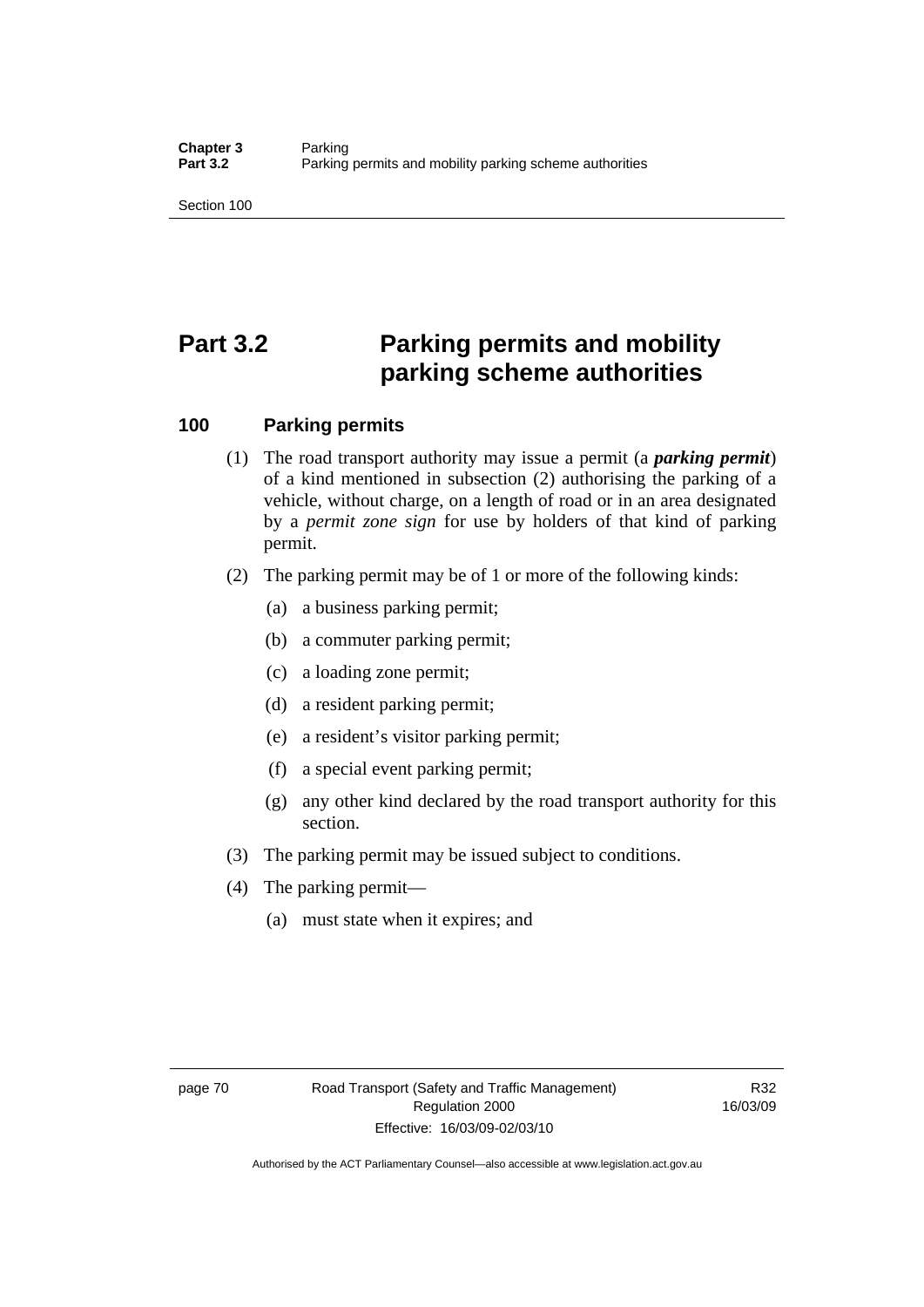# Part 3.2 Parking permits and mobility parking scheme authorities

## 100 Parking permits

(1) The road transport authority may issue a permit (a ***parking permit***) of a kind mentioned in subsection (2) authorising the parking of a vehicle, without charge, on a length of road or in an area designated by a *permit zone sign* for use by holders of that kind of parking permit.

(2) The parking permit may be of 1 or more of the following kinds:

(a) a business parking permit;

(b) a commuter parking permit;

(c) a loading zone permit;

(d) a resident parking permit;

(e) a resident's visitor parking permit;

(f) a special event parking permit;

(g) any other kind declared by the road transport authority for this section.

(3) The parking permit may be issued subject to conditions.

(4) The parking permit—

(a) must state when it expires; and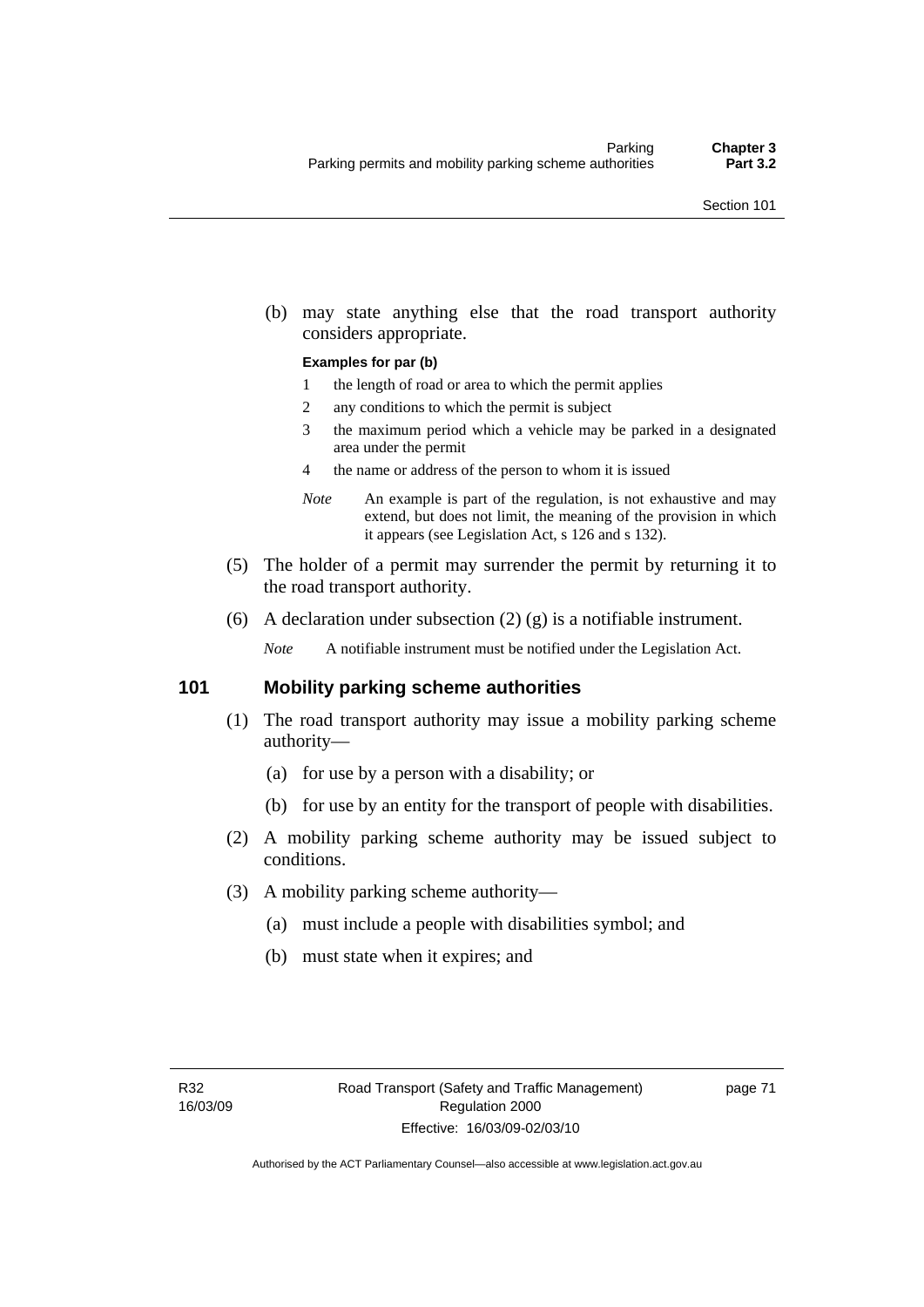(b) may state anything else that the road transport authority considers appropriate.

**Examples for par (b)**

1. the length of road or area to which the permit applies
2. any conditions to which the permit is subject
3. the maximum period which a vehicle may be parked in a designated area under the permit
4. the name or address of the person to whom it is issued

*Note* An example is part of the regulation, is not exhaustive and may extend, but does not limit, the meaning of the provision in which it appears (see Legislation Act, s 126 and s 132).

(5) The holder of a permit may surrender the permit by returning it to the road transport authority.

(6) A declaration under subsection (2) (g) is a notifiable instrument.

*Note* A notifiable instrument must be notified under the Legislation Act.

## 101 Mobility parking scheme authorities

(1) The road transport authority may issue a mobility parking scheme authority—

(a) for use by a person with a disability; or

(b) for use by an entity for the transport of people with disabilities.

(2) A mobility parking scheme authority may be issued subject to conditions.

(3) A mobility parking scheme authority—

(a) must include a people with disabilities symbol; and

(b) must state when it expires; and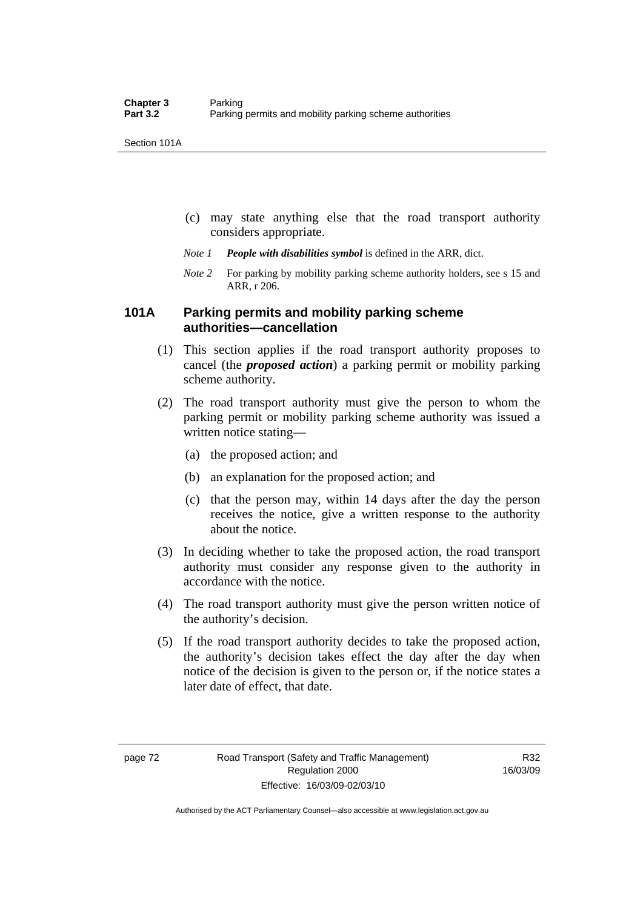(c) may state anything else that the road transport authority considers appropriate.

*Note 1* ***People with disabilities symbol*** is defined in the ARR, dict.

*Note 2* For parking by mobility parking scheme authority holders, see s 15 and ARR, r 206.

### 101A Parking permits and mobility parking scheme authorities—cancellation

(1) This section applies if the road transport authority proposes to cancel (the ***proposed action***) a parking permit or mobility parking scheme authority.

(2) The road transport authority must give the person to whom the parking permit or mobility parking scheme authority was issued a written notice stating—

(a) the proposed action; and

(b) an explanation for the proposed action; and

(c) that the person may, within 14 days after the day the person receives the notice, give a written response to the authority about the notice.

(3) In deciding whether to take the proposed action, the road transport authority must consider any response given to the authority in accordance with the notice.

(4) The road transport authority must give the person written notice of the authority's decision.

(5) If the road transport authority decides to take the proposed action, the authority's decision takes effect the day after the day when notice of the decision is given to the person or, if the notice states a later date of effect, that date.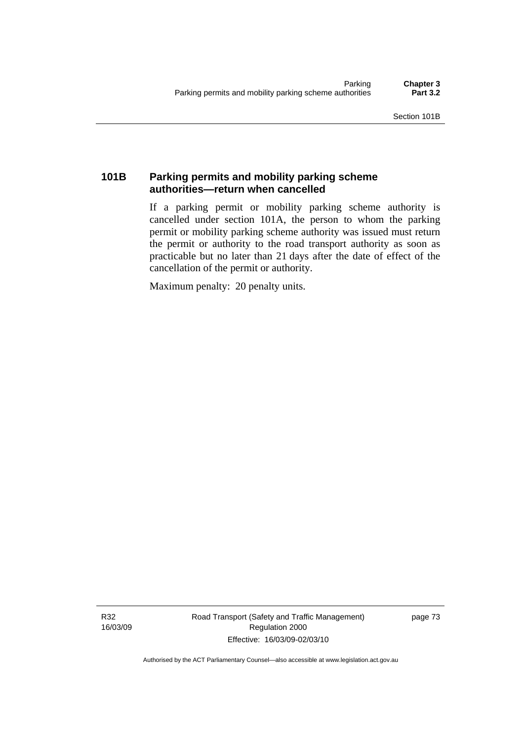## 101B Parking permits and mobility parking scheme authorities—return when cancelled

If a parking permit or mobility parking scheme authority is cancelled under section 101A, the person to whom the parking permit or mobility parking scheme authority was issued must return the permit or authority to the road transport authority as soon as practicable but no later than 21 days after the date of effect of the cancellation of the permit or authority.

Maximum penalty: 20 penalty units.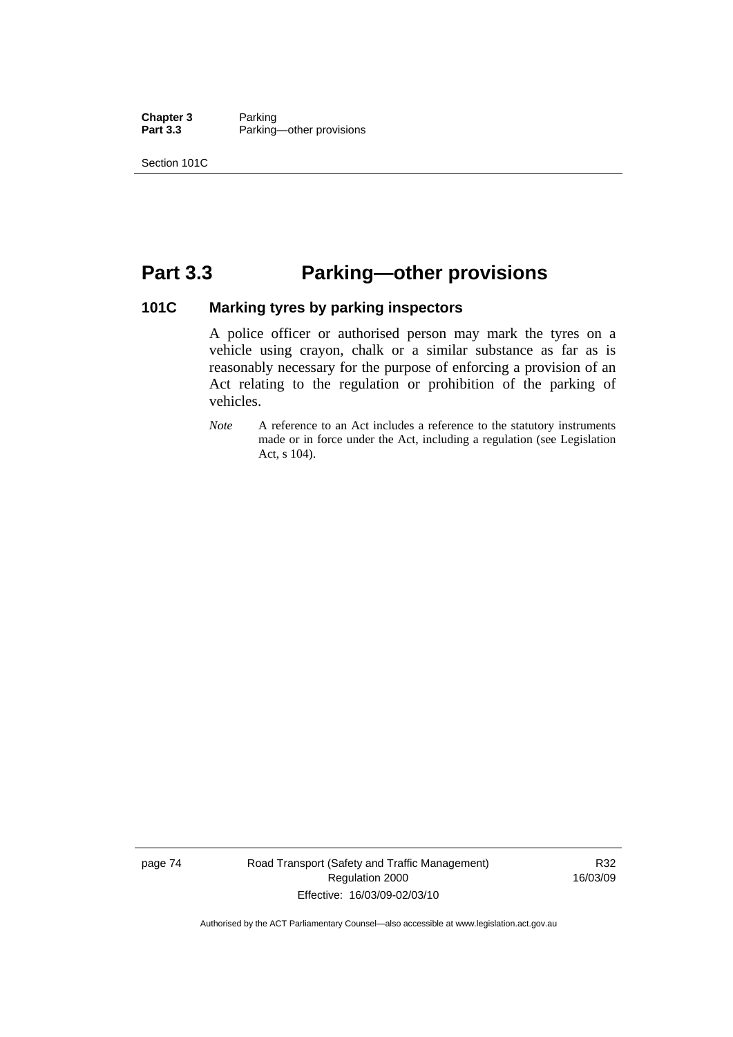# Part 3.3 Parking—other provisions

## 101C Marking tyres by parking inspectors

A police officer or authorised person may mark the tyres on a vehicle using crayon, chalk or a similar substance as far as is reasonably necessary for the purpose of enforcing a provision of an Act relating to the regulation or prohibition of the parking of vehicles.

*Note* A reference to an Act includes a reference to the statutory instruments made or in force under the Act, including a regulation (see Legislation Act, s 104).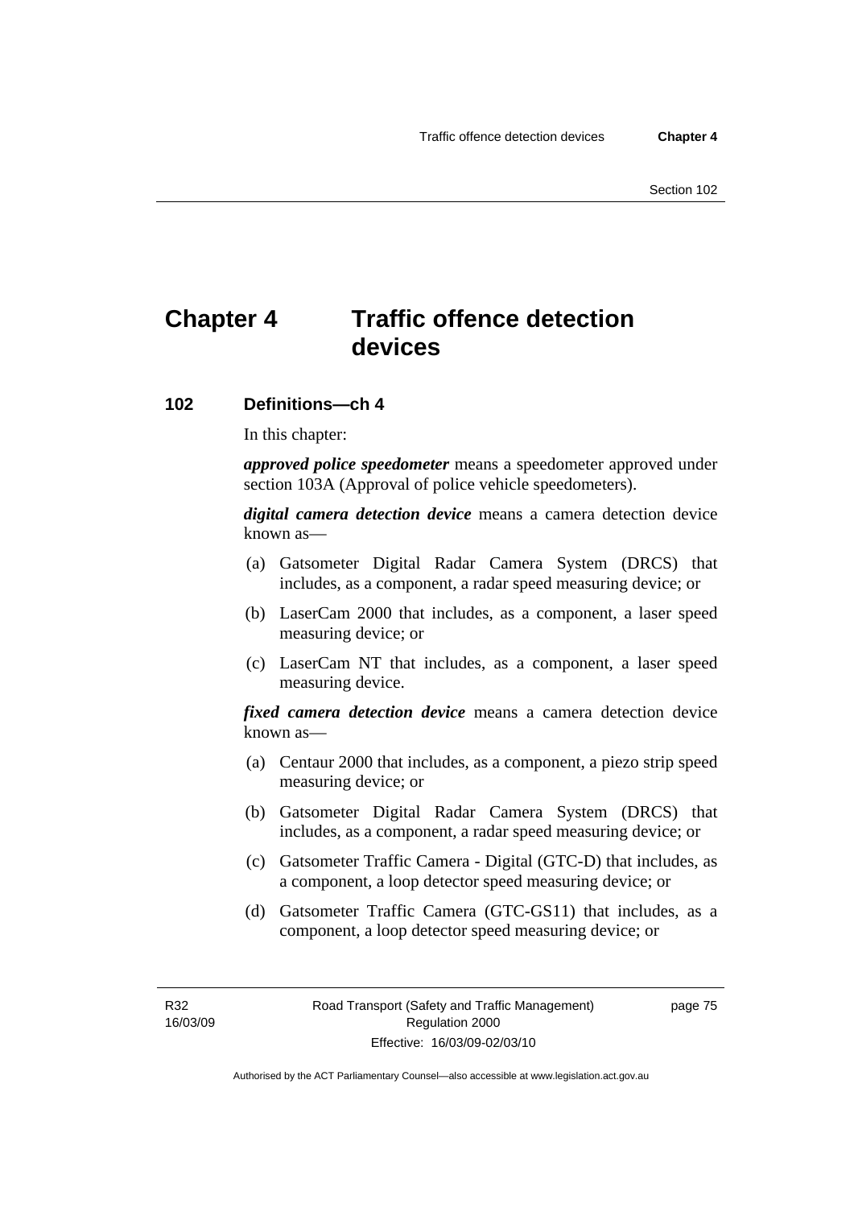# Chapter 4 Traffic offence detection devices

## 102 Definitions—ch 4

In this chapter:

***approved police speedometer*** means a speedometer approved under section 103A (Approval of police vehicle speedometers).

***digital camera detection device*** means a camera detection device known as—

(a) Gatsometer Digital Radar Camera System (DRCS) that includes, as a component, a radar speed measuring device; or

(b) LaserCam 2000 that includes, as a component, a laser speed measuring device; or

(c) LaserCam NT that includes, as a component, a laser speed measuring device.

***fixed camera detection device*** means a camera detection device known as—

(a) Centaur 2000 that includes, as a component, a piezo strip speed measuring device; or

(b) Gatsometer Digital Radar Camera System (DRCS) that includes, as a component, a radar speed measuring device; or

(c) Gatsometer Traffic Camera - Digital (GTC-D) that includes, as a component, a loop detector speed measuring device; or

(d) Gatsometer Traffic Camera (GTC-GS11) that includes, as a component, a loop detector speed measuring device; or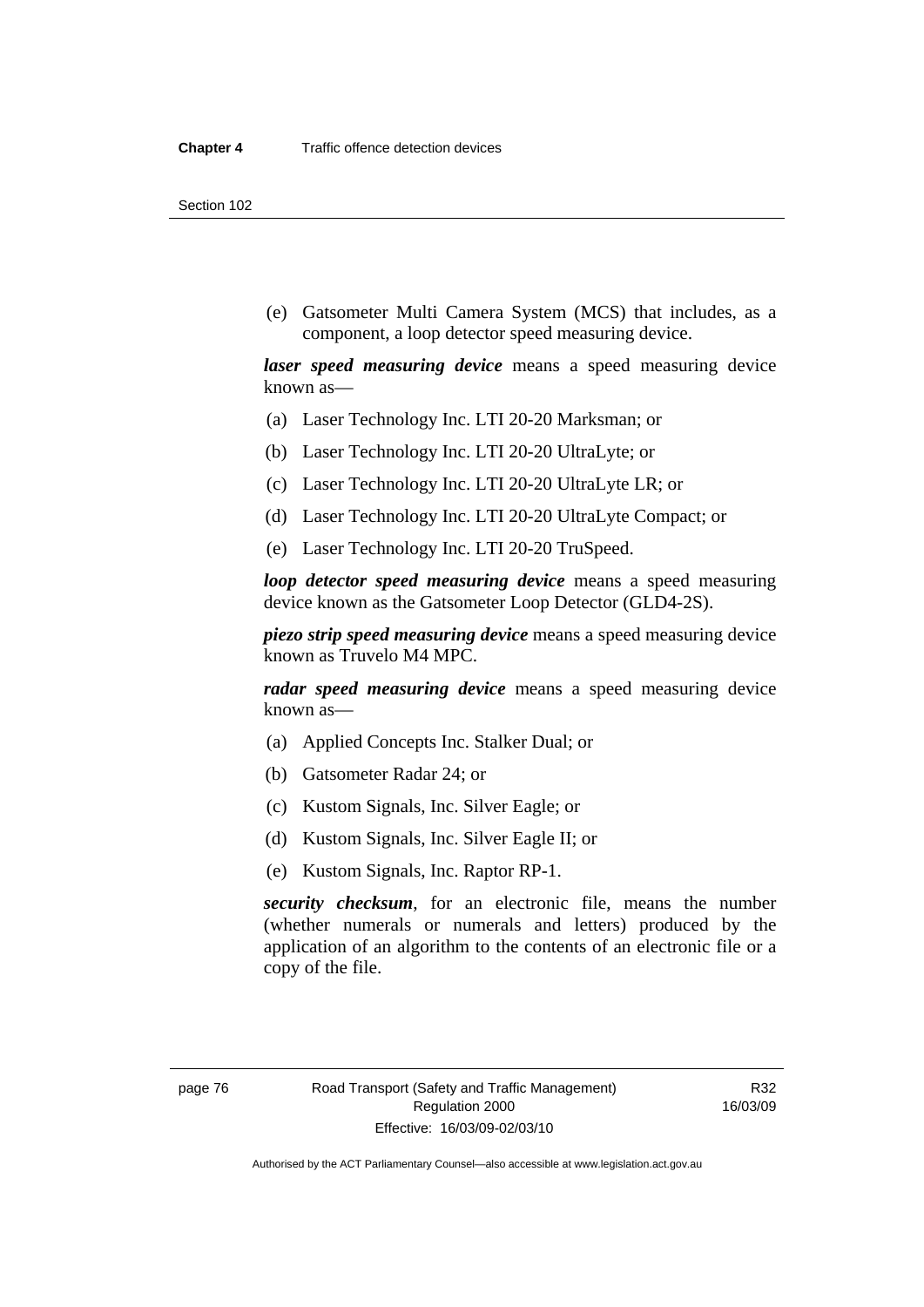(e) Gatsometer Multi Camera System (MCS) that includes, as a component, a loop detector speed measuring device.

***laser speed measuring device*** means a speed measuring device known as—

(a) Laser Technology Inc. LTI 20-20 Marksman; or

(b) Laser Technology Inc. LTI 20-20 UltraLyte; or

(c) Laser Technology Inc. LTI 20-20 UltraLyte LR; or

(d) Laser Technology Inc. LTI 20-20 UltraLyte Compact; or

(e) Laser Technology Inc. LTI 20-20 TruSpeed.

***loop detector speed measuring device*** means a speed measuring device known as the Gatsometer Loop Detector (GLD4-2S).

***piezo strip speed measuring device*** means a speed measuring device known as Truvelo M4 MPC.

***radar speed measuring device*** means a speed measuring device known as—

(a) Applied Concepts Inc. Stalker Dual; or

(b) Gatsometer Radar 24; or

(c) Kustom Signals, Inc. Silver Eagle; or

(d) Kustom Signals, Inc. Silver Eagle II; or

(e) Kustom Signals, Inc. Raptor RP-1.

***security checksum***, for an electronic file, means the number (whether numerals or numerals and letters) produced by the application of an algorithm to the contents of an electronic file or a copy of the file.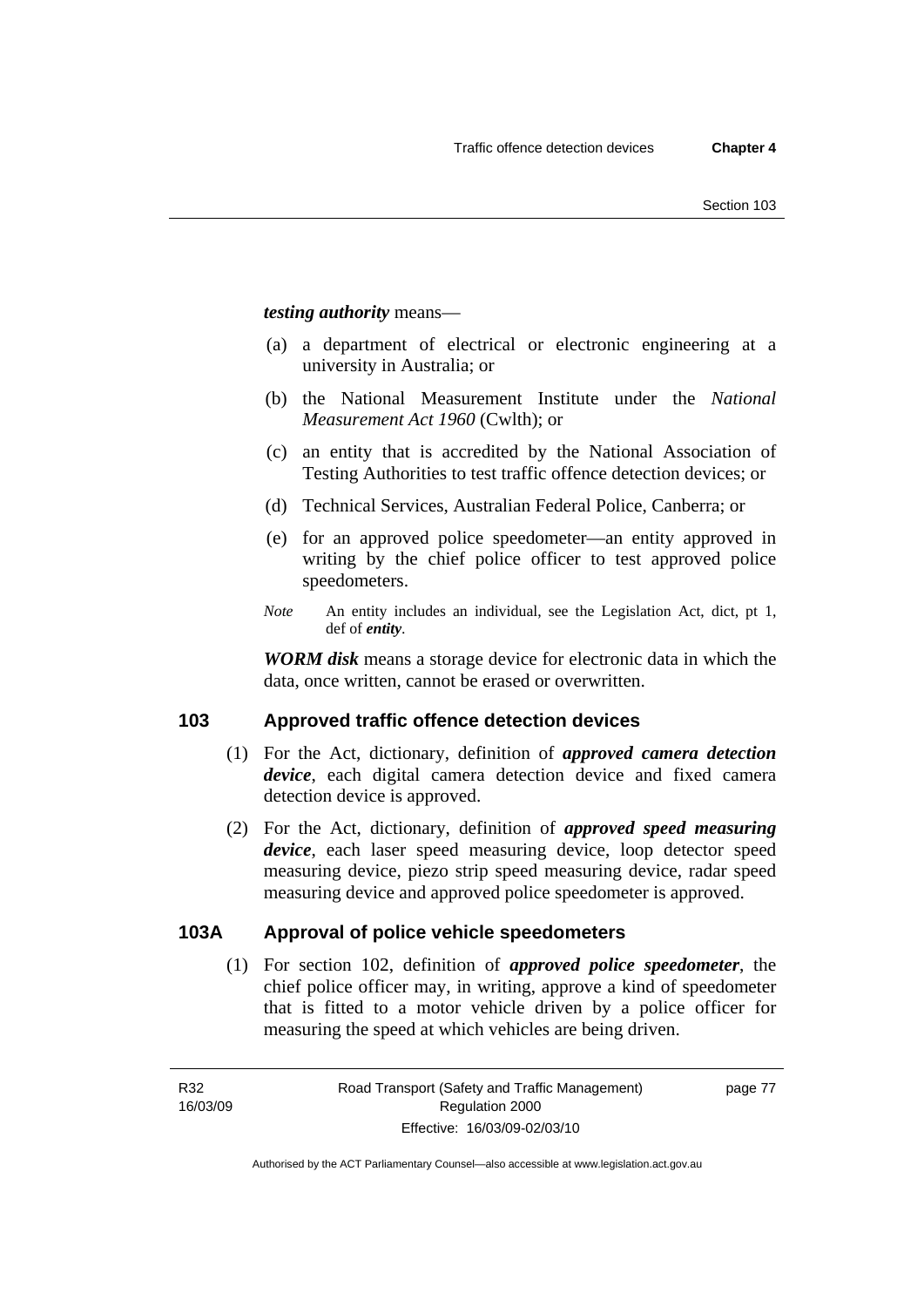***testing authority*** means—

(a) a department of electrical or electronic engineering at a university in Australia; or

(b) the National Measurement Institute under the *National Measurement Act 1960* (Cwlth); or

(c) an entity that is accredited by the National Association of Testing Authorities to test traffic offence detection devices; or

(d) Technical Services, Australian Federal Police, Canberra; or

(e) for an approved police speedometer—an entity approved in writing by the chief police officer to test approved police speedometers.

*Note* An entity includes an individual, see the Legislation Act, dict, pt 1, def of ***entity***.

***WORM disk*** means a storage device for electronic data in which the data, once written, cannot be erased or overwritten.

## 103 Approved traffic offence detection devices

(1) For the Act, dictionary, definition of ***approved camera detection device***, each digital camera detection device and fixed camera detection device is approved.

(2) For the Act, dictionary, definition of ***approved speed measuring device***, each laser speed measuring device, loop detector speed measuring device, piezo strip speed measuring device, radar speed measuring device and approved police speedometer is approved.

## 103A Approval of police vehicle speedometers

(1) For section 102, definition of ***approved police speedometer***, the chief police officer may, in writing, approve a kind of speedometer that is fitted to a motor vehicle driven by a police officer for measuring the speed at which vehicles are being driven.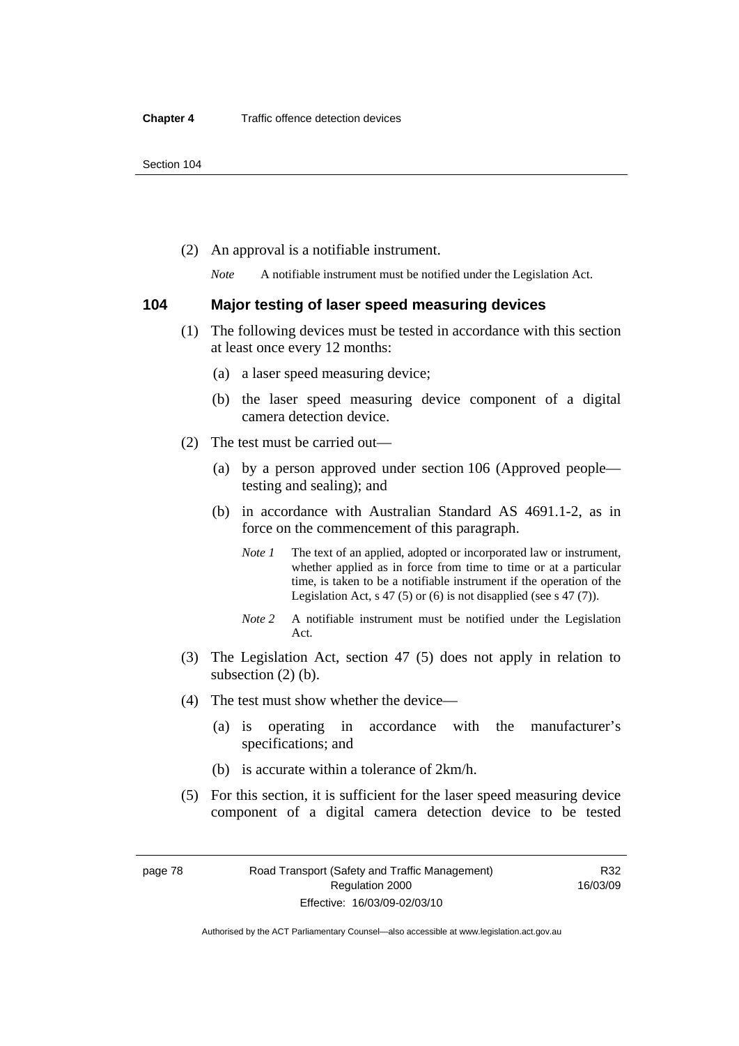(2) An approval is a notifiable instrument.

*Note* A notifiable instrument must be notified under the Legislation Act.

## 104 Major testing of laser speed measuring devices

(1) The following devices must be tested in accordance with this section at least once every 12 months:

(a) a laser speed measuring device;

(b) the laser speed measuring device component of a digital camera detection device.

(2) The test must be carried out—

(a) by a person approved under section 106 (Approved people—testing and sealing); and

(b) in accordance with Australian Standard AS 4691.1-2, as in force on the commencement of this paragraph.

*Note 1* The text of an applied, adopted or incorporated law or instrument, whether applied as in force from time to time or at a particular time, is taken to be a notifiable instrument if the operation of the Legislation Act, s 47 (5) or (6) is not disapplied (see s 47 (7)).

*Note 2* A notifiable instrument must be notified under the Legislation Act.

(3) The Legislation Act, section 47 (5) does not apply in relation to subsection (2) (b).

(4) The test must show whether the device—

(a) is operating in accordance with the manufacturer's specifications; and

(b) is accurate within a tolerance of 2km/h.

(5) For this section, it is sufficient for the laser speed measuring device component of a digital camera detection device to be tested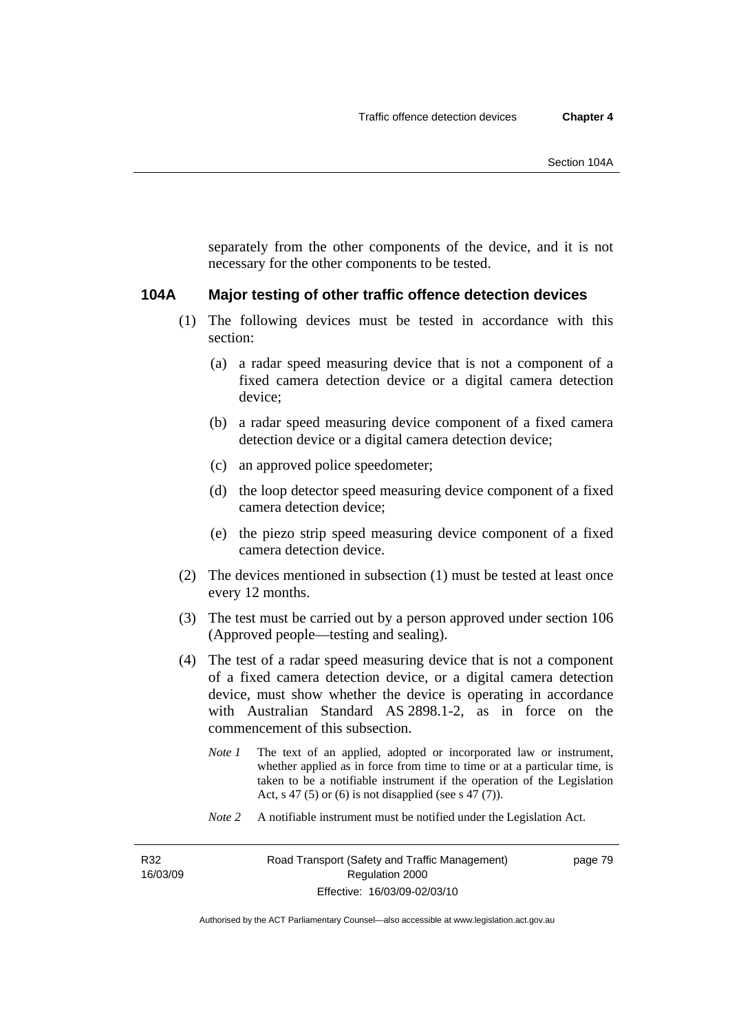separately from the other components of the device, and it is not necessary for the other components to be tested.

### 104A Major testing of other traffic offence detection devices

(1) The following devices must be tested in accordance with this section:

(a) a radar speed measuring device that is not a component of a fixed camera detection device or a digital camera detection device;

(b) a radar speed measuring device component of a fixed camera detection device or a digital camera detection device;

(c) an approved police speedometer;

(d) the loop detector speed measuring device component of a fixed camera detection device;

(e) the piezo strip speed measuring device component of a fixed camera detection device.

(2) The devices mentioned in subsection (1) must be tested at least once every 12 months.

(3) The test must be carried out by a person approved under section 106 (Approved people—testing and sealing).

(4) The test of a radar speed measuring device that is not a component of a fixed camera detection device, or a digital camera detection device, must show whether the device is operating in accordance with Australian Standard AS 2898.1-2, as in force on the commencement of this subsection.

*Note 1* The text of an applied, adopted or incorporated law or instrument, whether applied as in force from time to time or at a particular time, is taken to be a notifiable instrument if the operation of the Legislation Act, s 47 (5) or (6) is not disapplied (see s 47 (7)).

*Note 2* A notifiable instrument must be notified under the Legislation Act.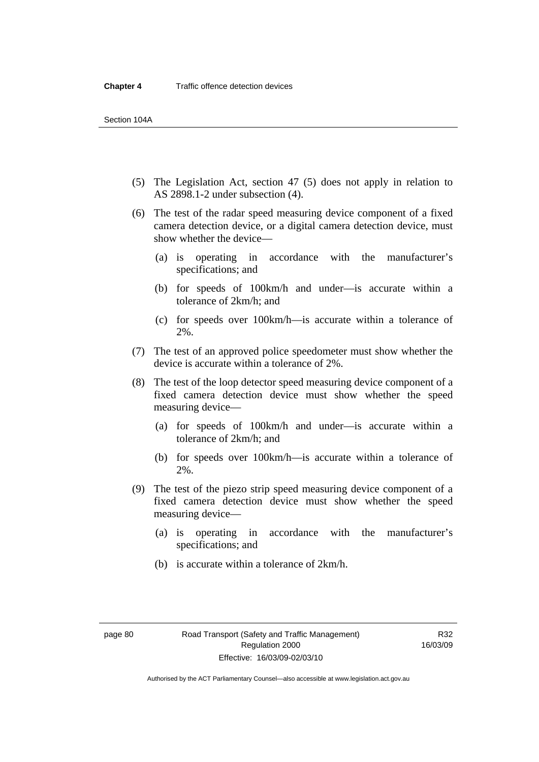(5) The Legislation Act, section 47 (5) does not apply in relation to AS 2898.1-2 under subsection (4).

(6) The test of the radar speed measuring device component of a fixed camera detection device, or a digital camera detection device, must show whether the device—

- (a) is operating in accordance with the manufacturer's specifications; and
- (b) for speeds of 100km/h and under—is accurate within a tolerance of 2km/h; and
- (c) for speeds over 100km/h—is accurate within a tolerance of 2%.

(7) The test of an approved police speedometer must show whether the device is accurate within a tolerance of 2%.

(8) The test of the loop detector speed measuring device component of a fixed camera detection device must show whether the speed measuring device—

- (a) for speeds of 100km/h and under—is accurate within a tolerance of 2km/h; and
- (b) for speeds over 100km/h—is accurate within a tolerance of 2%.

(9) The test of the piezo strip speed measuring device component of a fixed camera detection device must show whether the speed measuring device—

- (a) is operating in accordance with the manufacturer's specifications; and
- (b) is accurate within a tolerance of 2km/h.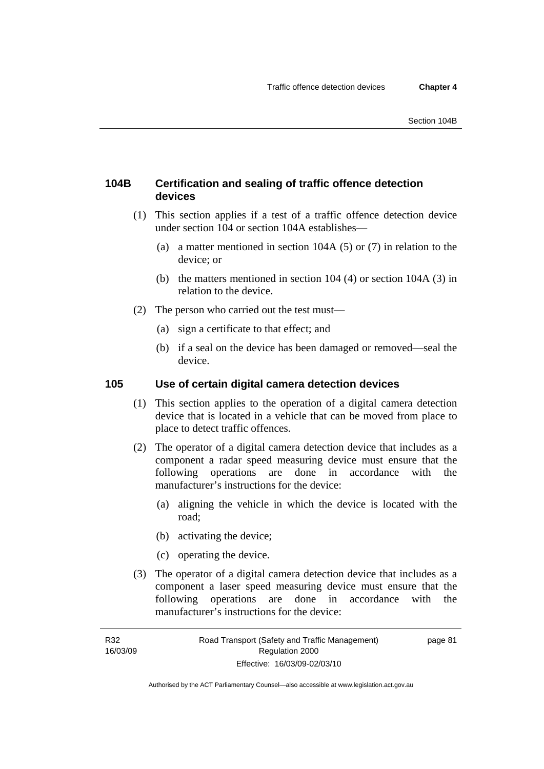## 104B Certification and sealing of traffic offence detection devices

(1) This section applies if a test of a traffic offence detection device under section 104 or section 104A establishes—

(a) a matter mentioned in section 104A (5) or (7) in relation to the device; or

(b) the matters mentioned in section 104 (4) or section 104A (3) in relation to the device.

(2) The person who carried out the test must—

(a) sign a certificate to that effect; and

(b) if a seal on the device has been damaged or removed—seal the device.

## 105 Use of certain digital camera detection devices

(1) This section applies to the operation of a digital camera detection device that is located in a vehicle that can be moved from place to place to detect traffic offences.

(2) The operator of a digital camera detection device that includes as a component a radar speed measuring device must ensure that the following operations are done in accordance with the manufacturer's instructions for the device:

(a) aligning the vehicle in which the device is located with the road;

(b) activating the device;

(c) operating the device.

(3) The operator of a digital camera detection device that includes as a component a laser speed measuring device must ensure that the following operations are done in accordance with the manufacturer's instructions for the device: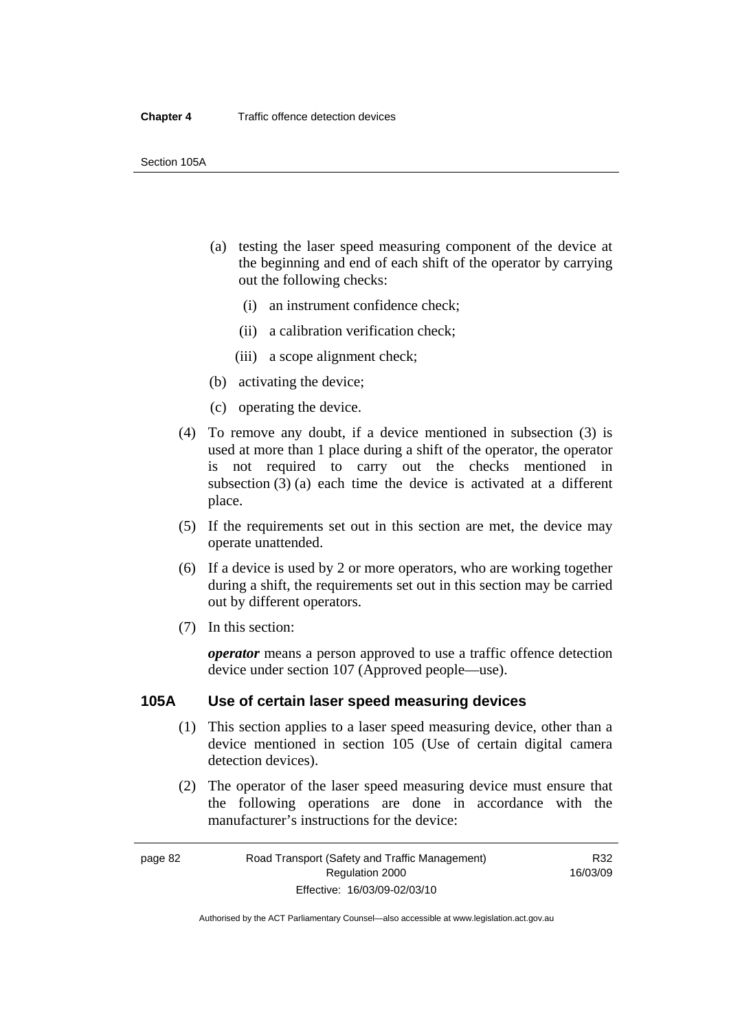(a) testing the laser speed measuring component of the device at the beginning and end of each shift of the operator by carrying out the following checks:

(i) an instrument confidence check;

(ii) a calibration verification check;

(iii) a scope alignment check;

(b) activating the device;

(c) operating the device.

(4) To remove any doubt, if a device mentioned in subsection (3) is used at more than 1 place during a shift of the operator, the operator is not required to carry out the checks mentioned in subsection (3) (a) each time the device is activated at a different place.

(5) If the requirements set out in this section are met, the device may operate unattended.

(6) If a device is used by 2 or more operators, who are working together during a shift, the requirements set out in this section may be carried out by different operators.

(7) In this section:

***operator*** means a person approved to use a traffic offence detection device under section 107 (Approved people—use).

### 105A Use of certain laser speed measuring devices

(1) This section applies to a laser speed measuring device, other than a device mentioned in section 105 (Use of certain digital camera detection devices).

(2) The operator of the laser speed measuring device must ensure that the following operations are done in accordance with the manufacturer's instructions for the device: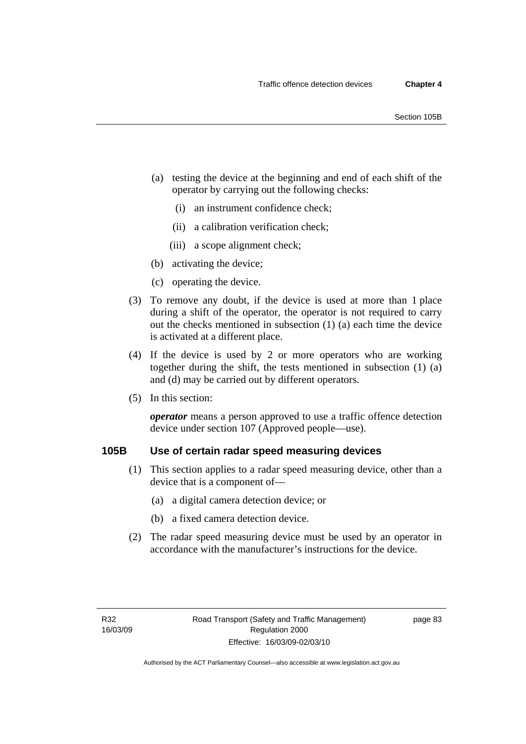(a) testing the device at the beginning and end of each shift of the operator by carrying out the following checks:

(i) an instrument confidence check;

(ii) a calibration verification check;

(iii) a scope alignment check;

(b) activating the device;

(c) operating the device.

(3) To remove any doubt, if the device is used at more than 1 place during a shift of the operator, the operator is not required to carry out the checks mentioned in subsection (1) (a) each time the device is activated at a different place.

(4) If the device is used by 2 or more operators who are working together during the shift, the tests mentioned in subsection (1) (a) and (d) may be carried out by different operators.

(5) In this section:

***operator*** means a person approved to use a traffic offence detection device under section 107 (Approved people—use).

## 105B Use of certain radar speed measuring devices

(1) This section applies to a radar speed measuring device, other than a device that is a component of—

(a) a digital camera detection device; or

(b) a fixed camera detection device.

(2) The radar speed measuring device must be used by an operator in accordance with the manufacturer's instructions for the device.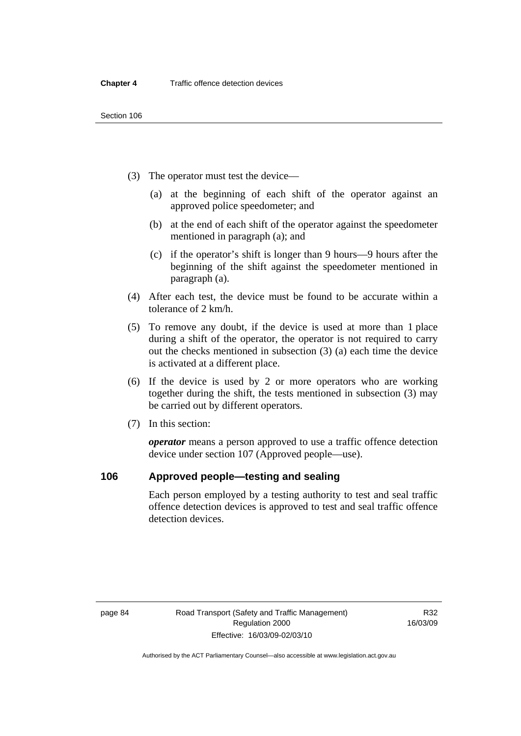(3) The operator must test the device—

(a) at the beginning of each shift of the operator against an approved police speedometer; and

(b) at the end of each shift of the operator against the speedometer mentioned in paragraph (a); and

(c) if the operator's shift is longer than 9 hours—9 hours after the beginning of the shift against the speedometer mentioned in paragraph (a).

(4) After each test, the device must be found to be accurate within a tolerance of 2 km/h.

(5) To remove any doubt, if the device is used at more than 1 place during a shift of the operator, the operator is not required to carry out the checks mentioned in subsection (3) (a) each time the device is activated at a different place.

(6) If the device is used by 2 or more operators who are working together during the shift, the tests mentioned in subsection (3) may be carried out by different operators.

(7) In this section:

***operator*** means a person approved to use a traffic offence detection device under section 107 (Approved people—use).

## 106 Approved people—testing and sealing

Each person employed by a testing authority to test and seal traffic offence detection devices is approved to test and seal traffic offence detection devices.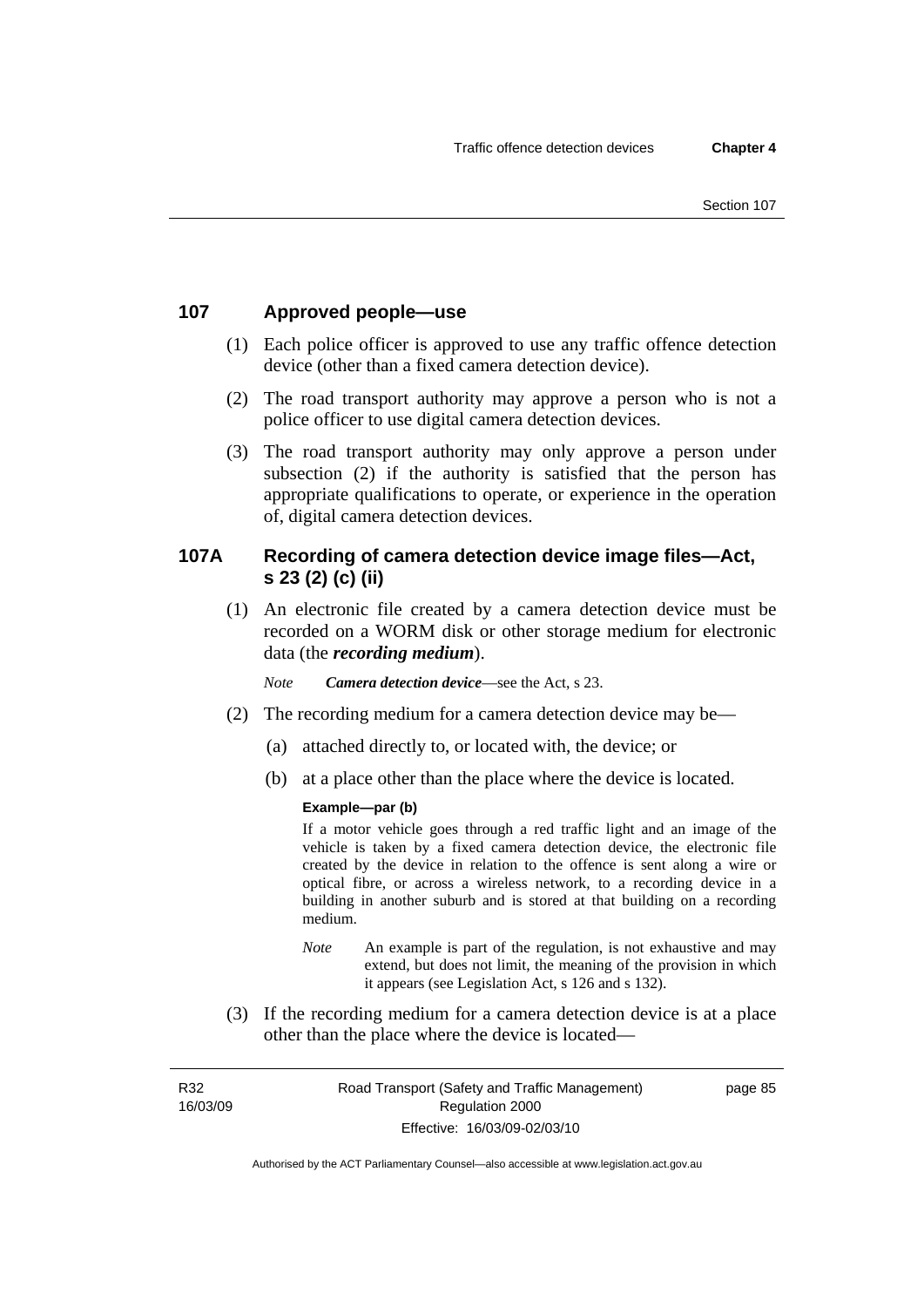## 107 Approved people—use

(1) Each police officer is approved to use any traffic offence detection device (other than a fixed camera detection device).

(2) The road transport authority may approve a person who is not a police officer to use digital camera detection devices.

(3) The road transport authority may only approve a person under subsection (2) if the authority is satisfied that the person has appropriate qualifications to operate, or experience in the operation of, digital camera detection devices.

## 107A Recording of camera detection device image files—Act, s 23 (2) (c) (ii)

(1) An electronic file created by a camera detection device must be recorded on a WORM disk or other storage medium for electronic data (the ***recording medium***).

*Note* ***Camera detection device***—see the Act, s 23.

(2) The recording medium for a camera detection device may be—

(a) attached directly to, or located with, the device; or

(b) at a place other than the place where the device is located.

**Example—par (b)**

If a motor vehicle goes through a red traffic light and an image of the vehicle is taken by a fixed camera detection device, the electronic file created by the device in relation to the offence is sent along a wire or optical fibre, or across a wireless network, to a recording device in a building in another suburb and is stored at that building on a recording medium.

*Note* An example is part of the regulation, is not exhaustive and may extend, but does not limit, the meaning of the provision in which it appears (see Legislation Act, s 126 and s 132).

(3) If the recording medium for a camera detection device is at a place other than the place where the device is located—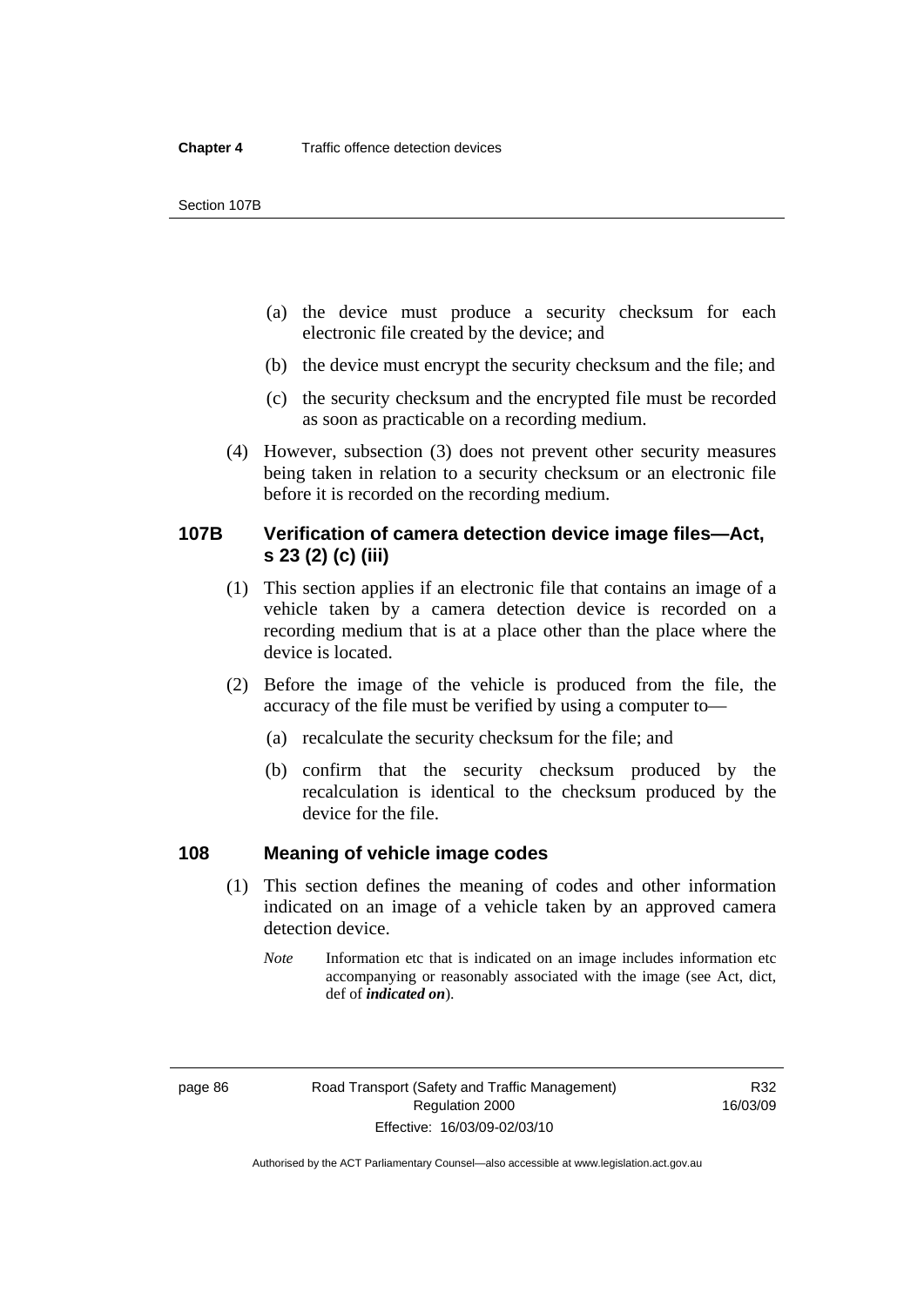(a) the device must produce a security checksum for each electronic file created by the device; and

(b) the device must encrypt the security checksum and the file; and

(c) the security checksum and the encrypted file must be recorded as soon as practicable on a recording medium.

(4) However, subsection (3) does not prevent other security measures being taken in relation to a security checksum or an electronic file before it is recorded on the recording medium.

## 107B Verification of camera detection device image files—Act, s 23 (2) (c) (iii)

(1) This section applies if an electronic file that contains an image of a vehicle taken by a camera detection device is recorded on a recording medium that is at a place other than the place where the device is located.

(2) Before the image of the vehicle is produced from the file, the accuracy of the file must be verified by using a computer to—

(a) recalculate the security checksum for the file; and

(b) confirm that the security checksum produced by the recalculation is identical to the checksum produced by the device for the file.

## 108 Meaning of vehicle image codes

(1) This section defines the meaning of codes and other information indicated on an image of a vehicle taken by an approved camera detection device.

*Note* Information etc that is indicated on an image includes information etc accompanying or reasonably associated with the image (see Act, dict, def of ***indicated on***).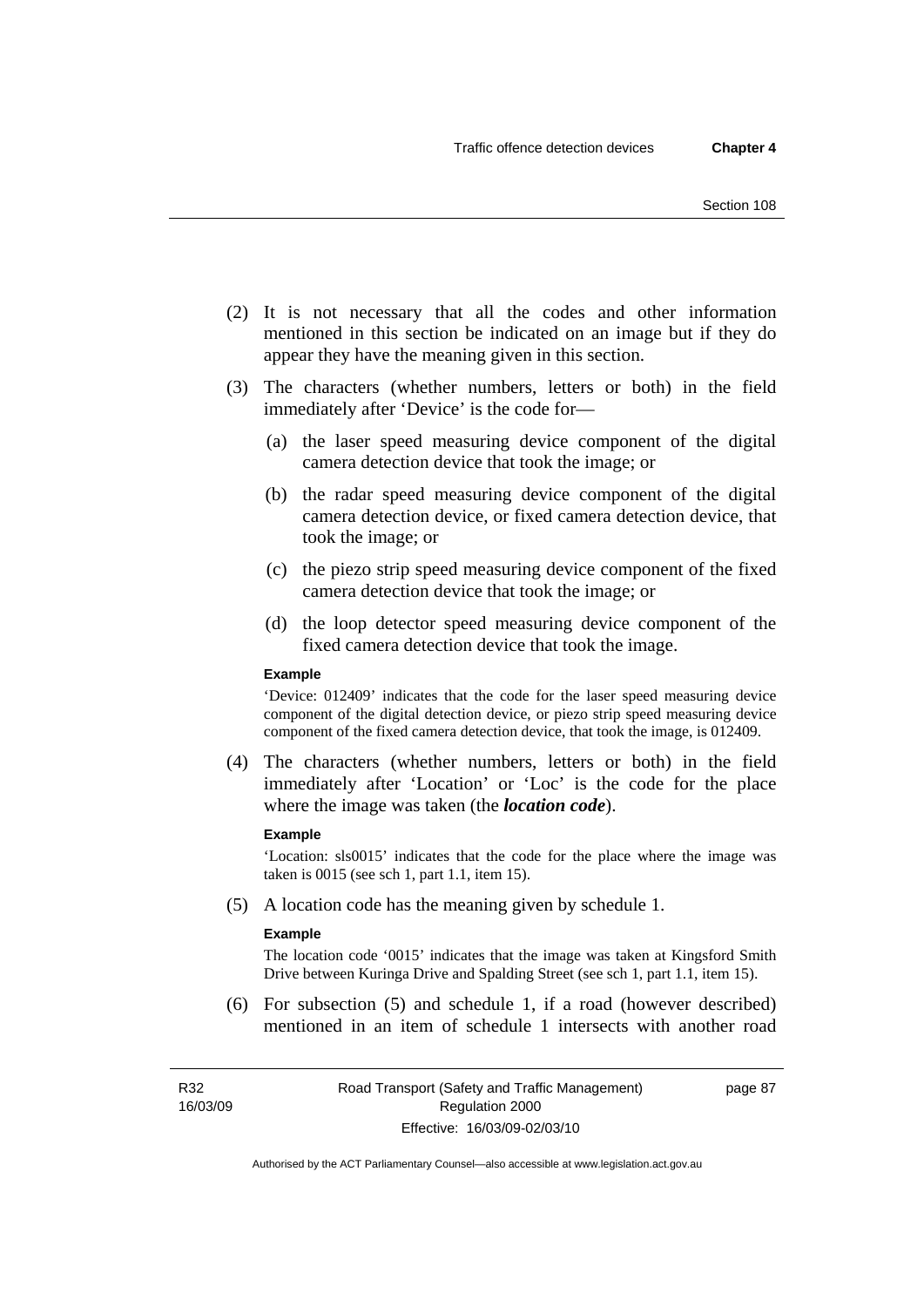(2) It is not necessary that all the codes and other information mentioned in this section be indicated on an image but if they do appear they have the meaning given in this section.

(3) The characters (whether numbers, letters or both) in the field immediately after 'Device' is the code for—

(a) the laser speed measuring device component of the digital camera detection device that took the image; or

(b) the radar speed measuring device component of the digital camera detection device, or fixed camera detection device, that took the image; or

(c) the piezo strip speed measuring device component of the fixed camera detection device that took the image; or

(d) the loop detector speed measuring device component of the fixed camera detection device that took the image.

**Example**

'Device: 012409' indicates that the code for the laser speed measuring device component of the digital detection device, or piezo strip speed measuring device component of the fixed camera detection device, that took the image, is 012409.

(4) The characters (whether numbers, letters or both) in the field immediately after 'Location' or 'Loc' is the code for the place where the image was taken (the ***location code***).

**Example**

'Location: sls0015' indicates that the code for the place where the image was taken is 0015 (see sch 1, part 1.1, item 15).

(5) A location code has the meaning given by schedule 1.

**Example**

The location code '0015' indicates that the image was taken at Kingsford Smith Drive between Kuringa Drive and Spalding Street (see sch 1, part 1.1, item 15).

(6) For subsection (5) and schedule 1, if a road (however described) mentioned in an item of schedule 1 intersects with another road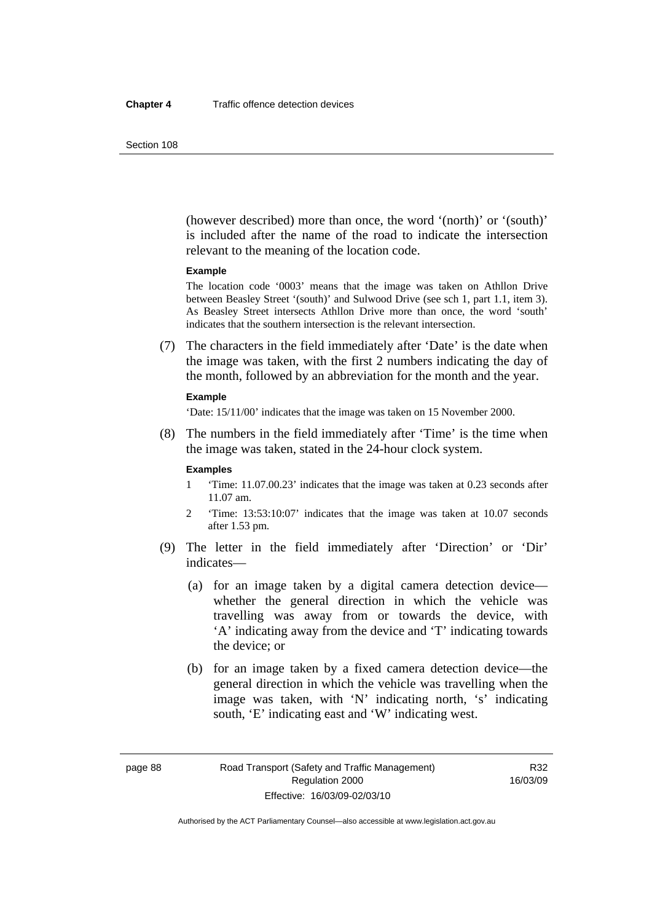(however described) more than once, the word '(north)' or '(south)' is included after the name of the road to indicate the intersection relevant to the meaning of the location code.

**Example**

The location code '0003' means that the image was taken on Athllon Drive between Beasley Street '(south)' and Sulwood Drive (see sch 1, part 1.1, item 3). As Beasley Street intersects Athllon Drive more than once, the word 'south' indicates that the southern intersection is the relevant intersection.

(7) The characters in the field immediately after 'Date' is the date when the image was taken, with the first 2 numbers indicating the day of the month, followed by an abbreviation for the month and the year.

**Example**

'Date: 15/11/00' indicates that the image was taken on 15 November 2000.

(8) The numbers in the field immediately after 'Time' is the time when the image was taken, stated in the 24-hour clock system.

**Examples**

1 'Time: 11.07.00.23' indicates that the image was taken at 0.23 seconds after 11.07 am.

2 'Time: 13:53:10:07' indicates that the image was taken at 10.07 seconds after 1.53 pm.

(9) The letter in the field immediately after 'Direction' or 'Dir' indicates—

(a) for an image taken by a digital camera detection device—whether the general direction in which the vehicle was travelling was away from or towards the device, with 'A' indicating away from the device and 'T' indicating towards the device; or

(b) for an image taken by a fixed camera detection device—the general direction in which the vehicle was travelling when the image was taken, with 'N' indicating north, 's' indicating south, 'E' indicating east and 'W' indicating west.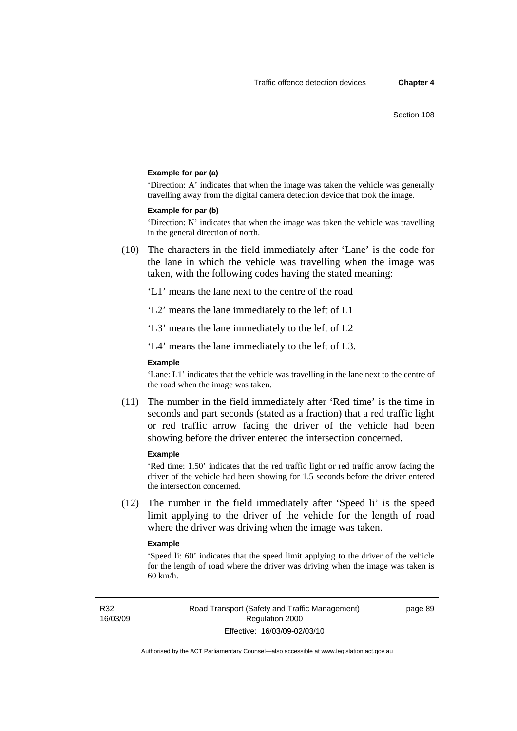**Example for par (a)**

'Direction: A' indicates that when the image was taken the vehicle was generally travelling away from the digital camera detection device that took the image.

**Example for par (b)**

'Direction: N' indicates that when the image was taken the vehicle was travelling in the general direction of north.

(10) The characters in the field immediately after 'Lane' is the code for the lane in which the vehicle was travelling when the image was taken, with the following codes having the stated meaning:

'L1' means the lane next to the centre of the road

'L2' means the lane immediately to the left of L1

'L3' means the lane immediately to the left of L2

'L4' means the lane immediately to the left of L3.

**Example**

'Lane: L1' indicates that the vehicle was travelling in the lane next to the centre of the road when the image was taken.

(11) The number in the field immediately after 'Red time' is the time in seconds and part seconds (stated as a fraction) that a red traffic light or red traffic arrow facing the driver of the vehicle had been showing before the driver entered the intersection concerned.

**Example**

'Red time: 1.50' indicates that the red traffic light or red traffic arrow facing the driver of the vehicle had been showing for 1.5 seconds before the driver entered the intersection concerned.

(12) The number in the field immediately after 'Speed li' is the speed limit applying to the driver of the vehicle for the length of road where the driver was driving when the image was taken.

**Example**

'Speed li: 60' indicates that the speed limit applying to the driver of the vehicle for the length of road where the driver was driving when the image was taken is 60 km/h.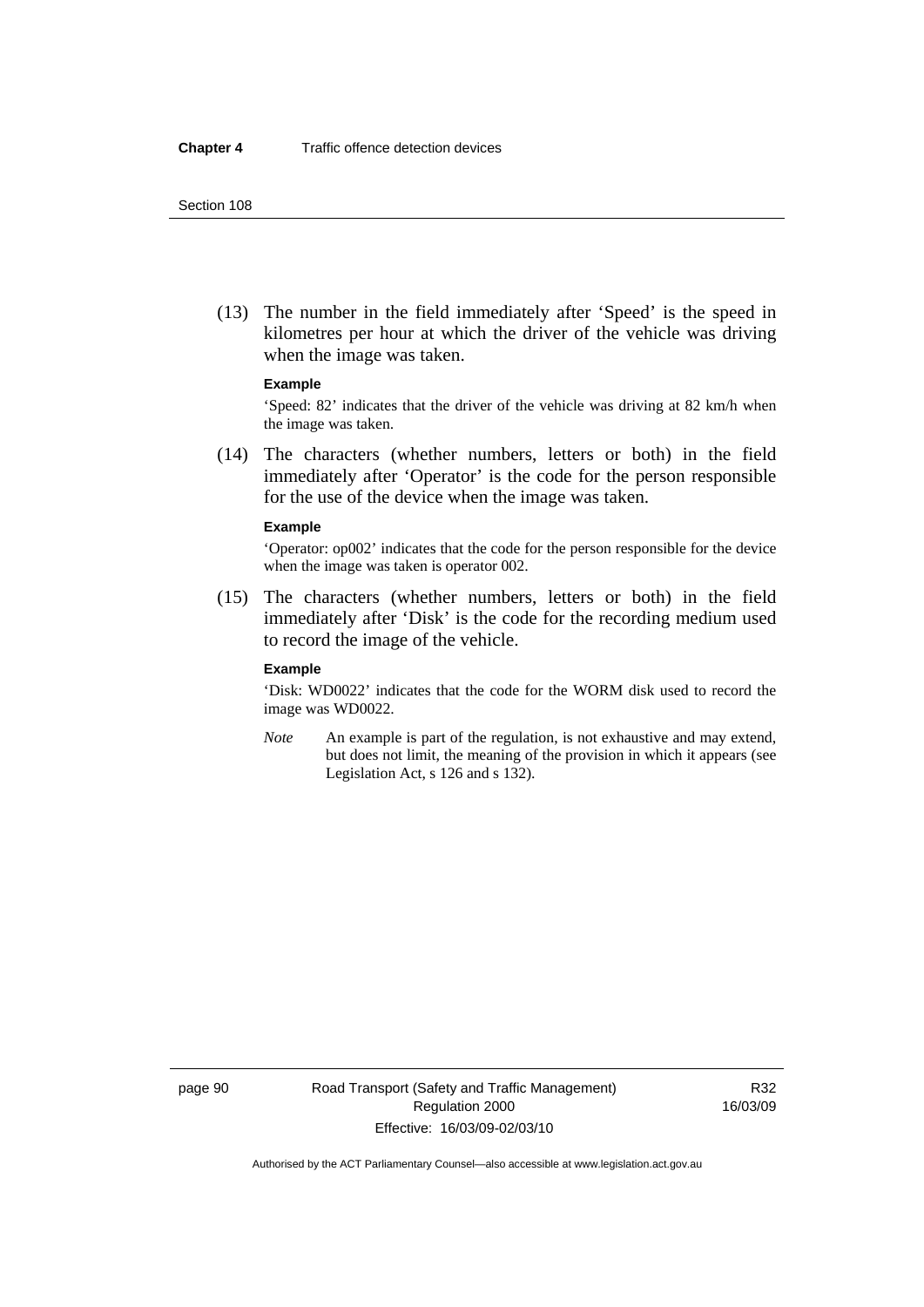(13) The number in the field immediately after 'Speed' is the speed in kilometres per hour at which the driver of the vehicle was driving when the image was taken.

**Example**

'Speed: 82' indicates that the driver of the vehicle was driving at 82 km/h when the image was taken.

(14) The characters (whether numbers, letters or both) in the field immediately after 'Operator' is the code for the person responsible for the use of the device when the image was taken.

**Example**

'Operator: op002' indicates that the code for the person responsible for the device when the image was taken is operator 002.

(15) The characters (whether numbers, letters or both) in the field immediately after 'Disk' is the code for the recording medium used to record the image of the vehicle.

**Example**

'Disk: WD0022' indicates that the code for the WORM disk used to record the image was WD0022.

*Note* An example is part of the regulation, is not exhaustive and may extend, but does not limit, the meaning of the provision in which it appears (see Legislation Act, s 126 and s 132).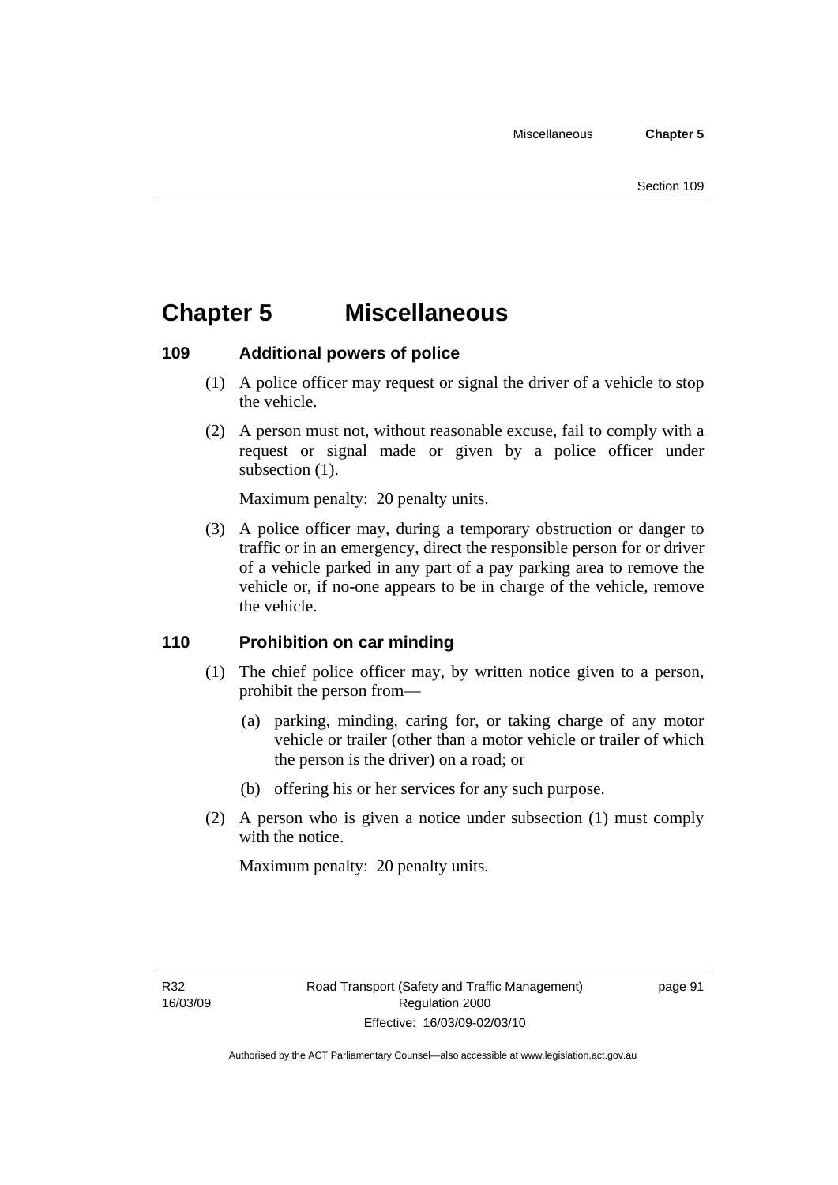# Chapter 5 Miscellaneous

## 109 Additional powers of police

(1) A police officer may request or signal the driver of a vehicle to stop the vehicle.

(2) A person must not, without reasonable excuse, fail to comply with a request or signal made or given by a police officer under subsection (1).

Maximum penalty: 20 penalty units.

(3) A police officer may, during a temporary obstruction or danger to traffic or in an emergency, direct the responsible person for or driver of a vehicle parked in any part of a pay parking area to remove the vehicle or, if no-one appears to be in charge of the vehicle, remove the vehicle.

## 110 Prohibition on car minding

(1) The chief police officer may, by written notice given to a person, prohibit the person from—

(a) parking, minding, caring for, or taking charge of any motor vehicle or trailer (other than a motor vehicle or trailer of which the person is the driver) on a road; or

(b) offering his or her services for any such purpose.

(2) A person who is given a notice under subsection (1) must comply with the notice.

Maximum penalty: 20 penalty units.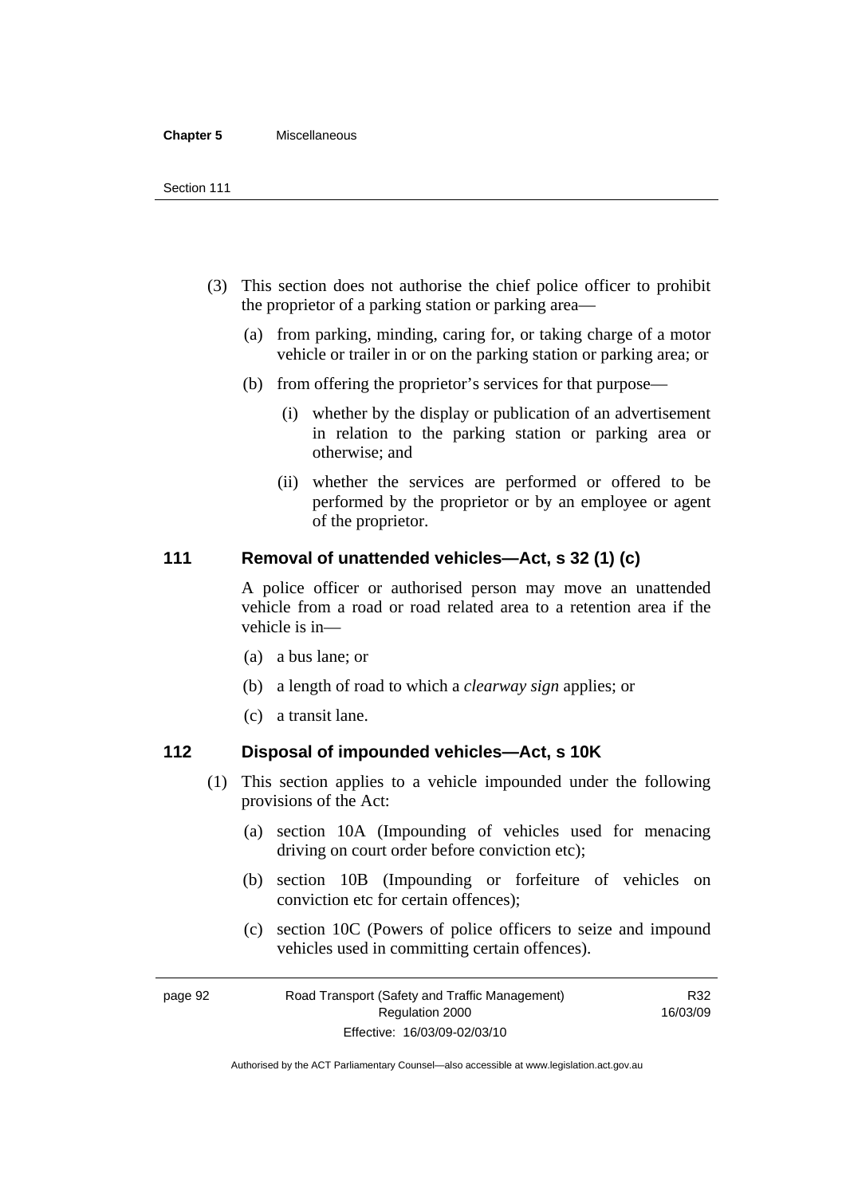(3) This section does not authorise the chief police officer to prohibit the proprietor of a parking station or parking area—

(a) from parking, minding, caring for, or taking charge of a motor vehicle or trailer in or on the parking station or parking area; or

(b) from offering the proprietor's services for that purpose—

(i) whether by the display or publication of an advertisement in relation to the parking station or parking area or otherwise; and

(ii) whether the services are performed or offered to be performed by the proprietor or by an employee or agent of the proprietor.

## 111 Removal of unattended vehicles—Act, s 32 (1) (c)

A police officer or authorised person may move an unattended vehicle from a road or road related area to a retention area if the vehicle is in—

(a) a bus lane; or

(b) a length of road to which a *clearway sign* applies; or

(c) a transit lane.

## 112 Disposal of impounded vehicles—Act, s 10K

(1) This section applies to a vehicle impounded under the following provisions of the Act:

(a) section 10A (Impounding of vehicles used for menacing driving on court order before conviction etc);

(b) section 10B (Impounding or forfeiture of vehicles on conviction etc for certain offences);

(c) section 10C (Powers of police officers to seize and impound vehicles used in committing certain offences).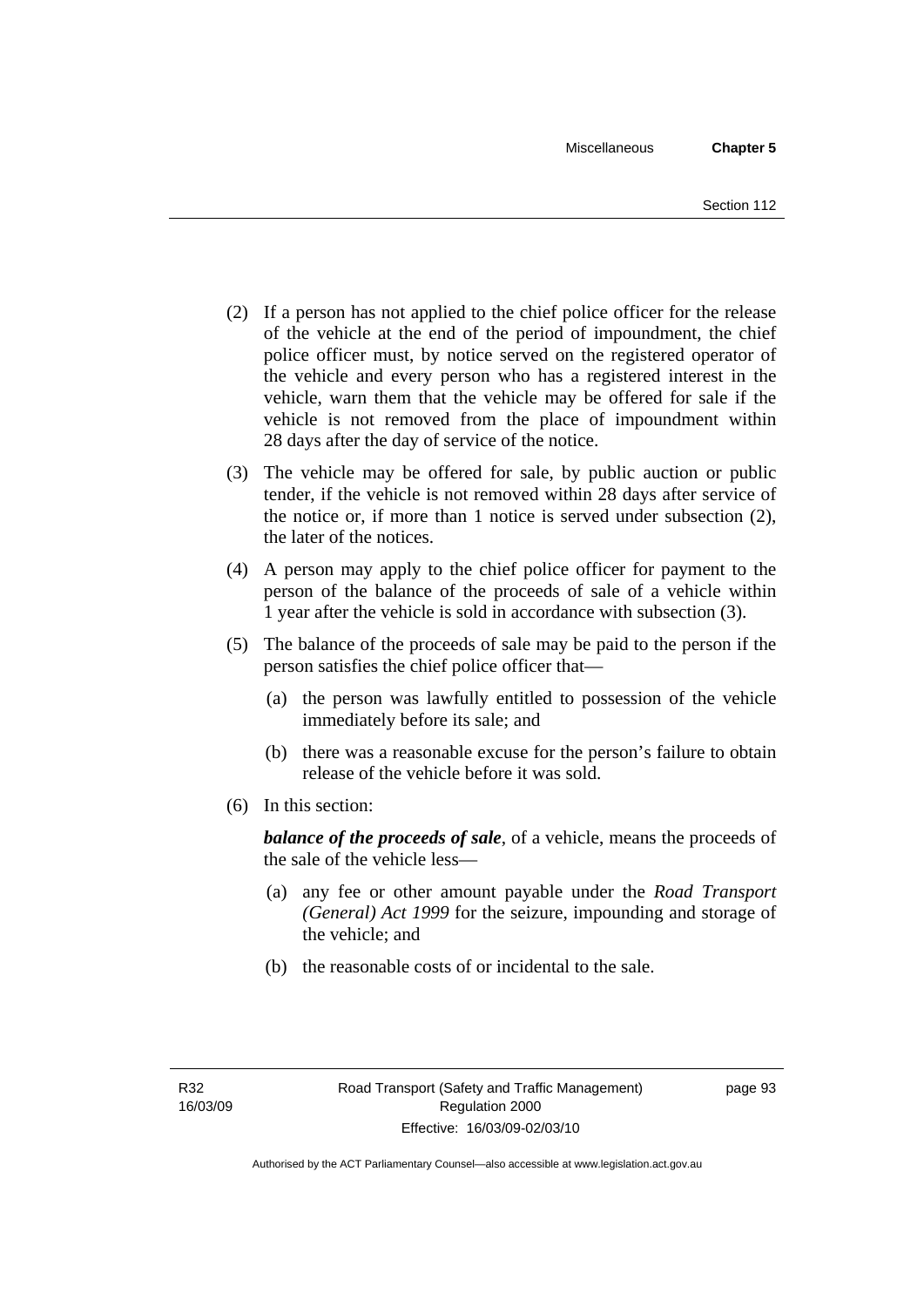(2) If a person has not applied to the chief police officer for the release of the vehicle at the end of the period of impoundment, the chief police officer must, by notice served on the registered operator of the vehicle and every person who has a registered interest in the vehicle, warn them that the vehicle may be offered for sale if the vehicle is not removed from the place of impoundment within 28 days after the day of service of the notice.

(3) The vehicle may be offered for sale, by public auction or public tender, if the vehicle is not removed within 28 days after service of the notice or, if more than 1 notice is served under subsection (2), the later of the notices.

(4) A person may apply to the chief police officer for payment to the person of the balance of the proceeds of sale of a vehicle within 1 year after the vehicle is sold in accordance with subsection (3).

(5) The balance of the proceeds of sale may be paid to the person if the person satisfies the chief police officer that—

(a) the person was lawfully entitled to possession of the vehicle immediately before its sale; and

(b) there was a reasonable excuse for the person's failure to obtain release of the vehicle before it was sold.

(6) In this section:

***balance of the proceeds of sale***, of a vehicle, means the proceeds of the sale of the vehicle less—

(a) any fee or other amount payable under the *Road Transport (General) Act 1999* for the seizure, impounding and storage of the vehicle; and

(b) the reasonable costs of or incidental to the sale.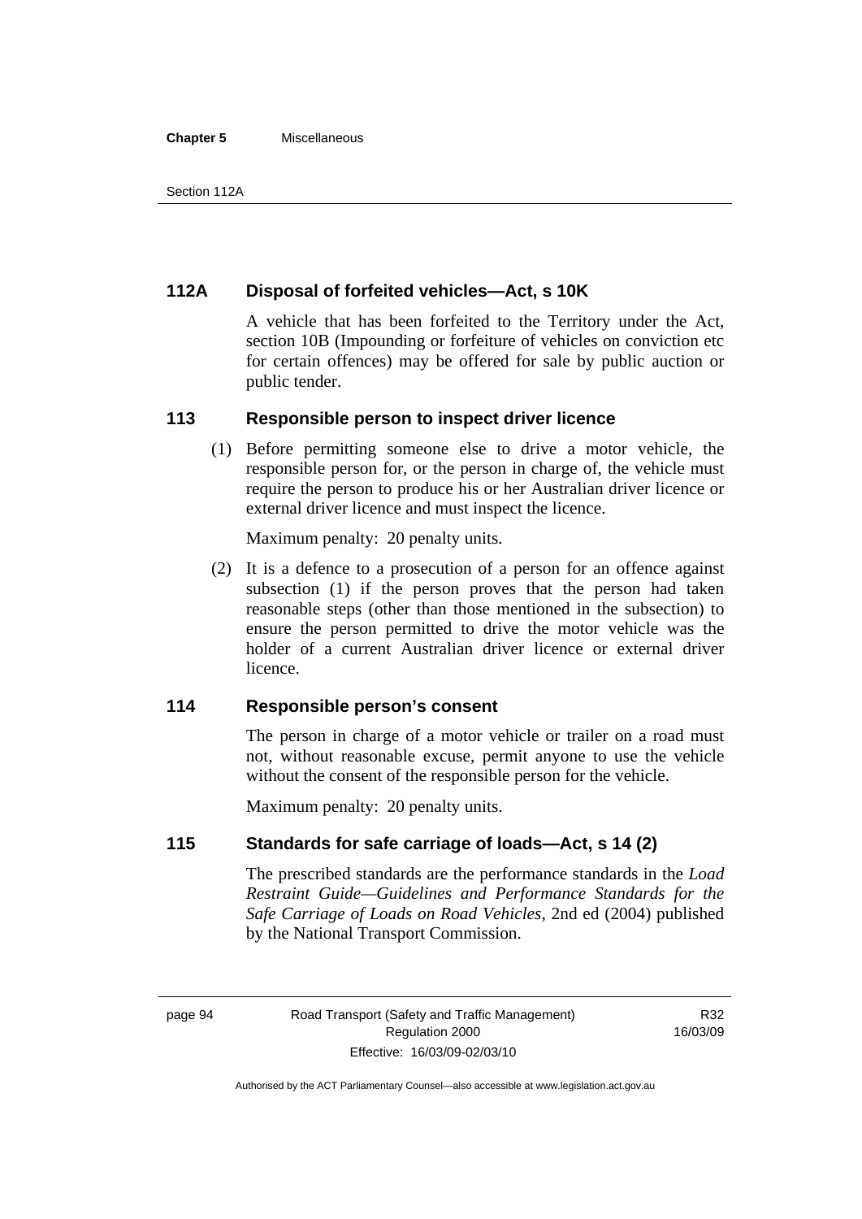## 112A Disposal of forfeited vehicles—Act, s 10K

A vehicle that has been forfeited to the Territory under the Act, section 10B (Impounding or forfeiture of vehicles on conviction etc for certain offences) may be offered for sale by public auction or public tender.

## 113 Responsible person to inspect driver licence

(1) Before permitting someone else to drive a motor vehicle, the responsible person for, or the person in charge of, the vehicle must require the person to produce his or her Australian driver licence or external driver licence and must inspect the licence.

Maximum penalty: 20 penalty units.

(2) It is a defence to a prosecution of a person for an offence against subsection (1) if the person proves that the person had taken reasonable steps (other than those mentioned in the subsection) to ensure the person permitted to drive the motor vehicle was the holder of a current Australian driver licence or external driver licence.

## 114 Responsible person's consent

The person in charge of a motor vehicle or trailer on a road must not, without reasonable excuse, permit anyone to use the vehicle without the consent of the responsible person for the vehicle.

Maximum penalty: 20 penalty units.

## 115 Standards for safe carriage of loads—Act, s 14 (2)

The prescribed standards are the performance standards in the *Load Restraint Guide—Guidelines and Performance Standards for the Safe Carriage of Loads on Road Vehicles*, 2nd ed (2004) published by the National Transport Commission.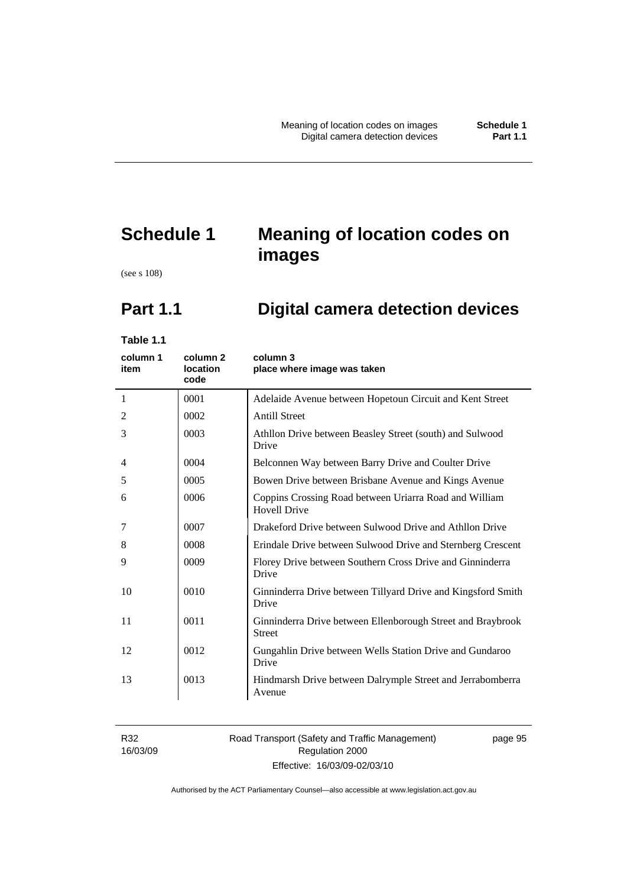# Schedule 1 Meaning of location codes on images

(see s 108)

## Part 1.1 Digital camera detection devices

**Table 1.1**

| column 1 item | column 2 location code | column 3 place where image was taken |
|---|---|---|
| 1 | 0001 | Adelaide Avenue between Hopetoun Circuit and Kent Street |
| 2 | 0002 | Antill Street |
| 3 | 0003 | Athllon Drive between Beasley Street (south) and Sulwood Drive |
| 4 | 0004 | Belconnen Way between Barry Drive and Coulter Drive |
| 5 | 0005 | Bowen Drive between Brisbane Avenue and Kings Avenue |
| 6 | 0006 | Coppins Crossing Road between Uriarra Road and William Hovell Drive |
| 7 | 0007 | Drakeford Drive between Sulwood Drive and Athllon Drive |
| 8 | 0008 | Erindale Drive between Sulwood Drive and Sternberg Crescent |
| 9 | 0009 | Florey Drive between Southern Cross Drive and Ginninderra Drive |
| 10 | 0010 | Ginninderra Drive between Tillyard Drive and Kingsford Smith Drive |
| 11 | 0011 | Ginninderra Drive between Ellenborough Street and Braybrook Street |
| 12 | 0012 | Gungahlin Drive between Wells Station Drive and Gundaroo Drive |
| 13 | 0013 | Hindmarsh Drive between Dalrymple Street and Jerrabomberra Avenue |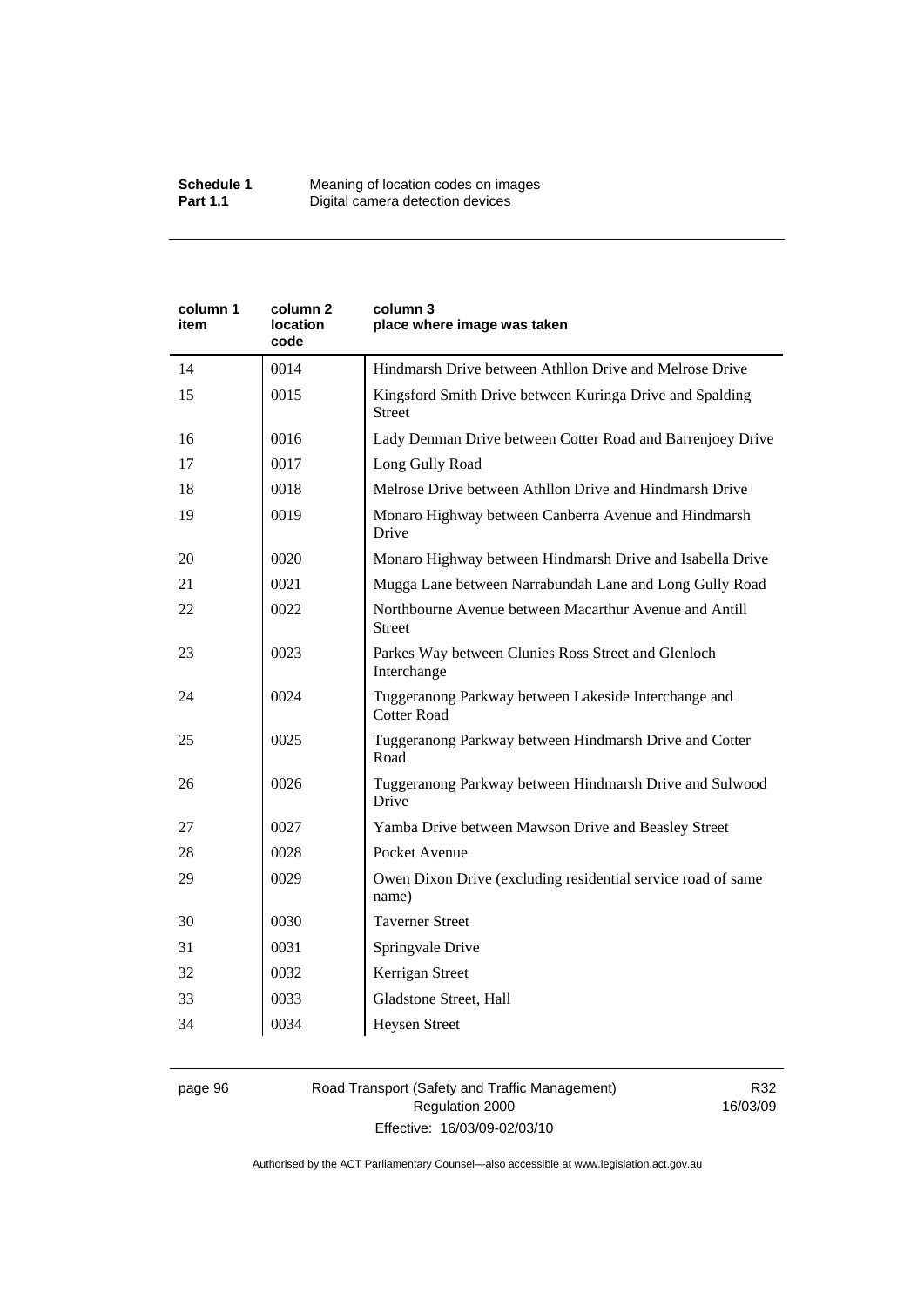| column 1 item | column 2 location code | column 3 place where image was taken |
| --- | --- | --- |
| 14 | 0014 | Hindmarsh Drive between Athllon Drive and Melrose Drive |
| 15 | 0015 | Kingsford Smith Drive between Kuringa Drive and Spalding Street |
| 16 | 0016 | Lady Denman Drive between Cotter Road and Barrenjoey Drive |
| 17 | 0017 | Long Gully Road |
| 18 | 0018 | Melrose Drive between Athllon Drive and Hindmarsh Drive |
| 19 | 0019 | Monaro Highway between Canberra Avenue and Hindmarsh Drive |
| 20 | 0020 | Monaro Highway between Hindmarsh Drive and Isabella Drive |
| 21 | 0021 | Mugga Lane between Narrabundah Lane and Long Gully Road |
| 22 | 0022 | Northbourne Avenue between Macarthur Avenue and Antill Street |
| 23 | 0023 | Parkes Way between Clunies Ross Street and Glenloch Interchange |
| 24 | 0024 | Tuggeranong Parkway between Lakeside Interchange and Cotter Road |
| 25 | 0025 | Tuggeranong Parkway between Hindmarsh Drive and Cotter Road |
| 26 | 0026 | Tuggeranong Parkway between Hindmarsh Drive and Sulwood Drive |
| 27 | 0027 | Yamba Drive between Mawson Drive and Beasley Street |
| 28 | 0028 | Pocket Avenue |
| 29 | 0029 | Owen Dixon Drive (excluding residential service road of same name) |
| 30 | 0030 | Taverner Street |
| 31 | 0031 | Springvale Drive |
| 32 | 0032 | Kerrigan Street |
| 33 | 0033 | Gladstone Street, Hall |
| 34 | 0034 | Heysen Street |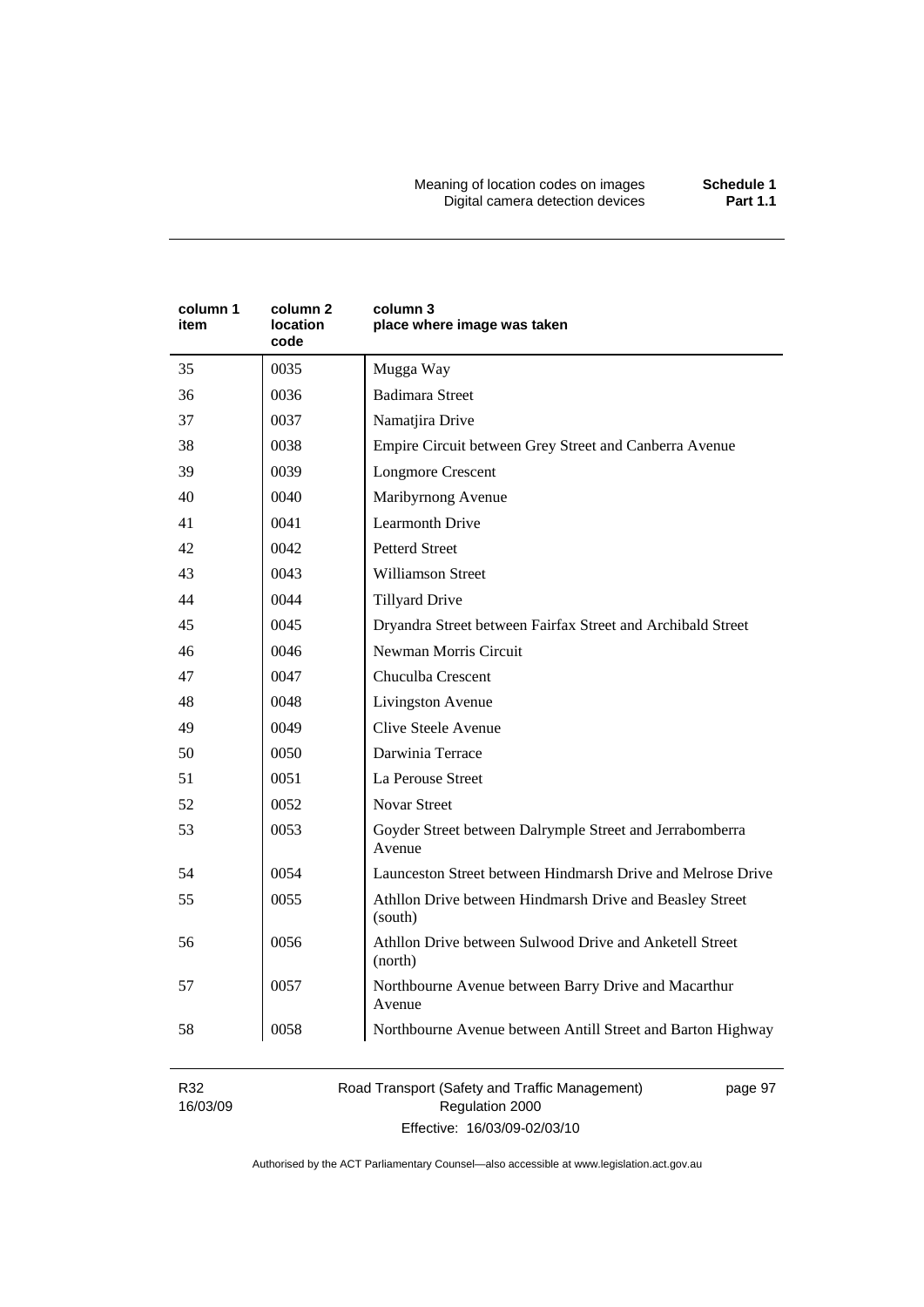| column 1 item | column 2 location code | column 3 place where image was taken |
|---|---|---|
| 35 | 0035 | Mugga Way |
| 36 | 0036 | Badimara Street |
| 37 | 0037 | Namatjira Drive |
| 38 | 0038 | Empire Circuit between Grey Street and Canberra Avenue |
| 39 | 0039 | Longmore Crescent |
| 40 | 0040 | Maribyrnong Avenue |
| 41 | 0041 | Learmonth Drive |
| 42 | 0042 | Petterd Street |
| 43 | 0043 | Williamson Street |
| 44 | 0044 | Tillyard Drive |
| 45 | 0045 | Dryandra Street between Fairfax Street and Archibald Street |
| 46 | 0046 | Newman Morris Circuit |
| 47 | 0047 | Chuculba Crescent |
| 48 | 0048 | Livingston Avenue |
| 49 | 0049 | Clive Steele Avenue |
| 50 | 0050 | Darwinia Terrace |
| 51 | 0051 | La Perouse Street |
| 52 | 0052 | Novar Street |
| 53 | 0053 | Goyder Street between Dalrymple Street and Jerrabomberra Avenue |
| 54 | 0054 | Launceston Street between Hindmarsh Drive and Melrose Drive |
| 55 | 0055 | Athllon Drive between Hindmarsh Drive and Beasley Street (south) |
| 56 | 0056 | Athllon Drive between Sulwood Drive and Anketell Street (north) |
| 57 | 0057 | Northbourne Avenue between Barry Drive and Macarthur Avenue |
| 58 | 0058 | Northbourne Avenue between Antill Street and Barton Highway |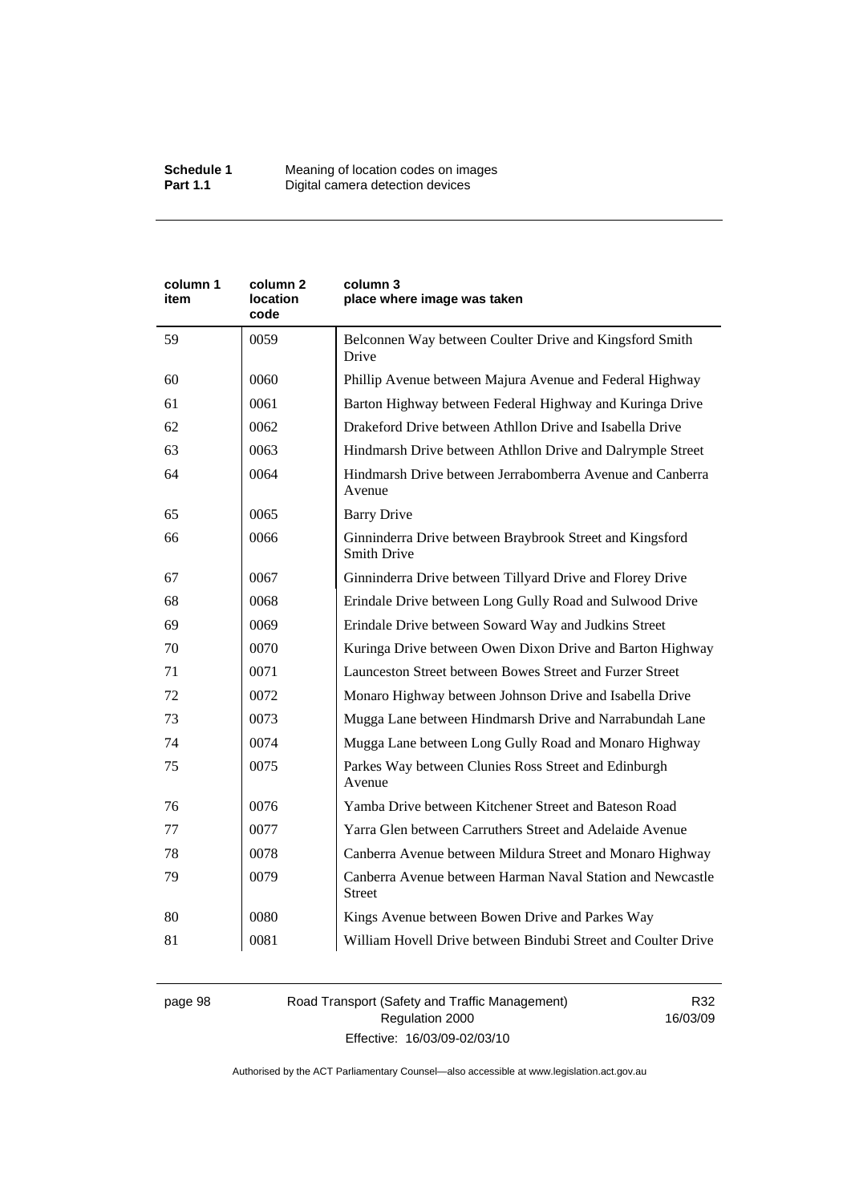| column 1 item | column 2 location code | column 3 place where image was taken |
|---|---|---|
| 59 | 0059 | Belconnen Way between Coulter Drive and Kingsford Smith Drive |
| 60 | 0060 | Phillip Avenue between Majura Avenue and Federal Highway |
| 61 | 0061 | Barton Highway between Federal Highway and Kuringa Drive |
| 62 | 0062 | Drakeford Drive between Athllon Drive and Isabella Drive |
| 63 | 0063 | Hindmarsh Drive between Athllon Drive and Dalrymple Street |
| 64 | 0064 | Hindmarsh Drive between Jerrabomberra Avenue and Canberra Avenue |
| 65 | 0065 | Barry Drive |
| 66 | 0066 | Ginninderra Drive between Braybrook Street and Kingsford Smith Drive |
| 67 | 0067 | Ginninderra Drive between Tillyard Drive and Florey Drive |
| 68 | 0068 | Erindale Drive between Long Gully Road and Sulwood Drive |
| 69 | 0069 | Erindale Drive between Soward Way and Judkins Street |
| 70 | 0070 | Kuringa Drive between Owen Dixon Drive and Barton Highway |
| 71 | 0071 | Launceston Street between Bowes Street and Furzer Street |
| 72 | 0072 | Monaro Highway between Johnson Drive and Isabella Drive |
| 73 | 0073 | Mugga Lane between Hindmarsh Drive and Narrabundah Lane |
| 74 | 0074 | Mugga Lane between Long Gully Road and Monaro Highway |
| 75 | 0075 | Parkes Way between Clunies Ross Street and Edinburgh Avenue |
| 76 | 0076 | Yamba Drive between Kitchener Street and Bateson Road |
| 77 | 0077 | Yarra Glen between Carruthers Street and Adelaide Avenue |
| 78 | 0078 | Canberra Avenue between Mildura Street and Monaro Highway |
| 79 | 0079 | Canberra Avenue between Harman Naval Station and Newcastle Street |
| 80 | 0080 | Kings Avenue between Bowen Drive and Parkes Way |
| 81 | 0081 | William Hovell Drive between Bindubi Street and Coulter Drive |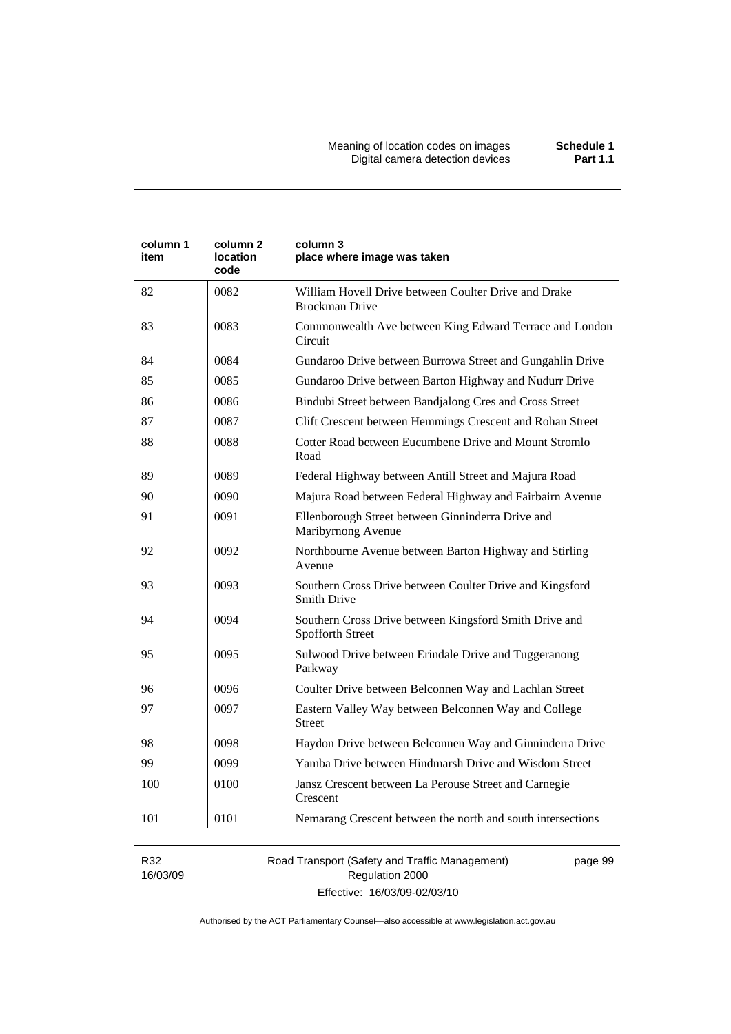| column 1 item | column 2 location code | column 3 place where image was taken |
|---|---|---|
| 82 | 0082 | William Hovell Drive between Coulter Drive and Drake Brockman Drive |
| 83 | 0083 | Commonwealth Ave between King Edward Terrace and London Circuit |
| 84 | 0084 | Gundaroo Drive between Burrowa Street and Gungahlin Drive |
| 85 | 0085 | Gundaroo Drive between Barton Highway and Nudurr Drive |
| 86 | 0086 | Bindubi Street between Bandjalong Cres and Cross Street |
| 87 | 0087 | Clift Crescent between Hemmings Crescent and Rohan Street |
| 88 | 0088 | Cotter Road between Eucumbene Drive and Mount Stromlo Road |
| 89 | 0089 | Federal Highway between Antill Street and Majura Road |
| 90 | 0090 | Majura Road between Federal Highway and Fairbairn Avenue |
| 91 | 0091 | Ellenborough Street between Ginninderra Drive and Maribyrnong Avenue |
| 92 | 0092 | Northbourne Avenue between Barton Highway and Stirling Avenue |
| 93 | 0093 | Southern Cross Drive between Coulter Drive and Kingsford Smith Drive |
| 94 | 0094 | Southern Cross Drive between Kingsford Smith Drive and Spofforth Street |
| 95 | 0095 | Sulwood Drive between Erindale Drive and Tuggeranong Parkway |
| 96 | 0096 | Coulter Drive between Belconnen Way and Lachlan Street |
| 97 | 0097 | Eastern Valley Way between Belconnen Way and College Street |
| 98 | 0098 | Haydon Drive between Belconnen Way and Ginninderra Drive |
| 99 | 0099 | Yamba Drive between Hindmarsh Drive and Wisdom Street |
| 100 | 0100 | Jansz Crescent between La Perouse Street and Carnegie Crescent |
| 101 | 0101 | Nemarang Crescent between the north and south intersections |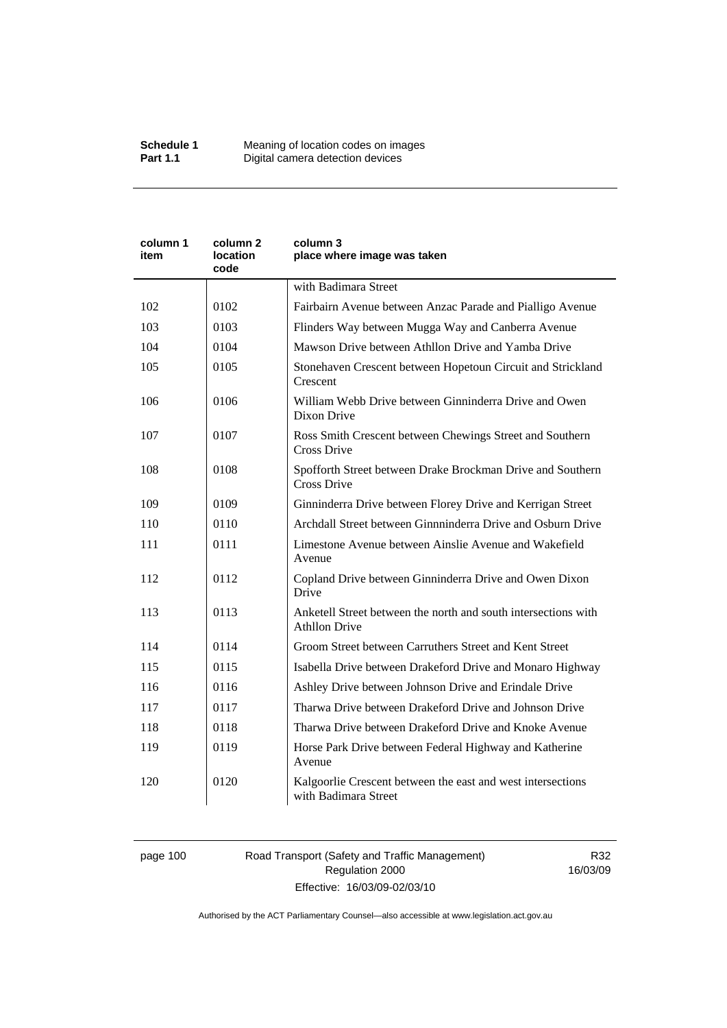| column 1 item | column 2 location code | column 3 place where image was taken |
|---|---|---|
| | | with Badimara Street |
| 102 | 0102 | Fairbairn Avenue between Anzac Parade and Pialligo Avenue |
| 103 | 0103 | Flinders Way between Mugga Way and Canberra Avenue |
| 104 | 0104 | Mawson Drive between Athllon Drive and Yamba Drive |
| 105 | 0105 | Stonehaven Crescent between Hopetoun Circuit and Strickland Crescent |
| 106 | 0106 | William Webb Drive between Ginninderra Drive and Owen Dixon Drive |
| 107 | 0107 | Ross Smith Crescent between Chewings Street and Southern Cross Drive |
| 108 | 0108 | Spofforth Street between Drake Brockman Drive and Southern Cross Drive |
| 109 | 0109 | Ginninderra Drive between Florey Drive and Kerrigan Street |
| 110 | 0110 | Archdall Street between Ginnninderra Drive and Osburn Drive |
| 111 | 0111 | Limestone Avenue between Ainslie Avenue and Wakefield Avenue |
| 112 | 0112 | Copland Drive between Ginninderra Drive and Owen Dixon Drive |
| 113 | 0113 | Anketell Street between the north and south intersections with Athllon Drive |
| 114 | 0114 | Groom Street between Carruthers Street and Kent Street |
| 115 | 0115 | Isabella Drive between Drakeford Drive and Monaro Highway |
| 116 | 0116 | Ashley Drive between Johnson Drive and Erindale Drive |
| 117 | 0117 | Tharwa Drive between Drakeford Drive and Johnson Drive |
| 118 | 0118 | Tharwa Drive between Drakeford Drive and Knoke Avenue |
| 119 | 0119 | Horse Park Drive between Federal Highway and Katherine Avenue |
| 120 | 0120 | Kalgoorlie Crescent between the east and west intersections with Badimara Street |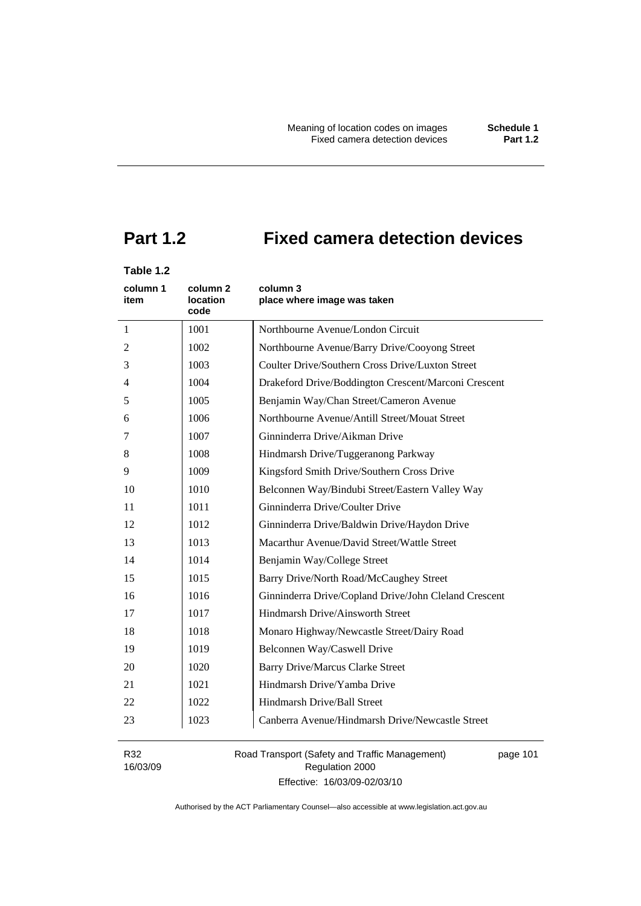# Part 1.2 Fixed camera detection devices

**Table 1.2**

| column 1<br>item | column 2<br>location code | column 3<br>place where image was taken |
|---|---|---|
| 1 | 1001 | Northbourne Avenue/London Circuit |
| 2 | 1002 | Northbourne Avenue/Barry Drive/Cooyong Street |
| 3 | 1003 | Coulter Drive/Southern Cross Drive/Luxton Street |
| 4 | 1004 | Drakeford Drive/Boddington Crescent/Marconi Crescent |
| 5 | 1005 | Benjamin Way/Chan Street/Cameron Avenue |
| 6 | 1006 | Northbourne Avenue/Antill Street/Mouat Street |
| 7 | 1007 | Ginninderra Drive/Aikman Drive |
| 8 | 1008 | Hindmarsh Drive/Tuggeranong Parkway |
| 9 | 1009 | Kingsford Smith Drive/Southern Cross Drive |
| 10 | 1010 | Belconnen Way/Bindubi Street/Eastern Valley Way |
| 11 | 1011 | Ginninderra Drive/Coulter Drive |
| 12 | 1012 | Ginninderra Drive/Baldwin Drive/Haydon Drive |
| 13 | 1013 | Macarthur Avenue/David Street/Wattle Street |
| 14 | 1014 | Benjamin Way/College Street |
| 15 | 1015 | Barry Drive/North Road/McCaughey Street |
| 16 | 1016 | Ginninderra Drive/Copland Drive/John Cleland Crescent |
| 17 | 1017 | Hindmarsh Drive/Ainsworth Street |
| 18 | 1018 | Monaro Highway/Newcastle Street/Dairy Road |
| 19 | 1019 | Belconnen Way/Caswell Drive |
| 20 | 1020 | Barry Drive/Marcus Clarke Street |
| 21 | 1021 | Hindmarsh Drive/Yamba Drive |
| 22 | 1022 | Hindmarsh Drive/Ball Street |
| 23 | 1023 | Canberra Avenue/Hindmarsh Drive/Newcastle Street |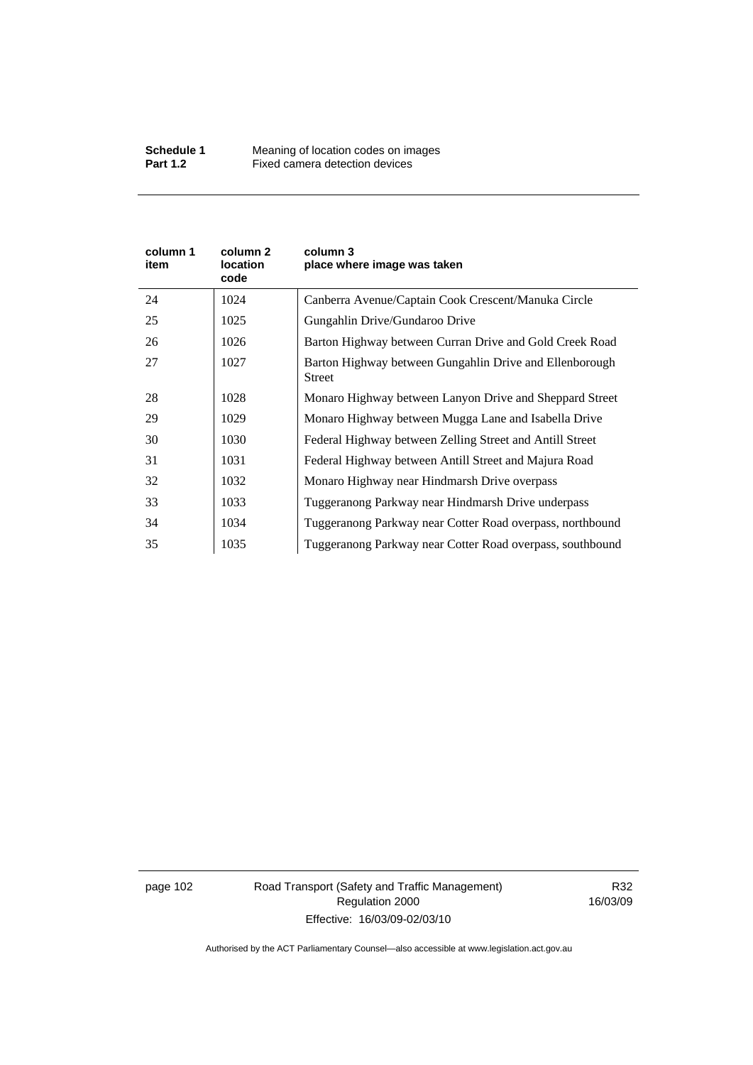| column 1 item | column 2 location code | column 3 place where image was taken |
|---|---|---|
| 24 | 1024 | Canberra Avenue/Captain Cook Crescent/Manuka Circle |
| 25 | 1025 | Gungahlin Drive/Gundaroo Drive |
| 26 | 1026 | Barton Highway between Curran Drive and Gold Creek Road |
| 27 | 1027 | Barton Highway between Gungahlin Drive and Ellenborough Street |
| 28 | 1028 | Monaro Highway between Lanyon Drive and Sheppard Street |
| 29 | 1029 | Monaro Highway between Mugga Lane and Isabella Drive |
| 30 | 1030 | Federal Highway between Zelling Street and Antill Street |
| 31 | 1031 | Federal Highway between Antill Street and Majura Road |
| 32 | 1032 | Monaro Highway near Hindmarsh Drive overpass |
| 33 | 1033 | Tuggeranong Parkway near Hindmarsh Drive underpass |
| 34 | 1034 | Tuggeranong Parkway near Cotter Road overpass, northbound |
| 35 | 1035 | Tuggeranong Parkway near Cotter Road overpass, southbound |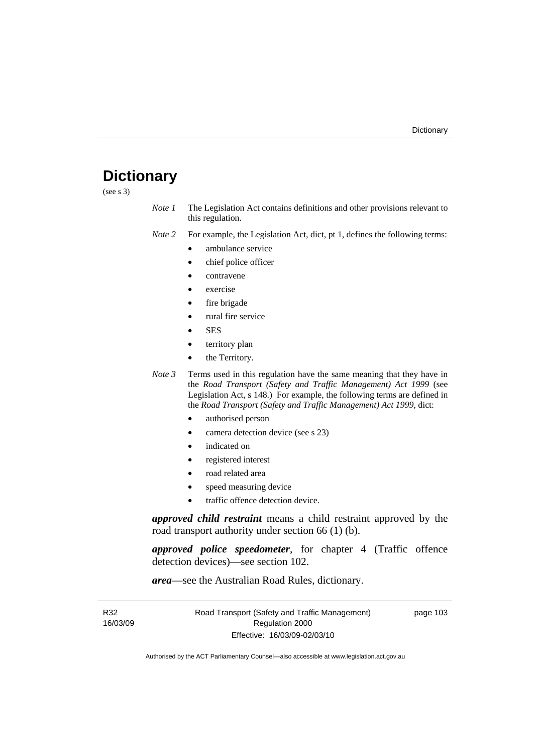# Dictionary

(see s 3)

*Note 1* The Legislation Act contains definitions and other provisions relevant to this regulation.

*Note 2* For example, the Legislation Act, dict, pt 1, defines the following terms:

- ambulance service
- chief police officer
- contravene
- exercise
- fire brigade
- rural fire service
- SES
- territory plan
- the Territory.

*Note 3* Terms used in this regulation have the same meaning that they have in the *Road Transport (Safety and Traffic Management) Act 1999* (see Legislation Act, s 148.) For example, the following terms are defined in the *Road Transport (Safety and Traffic Management) Act 1999*, dict:

- authorised person
- camera detection device (see s 23)
- indicated on
- registered interest
- road related area
- speed measuring device
- traffic offence detection device.

***approved child restraint*** means a child restraint approved by the road transport authority under section 66 (1) (b).

***approved police speedometer***, for chapter 4 (Traffic offence detection devices)—see section 102.

***area***—see the Australian Road Rules, dictionary.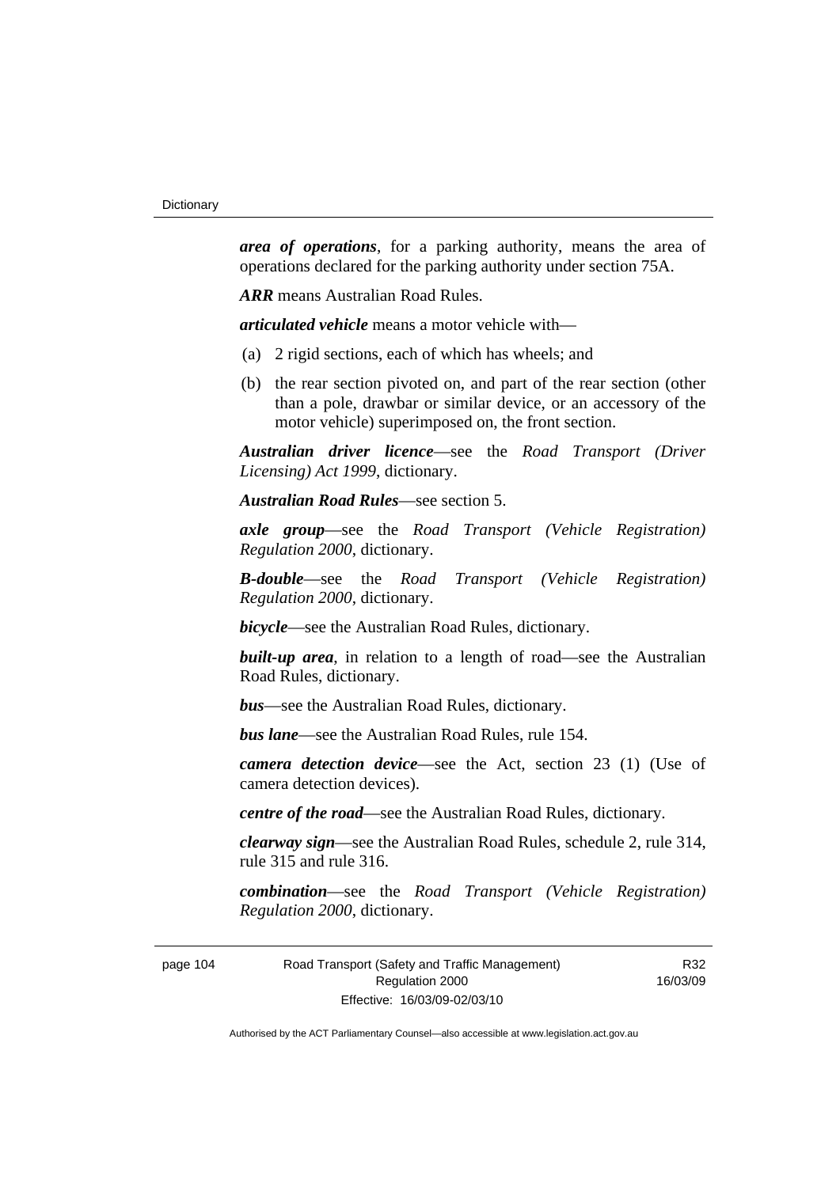***area of operations***, for a parking authority, means the area of operations declared for the parking authority under section 75A.

***ARR*** means Australian Road Rules.

***articulated vehicle*** means a motor vehicle with—

(a) 2 rigid sections, each of which has wheels; and

(b) the rear section pivoted on, and part of the rear section (other than a pole, drawbar or similar device, or an accessory of the motor vehicle) superimposed on, the front section.

***Australian driver licence***—see the *Road Transport (Driver Licensing) Act 1999*, dictionary.

***Australian Road Rules***—see section 5.

***axle group***—see the *Road Transport (Vehicle Registration) Regulation 2000*, dictionary.

***B-double***—see the *Road Transport (Vehicle Registration) Regulation 2000*, dictionary.

***bicycle***—see the Australian Road Rules, dictionary.

***built-up area***, in relation to a length of road—see the Australian Road Rules, dictionary.

***bus***—see the Australian Road Rules, dictionary.

***bus lane***—see the Australian Road Rules, rule 154.

***camera detection device***—see the Act, section 23 (1) (Use of camera detection devices).

***centre of the road***—see the Australian Road Rules, dictionary.

***clearway sign***—see the Australian Road Rules, schedule 2, rule 314, rule 315 and rule 316.

***combination***—see the *Road Transport (Vehicle Registration) Regulation 2000*, dictionary.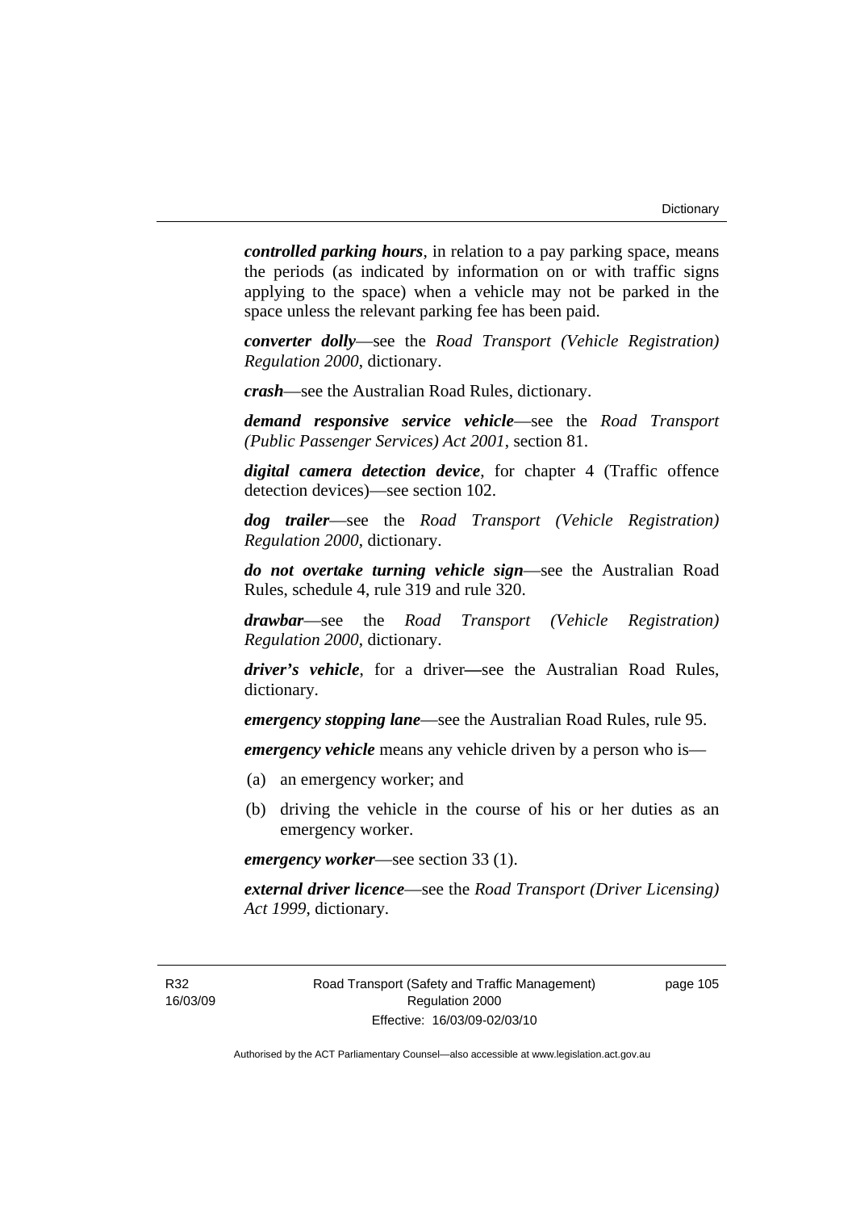***controlled parking hours***, in relation to a pay parking space, means the periods (as indicated by information on or with traffic signs applying to the space) when a vehicle may not be parked in the space unless the relevant parking fee has been paid.

***converter dolly***—see the *Road Transport (Vehicle Registration) Regulation 2000*, dictionary.

***crash***—see the Australian Road Rules, dictionary.

***demand responsive service vehicle***—see the *Road Transport (Public Passenger Services) Act 2001*, section 81.

***digital camera detection device***, for chapter 4 (Traffic offence detection devices)—see section 102.

***dog trailer***—see the *Road Transport (Vehicle Registration) Regulation 2000*, dictionary.

***do not overtake turning vehicle sign***—see the Australian Road Rules, schedule 4, rule 319 and rule 320.

***drawbar***—see the *Road Transport (Vehicle Registration) Regulation 2000*, dictionary.

***driver's vehicle***, for a driver—see the Australian Road Rules, dictionary.

***emergency stopping lane***—see the Australian Road Rules, rule 95.

***emergency vehicle*** means any vehicle driven by a person who is—

(a) an emergency worker; and

(b) driving the vehicle in the course of his or her duties as an emergency worker.

***emergency worker***—see section 33 (1).

***external driver licence***—see the *Road Transport (Driver Licensing) Act 1999*, dictionary.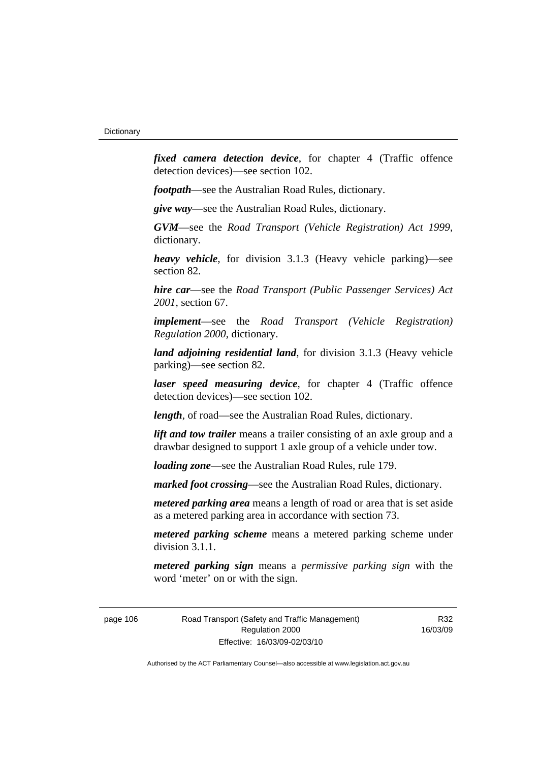***fixed camera detection device***, for chapter 4 (Traffic offence detection devices)—see section 102.

***footpath***—see the Australian Road Rules, dictionary.

***give way***—see the Australian Road Rules, dictionary.

***GVM***—see the *Road Transport (Vehicle Registration) Act 1999*, dictionary.

***heavy vehicle***, for division 3.1.3 (Heavy vehicle parking)—see section 82.

***hire car***—see the *Road Transport (Public Passenger Services) Act 2001*, section 67.

***implement***—see the *Road Transport (Vehicle Registration) Regulation 2000*, dictionary.

***land adjoining residential land***, for division 3.1.3 (Heavy vehicle parking)—see section 82.

***laser speed measuring device***, for chapter 4 (Traffic offence detection devices)—see section 102.

***length***, of road—see the Australian Road Rules, dictionary.

***lift and tow trailer*** means a trailer consisting of an axle group and a drawbar designed to support 1 axle group of a vehicle under tow.

***loading zone***—see the Australian Road Rules, rule 179.

***marked foot crossing***—see the Australian Road Rules, dictionary.

***metered parking area*** means a length of road or area that is set aside as a metered parking area in accordance with section 73.

***metered parking scheme*** means a metered parking scheme under division 3.1.1.

***metered parking sign*** means a *permissive parking sign* with the word 'meter' on or with the sign.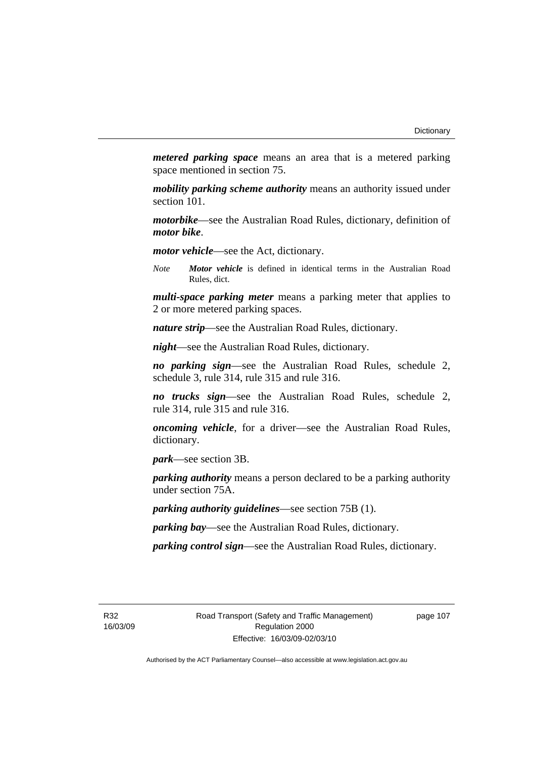***metered parking space*** means an area that is a metered parking space mentioned in section 75.

***mobility parking scheme authority*** means an authority issued under section 101.

***motorbike***—see the Australian Road Rules, dictionary, definition of ***motor bike***.

***motor vehicle***—see the Act, dictionary.

*Note* ***Motor vehicle*** is defined in identical terms in the Australian Road Rules, dict.

***multi-space parking meter*** means a parking meter that applies to 2 or more metered parking spaces.

***nature strip***—see the Australian Road Rules, dictionary.

***night***—see the Australian Road Rules, dictionary.

***no parking sign***—see the Australian Road Rules, schedule 2, schedule 3, rule 314, rule 315 and rule 316.

***no trucks sign***—see the Australian Road Rules, schedule 2, rule 314, rule 315 and rule 316.

***oncoming vehicle***, for a driver—see the Australian Road Rules, dictionary.

***park***—see section 3B.

***parking authority*** means a person declared to be a parking authority under section 75A.

***parking authority guidelines***—see section 75B (1).

***parking bay***—see the Australian Road Rules, dictionary.

***parking control sign***—see the Australian Road Rules, dictionary.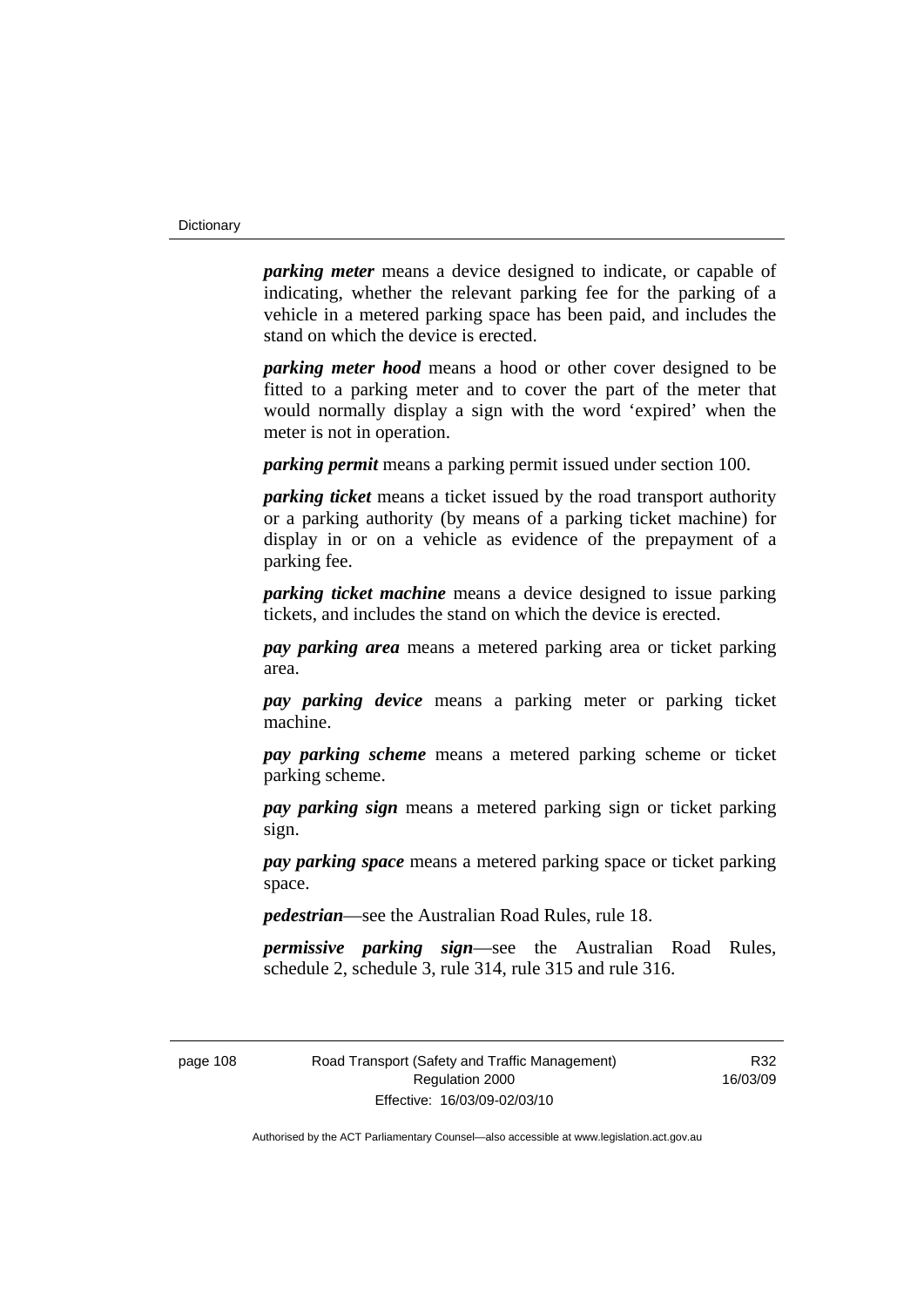***parking meter*** means a device designed to indicate, or capable of indicating, whether the relevant parking fee for the parking of a vehicle in a metered parking space has been paid, and includes the stand on which the device is erected.

***parking meter hood*** means a hood or other cover designed to be fitted to a parking meter and to cover the part of the meter that would normally display a sign with the word 'expired' when the meter is not in operation.

***parking permit*** means a parking permit issued under section 100.

***parking ticket*** means a ticket issued by the road transport authority or a parking authority (by means of a parking ticket machine) for display in or on a vehicle as evidence of the prepayment of a parking fee.

***parking ticket machine*** means a device designed to issue parking tickets, and includes the stand on which the device is erected.

***pay parking area*** means a metered parking area or ticket parking area.

***pay parking device*** means a parking meter or parking ticket machine.

***pay parking scheme*** means a metered parking scheme or ticket parking scheme.

***pay parking sign*** means a metered parking sign or ticket parking sign.

***pay parking space*** means a metered parking space or ticket parking space.

***pedestrian***—see the Australian Road Rules, rule 18.

***permissive parking sign***—see the Australian Road Rules, schedule 2, schedule 3, rule 314, rule 315 and rule 316.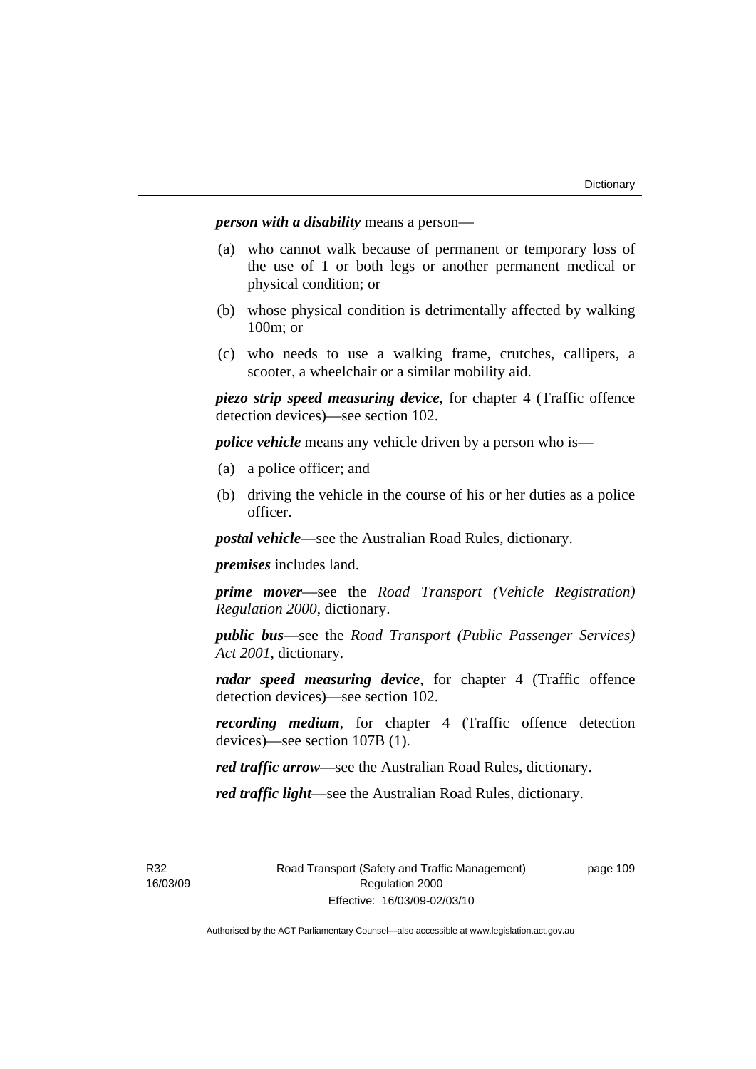***person with a disability*** means a person—

(a) who cannot walk because of permanent or temporary loss of the use of 1 or both legs or another permanent medical or physical condition; or

(b) whose physical condition is detrimentally affected by walking 100m; or

(c) who needs to use a walking frame, crutches, callipers, a scooter, a wheelchair or a similar mobility aid.

***piezo strip speed measuring device***, for chapter 4 (Traffic offence detection devices)—see section 102.

***police vehicle*** means any vehicle driven by a person who is—

(a) a police officer; and

(b) driving the vehicle in the course of his or her duties as a police officer.

***postal vehicle***—see the Australian Road Rules, dictionary.

***premises*** includes land.

***prime mover***—see the *Road Transport (Vehicle Registration) Regulation 2000*, dictionary.

***public bus***—see the *Road Transport (Public Passenger Services) Act 2001*, dictionary.

***radar speed measuring device***, for chapter 4 (Traffic offence detection devices)—see section 102.

***recording medium***, for chapter 4 (Traffic offence detection devices)—see section 107B (1).

***red traffic arrow***—see the Australian Road Rules, dictionary.

***red traffic light***—see the Australian Road Rules, dictionary.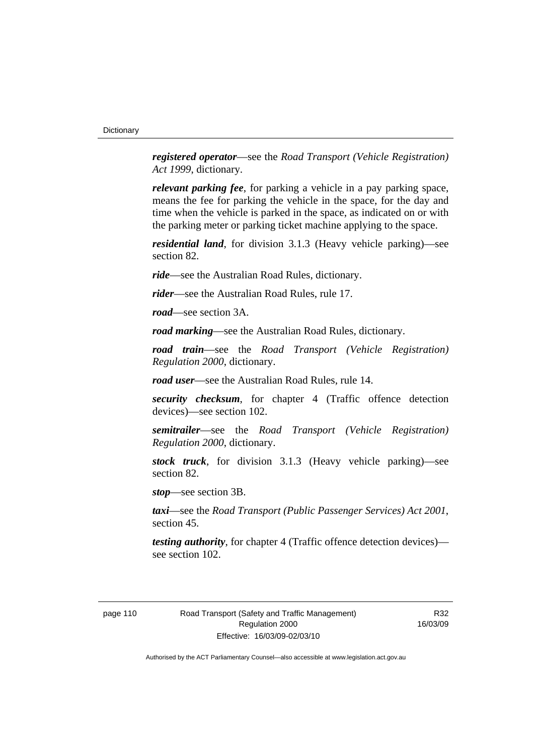***registered operator***—see the *Road Transport (Vehicle Registration) Act 1999*, dictionary.

***relevant parking fee***, for parking a vehicle in a pay parking space, means the fee for parking the vehicle in the space, for the day and time when the vehicle is parked in the space, as indicated on or with the parking meter or parking ticket machine applying to the space.

***residential land***, for division 3.1.3 (Heavy vehicle parking)—see section 82.

***ride***—see the Australian Road Rules, dictionary.

***rider***—see the Australian Road Rules, rule 17.

***road***—see section 3A.

***road marking***—see the Australian Road Rules, dictionary.

***road train***—see the *Road Transport (Vehicle Registration) Regulation 2000*, dictionary.

***road user***—see the Australian Road Rules, rule 14.

***security checksum***, for chapter 4 (Traffic offence detection devices)—see section 102.

***semitrailer***—see the *Road Transport (Vehicle Registration) Regulation 2000*, dictionary.

***stock truck***, for division 3.1.3 (Heavy vehicle parking)—see section 82.

***stop***—see section 3B.

***taxi***—see the *Road Transport (Public Passenger Services) Act 2001*, section 45.

***testing authority***, for chapter 4 (Traffic offence detection devices)—see section 102.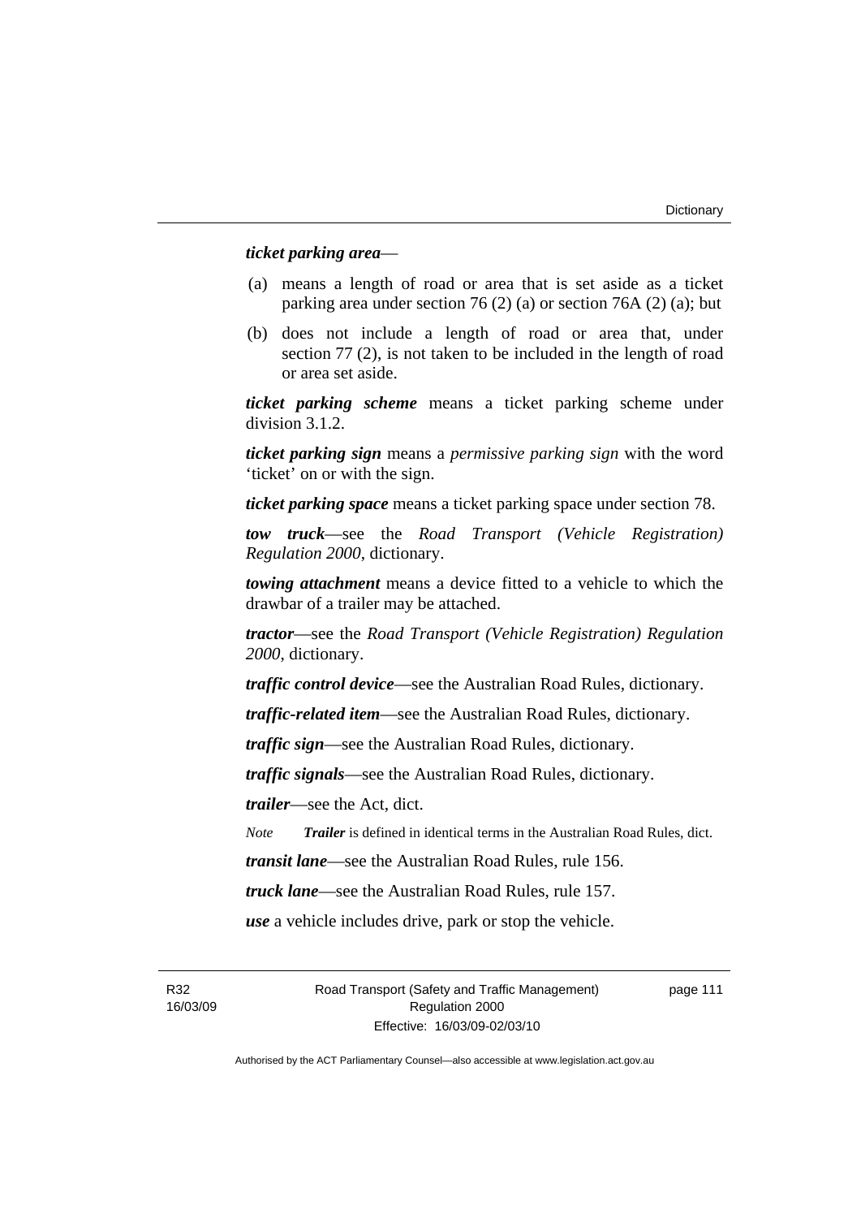***ticket parking area***—

(a) means a length of road or area that is set aside as a ticket parking area under section 76 (2) (a) or section 76A (2) (a); but

(b) does not include a length of road or area that, under section 77 (2), is not taken to be included in the length of road or area set aside.

***ticket parking scheme*** means a ticket parking scheme under division 3.1.2.

***ticket parking sign*** means a *permissive parking sign* with the word 'ticket' on or with the sign.

***ticket parking space*** means a ticket parking space under section 78.

***tow truck***—see the *Road Transport (Vehicle Registration) Regulation 2000*, dictionary.

***towing attachment*** means a device fitted to a vehicle to which the drawbar of a trailer may be attached.

***tractor***—see the *Road Transport (Vehicle Registration) Regulation 2000*, dictionary.

***traffic control device***—see the Australian Road Rules, dictionary.

***traffic-related item***—see the Australian Road Rules, dictionary.

***traffic sign***—see the Australian Road Rules, dictionary.

***traffic signals***—see the Australian Road Rules, dictionary.

***trailer***—see the Act, dict.

*Note* ***Trailer*** is defined in identical terms in the Australian Road Rules, dict.

***transit lane***—see the Australian Road Rules, rule 156.

***truck lane***—see the Australian Road Rules, rule 157.

***use*** a vehicle includes drive, park or stop the vehicle.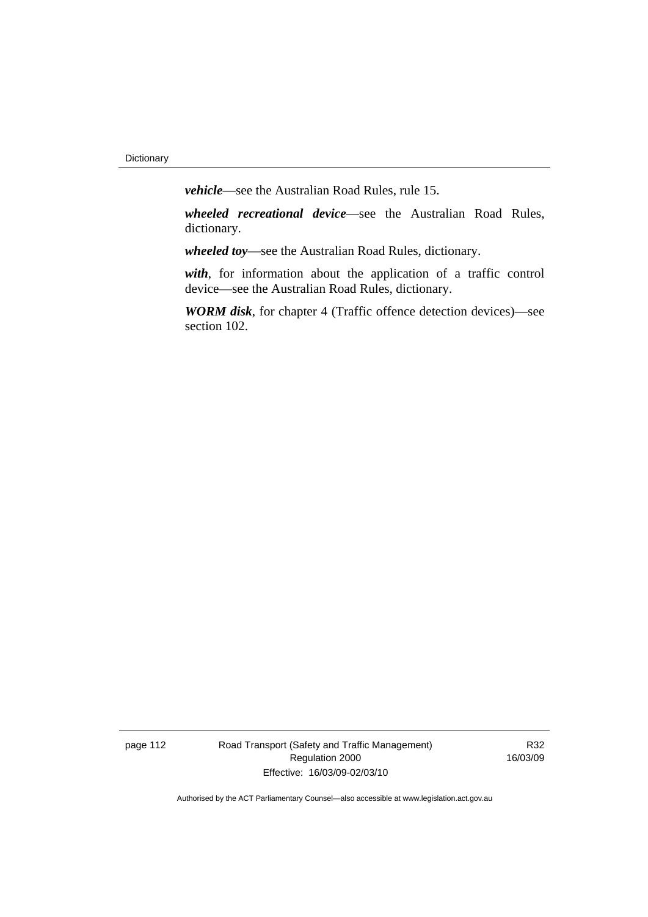***vehicle***—see the Australian Road Rules, rule 15.

***wheeled recreational device***—see the Australian Road Rules, dictionary.

***wheeled toy***—see the Australian Road Rules, dictionary.

***with***, for information about the application of a traffic control device—see the Australian Road Rules, dictionary.

***WORM disk***, for chapter 4 (Traffic offence detection devices)—see section 102.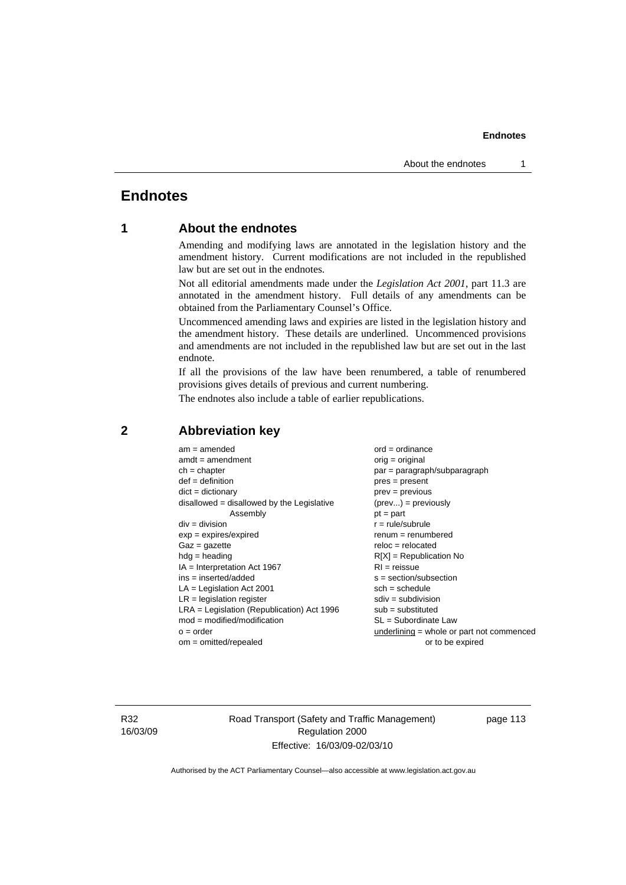# Endnotes

## 1 About the endnotes

Amending and modifying laws are annotated in the legislation history and the amendment history. Current modifications are not included in the republished law but are set out in the endnotes.

Not all editorial amendments made under the *Legislation Act 2001*, part 11.3 are annotated in the amendment history. Full details of any amendments can be obtained from the Parliamentary Counsel's Office.

Uncommenced amending laws and expiries are listed in the legislation history and the amendment history. These details are underlined. Uncommenced provisions and amendments are not included in the republished law but are set out in the last endnote.

If all the provisions of the law have been renumbered, a table of renumbered provisions gives details of previous and current numbering.

The endnotes also include a table of earlier republications.

## 2 Abbreviation key

am = amended
amdt = amendment
ch = chapter
def = definition
dict = dictionary
disallowed = disallowed by the Legislative Assembly
div = division
exp = expires/expired
Gaz = gazette
hdg = heading
IA = Interpretation Act 1967
ins = inserted/added
LA = Legislation Act 2001
LR = legislation register
LRA = Legislation (Republication) Act 1996
mod = modified/modification
o = order
om = omitted/repealed
ord = ordinance
orig = original
par = paragraph/subparagraph
pres = present
prev = previous
(prev...) = previously
pt = part
r = rule/subrule
renum = renumbered
reloc = relocated
R[X] = Republication No
RI = reissue
s = section/subsection
sch = schedule
sdiv = subdivision
sub = substituted
SL = Subordinate Law
underlining = whole or part not commenced or to be expired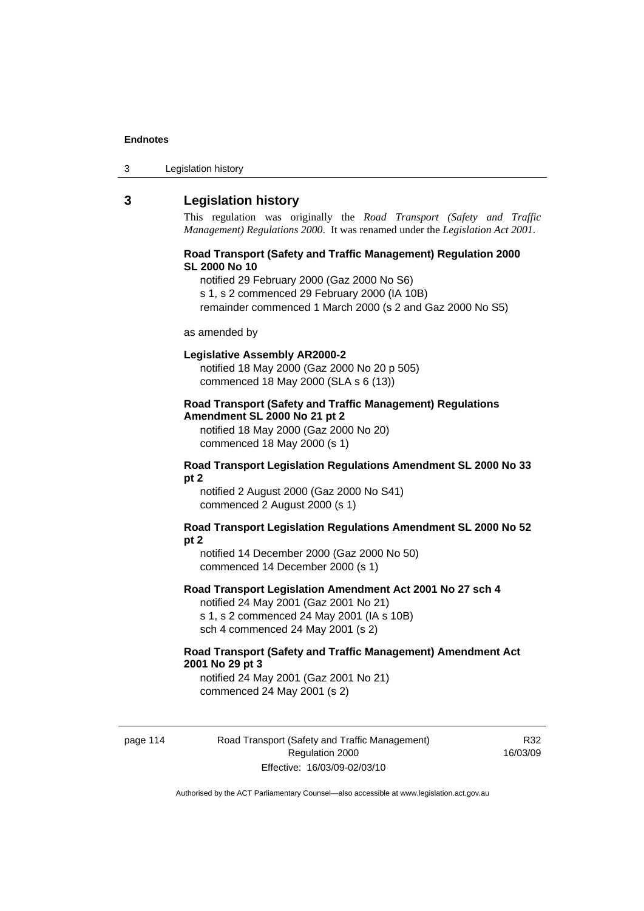## 3 Legislation history

This regulation was originally the *Road Transport (Safety and Traffic Management) Regulations 2000*. It was renamed under the *Legislation Act 2001*.

**Road Transport (Safety and Traffic Management) Regulation 2000 SL 2000 No 10**

notified 29 February 2000 (Gaz 2000 No S6)
s 1, s 2 commenced 29 February 2000 (IA 10B)
remainder commenced 1 March 2000 (s 2 and Gaz 2000 No S5)

as amended by

**Legislative Assembly AR2000-2**

notified 18 May 2000 (Gaz 2000 No 20 p 505)
commenced 18 May 2000 (SLA s 6 (13))

**Road Transport (Safety and Traffic Management) Regulations Amendment SL 2000 No 21 pt 2**

notified 18 May 2000 (Gaz 2000 No 20)
commenced 18 May 2000 (s 1)

**Road Transport Legislation Regulations Amendment SL 2000 No 33 pt 2**

notified 2 August 2000 (Gaz 2000 No S41)
commenced 2 August 2000 (s 1)

**Road Transport Legislation Regulations Amendment SL 2000 No 52 pt 2**

notified 14 December 2000 (Gaz 2000 No 50)
commenced 14 December 2000 (s 1)

**Road Transport Legislation Amendment Act 2001 No 27 sch 4**

notified 24 May 2001 (Gaz 2001 No 21)
s 1, s 2 commenced 24 May 2001 (IA s 10B)
sch 4 commenced 24 May 2001 (s 2)

**Road Transport (Safety and Traffic Management) Amendment Act 2001 No 29 pt 3**

notified 24 May 2001 (Gaz 2001 No 21)
commenced 24 May 2001 (s 2)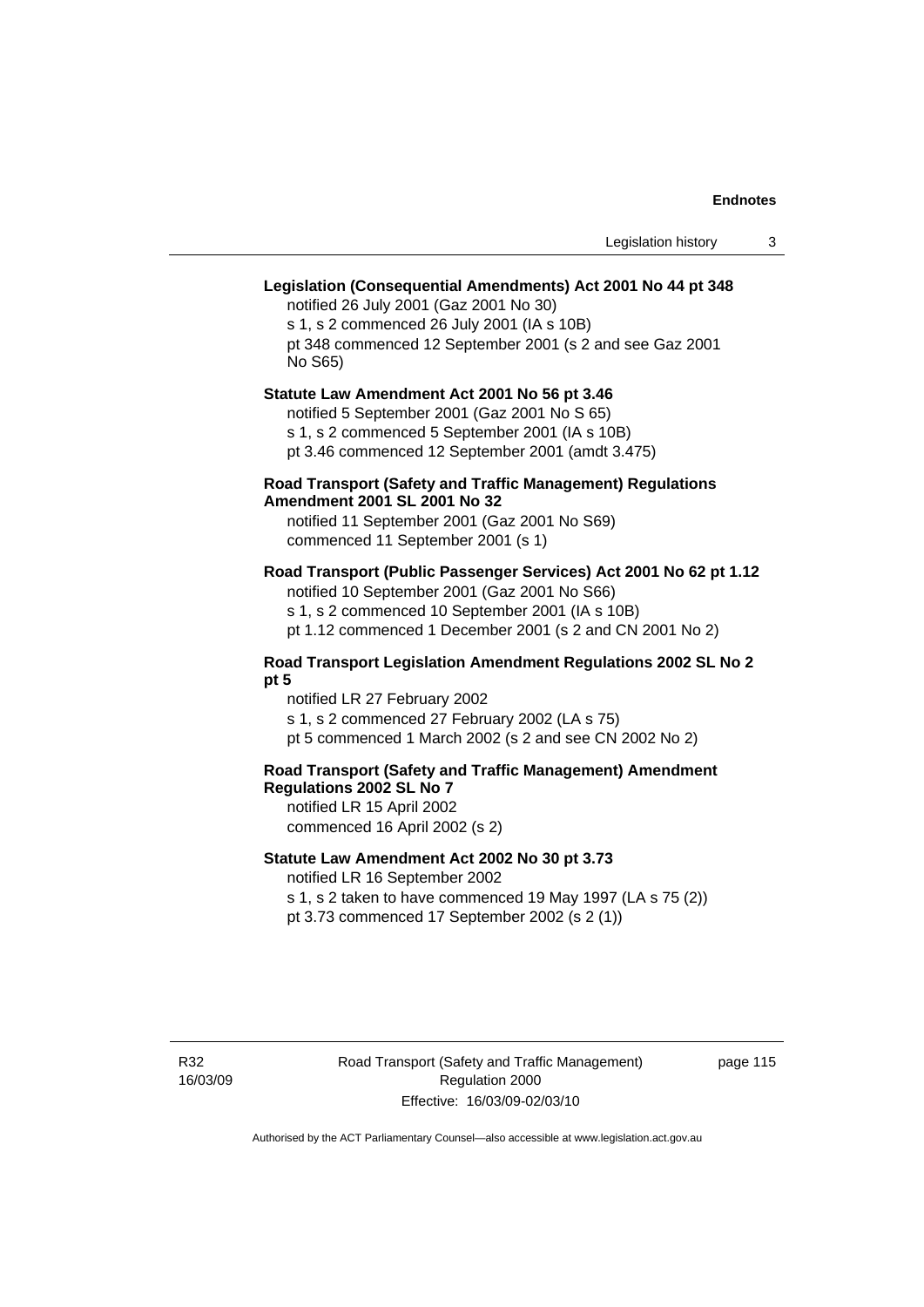**Legislation (Consequential Amendments) Act 2001 No 44 pt 348**

notified 26 July 2001 (Gaz 2001 No 30)

s 1, s 2 commenced 26 July 2001 (IA s 10B)

pt 348 commenced 12 September 2001 (s 2 and see Gaz 2001 No S65)

**Statute Law Amendment Act 2001 No 56 pt 3.46**

notified 5 September 2001 (Gaz 2001 No S 65)

s 1, s 2 commenced 5 September 2001 (IA s 10B)

pt 3.46 commenced 12 September 2001 (amdt 3.475)

**Road Transport (Safety and Traffic Management) Regulations Amendment 2001 SL 2001 No 32**

notified 11 September 2001 (Gaz 2001 No S69)

commenced 11 September 2001 (s 1)

**Road Transport (Public Passenger Services) Act 2001 No 62 pt 1.12**

notified 10 September 2001 (Gaz 2001 No S66)

s 1, s 2 commenced 10 September 2001 (IA s 10B)

pt 1.12 commenced 1 December 2001 (s 2 and CN 2001 No 2)

**Road Transport Legislation Amendment Regulations 2002 SL No 2 pt 5**

notified LR 27 February 2002

s 1, s 2 commenced 27 February 2002 (LA s 75)

pt 5 commenced 1 March 2002 (s 2 and see CN 2002 No 2)

**Road Transport (Safety and Traffic Management) Amendment Regulations 2002 SL No 7**

notified LR 15 April 2002

commenced 16 April 2002 (s 2)

**Statute Law Amendment Act 2002 No 30 pt 3.73**

notified LR 16 September 2002

s 1, s 2 taken to have commenced 19 May 1997 (LA s 75 (2))

pt 3.73 commenced 17 September 2002 (s 2 (1))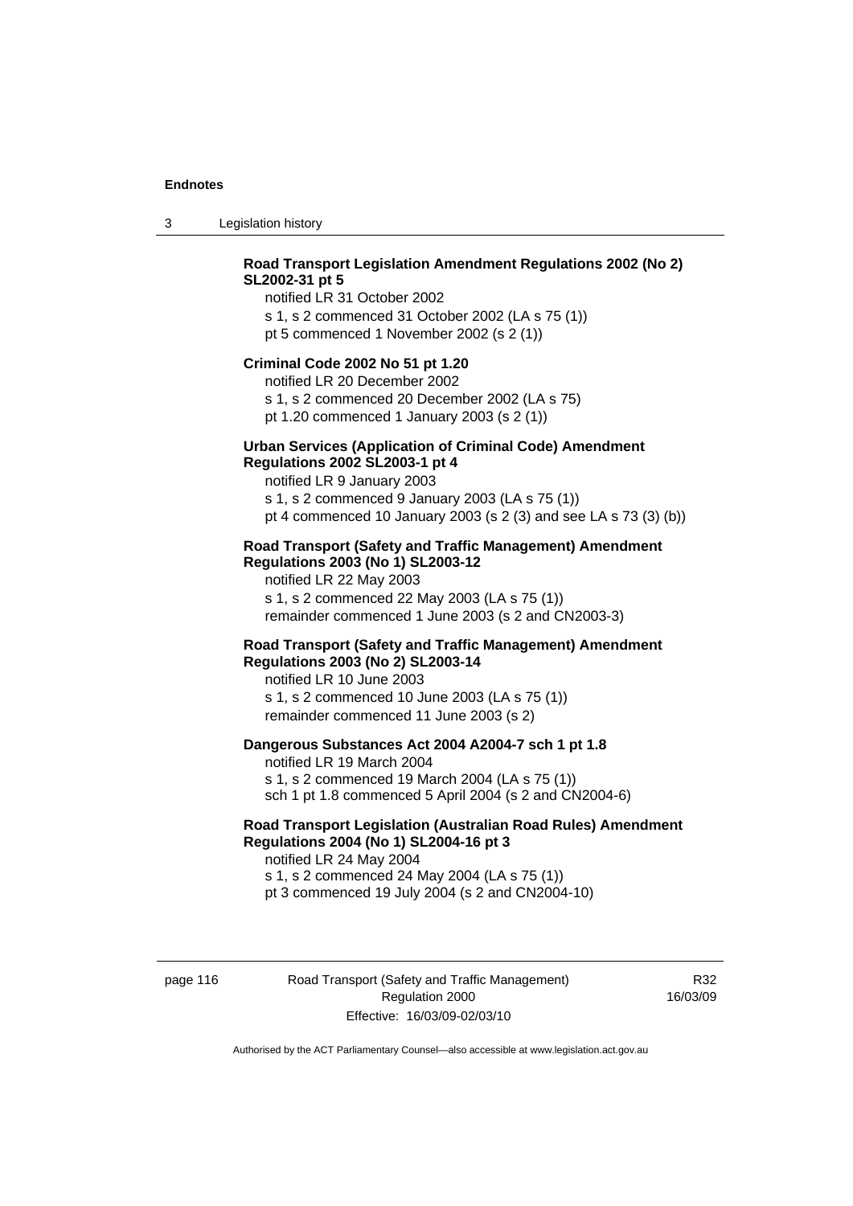**Road Transport Legislation Amendment Regulations 2002 (No 2) SL2002-31 pt 5**

notified LR 31 October 2002
s 1, s 2 commenced 31 October 2002 (LA s 75 (1))
pt 5 commenced 1 November 2002 (s 2 (1))

**Criminal Code 2002 No 51 pt 1.20**

notified LR 20 December 2002
s 1, s 2 commenced 20 December 2002 (LA s 75)
pt 1.20 commenced 1 January 2003 (s 2 (1))

**Urban Services (Application of Criminal Code) Amendment Regulations 2002 SL2003-1 pt 4**

notified LR 9 January 2003
s 1, s 2 commenced 9 January 2003 (LA s 75 (1))
pt 4 commenced 10 January 2003 (s 2 (3) and see LA s 73 (3) (b))

**Road Transport (Safety and Traffic Management) Amendment Regulations 2003 (No 1) SL2003-12**

notified LR 22 May 2003
s 1, s 2 commenced 22 May 2003 (LA s 75 (1))
remainder commenced 1 June 2003 (s 2 and CN2003-3)

**Road Transport (Safety and Traffic Management) Amendment Regulations 2003 (No 2) SL2003-14**

notified LR 10 June 2003
s 1, s 2 commenced 10 June 2003 (LA s 75 (1))
remainder commenced 11 June 2003 (s 2)

**Dangerous Substances Act 2004 A2004-7 sch 1 pt 1.8**

notified LR 19 March 2004
s 1, s 2 commenced 19 March 2004 (LA s 75 (1))
sch 1 pt 1.8 commenced 5 April 2004 (s 2 and CN2004-6)

**Road Transport Legislation (Australian Road Rules) Amendment Regulations 2004 (No 1) SL2004-16 pt 3**

notified LR 24 May 2004
s 1, s 2 commenced 24 May 2004 (LA s 75 (1))
pt 3 commenced 19 July 2004 (s 2 and CN2004-10)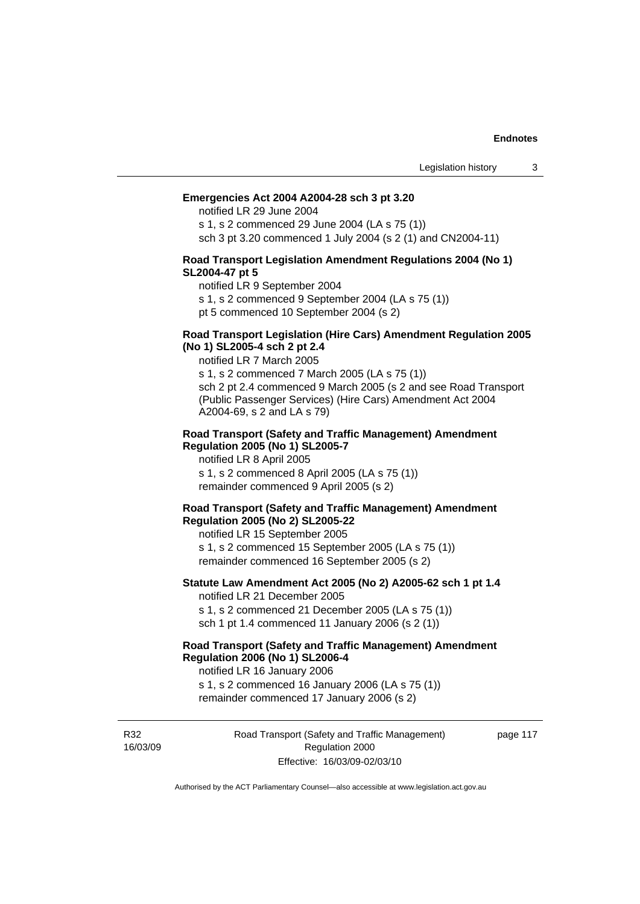**Emergencies Act 2004 A2004-28 sch 3 pt 3.20**

notified LR 29 June 2004

s 1, s 2 commenced 29 June 2004 (LA s 75 (1))

sch 3 pt 3.20 commenced 1 July 2004 (s 2 (1) and CN2004-11)

**Road Transport Legislation Amendment Regulations 2004 (No 1) SL2004-47 pt 5**

notified LR 9 September 2004

s 1, s 2 commenced 9 September 2004 (LA s 75 (1))

pt 5 commenced 10 September 2004 (s 2)

**Road Transport Legislation (Hire Cars) Amendment Regulation 2005 (No 1) SL2005-4 sch 2 pt 2.4**

notified LR 7 March 2005

s 1, s 2 commenced 7 March 2005 (LA s 75 (1))

sch 2 pt 2.4 commenced 9 March 2005 (s 2 and see Road Transport (Public Passenger Services) (Hire Cars) Amendment Act 2004 A2004-69, s 2 and LA s 79)

**Road Transport (Safety and Traffic Management) Amendment Regulation 2005 (No 1) SL2005-7**

notified LR 8 April 2005

s 1, s 2 commenced 8 April 2005 (LA s 75 (1))

remainder commenced 9 April 2005 (s 2)

**Road Transport (Safety and Traffic Management) Amendment Regulation 2005 (No 2) SL2005-22**

notified LR 15 September 2005

s 1, s 2 commenced 15 September 2005 (LA s 75 (1))

remainder commenced 16 September 2005 (s 2)

**Statute Law Amendment Act 2005 (No 2) A2005-62 sch 1 pt 1.4**

notified LR 21 December 2005

s 1, s 2 commenced 21 December 2005 (LA s 75 (1))

sch 1 pt 1.4 commenced 11 January 2006 (s 2 (1))

**Road Transport (Safety and Traffic Management) Amendment Regulation 2006 (No 1) SL2006-4**

notified LR 16 January 2006

s 1, s 2 commenced 16 January 2006 (LA s 75 (1))

remainder commenced 17 January 2006 (s 2)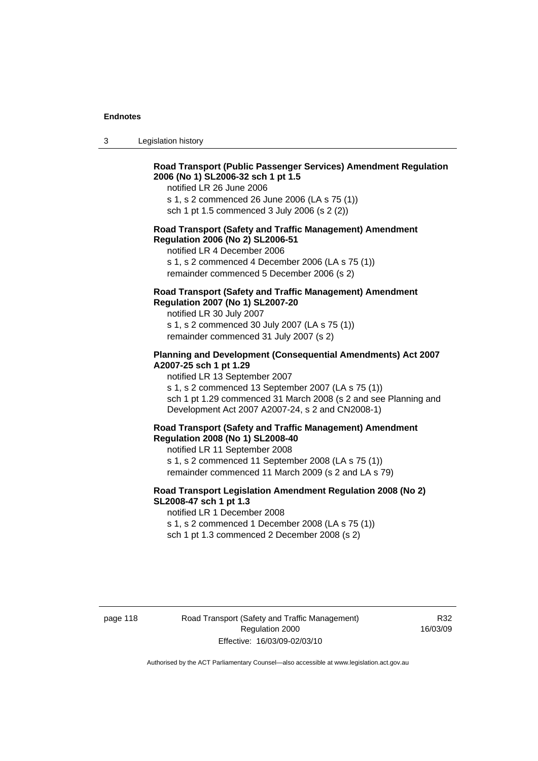**Road Transport (Public Passenger Services) Amendment Regulation 2006 (No 1) SL2006-32 sch 1 pt 1.5**

notified LR 26 June 2006

s 1, s 2 commenced 26 June 2006 (LA s 75 (1))

sch 1 pt 1.5 commenced 3 July 2006 (s 2 (2))

**Road Transport (Safety and Traffic Management) Amendment Regulation 2006 (No 2) SL2006-51**

notified LR 4 December 2006

s 1, s 2 commenced 4 December 2006 (LA s 75 (1))

remainder commenced 5 December 2006 (s 2)

**Road Transport (Safety and Traffic Management) Amendment Regulation 2007 (No 1) SL2007-20**

notified LR 30 July 2007

s 1, s 2 commenced 30 July 2007 (LA s 75 (1))

remainder commenced 31 July 2007 (s 2)

**Planning and Development (Consequential Amendments) Act 2007 A2007-25 sch 1 pt 1.29**

notified LR 13 September 2007

s 1, s 2 commenced 13 September 2007 (LA s 75 (1))

sch 1 pt 1.29 commenced 31 March 2008 (s 2 and see Planning and Development Act 2007 A2007-24, s 2 and CN2008-1)

**Road Transport (Safety and Traffic Management) Amendment Regulation 2008 (No 1) SL2008-40**

notified LR 11 September 2008

s 1, s 2 commenced 11 September 2008 (LA s 75 (1))

remainder commenced 11 March 2009 (s 2 and LA s 79)

**Road Transport Legislation Amendment Regulation 2008 (No 2) SL2008-47 sch 1 pt 1.3**

notified LR 1 December 2008

s 1, s 2 commenced 1 December 2008 (LA s 75 (1))

sch 1 pt 1.3 commenced 2 December 2008 (s 2)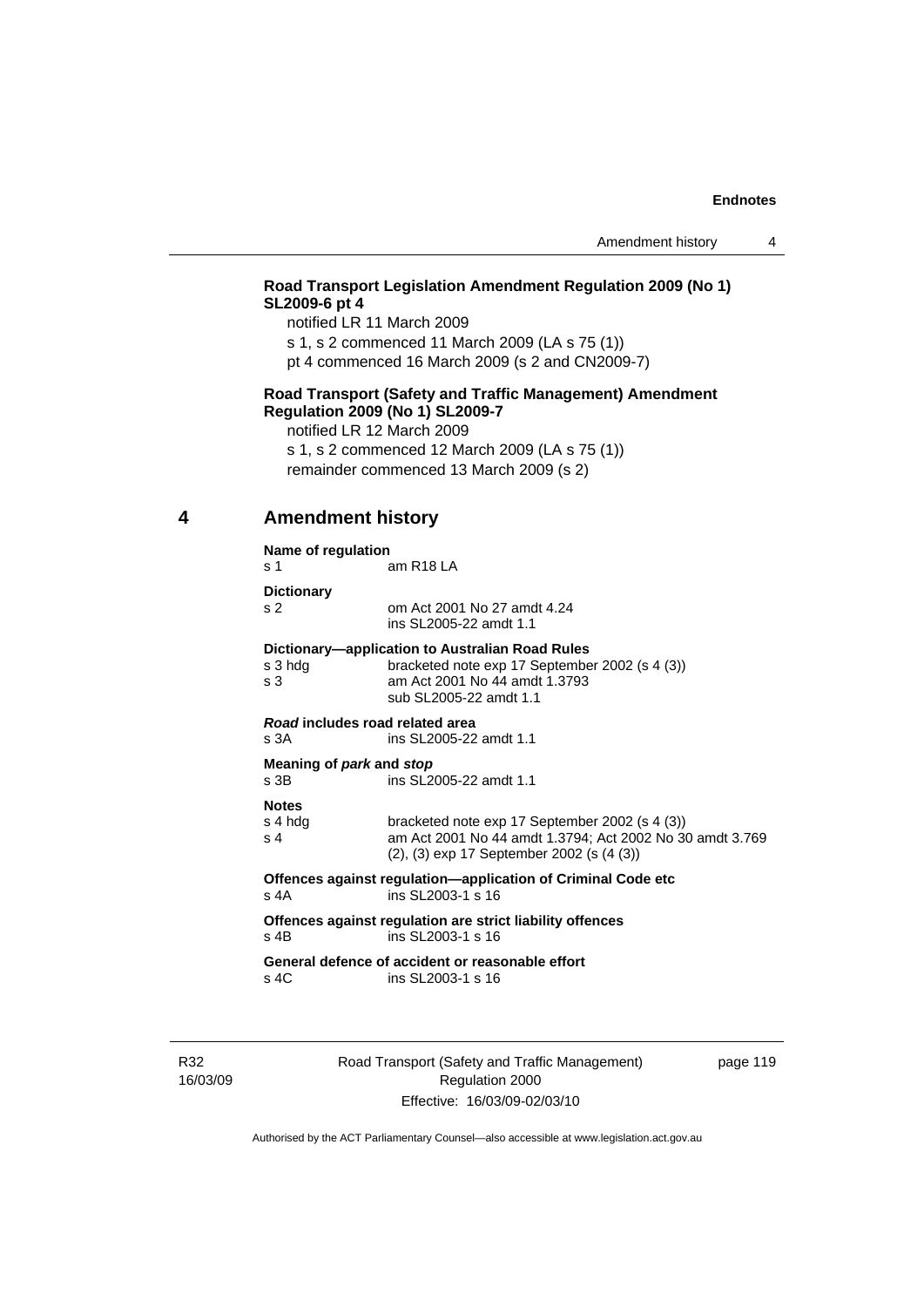**Road Transport Legislation Amendment Regulation 2009 (No 1) SL2009-6 pt 4**

notified LR 11 March 2009

s 1, s 2 commenced 11 March 2009 (LA s 75 (1))

pt 4 commenced 16 March 2009 (s 2 and CN2009-7)

**Road Transport (Safety and Traffic Management) Amendment Regulation 2009 (No 1) SL2009-7**

notified LR 12 March 2009

s 1, s 2 commenced 12 March 2009 (LA s 75 (1))

remainder commenced 13 March 2009 (s 2)

## 4 Amendment history

**Name of regulation**

| | |
|---|---|
| s 1 | am R18 LA |

**Dictionary**

| | |
|---|---|
| s 2 | om Act 2001 No 27 amdt 4.24 |
| | ins SL2005-22 amdt 1.1 |

**Dictionary—application to Australian Road Rules**

| | |
|---|---|
| s 3 hdg | bracketed note exp 17 September 2002 (s 4 (3)) |
| s 3 | am Act 2001 No 44 amdt 1.3793 |
| | sub SL2005-22 amdt 1.1 |

***Road* includes road related area**

| | |
|---|---|
| s 3A | ins SL2005-22 amdt 1.1 |

**Meaning of *park* and *stop***

| | |
|---|---|
| s 3B | ins SL2005-22 amdt 1.1 |

**Notes**

| | |
|---|---|
| s 4 hdg | bracketed note exp 17 September 2002 (s 4 (3)) |
| s 4 | am Act 2001 No 44 amdt 1.3794; Act 2002 No 30 amdt 3.769 |
| | (2), (3) exp 17 September 2002 (s (4 (3)) |

**Offences against regulation—application of Criminal Code etc**

| | |
|---|---|
| s 4A | ins SL2003-1 s 16 |

**Offences against regulation are strict liability offences**

| | |
|---|---|
| s 4B | ins SL2003-1 s 16 |

**General defence of accident or reasonable effort**

| | |
|---|---|
| s 4C | ins SL2003-1 s 16 |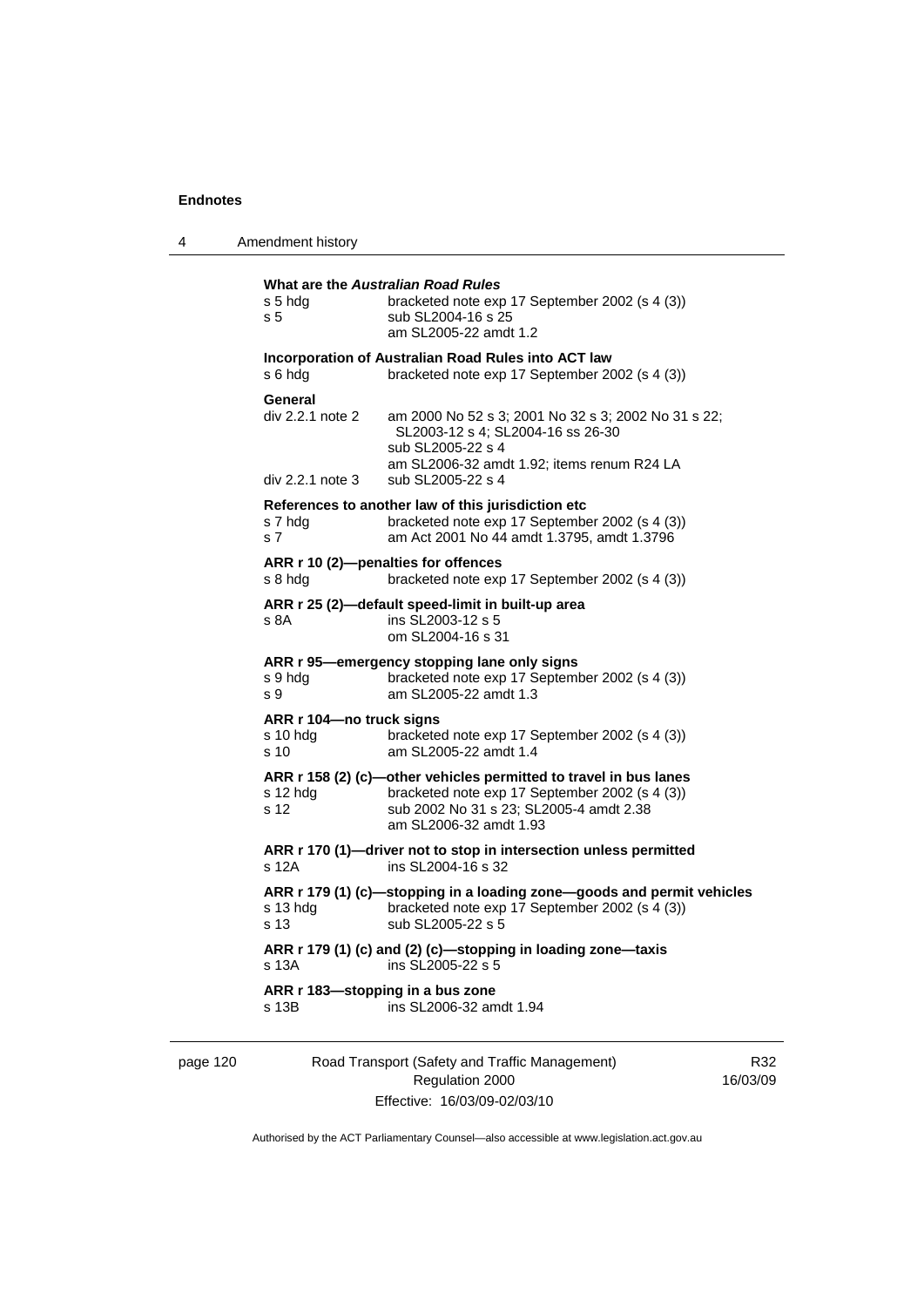**What are the *Australian Road Rules***

s 5 hdg — bracketed note exp 17 September 2002 (s 4 (3))
s 5 — sub SL2004-16 s 25
am SL2005-22 amdt 1.2

**Incorporation of Australian Road Rules into ACT law**

s 6 hdg — bracketed note exp 17 September 2002 (s 4 (3))

**General**

div 2.2.1 note 2 — am 2000 No 52 s 3; 2001 No 32 s 3; 2002 No 31 s 22; SL2003-12 s 4; SL2004-16 ss 26-30
sub SL2005-22 s 4
am SL2006-32 amdt 1.92; items renum R24 LA
div 2.2.1 note 3 — sub SL2005-22 s 4

**References to another law of this jurisdiction etc**

s 7 hdg — bracketed note exp 17 September 2002 (s 4 (3))
s 7 — am Act 2001 No 44 amdt 1.3795, amdt 1.3796

**ARR r 10 (2)—penalties for offences**

s 8 hdg — bracketed note exp 17 September 2002 (s 4 (3))

**ARR r 25 (2)—default speed-limit in built-up area**

s 8A — ins SL2003-12 s 5
om SL2004-16 s 31

**ARR r 95—emergency stopping lane only signs**

s 9 hdg — bracketed note exp 17 September 2002 (s 4 (3))
s 9 — am SL2005-22 amdt 1.3

**ARR r 104—no truck signs**

s 10 hdg — bracketed note exp 17 September 2002 (s 4 (3))
s 10 — am SL2005-22 amdt 1.4

**ARR r 158 (2) (c)—other vehicles permitted to travel in bus lanes**

s 12 hdg — bracketed note exp 17 September 2002 (s 4 (3))
s 12 — sub 2002 No 31 s 23; SL2005-4 amdt 2.38
am SL2006-32 amdt 1.93

**ARR r 170 (1)—driver not to stop in intersection unless permitted**

s 12A — ins SL2004-16 s 32

**ARR r 179 (1) (c)—stopping in a loading zone—goods and permit vehicles**

s 13 hdg — bracketed note exp 17 September 2002 (s 4 (3))
s 13 — sub SL2005-22 s 5

**ARR r 179 (1) (c) and (2) (c)—stopping in loading zone—taxis**

s 13A — ins SL2005-22 s 5

**ARR r 183—stopping in a bus zone**

s 13B — ins SL2006-32 amdt 1.94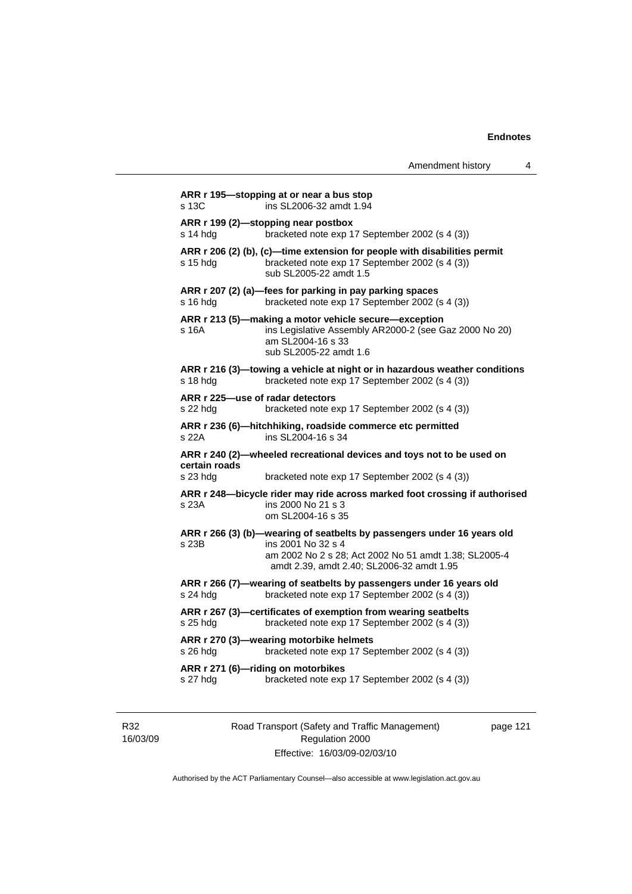**ARR r 195—stopping at or near a bus stop**
s 13C ins SL2006-32 amdt 1.94

**ARR r 199 (2)—stopping near postbox**
s 14 hdg bracketed note exp 17 September 2002 (s 4 (3))

**ARR r 206 (2) (b), (c)—time extension for people with disabilities permit**
s 15 hdg bracketed note exp 17 September 2002 (s 4 (3))
sub SL2005-22 amdt 1.5

**ARR r 207 (2) (a)—fees for parking in pay parking spaces**
s 16 hdg bracketed note exp 17 September 2002 (s 4 (3))

**ARR r 213 (5)—making a motor vehicle secure—exception**
s 16A ins Legislative Assembly AR2000-2 (see Gaz 2000 No 20)
am SL2004-16 s 33
sub SL2005-22 amdt 1.6

**ARR r 216 (3)—towing a vehicle at night or in hazardous weather conditions**
s 18 hdg bracketed note exp 17 September 2002 (s 4 (3))

**ARR r 225—use of radar detectors**
s 22 hdg bracketed note exp 17 September 2002 (s 4 (3))

**ARR r 236 (6)—hitchhiking, roadside commerce etc permitted**
s 22A ins SL2004-16 s 34

**ARR r 240 (2)—wheeled recreational devices and toys not to be used on certain roads**
s 23 hdg bracketed note exp 17 September 2002 (s 4 (3))

**ARR r 248—bicycle rider may ride across marked foot crossing if authorised**
s 23A ins 2000 No 21 s 3
om SL2004-16 s 35

**ARR r 266 (3) (b)—wearing of seatbelts by passengers under 16 years old**
s 23B ins 2001 No 32 s 4
am 2002 No 2 s 28; Act 2002 No 51 amdt 1.38; SL2005-4 amdt 2.39, amdt 2.40; SL2006-32 amdt 1.95

**ARR r 266 (7)—wearing of seatbelts by passengers under 16 years old**
s 24 hdg bracketed note exp 17 September 2002 (s 4 (3))

**ARR r 267 (3)—certificates of exemption from wearing seatbelts**
s 25 hdg bracketed note exp 17 September 2002 (s 4 (3))

**ARR r 270 (3)—wearing motorbike helmets**
s 26 hdg bracketed note exp 17 September 2002 (s 4 (3))

**ARR r 271 (6)—riding on motorbikes**
s 27 hdg bracketed note exp 17 September 2002 (s 4 (3))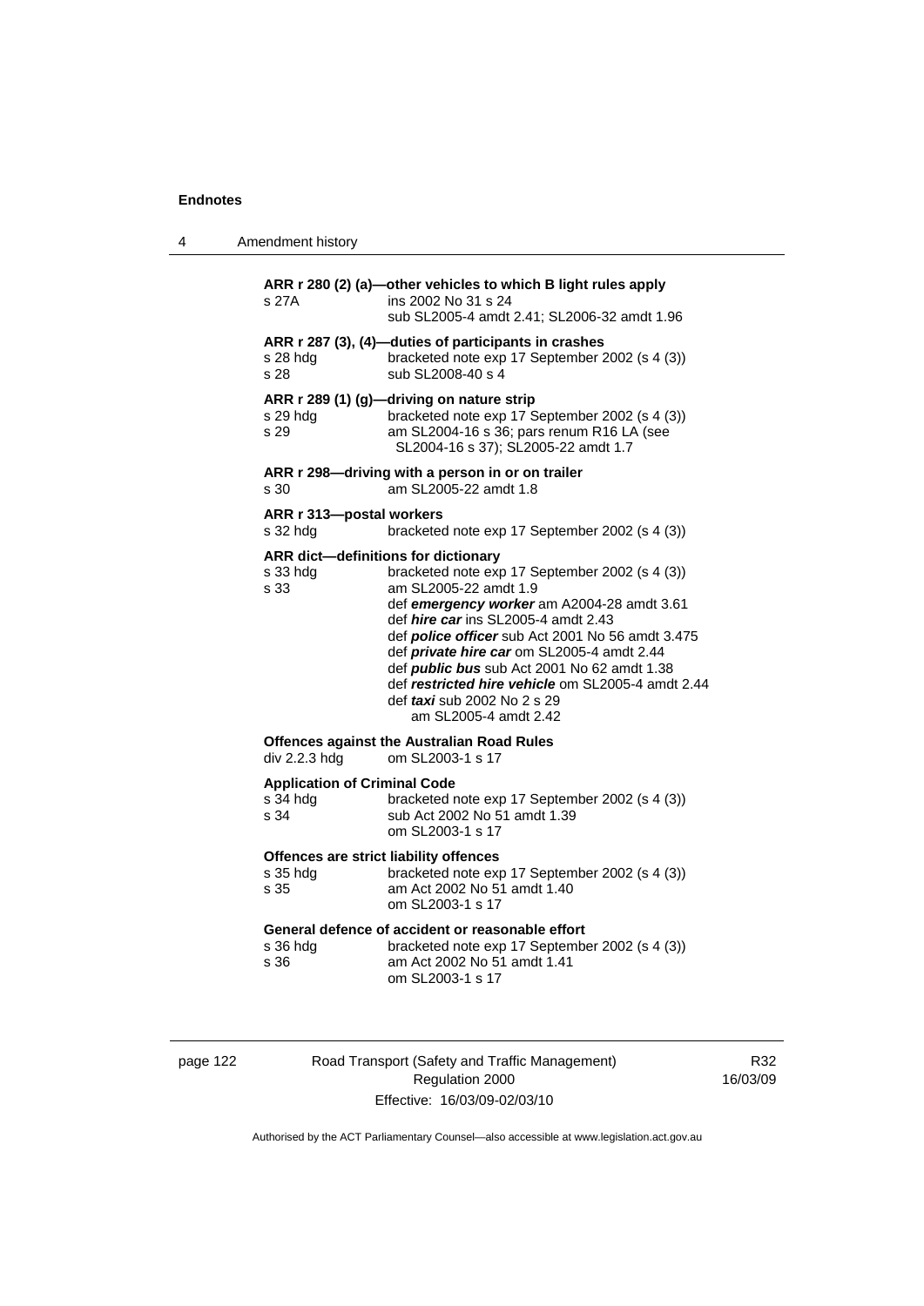**ARR r 280 (2) (a)—other vehicles to which B light rules apply**

s 27A ins 2002 No 31 s 24
sub SL2005-4 amdt 2.41; SL2006-32 amdt 1.96

**ARR r 287 (3), (4)—duties of participants in crashes**

s 28 hdg bracketed note exp 17 September 2002 (s 4 (3))
s 28 sub SL2008-40 s 4

**ARR r 289 (1) (g)—driving on nature strip**

s 29 hdg bracketed note exp 17 September 2002 (s 4 (3))
s 29 am SL2004-16 s 36; pars renum R16 LA (see SL2004-16 s 37); SL2005-22 amdt 1.7

**ARR r 298—driving with a person in or on trailer**

s 30 am SL2005-22 amdt 1.8

**ARR r 313—postal workers**

s 32 hdg bracketed note exp 17 September 2002 (s 4 (3))

**ARR dict—definitions for dictionary**

s 33 hdg bracketed note exp 17 September 2002 (s 4 (3))
s 33 am SL2005-22 amdt 1.9
def ***emergency worker*** am A2004-28 amdt 3.61
def ***hire car*** ins SL2005-4 amdt 2.43
def ***police officer*** sub Act 2001 No 56 amdt 3.475
def ***private hire car*** om SL2005-4 amdt 2.44
def ***public bus*** sub Act 2001 No 62 amdt 1.38
def ***restricted hire vehicle*** om SL2005-4 amdt 2.44
def ***taxi*** sub 2002 No 2 s 29
am SL2005-4 amdt 2.42

**Offences against the Australian Road Rules**

div 2.2.3 hdg om SL2003-1 s 17

**Application of Criminal Code**

s 34 hdg bracketed note exp 17 September 2002 (s 4 (3))
s 34 sub Act 2002 No 51 amdt 1.39
om SL2003-1 s 17

**Offences are strict liability offences**

s 35 hdg bracketed note exp 17 September 2002 (s 4 (3))
s 35 am Act 2002 No 51 amdt 1.40
om SL2003-1 s 17

**General defence of accident or reasonable effort**

s 36 hdg bracketed note exp 17 September 2002 (s 4 (3))
s 36 am Act 2002 No 51 amdt 1.41
om SL2003-1 s 17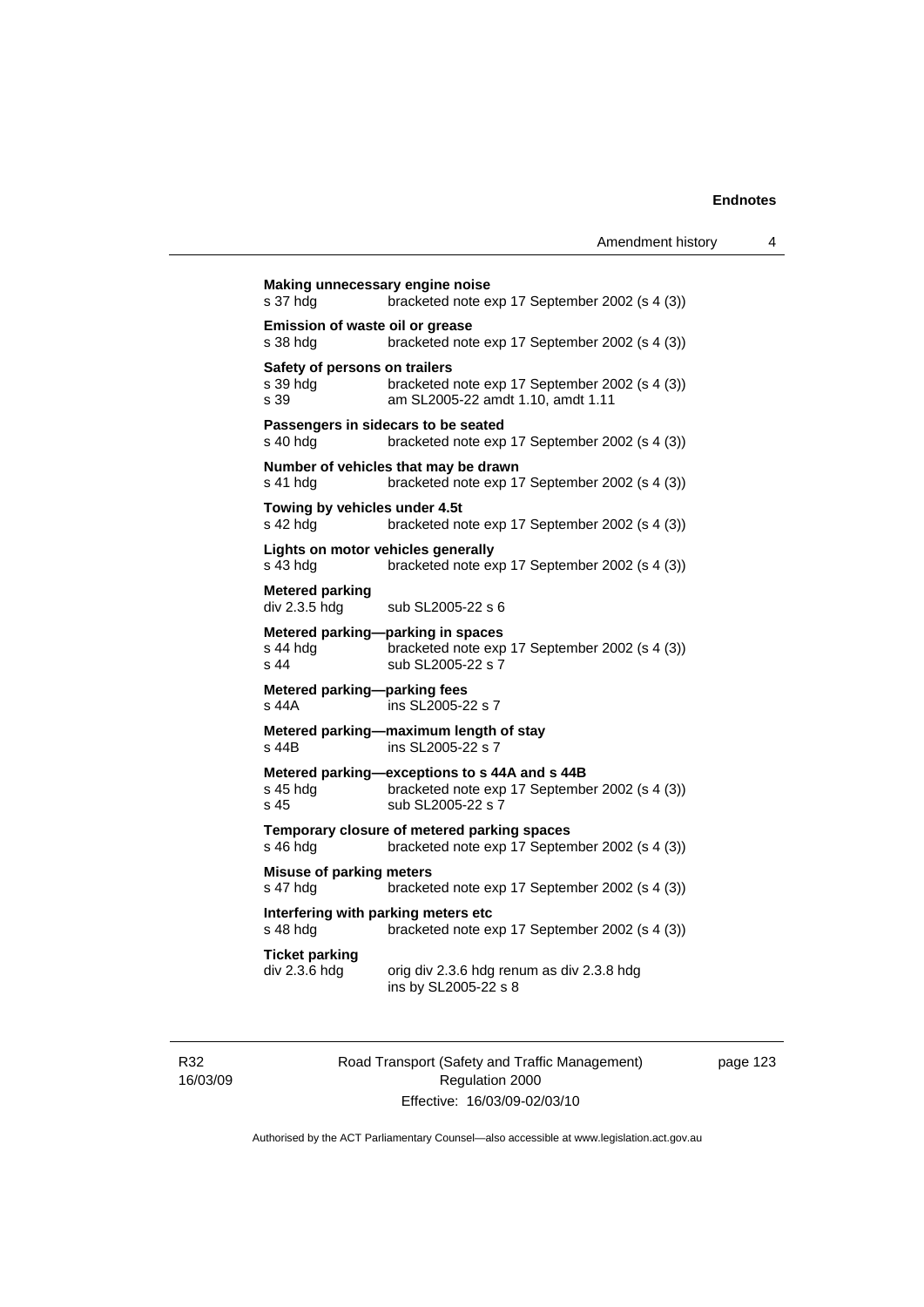**Making unnecessary engine noise**
s 37 hdg bracketed note exp 17 September 2002 (s 4 (3))

**Emission of waste oil or grease**
s 38 hdg bracketed note exp 17 September 2002 (s 4 (3))

**Safety of persons on trailers**
s 39 hdg bracketed note exp 17 September 2002 (s 4 (3))
s 39 am SL2005-22 amdt 1.10, amdt 1.11

**Passengers in sidecars to be seated**
s 40 hdg bracketed note exp 17 September 2002 (s 4 (3))

**Number of vehicles that may be drawn**
s 41 hdg bracketed note exp 17 September 2002 (s 4 (3))

**Towing by vehicles under 4.5t**
s 42 hdg bracketed note exp 17 September 2002 (s 4 (3))

**Lights on motor vehicles generally**
s 43 hdg bracketed note exp 17 September 2002 (s 4 (3))

**Metered parking**
div 2.3.5 hdg sub SL2005-22 s 6

**Metered parking—parking in spaces**
s 44 hdg bracketed note exp 17 September 2002 (s 4 (3))
s 44 sub SL2005-22 s 7

**Metered parking—parking fees**
s 44A ins SL2005-22 s 7

**Metered parking—maximum length of stay**
s 44B ins SL2005-22 s 7

**Metered parking—exceptions to s 44A and s 44B**
s 45 hdg bracketed note exp 17 September 2002 (s 4 (3))
s 45 sub SL2005-22 s 7

**Temporary closure of metered parking spaces**
s 46 hdg bracketed note exp 17 September 2002 (s 4 (3))

**Misuse of parking meters**
s 47 hdg bracketed note exp 17 September 2002 (s 4 (3))

**Interfering with parking meters etc**
s 48 hdg bracketed note exp 17 September 2002 (s 4 (3))

**Ticket parking**
div 2.3.6 hdg orig div 2.3.6 hdg renum as div 2.3.8 hdg
ins by SL2005-22 s 8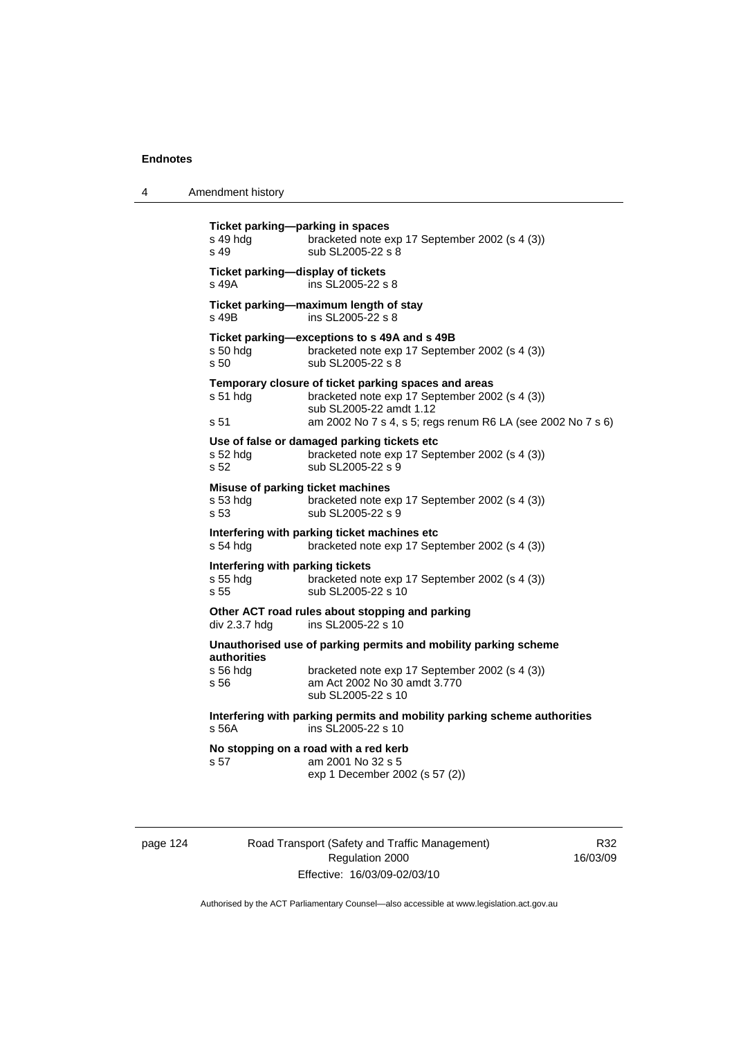**Ticket parking—parking in spaces**

s 49 hdg bracketed note exp 17 September 2002 (s 4 (3))
s 49 sub SL2005-22 s 8

**Ticket parking—display of tickets**

s 49A ins SL2005-22 s 8

**Ticket parking—maximum length of stay**

s 49B ins SL2005-22 s 8

**Ticket parking—exceptions to s 49A and s 49B**

s 50 hdg bracketed note exp 17 September 2002 (s 4 (3))
s 50 sub SL2005-22 s 8

**Temporary closure of ticket parking spaces and areas**

s 51 hdg bracketed note exp 17 September 2002 (s 4 (3))
sub SL2005-22 amdt 1.12
s 51 am 2002 No 7 s 4, s 5; regs renum R6 LA (see 2002 No 7 s 6)

**Use of false or damaged parking tickets etc**

s 52 hdg bracketed note exp 17 September 2002 (s 4 (3))
s 52 sub SL2005-22 s 9

**Misuse of parking ticket machines**

s 53 hdg bracketed note exp 17 September 2002 (s 4 (3))
s 53 sub SL2005-22 s 9

**Interfering with parking ticket machines etc**

s 54 hdg bracketed note exp 17 September 2002 (s 4 (3))

**Interfering with parking tickets**

s 55 hdg bracketed note exp 17 September 2002 (s 4 (3))
s 55 sub SL2005-22 s 10

**Other ACT road rules about stopping and parking**

div 2.3.7 hdg ins SL2005-22 s 10

**Unauthorised use of parking permits and mobility parking scheme authorities**

s 56 hdg bracketed note exp 17 September 2002 (s 4 (3))
s 56 am Act 2002 No 30 amdt 3.770
sub SL2005-22 s 10

**Interfering with parking permits and mobility parking scheme authorities**

s 56A ins SL2005-22 s 10

**No stopping on a road with a red kerb**

s 57 am 2001 No 32 s 5
exp 1 December 2002 (s 57 (2))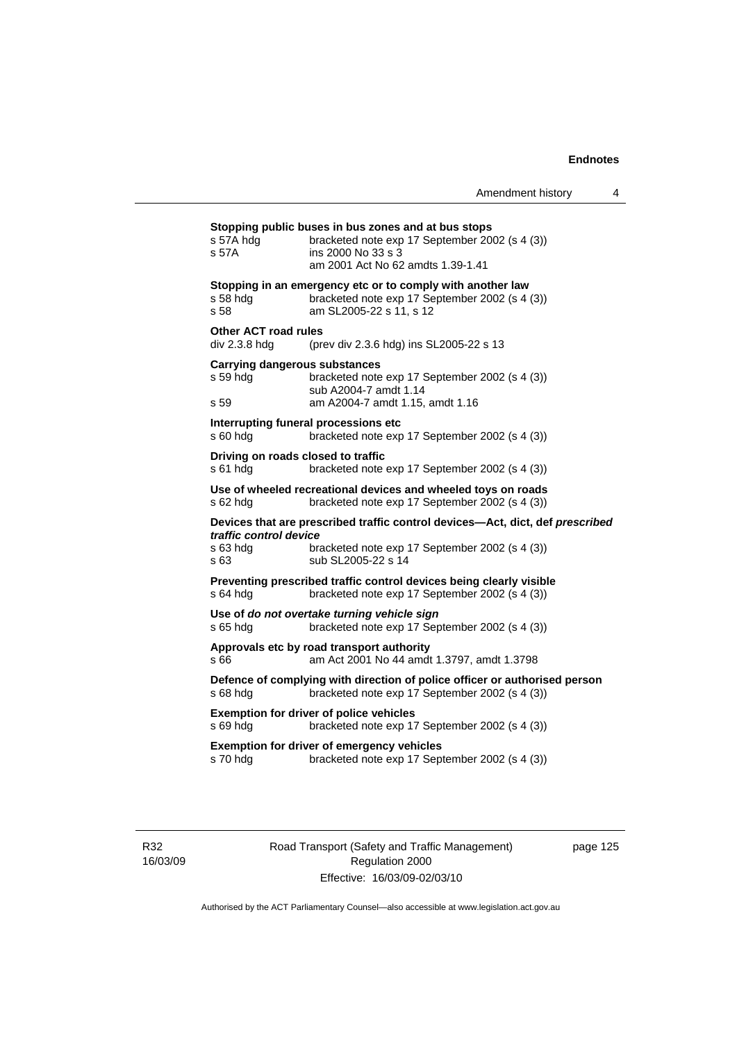**Stopping public buses in bus zones and at bus stops**

s 57A hdg bracketed note exp 17 September 2002 (s 4 (3))
s 57A ins 2000 No 33 s 3
am 2001 Act No 62 amdts 1.39-1.41

**Stopping in an emergency etc or to comply with another law**

s 58 hdg bracketed note exp 17 September 2002 (s 4 (3))
s 58 am SL2005-22 s 11, s 12

**Other ACT road rules**

div 2.3.8 hdg (prev div 2.3.6 hdg) ins SL2005-22 s 13

**Carrying dangerous substances**

s 59 hdg bracketed note exp 17 September 2002 (s 4 (3))
sub A2004-7 amdt 1.14
s 59 am A2004-7 amdt 1.15, amdt 1.16

**Interrupting funeral processions etc**

s 60 hdg bracketed note exp 17 September 2002 (s 4 (3))

**Driving on roads closed to traffic**

s 61 hdg bracketed note exp 17 September 2002 (s 4 (3))

**Use of wheeled recreational devices and wheeled toys on roads**

s 62 hdg bracketed note exp 17 September 2002 (s 4 (3))

**Devices that are prescribed traffic control devices—Act, dict, def *prescribed traffic control device***

s 63 hdg bracketed note exp 17 September 2002 (s 4 (3))
s 63 sub SL2005-22 s 14

**Preventing prescribed traffic control devices being clearly visible**

s 64 hdg bracketed note exp 17 September 2002 (s 4 (3))

**Use of *do not overtake turning vehicle sign***

s 65 hdg bracketed note exp 17 September 2002 (s 4 (3))

**Approvals etc by road transport authority**

s 66 am Act 2001 No 44 amdt 1.3797, amdt 1.3798

**Defence of complying with direction of police officer or authorised person**

s 68 hdg bracketed note exp 17 September 2002 (s 4 (3))

**Exemption for driver of police vehicles**

s 69 hdg bracketed note exp 17 September 2002 (s 4 (3))

**Exemption for driver of emergency vehicles**

s 70 hdg bracketed note exp 17 September 2002 (s 4 (3))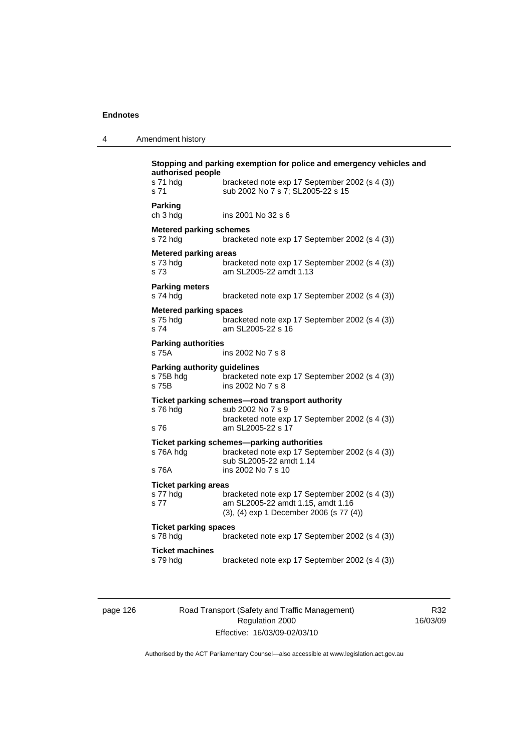**Stopping and parking exemption for police and emergency vehicles and authorised people**

s 71 hdg bracketed note exp 17 September 2002 (s 4 (3))
s 71 sub 2002 No 7 s 7; SL2005-22 s 15

**Parking**

ch 3 hdg ins 2001 No 32 s 6

**Metered parking schemes**

s 72 hdg bracketed note exp 17 September 2002 (s 4 (3))

**Metered parking areas**

s 73 hdg bracketed note exp 17 September 2002 (s 4 (3))
s 73 am SL2005-22 amdt 1.13

**Parking meters**

s 74 hdg bracketed note exp 17 September 2002 (s 4 (3))

**Metered parking spaces**

s 75 hdg bracketed note exp 17 September 2002 (s 4 (3))
s 74 am SL2005-22 s 16

**Parking authorities**

s 75A ins 2002 No 7 s 8

**Parking authority guidelines**

s 75B hdg bracketed note exp 17 September 2002 (s 4 (3))
s 75B ins 2002 No 7 s 8

**Ticket parking schemes—road transport authority**

s 76 hdg sub 2002 No 7 s 9
bracketed note exp 17 September 2002 (s 4 (3))
s 76 am SL2005-22 s 17

**Ticket parking schemes—parking authorities**

s 76A hdg bracketed note exp 17 September 2002 (s 4 (3))
sub SL2005-22 amdt 1.14
s 76A ins 2002 No 7 s 10

**Ticket parking areas**

s 77 hdg bracketed note exp 17 September 2002 (s 4 (3))
s 77 am SL2005-22 amdt 1.15, amdt 1.16
(3), (4) exp 1 December 2006 (s 77 (4))

**Ticket parking spaces**

s 78 hdg bracketed note exp 17 September 2002 (s 4 (3))

**Ticket machines**

s 79 hdg bracketed note exp 17 September 2002 (s 4 (3))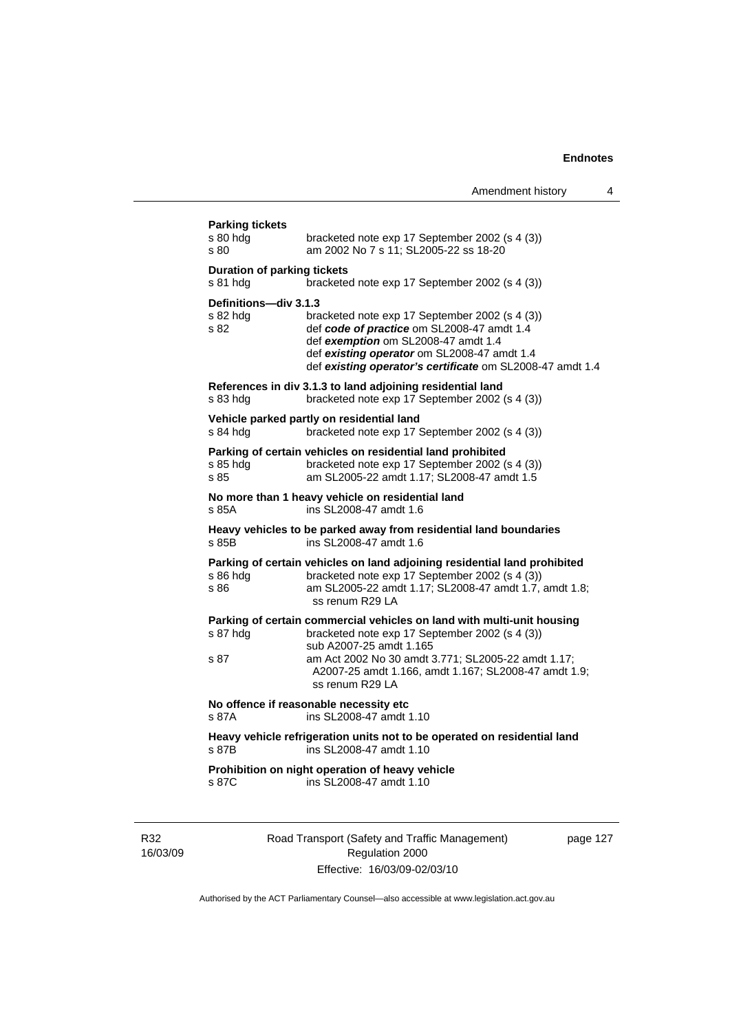**Parking tickets**

s 80 hdg — bracketed note exp 17 September 2002 (s 4 (3))
s 80 — am 2002 No 7 s 11; SL2005-22 ss 18-20

**Duration of parking tickets**

s 81 hdg — bracketed note exp 17 September 2002 (s 4 (3))

**Definitions—div 3.1.3**

s 82 hdg — bracketed note exp 17 September 2002 (s 4 (3))
s 82 — def ***code of practice*** om SL2008-47 amdt 1.4
def ***exemption*** om SL2008-47 amdt 1.4
def ***existing operator*** om SL2008-47 amdt 1.4
def ***existing operator's certificate*** om SL2008-47 amdt 1.4

**References in div 3.1.3 to land adjoining residential land**

s 83 hdg — bracketed note exp 17 September 2002 (s 4 (3))

**Vehicle parked partly on residential land**

s 84 hdg — bracketed note exp 17 September 2002 (s 4 (3))

**Parking of certain vehicles on residential land prohibited**

s 85 hdg — bracketed note exp 17 September 2002 (s 4 (3))
s 85 — am SL2005-22 amdt 1.17; SL2008-47 amdt 1.5

**No more than 1 heavy vehicle on residential land**

s 85A — ins SL2008-47 amdt 1.6

**Heavy vehicles to be parked away from residential land boundaries**

s 85B — ins SL2008-47 amdt 1.6

**Parking of certain vehicles on land adjoining residential land prohibited**

s 86 hdg — bracketed note exp 17 September 2002 (s 4 (3))
s 86 — am SL2005-22 amdt 1.17; SL2008-47 amdt 1.7, amdt 1.8; ss renum R29 LA

**Parking of certain commercial vehicles on land with multi-unit housing**

s 87 hdg — bracketed note exp 17 September 2002 (s 4 (3))
sub A2007-25 amdt 1.165
s 87 — am Act 2002 No 30 amdt 3.771; SL2005-22 amdt 1.17; A2007-25 amdt 1.166, amdt 1.167; SL2008-47 amdt 1.9; ss renum R29 LA

**No offence if reasonable necessity etc**

s 87A — ins SL2008-47 amdt 1.10

**Heavy vehicle refrigeration units not to be operated on residential land**

s 87B — ins SL2008-47 amdt 1.10

**Prohibition on night operation of heavy vehicle**

s 87C — ins SL2008-47 amdt 1.10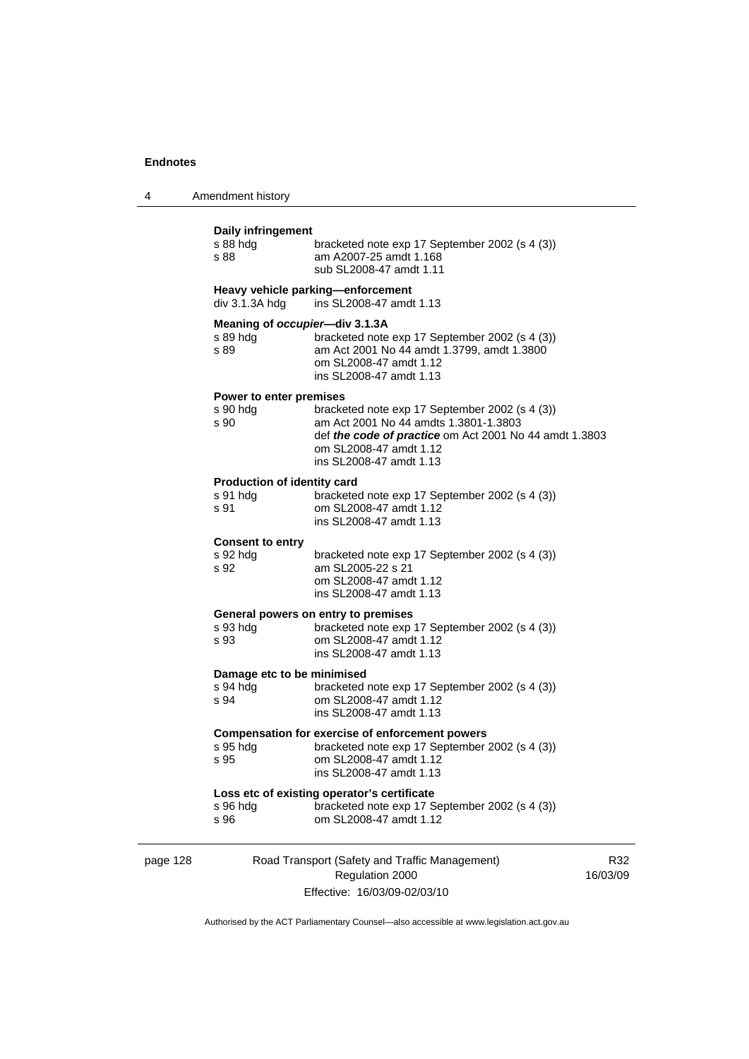**Daily infringement**

s 88 hdg	bracketed note exp 17 September 2002 (s 4 (3))
s 88	am A2007-25 amdt 1.168
	sub SL2008-47 amdt 1.11

**Heavy vehicle parking—enforcement**

div 3.1.3A hdg	ins SL2008-47 amdt 1.13

**Meaning of *occupier*—div 3.1.3A**

s 89 hdg	bracketed note exp 17 September 2002 (s 4 (3))
s 89	am Act 2001 No 44 amdt 1.3799, amdt 1.3800
	om SL2008-47 amdt 1.12
	ins SL2008-47 amdt 1.13

**Power to enter premises**

s 90 hdg	bracketed note exp 17 September 2002 (s 4 (3))
s 90	am Act 2001 No 44 amdts 1.3801-1.3803
	def ***the code of practice*** om Act 2001 No 44 amdt 1.3803
	om SL2008-47 amdt 1.12
	ins SL2008-47 amdt 1.13

**Production of identity card**

s 91 hdg	bracketed note exp 17 September 2002 (s 4 (3))
s 91	om SL2008-47 amdt 1.12
	ins SL2008-47 amdt 1.13

**Consent to entry**

s 92 hdg	bracketed note exp 17 September 2002 (s 4 (3))
s 92	am SL2005-22 s 21
	om SL2008-47 amdt 1.12
	ins SL2008-47 amdt 1.13

**General powers on entry to premises**

s 93 hdg	bracketed note exp 17 September 2002 (s 4 (3))
s 93	om SL2008-47 amdt 1.12
	ins SL2008-47 amdt 1.13

**Damage etc to be minimised**

s 94 hdg	bracketed note exp 17 September 2002 (s 4 (3))
s 94	om SL2008-47 amdt 1.12
	ins SL2008-47 amdt 1.13

**Compensation for exercise of enforcement powers**

s 95 hdg	bracketed note exp 17 September 2002 (s 4 (3))
s 95	om SL2008-47 amdt 1.12
	ins SL2008-47 amdt 1.13

**Loss etc of existing operator's certificate**

s 96 hdg	bracketed note exp 17 September 2002 (s 4 (3))
s 96	om SL2008-47 amdt 1.12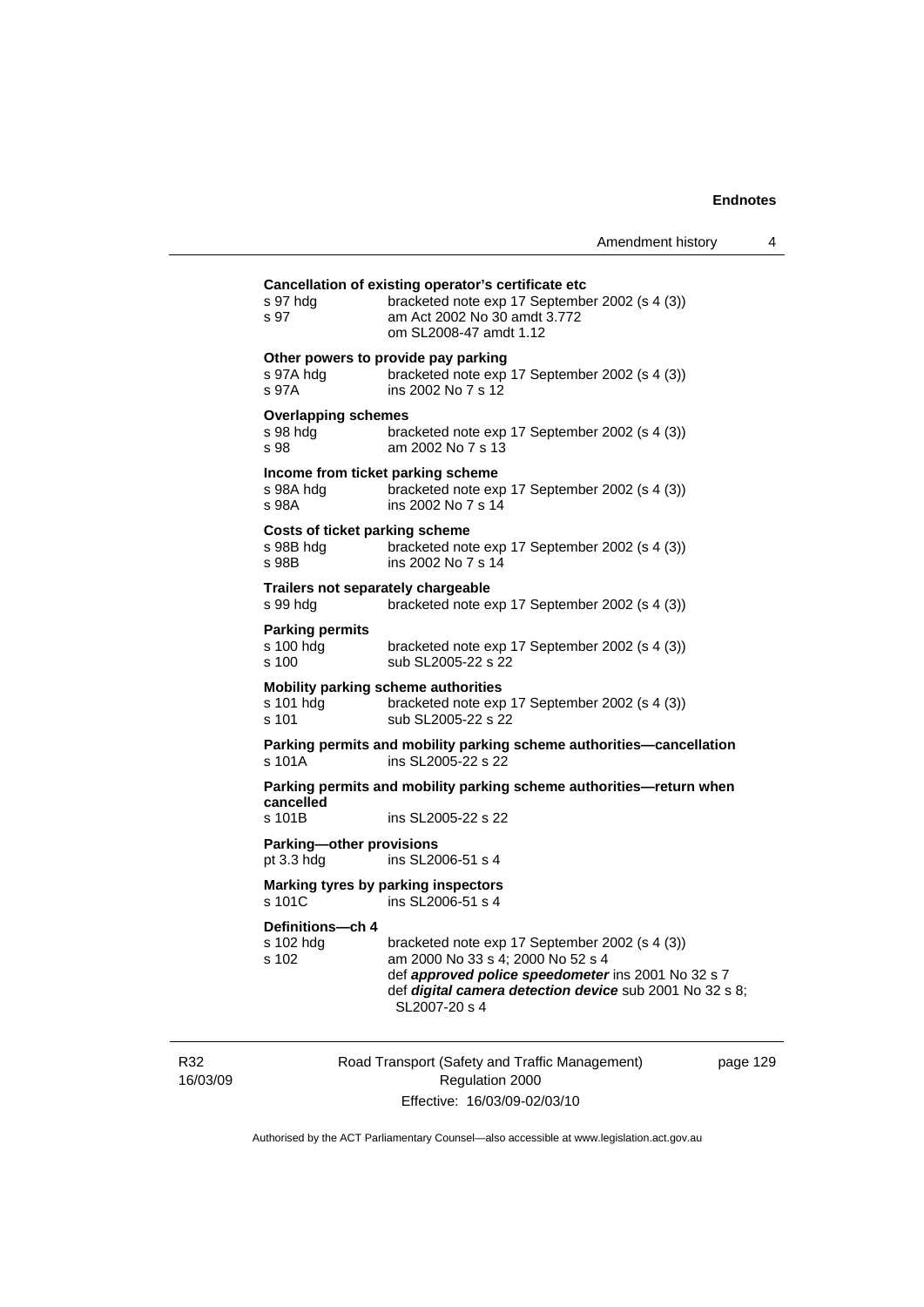**Cancellation of existing operator's certificate etc**

s 97 hdg — bracketed note exp 17 September 2002 (s 4 (3))
s 97 — am Act 2002 No 30 amdt 3.772
om SL2008-47 amdt 1.12

**Other powers to provide pay parking**

s 97A hdg — bracketed note exp 17 September 2002 (s 4 (3))
s 97A — ins 2002 No 7 s 12

**Overlapping schemes**

s 98 hdg — bracketed note exp 17 September 2002 (s 4 (3))
s 98 — am 2002 No 7 s 13

**Income from ticket parking scheme**

s 98A hdg — bracketed note exp 17 September 2002 (s 4 (3))
s 98A — ins 2002 No 7 s 14

**Costs of ticket parking scheme**

s 98B hdg — bracketed note exp 17 September 2002 (s 4 (3))
s 98B — ins 2002 No 7 s 14

**Trailers not separately chargeable**

s 99 hdg — bracketed note exp 17 September 2002 (s 4 (3))

**Parking permits**

s 100 hdg — bracketed note exp 17 September 2002 (s 4 (3))
s 100 — sub SL2005-22 s 22

**Mobility parking scheme authorities**

s 101 hdg — bracketed note exp 17 September 2002 (s 4 (3))
s 101 — sub SL2005-22 s 22

**Parking permits and mobility parking scheme authorities—cancellation**

s 101A — ins SL2005-22 s 22

**Parking permits and mobility parking scheme authorities—return when cancelled**

s 101B — ins SL2005-22 s 22

**Parking—other provisions**

pt 3.3 hdg — ins SL2006-51 s 4

**Marking tyres by parking inspectors**

s 101C — ins SL2006-51 s 4

**Definitions—ch 4**

s 102 hdg — bracketed note exp 17 September 2002 (s 4 (3))
s 102 — am 2000 No 33 s 4; 2000 No 52 s 4
def ***approved police speedometer*** ins 2001 No 32 s 7
def ***digital camera detection device*** sub 2001 No 32 s 8; SL2007-20 s 4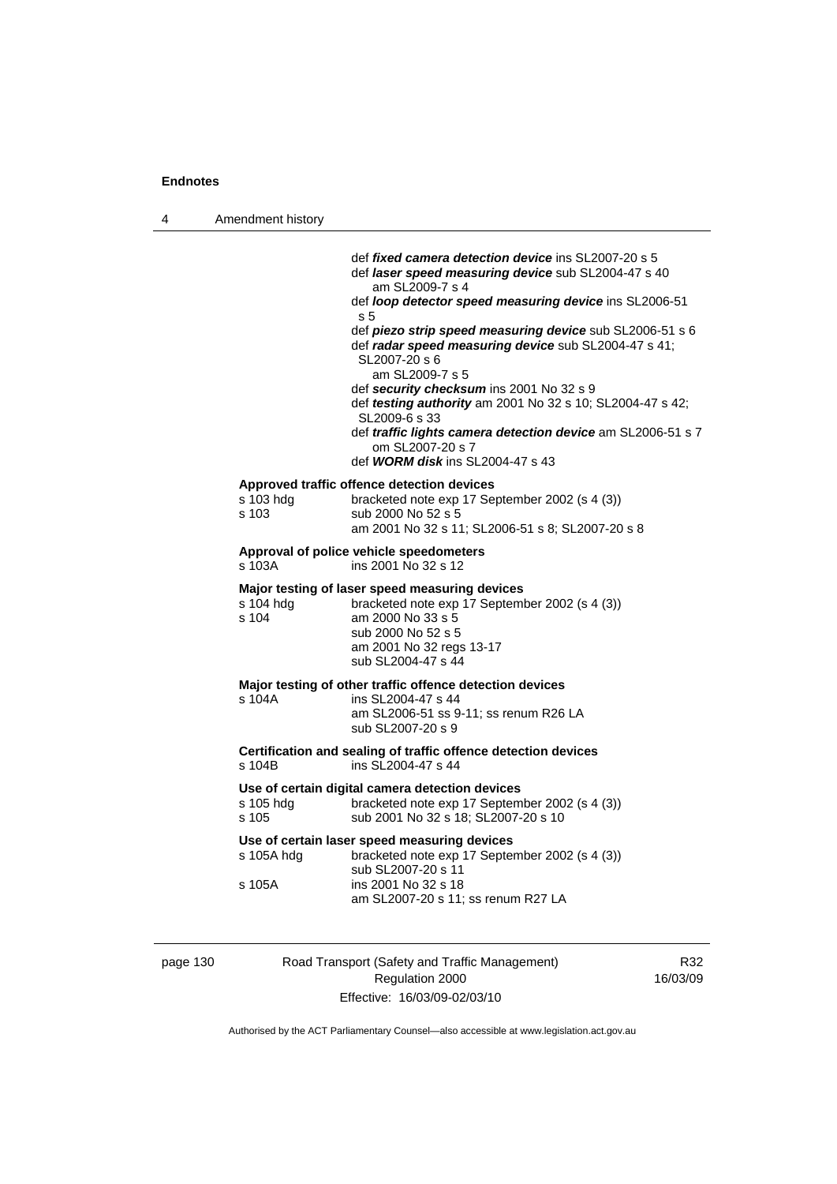def ***fixed camera detection device*** ins SL2007-20 s 5
def ***laser speed measuring device*** sub SL2004-47 s 40
am SL2009-7 s 4
def ***loop detector speed measuring device*** ins SL2006-51 s 5
def ***piezo strip speed measuring device*** sub SL2006-51 s 6
def ***radar speed measuring device*** sub SL2004-47 s 41; SL2007-20 s 6
am SL2009-7 s 5
def ***security checksum*** ins 2001 No 32 s 9
def ***testing authority*** am 2001 No 32 s 10; SL2004-47 s 42; SL2009-6 s 33
def ***traffic lights camera detection device*** am SL2006-51 s 7
om SL2007-20 s 7
def ***WORM disk*** ins SL2004-47 s 43

**Approved traffic offence detection devices**

| | |
|---|---|
| s 103 hdg | bracketed note exp 17 September 2002 (s 4 (3)) |
| s 103 | sub 2000 No 52 s 5 |
| | am 2001 No 32 s 11; SL2006-51 s 8; SL2007-20 s 8 |

**Approval of police vehicle speedometers**

| | |
|---|---|
| s 103A | ins 2001 No 32 s 12 |

**Major testing of laser speed measuring devices**

| | |
|---|---|
| s 104 hdg | bracketed note exp 17 September 2002 (s 4 (3)) |
| s 104 | am 2000 No 33 s 5 |
| | sub 2000 No 52 s 5 |
| | am 2001 No 32 regs 13-17 |
| | sub SL2004-47 s 44 |

**Major testing of other traffic offence detection devices**

| | |
|---|---|
| s 104A | ins SL2004-47 s 44 |
| | am SL2006-51 ss 9-11; ss renum R26 LA |
| | sub SL2007-20 s 9 |

**Certification and sealing of traffic offence detection devices**

| | |
|---|---|
| s 104B | ins SL2004-47 s 44 |

**Use of certain digital camera detection devices**

| | |
|---|---|
| s 105 hdg | bracketed note exp 17 September 2002 (s 4 (3)) |
| s 105 | sub 2001 No 32 s 18; SL2007-20 s 10 |

**Use of certain laser speed measuring devices**

| | |
|---|---|
| s 105A hdg | bracketed note exp 17 September 2002 (s 4 (3)) |
| | sub SL2007-20 s 11 |
| s 105A | ins 2001 No 32 s 18 |
| | am SL2007-20 s 11; ss renum R27 LA |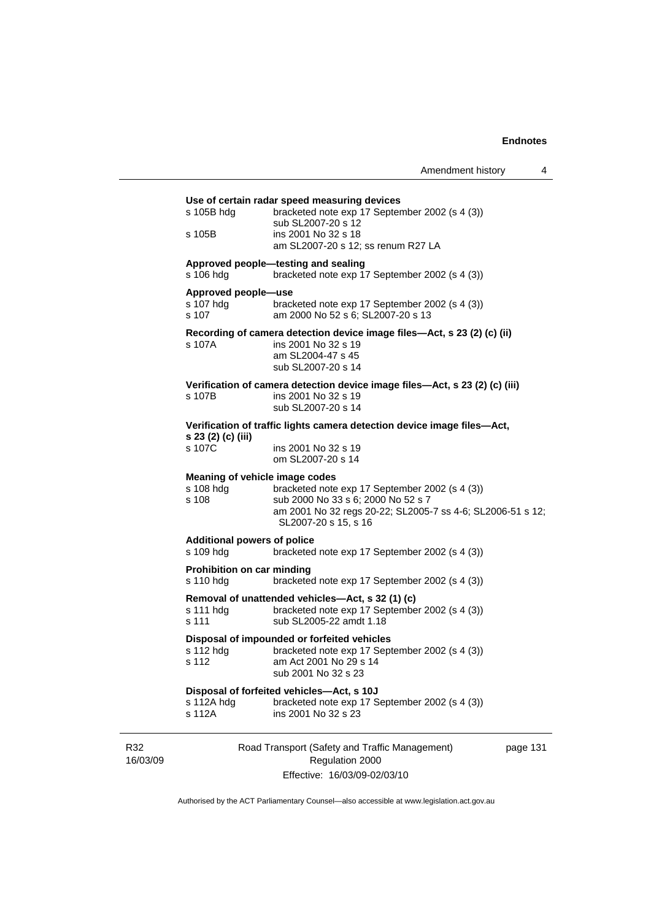**Use of certain radar speed measuring devices**

s 105B hdg — bracketed note exp 17 September 2002 (s 4 (3))
sub SL2007-20 s 12

s 105B — ins 2001 No 32 s 18
am SL2007-20 s 12; ss renum R27 LA

**Approved people—testing and sealing**

s 106 hdg — bracketed note exp 17 September 2002 (s 4 (3))

**Approved people—use**

s 107 hdg — bracketed note exp 17 September 2002 (s 4 (3))

s 107 — am 2000 No 52 s 6; SL2007-20 s 13

**Recording of camera detection device image files—Act, s 23 (2) (c) (ii)**

s 107A — ins 2001 No 32 s 19
am SL2004-47 s 45
sub SL2007-20 s 14

**Verification of camera detection device image files—Act, s 23 (2) (c) (iii)**

s 107B — ins 2001 No 32 s 19
sub SL2007-20 s 14

**Verification of traffic lights camera detection device image files—Act, s 23 (2) (c) (iii)**

s 107C — ins 2001 No 32 s 19
om SL2007-20 s 14

**Meaning of vehicle image codes**

s 108 hdg — bracketed note exp 17 September 2002 (s 4 (3))

s 108 — sub 2000 No 33 s 6; 2000 No 52 s 7
am 2001 No 32 regs 20-22; SL2005-7 ss 4-6; SL2006-51 s 12; SL2007-20 s 15, s 16

**Additional powers of police**

s 109 hdg — bracketed note exp 17 September 2002 (s 4 (3))

**Prohibition on car minding**

s 110 hdg — bracketed note exp 17 September 2002 (s 4 (3))

**Removal of unattended vehicles—Act, s 32 (1) (c)**

s 111 hdg — bracketed note exp 17 September 2002 (s 4 (3))

s 111 — sub SL2005-22 amdt 1.18

**Disposal of impounded or forfeited vehicles**

s 112 hdg — bracketed note exp 17 September 2002 (s 4 (3))

s 112 — am Act 2001 No 29 s 14
sub 2001 No 32 s 23

**Disposal of forfeited vehicles—Act, s 10J**

s 112A hdg — bracketed note exp 17 September 2002 (s 4 (3))

s 112A — ins 2001 No 32 s 23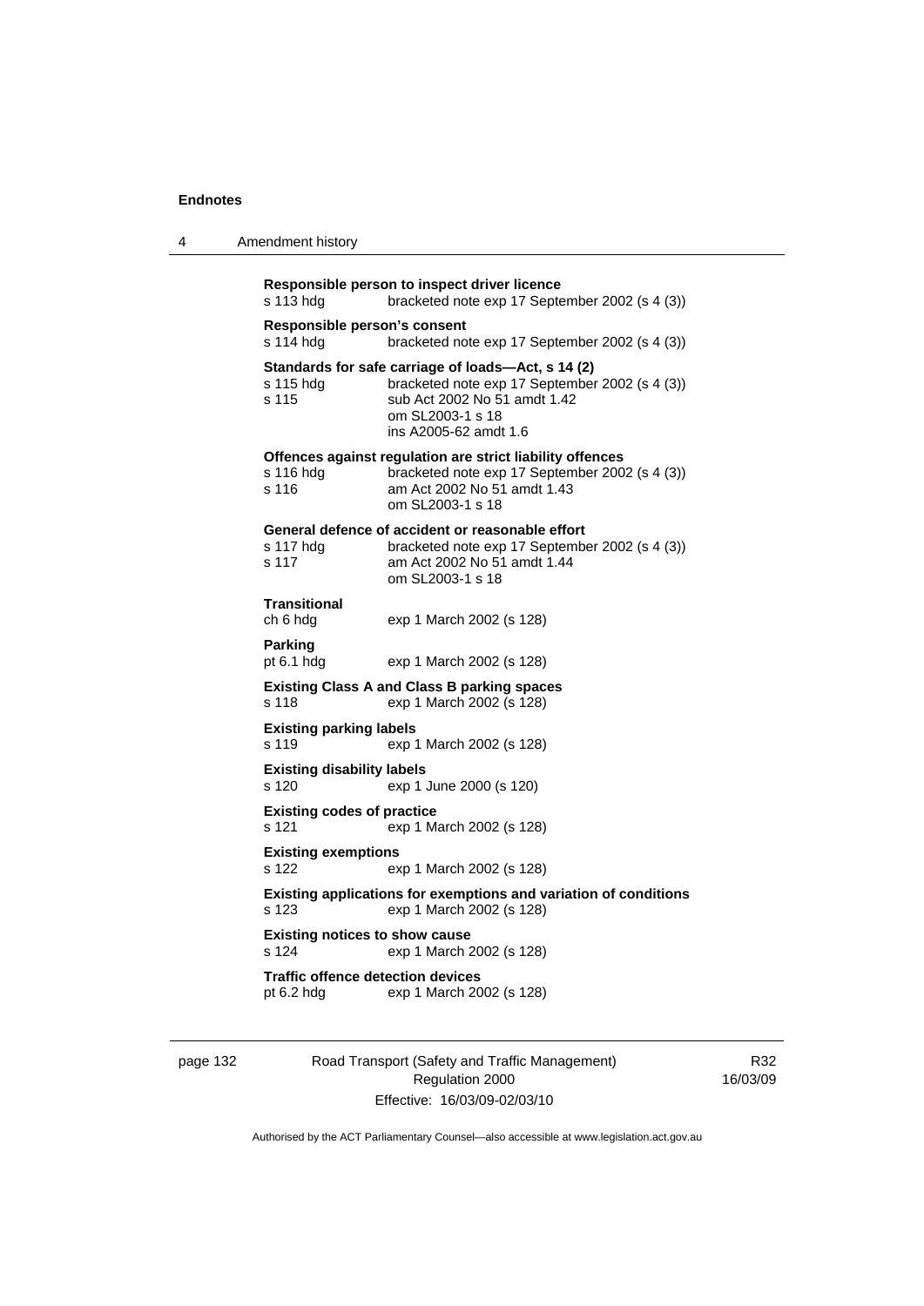**Responsible person to inspect driver licence**
s 113 hdg bracketed note exp 17 September 2002 (s 4 (3))

**Responsible person's consent**
s 114 hdg bracketed note exp 17 September 2002 (s 4 (3))

**Standards for safe carriage of loads—Act, s 14 (2)**
s 115 hdg bracketed note exp 17 September 2002 (s 4 (3))
s 115 sub Act 2002 No 51 amdt 1.42
om SL2003-1 s 18
ins A2005-62 amdt 1.6

**Offences against regulation are strict liability offences**
s 116 hdg bracketed note exp 17 September 2002 (s 4 (3))
s 116 am Act 2002 No 51 amdt 1.43
om SL2003-1 s 18

**General defence of accident or reasonable effort**
s 117 hdg bracketed note exp 17 September 2002 (s 4 (3))
s 117 am Act 2002 No 51 amdt 1.44
om SL2003-1 s 18

**Transitional**
ch 6 hdg exp 1 March 2002 (s 128)

**Parking**
pt 6.1 hdg exp 1 March 2002 (s 128)

**Existing Class A and Class B parking spaces**
s 118 exp 1 March 2002 (s 128)

**Existing parking labels**
s 119 exp 1 March 2002 (s 128)

**Existing disability labels**
s 120 exp 1 June 2000 (s 120)

**Existing codes of practice**
s 121 exp 1 March 2002 (s 128)

**Existing exemptions**
s 122 exp 1 March 2002 (s 128)

**Existing applications for exemptions and variation of conditions**
s 123 exp 1 March 2002 (s 128)

**Existing notices to show cause**
s 124 exp 1 March 2002 (s 128)

**Traffic offence detection devices**
pt 6.2 hdg exp 1 March 2002 (s 128)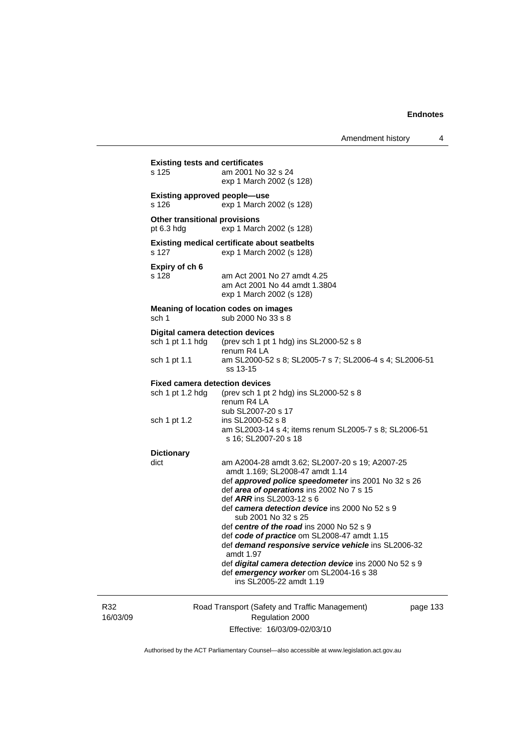**Existing tests and certificates**

s 125 am 2001 No 32 s 24
exp 1 March 2002 (s 128)

**Existing approved people—use**

s 126 exp 1 March 2002 (s 128)

**Other transitional provisions**

pt 6.3 hdg exp 1 March 2002 (s 128)

**Existing medical certificate about seatbelts**

s 127 exp 1 March 2002 (s 128)

**Expiry of ch 6**

s 128 am Act 2001 No 27 amdt 4.25
am Act 2001 No 44 amdt 1.3804
exp 1 March 2002 (s 128)

**Meaning of location codes on images**

sch 1 sub 2000 No 33 s 8

**Digital camera detection devices**

sch 1 pt 1.1 hdg (prev sch 1 pt 1 hdg) ins SL2000-52 s 8
renum R4 LA

sch 1 pt 1.1 am SL2000-52 s 8; SL2005-7 s 7; SL2006-4 s 4; SL2006-51 ss 13-15

**Fixed camera detection devices**

sch 1 pt 1.2 hdg (prev sch 1 pt 2 hdg) ins SL2000-52 s 8
renum R4 LA
sub SL2007-20 s 17

sch 1 pt 1.2 ins SL2000-52 s 8
am SL2003-14 s 4; items renum SL2005-7 s 8; SL2006-51 s 16; SL2007-20 s 18

**Dictionary**

dict am A2004-28 amdt 3.62; SL2007-20 s 19; A2007-25 amdt 1.169; SL2008-47 amdt 1.14
def ***approved police speedometer*** ins 2001 No 32 s 26
def ***area of operations*** ins 2002 No 7 s 15
def ***ARR*** ins SL2003-12 s 6
def ***camera detection device*** ins 2000 No 52 s 9
sub 2001 No 32 s 25
def ***centre of the road*** ins 2000 No 52 s 9
def ***code of practice*** om SL2008-47 amdt 1.15
def ***demand responsive service vehicle*** ins SL2006-32 amdt 1.97
def ***digital camera detection device*** ins 2000 No 52 s 9
def ***emergency worker*** om SL2004-16 s 38
ins SL2005-22 amdt 1.19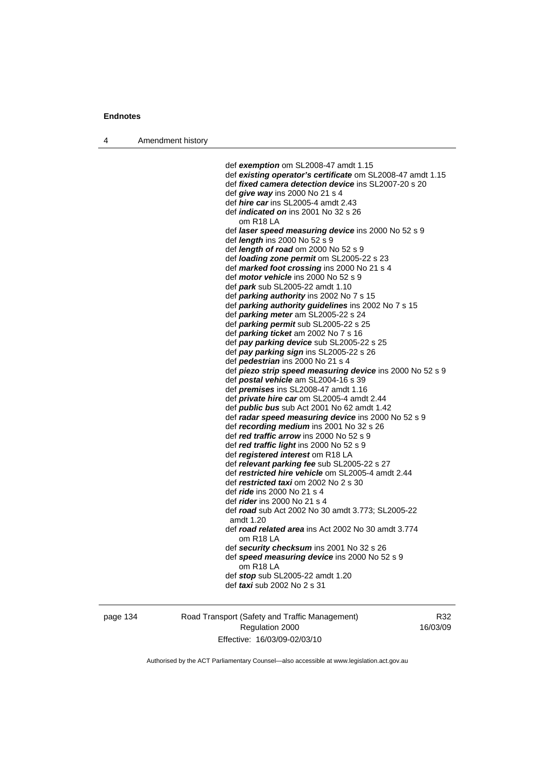def ***exemption*** om SL2008-47 amdt 1.15
def ***existing operator's certificate*** om SL2008-47 amdt 1.15
def ***fixed camera detection device*** ins SL2007-20 s 20
def ***give way*** ins 2000 No 21 s 4
def ***hire car*** ins SL2005-4 amdt 2.43
def ***indicated on*** ins 2001 No 32 s 26
om R18 LA
def ***laser speed measuring device*** ins 2000 No 52 s 9
def ***length*** ins 2000 No 52 s 9
def ***length of road*** om 2000 No 52 s 9
def ***loading zone permit*** om SL2005-22 s 23
def ***marked foot crossing*** ins 2000 No 21 s 4
def ***motor vehicle*** ins 2000 No 52 s 9
def ***park*** sub SL2005-22 amdt 1.10
def ***parking authority*** ins 2002 No 7 s 15
def ***parking authority guidelines*** ins 2002 No 7 s 15
def ***parking meter*** am SL2005-22 s 24
def ***parking permit*** sub SL2005-22 s 25
def ***parking ticket*** am 2002 No 7 s 16
def ***pay parking device*** sub SL2005-22 s 25
def ***pay parking sign*** ins SL2005-22 s 26
def ***pedestrian*** ins 2000 No 21 s 4
def ***piezo strip speed measuring device*** ins 2000 No 52 s 9
def ***postal vehicle*** am SL2004-16 s 39
def ***premises*** ins SL2008-47 amdt 1.16
def ***private hire car*** om SL2005-4 amdt 2.44
def ***public bus*** sub Act 2001 No 62 amdt 1.42
def ***radar speed measuring device*** ins 2000 No 52 s 9
def ***recording medium*** ins 2001 No 32 s 26
def ***red traffic arrow*** ins 2000 No 52 s 9
def ***red traffic light*** ins 2000 No 52 s 9
def ***registered interest*** om R18 LA
def ***relevant parking fee*** sub SL2005-22 s 27
def ***restricted hire vehicle*** om SL2005-4 amdt 2.44
def ***restricted taxi*** om 2002 No 2 s 30
def ***ride*** ins 2000 No 21 s 4
def ***rider*** ins 2000 No 21 s 4
def ***road*** sub Act 2002 No 30 amdt 3.773; SL2005-22 amdt 1.20
def ***road related area*** ins Act 2002 No 30 amdt 3.774
om R18 LA
def ***security checksum*** ins 2001 No 32 s 26
def ***speed measuring device*** ins 2000 No 52 s 9
om R18 LA
def ***stop*** sub SL2005-22 amdt 1.20
def ***taxi*** sub 2002 No 2 s 31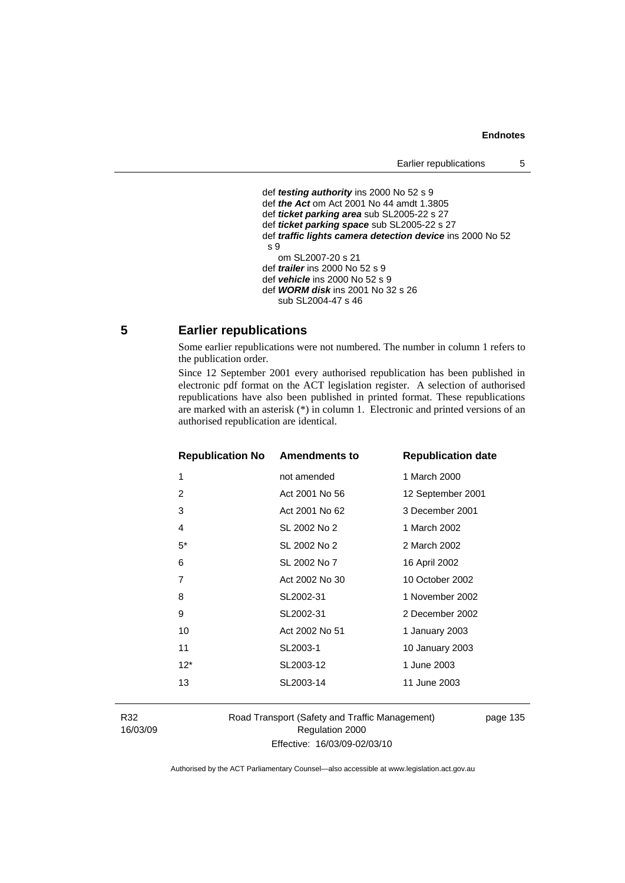def ***testing authority*** ins 2000 No 52 s 9
def ***the Act*** om Act 2001 No 44 amdt 1.3805
def ***ticket parking area*** sub SL2005-22 s 27
def ***ticket parking space*** sub SL2005-22 s 27
def ***traffic lights camera detection device*** ins 2000 No 52 s 9
om SL2007-20 s 21
def ***trailer*** ins 2000 No 52 s 9
def ***vehicle*** ins 2000 No 52 s 9
def ***WORM disk*** ins 2001 No 32 s 26
sub SL2004-47 s 46

## 5 Earlier republications

Some earlier republications were not numbered. The number in column 1 refers to the publication order.

Since 12 September 2001 every authorised republication has been published in electronic pdf format on the ACT legislation register. A selection of authorised republications have also been published in printed format. These republications are marked with an asterisk (*) in column 1. Electronic and printed versions of an authorised republication are identical.

| Republication No | Amendments to | Republication date |
|---|---|---|
| 1 | not amended | 1 March 2000 |
| 2 | Act 2001 No 56 | 12 September 2001 |
| 3 | Act 2001 No 62 | 3 December 2001 |
| 4 | SL 2002 No 2 | 1 March 2002 |
| 5* | SL 2002 No 2 | 2 March 2002 |
| 6 | SL 2002 No 7 | 16 April 2002 |
| 7 | Act 2002 No 30 | 10 October 2002 |
| 8 | SL2002-31 | 1 November 2002 |
| 9 | SL2002-31 | 2 December 2002 |
| 10 | Act 2002 No 51 | 1 January 2003 |
| 11 | SL2003-1 | 10 January 2003 |
| 12* | SL2003-12 | 1 June 2003 |
| 13 | SL2003-14 | 11 June 2003 |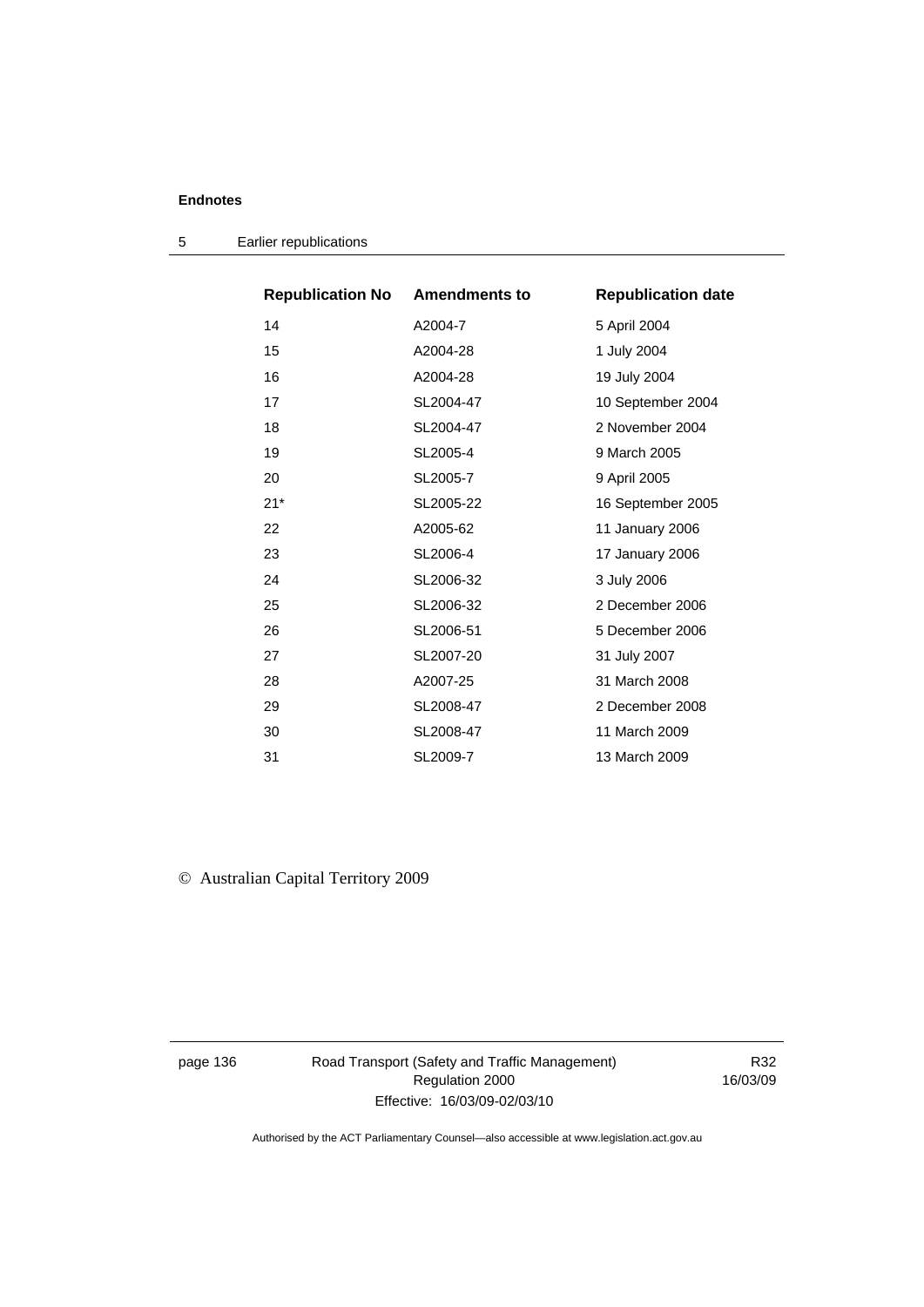## 5 Earlier republications

| Republication No | Amendments to | Republication date |
|---|---|---|
| 14 | A2004-7 | 5 April 2004 |
| 15 | A2004-28 | 1 July 2004 |
| 16 | A2004-28 | 19 July 2004 |
| 17 | SL2004-47 | 10 September 2004 |
| 18 | SL2004-47 | 2 November 2004 |
| 19 | SL2005-4 | 9 March 2005 |
| 20 | SL2005-7 | 9 April 2005 |
| 21* | SL2005-22 | 16 September 2005 |
| 22 | A2005-62 | 11 January 2006 |
| 23 | SL2006-4 | 17 January 2006 |
| 24 | SL2006-32 | 3 July 2006 |
| 25 | SL2006-32 | 2 December 2006 |
| 26 | SL2006-51 | 5 December 2006 |
| 27 | SL2007-20 | 31 July 2007 |
| 28 | A2007-25 | 31 March 2008 |
| 29 | SL2008-47 | 2 December 2008 |
| 30 | SL2008-47 | 11 March 2009 |
| 31 | SL2009-7 | 13 March 2009 |

© Australian Capital Territory 2009